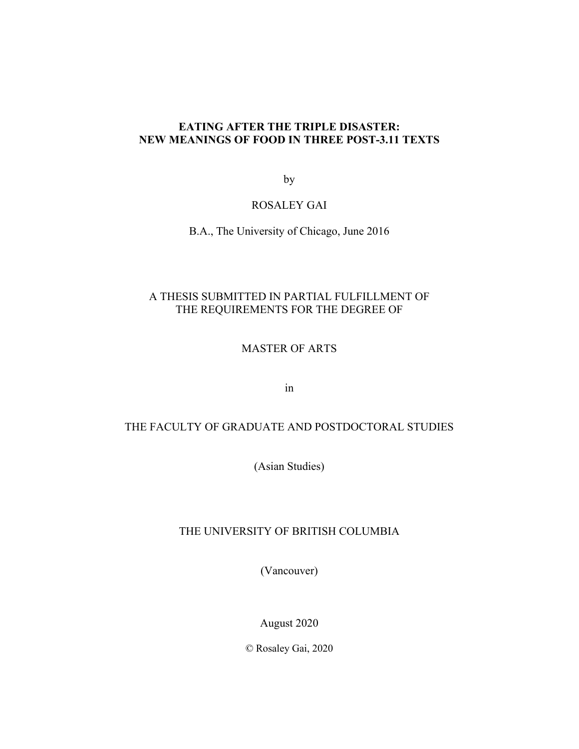# EATING AFTER THE TRIPLE DISASTER: NEW MEANINGS OF FOOD IN THREE POST-3.11 TEXTS

by

ROSALEY GAI

B.A., The University of Chicago, June 2016

A THESIS SUBMITTED IN PARTIAL FULFILLMENT OF THE REQUIREMENTS FOR THE DEGREE OF

MASTER OF ARTS

in

THE FACULTY OF GRADUATE AND POSTDOCTORAL STUDIES

(Asian Studies)

THE UNIVERSITY OF BRITISH COLUMBIA

(Vancouver)

August 2020

© Rosaley Gai, 2020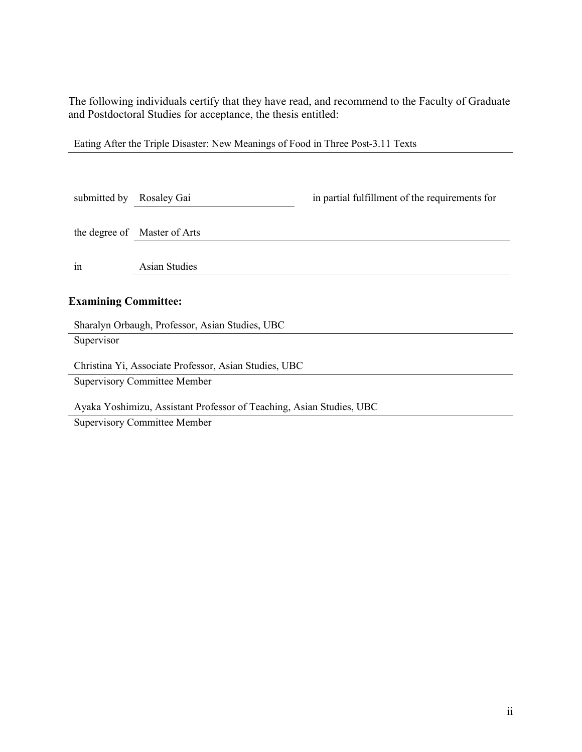The following individuals certify that they have read, and recommend to the Faculty of Graduate and Postdoctoral Studies for acceptance, the thesis entitled:

Eating After the Triple Disaster: New Meanings of Food in Three Post-3.11 Texts

submitted by Rosaley Gai in partial fulfillment of the requirements for

the degree of Master of Arts

in Asian Studies

**Examining Committee:**

Sharalyn Orbaugh, Professor, Asian Studies, UBC
Supervisor

Christina Yi, Associate Professor, Asian Studies, UBC
Supervisory Committee Member

Ayaka Yoshimizu, Assistant Professor of Teaching, Asian Studies, UBC
Supervisory Committee Member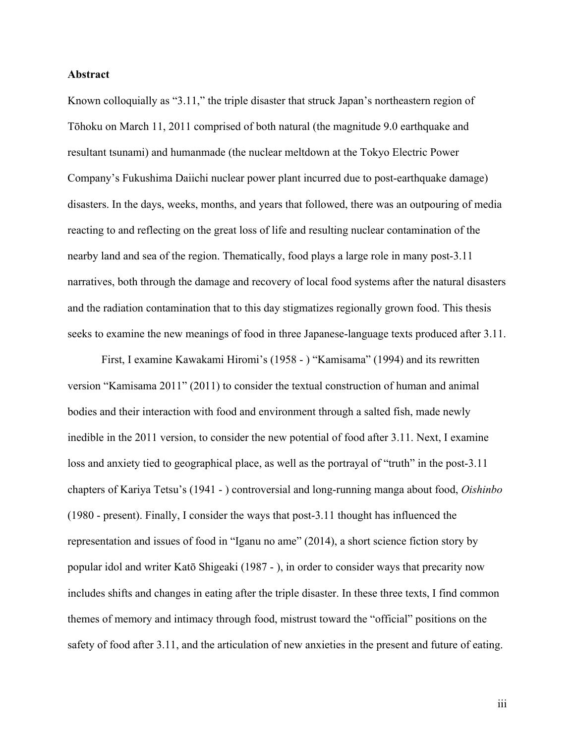**Abstract**

Known colloquially as "3.11," the triple disaster that struck Japan's northeastern region of Tōhoku on March 11, 2011 comprised of both natural (the magnitude 9.0 earthquake and resultant tsunami) and humanmade (the nuclear meltdown at the Tokyo Electric Power Company's Fukushima Daiichi nuclear power plant incurred due to post-earthquake damage) disasters. In the days, weeks, months, and years that followed, there was an outpouring of media reacting to and reflecting on the great loss of life and resulting nuclear contamination of the nearby land and sea of the region. Thematically, food plays a large role in many post-3.11 narratives, both through the damage and recovery of local food systems after the natural disasters and the radiation contamination that to this day stigmatizes regionally grown food. This thesis seeks to examine the new meanings of food in three Japanese-language texts produced after 3.11.

First, I examine Kawakami Hiromi's (1958 - ) "Kamisama" (1994) and its rewritten version "Kamisama 2011" (2011) to consider the textual construction of human and animal bodies and their interaction with food and environment through a salted fish, made newly inedible in the 2011 version, to consider the new potential of food after 3.11. Next, I examine loss and anxiety tied to geographical place, as well as the portrayal of "truth" in the post-3.11 chapters of Kariya Tetsu's (1941 - ) controversial and long-running manga about food, *Oishinbo* (1980 - present). Finally, I consider the ways that post-3.11 thought has influenced the representation and issues of food in "Iganu no ame" (2014), a short science fiction story by popular idol and writer Katō Shigeaki (1987 - ), in order to consider ways that precarity now includes shifts and changes in eating after the triple disaster. In these three texts, I find common themes of memory and intimacy through food, mistrust toward the "official" positions on the safety of food after 3.11, and the articulation of new anxieties in the present and future of eating.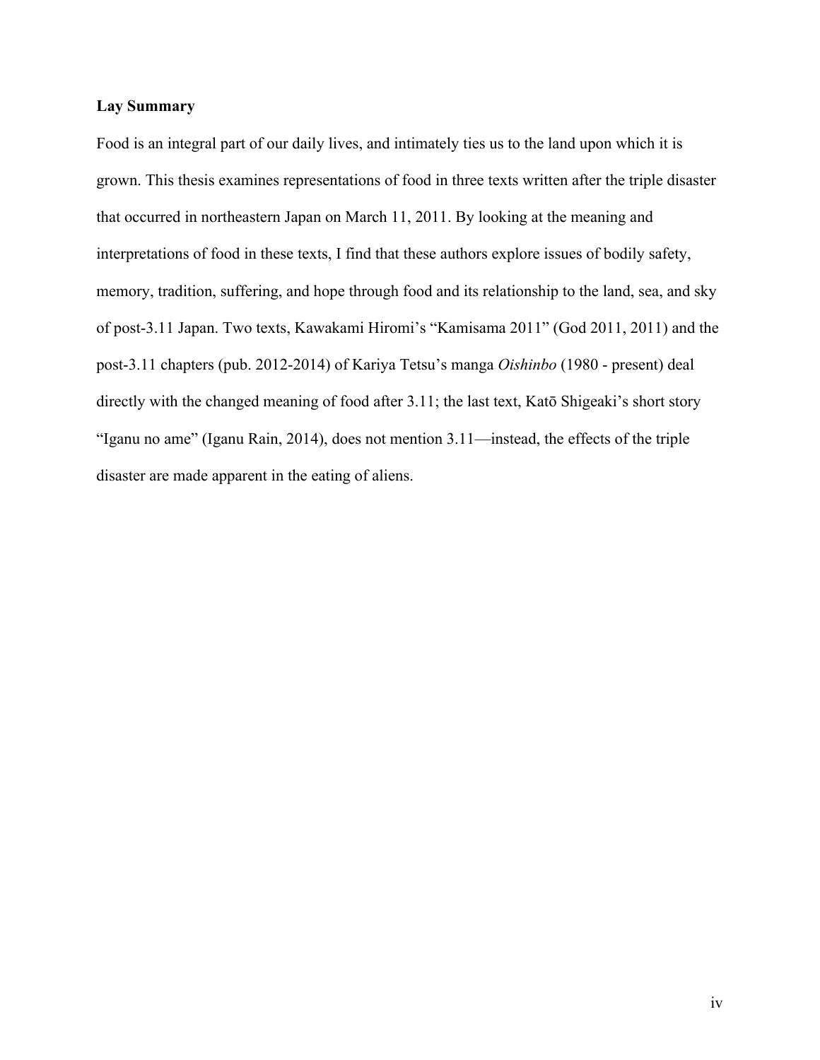**Lay Summary**

Food is an integral part of our daily lives, and intimately ties us to the land upon which it is grown. This thesis examines representations of food in three texts written after the triple disaster that occurred in northeastern Japan on March 11, 2011. By looking at the meaning and interpretations of food in these texts, I find that these authors explore issues of bodily safety, memory, tradition, suffering, and hope through food and its relationship to the land, sea, and sky of post-3.11 Japan. Two texts, Kawakami Hiromi's "Kamisama 2011" (God 2011, 2011) and the post-3.11 chapters (pub. 2012-2014) of Kariya Tetsu's manga *Oishinbo* (1980 - present) deal directly with the changed meaning of food after 3.11; the last text, Katō Shigeaki's short story "Iganu no ame" (Iganu Rain, 2014), does not mention 3.11—instead, the effects of the triple disaster are made apparent in the eating of aliens.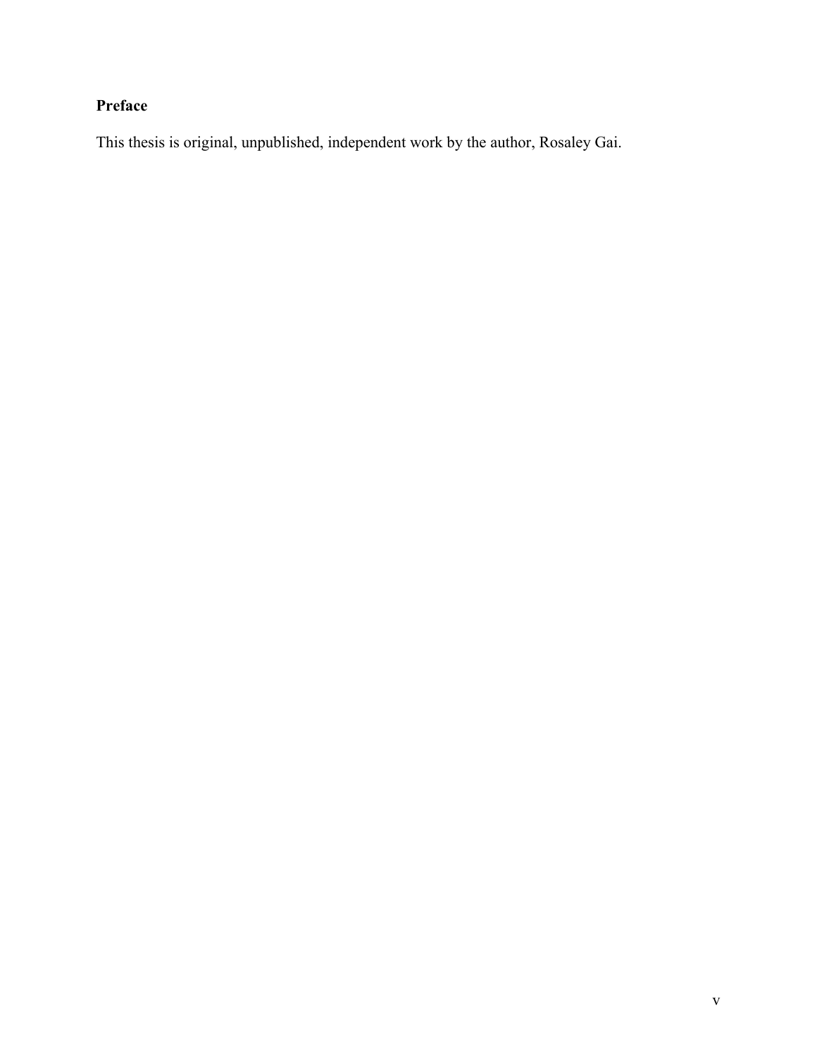# Preface

This thesis is original, unpublished, independent work by the author, Rosaley Gai.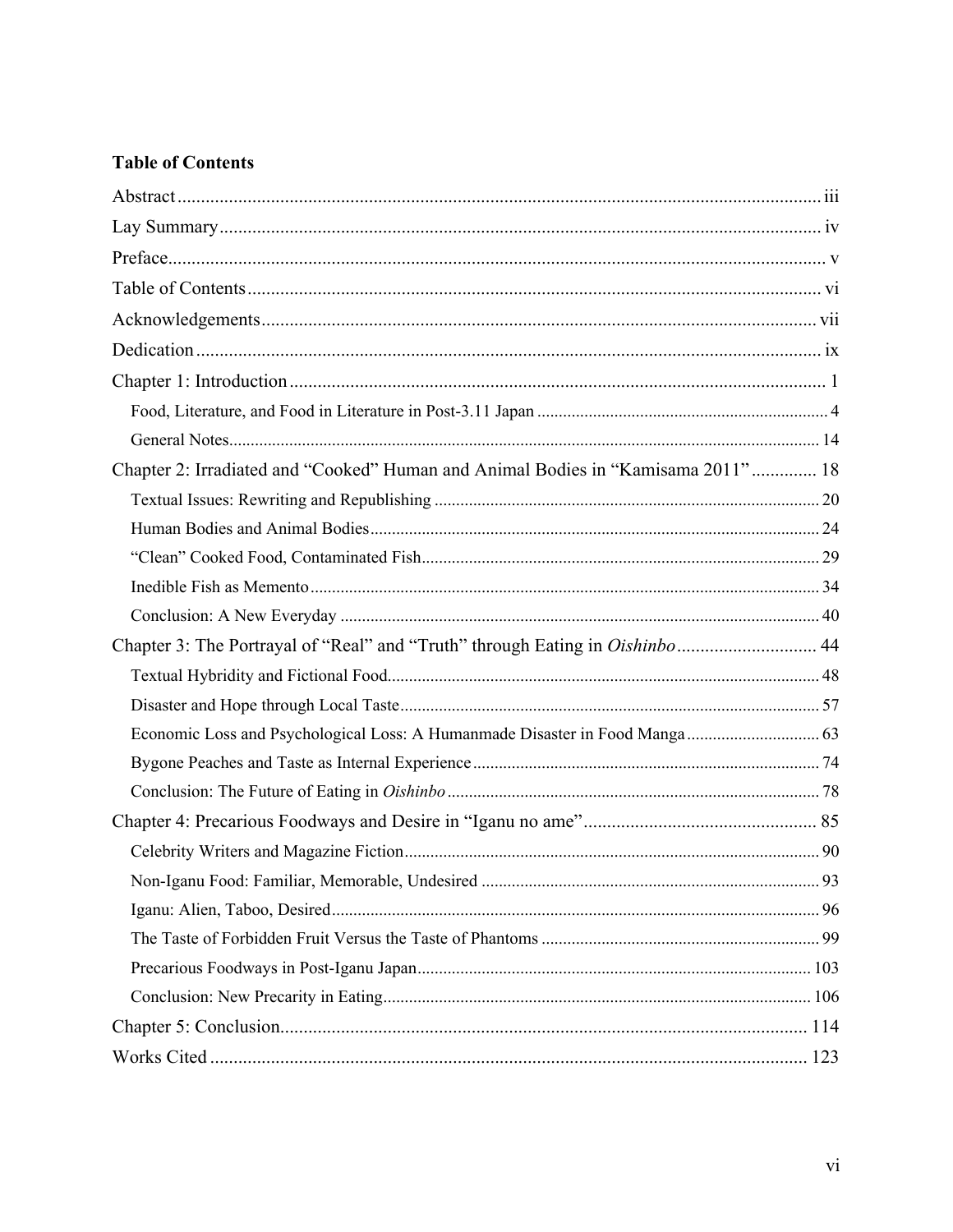**Table of Contents**

Abstract .......... iii

Lay Summary .......... iv

Preface .......... v

Table of Contents .......... vi

Acknowledgements .......... vii

Dedication .......... ix

Chapter 1: Introduction .......... 1

- Food, Literature, and Food in Literature in Post-3.11 Japan .......... 4
- General Notes .......... 14

Chapter 2: Irradiated and "Cooked" Human and Animal Bodies in "Kamisama 2011" .......... 18

- Textual Issues: Rewriting and Republishing .......... 20
- Human Bodies and Animal Bodies .......... 24
- "Clean" Cooked Food, Contaminated Fish .......... 29
- Inedible Fish as Memento .......... 34
- Conclusion: A New Everyday .......... 40

Chapter 3: The Portrayal of "Real" and "Truth" through Eating in *Oishinbo* .......... 44

- Textual Hybridity and Fictional Food .......... 48
- Disaster and Hope through Local Taste .......... 57
- Economic Loss and Psychological Loss: A Humanmade Disaster in Food Manga .......... 63
- Bygone Peaches and Taste as Internal Experience .......... 74
- Conclusion: The Future of Eating in *Oishinbo* .......... 78

Chapter 4: Precarious Foodways and Desire in "Iganu no ame" .......... 85

- Celebrity Writers and Magazine Fiction .......... 90
- Non-Iganu Food: Familiar, Memorable, Undesired .......... 93
- Iganu: Alien, Taboo, Desired .......... 96
- The Taste of Forbidden Fruit Versus the Taste of Phantoms .......... 99
- Precarious Foodways in Post-Iganu Japan .......... 103
- Conclusion: New Precarity in Eating .......... 106

Chapter 5: Conclusion .......... 114

Works Cited .......... 123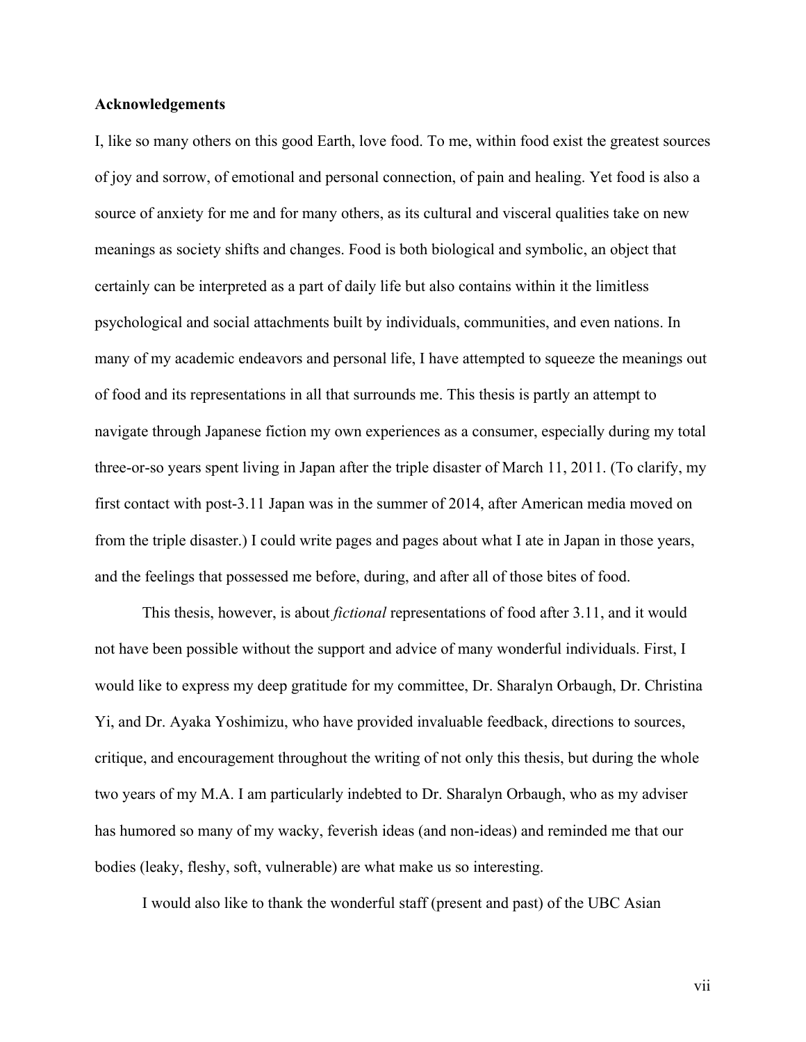**Acknowledgements**

I, like so many others on this good Earth, love food. To me, within food exist the greatest sources of joy and sorrow, of emotional and personal connection, of pain and healing. Yet food is also a source of anxiety for me and for many others, as its cultural and visceral qualities take on new meanings as society shifts and changes. Food is both biological and symbolic, an object that certainly can be interpreted as a part of daily life but also contains within it the limitless psychological and social attachments built by individuals, communities, and even nations. In many of my academic endeavors and personal life, I have attempted to squeeze the meanings out of food and its representations in all that surrounds me. This thesis is partly an attempt to navigate through Japanese fiction my own experiences as a consumer, especially during my total three-or-so years spent living in Japan after the triple disaster of March 11, 2011. (To clarify, my first contact with post-3.11 Japan was in the summer of 2014, after American media moved on from the triple disaster.) I could write pages and pages about what I ate in Japan in those years, and the feelings that possessed me before, during, and after all of those bites of food.

This thesis, however, is about *fictional* representations of food after 3.11, and it would not have been possible without the support and advice of many wonderful individuals. First, I would like to express my deep gratitude for my committee, Dr. Sharalyn Orbaugh, Dr. Christina Yi, and Dr. Ayaka Yoshimizu, who have provided invaluable feedback, directions to sources, critique, and encouragement throughout the writing of not only this thesis, but during the whole two years of my M.A. I am particularly indebted to Dr. Sharalyn Orbaugh, who as my adviser has humored so many of my wacky, feverish ideas (and non-ideas) and reminded me that our bodies (leaky, fleshy, soft, vulnerable) are what make us so interesting.

I would also like to thank the wonderful staff (present and past) of the UBC Asian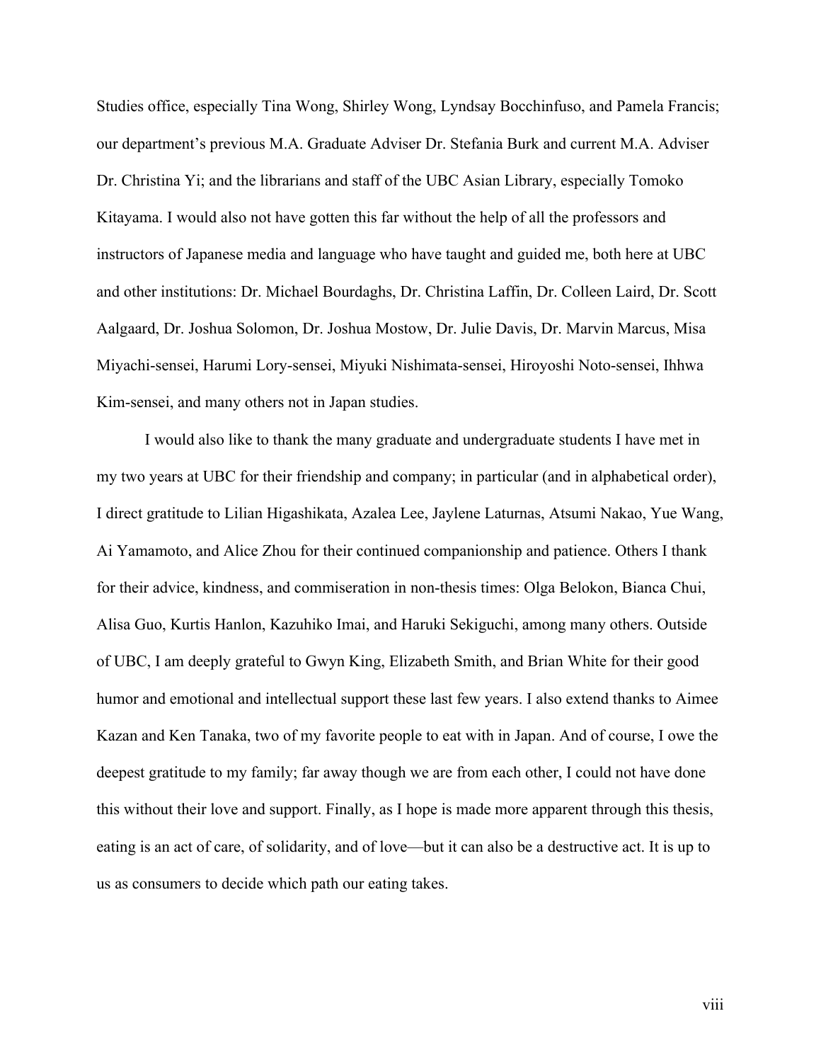Studies office, especially Tina Wong, Shirley Wong, Lyndsay Bocchinfuso, and Pamela Francis; our department's previous M.A. Graduate Adviser Dr. Stefania Burk and current M.A. Adviser Dr. Christina Yi; and the librarians and staff of the UBC Asian Library, especially Tomoko Kitayama. I would also not have gotten this far without the help of all the professors and instructors of Japanese media and language who have taught and guided me, both here at UBC and other institutions: Dr. Michael Bourdaghs, Dr. Christina Laffin, Dr. Colleen Laird, Dr. Scott Aalgaard, Dr. Joshua Solomon, Dr. Joshua Mostow, Dr. Julie Davis, Dr. Marvin Marcus, Misa Miyachi-sensei, Harumi Lory-sensei, Miyuki Nishimata-sensei, Hiroyoshi Noto-sensei, Ihhwa Kim-sensei, and many others not in Japan studies.

I would also like to thank the many graduate and undergraduate students I have met in my two years at UBC for their friendship and company; in particular (and in alphabetical order), I direct gratitude to Lilian Higashikata, Azalea Lee, Jaylene Laturnas, Atsumi Nakao, Yue Wang, Ai Yamamoto, and Alice Zhou for their continued companionship and patience. Others I thank for their advice, kindness, and commiseration in non-thesis times: Olga Belokon, Bianca Chui, Alisa Guo, Kurtis Hanlon, Kazuhiko Imai, and Haruki Sekiguchi, among many others. Outside of UBC, I am deeply grateful to Gwyn King, Elizabeth Smith, and Brian White for their good humor and emotional and intellectual support these last few years. I also extend thanks to Aimee Kazan and Ken Tanaka, two of my favorite people to eat with in Japan. And of course, I owe the deepest gratitude to my family; far away though we are from each other, I could not have done this without their love and support. Finally, as I hope is made more apparent through this thesis, eating is an act of care, of solidarity, and of love—but it can also be a destructive act. It is up to us as consumers to decide which path our eating takes.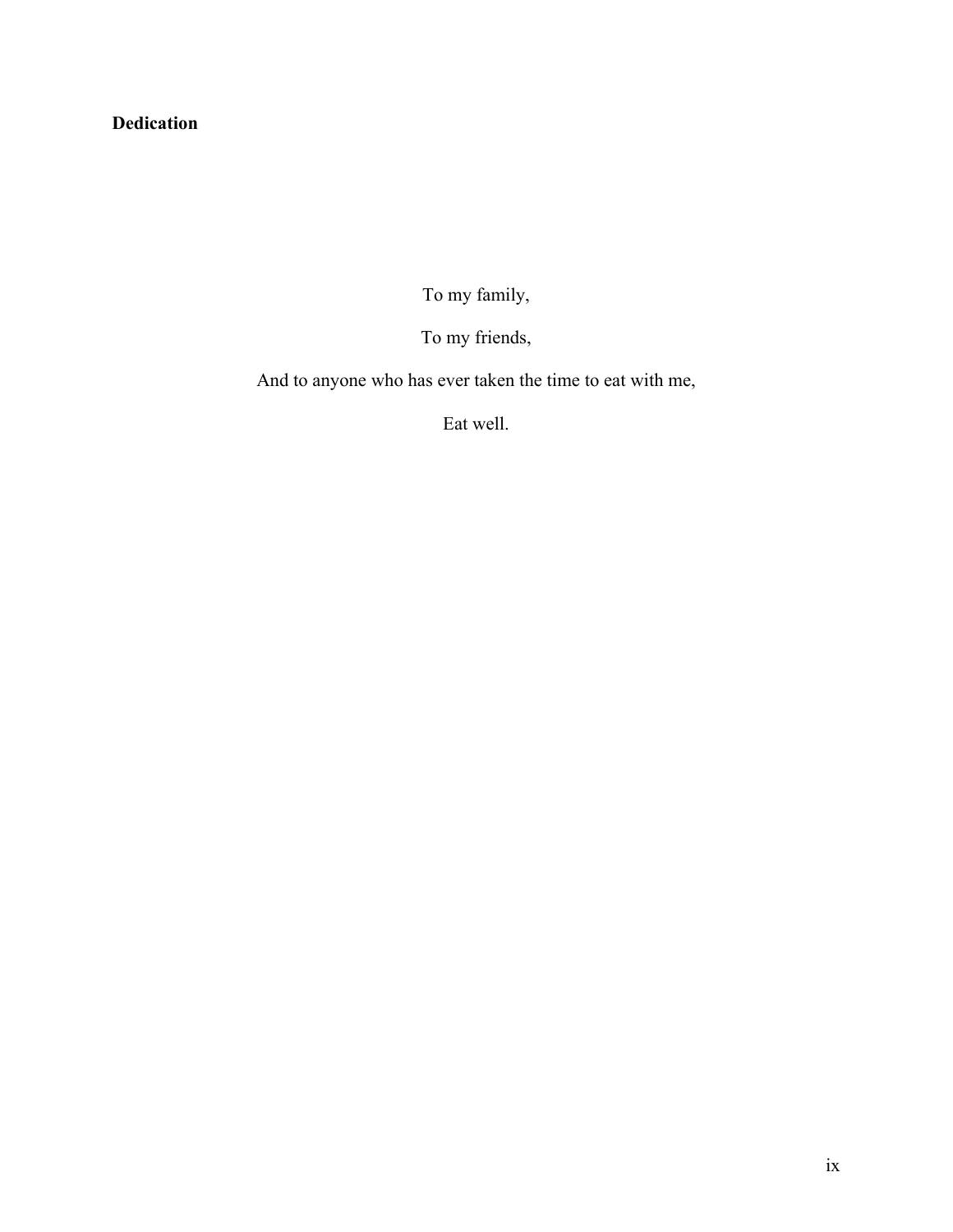**Dedication**

To my family,

To my friends,

And to anyone who has ever taken the time to eat with me,

Eat well.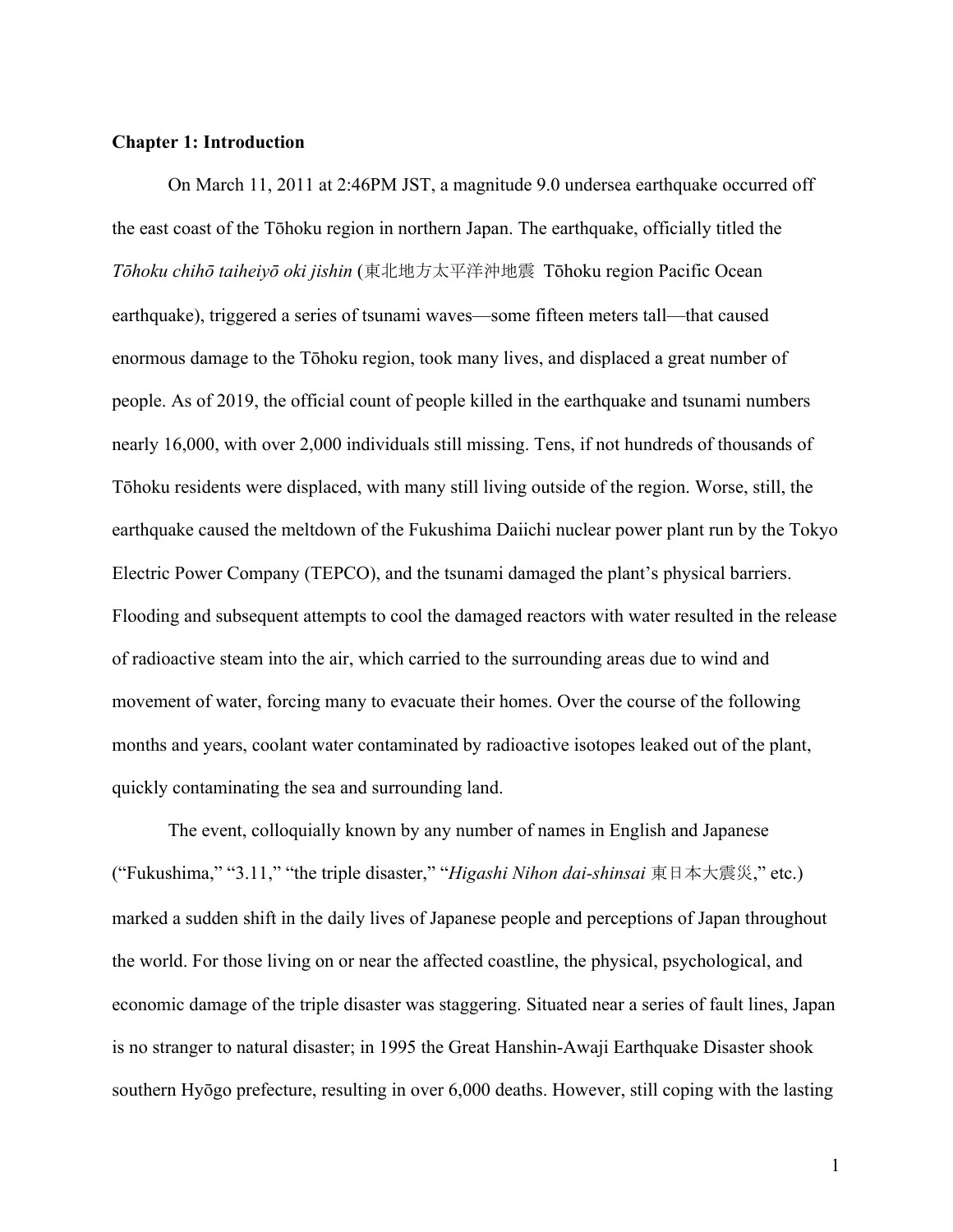**Chapter 1: Introduction**

On March 11, 2011 at 2:46PM JST, a magnitude 9.0 undersea earthquake occurred off the east coast of the Tōhoku region in northern Japan. The earthquake, officially titled the *Tōhoku chihō taiheiyō oki jishin* (東北地方太平洋沖地震 Tōhoku region Pacific Ocean earthquake), triggered a series of tsunami waves—some fifteen meters tall—that caused enormous damage to the Tōhoku region, took many lives, and displaced a great number of people. As of 2019, the official count of people killed in the earthquake and tsunami numbers nearly 16,000, with over 2,000 individuals still missing. Tens, if not hundreds of thousands of Tōhoku residents were displaced, with many still living outside of the region. Worse, still, the earthquake caused the meltdown of the Fukushima Daiichi nuclear power plant run by the Tokyo Electric Power Company (TEPCO), and the tsunami damaged the plant's physical barriers. Flooding and subsequent attempts to cool the damaged reactors with water resulted in the release of radioactive steam into the air, which carried to the surrounding areas due to wind and movement of water, forcing many to evacuate their homes. Over the course of the following months and years, coolant water contaminated by radioactive isotopes leaked out of the plant, quickly contaminating the sea and surrounding land.

The event, colloquially known by any number of names in English and Japanese ("Fukushima," "3.11," "the triple disaster," "*Higashi Nihon dai-shinsai* 東日本大震災," etc.) marked a sudden shift in the daily lives of Japanese people and perceptions of Japan throughout the world. For those living on or near the affected coastline, the physical, psychological, and economic damage of the triple disaster was staggering. Situated near a series of fault lines, Japan is no stranger to natural disaster; in 1995 the Great Hanshin-Awaji Earthquake Disaster shook southern Hyōgo prefecture, resulting in over 6,000 deaths. However, still coping with the lasting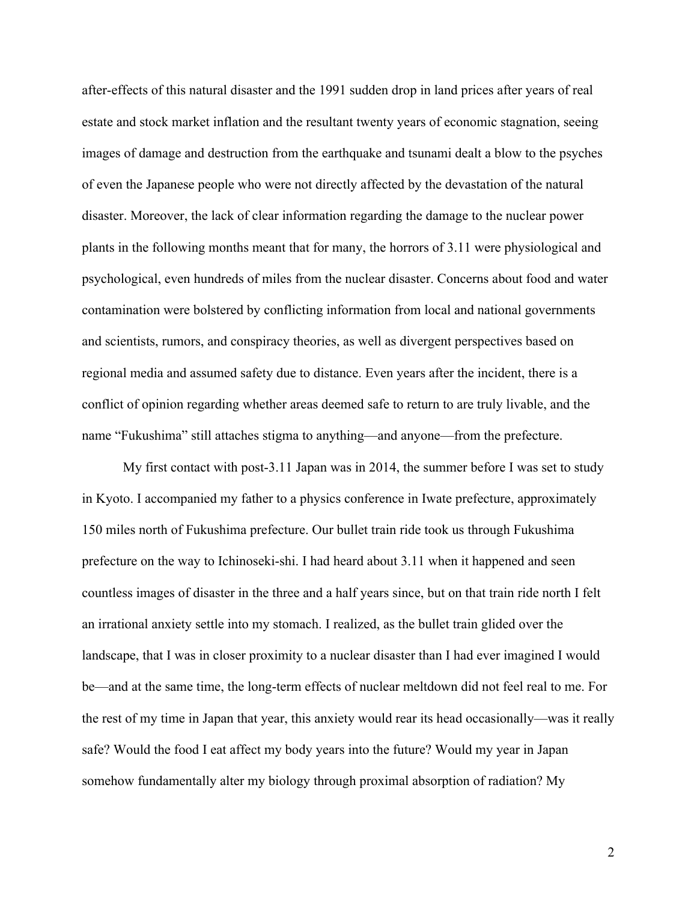after-effects of this natural disaster and the 1991 sudden drop in land prices after years of real estate and stock market inflation and the resultant twenty years of economic stagnation, seeing images of damage and destruction from the earthquake and tsunami dealt a blow to the psyches of even the Japanese people who were not directly affected by the devastation of the natural disaster. Moreover, the lack of clear information regarding the damage to the nuclear power plants in the following months meant that for many, the horrors of 3.11 were physiological and psychological, even hundreds of miles from the nuclear disaster. Concerns about food and water contamination were bolstered by conflicting information from local and national governments and scientists, rumors, and conspiracy theories, as well as divergent perspectives based on regional media and assumed safety due to distance. Even years after the incident, there is a conflict of opinion regarding whether areas deemed safe to return to are truly livable, and the name "Fukushima" still attaches stigma to anything—and anyone—from the prefecture.

My first contact with post-3.11 Japan was in 2014, the summer before I was set to study in Kyoto. I accompanied my father to a physics conference in Iwate prefecture, approximately 150 miles north of Fukushima prefecture. Our bullet train ride took us through Fukushima prefecture on the way to Ichinoseki-shi. I had heard about 3.11 when it happened and seen countless images of disaster in the three and a half years since, but on that train ride north I felt an irrational anxiety settle into my stomach. I realized, as the bullet train glided over the landscape, that I was in closer proximity to a nuclear disaster than I had ever imagined I would be—and at the same time, the long-term effects of nuclear meltdown did not feel real to me. For the rest of my time in Japan that year, this anxiety would rear its head occasionally—was it really safe? Would the food I eat affect my body years into the future? Would my year in Japan somehow fundamentally alter my biology through proximal absorption of radiation? My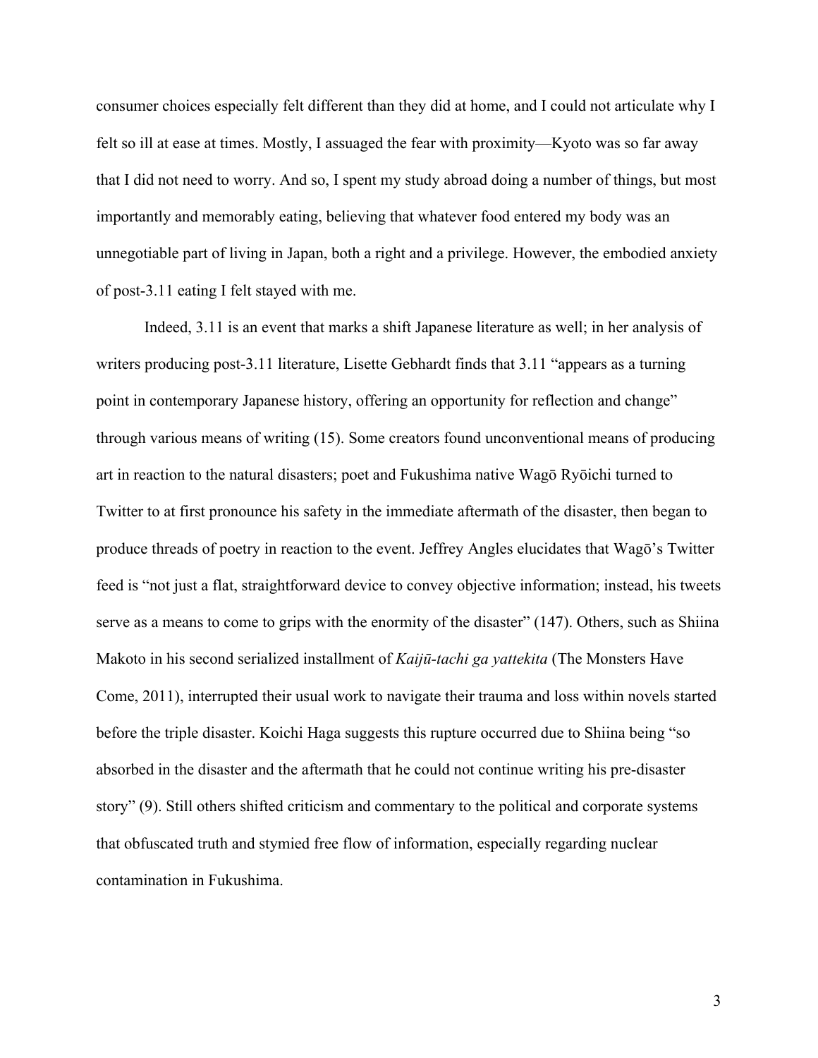consumer choices especially felt different than they did at home, and I could not articulate why I felt so ill at ease at times. Mostly, I assuaged the fear with proximity—Kyoto was so far away that I did not need to worry. And so, I spent my study abroad doing a number of things, but most importantly and memorably eating, believing that whatever food entered my body was an unnegotiable part of living in Japan, both a right and a privilege. However, the embodied anxiety of post-3.11 eating I felt stayed with me.

Indeed, 3.11 is an event that marks a shift Japanese literature as well; in her analysis of writers producing post-3.11 literature, Lisette Gebhardt finds that 3.11 "appears as a turning point in contemporary Japanese history, offering an opportunity for reflection and change" through various means of writing (15). Some creators found unconventional means of producing art in reaction to the natural disasters; poet and Fukushima native Wagō Ryōichi turned to Twitter to at first pronounce his safety in the immediate aftermath of the disaster, then began to produce threads of poetry in reaction to the event. Jeffrey Angles elucidates that Wagō's Twitter feed is "not just a flat, straightforward device to convey objective information; instead, his tweets serve as a means to come to grips with the enormity of the disaster" (147). Others, such as Shiina Makoto in his second serialized installment of *Kaijū-tachi ga yattekita* (The Monsters Have Come, 2011), interrupted their usual work to navigate their trauma and loss within novels started before the triple disaster. Koichi Haga suggests this rupture occurred due to Shiina being "so absorbed in the disaster and the aftermath that he could not continue writing his pre-disaster story" (9). Still others shifted criticism and commentary to the political and corporate systems that obfuscated truth and stymied free flow of information, especially regarding nuclear contamination in Fukushima.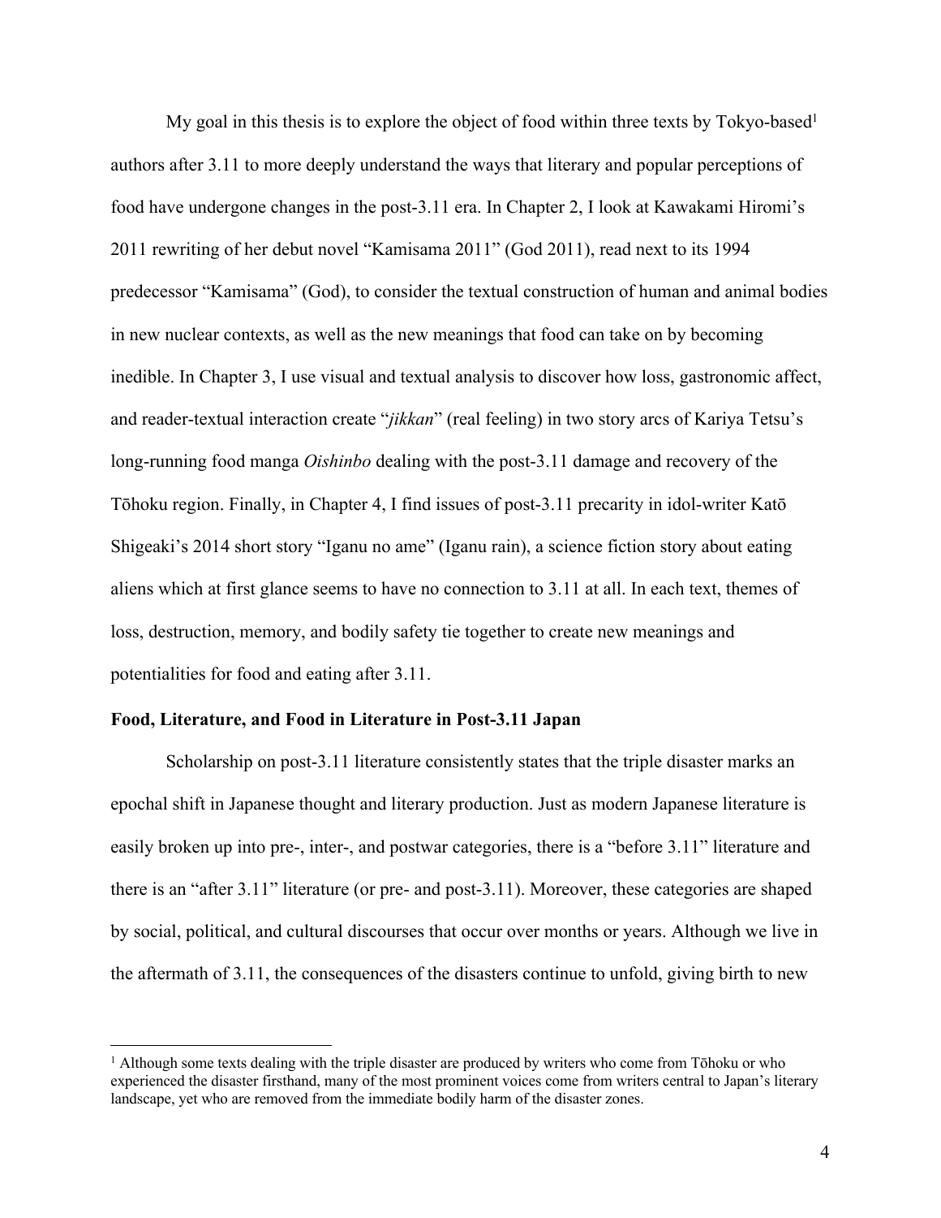My goal in this thesis is to explore the object of food within three texts by Tokyo-based[1] authors after 3.11 to more deeply understand the ways that literary and popular perceptions of food have undergone changes in the post-3.11 era. In Chapter 2, I look at Kawakami Hiromi's 2011 rewriting of her debut novel "Kamisama 2011" (God 2011), read next to its 1994 predecessor "Kamisama" (God), to consider the textual construction of human and animal bodies in new nuclear contexts, as well as the new meanings that food can take on by becoming inedible. In Chapter 3, I use visual and textual analysis to discover how loss, gastronomic affect, and reader-textual interaction create "*jikkan*" (real feeling) in two story arcs of Kariya Tetsu's long-running food manga *Oishinbo* dealing with the post-3.11 damage and recovery of the Tōhoku region. Finally, in Chapter 4, I find issues of post-3.11 precarity in idol-writer Katō Shigeaki's 2014 short story "Iganu no ame" (Iganu rain), a science fiction story about eating aliens which at first glance seems to have no connection to 3.11 at all. In each text, themes of loss, destruction, memory, and bodily safety tie together to create new meanings and potentialities for food and eating after 3.11.

**Food, Literature, and Food in Literature in Post-3.11 Japan**

Scholarship on post-3.11 literature consistently states that the triple disaster marks an epochal shift in Japanese thought and literary production. Just as modern Japanese literature is easily broken up into pre-, inter-, and postwar categories, there is a "before 3.11" literature and there is an "after 3.11" literature (or pre- and post-3.11). Moreover, these categories are shaped by social, political, and cultural discourses that occur over months or years. Although we live in the aftermath of 3.11, the consequences of the disasters continue to unfold, giving birth to new

[1] Although some texts dealing with the triple disaster are produced by writers who come from Tōhoku or who experienced the disaster firsthand, many of the most prominent voices come from writers central to Japan's literary landscape, yet who are removed from the immediate bodily harm of the disaster zones.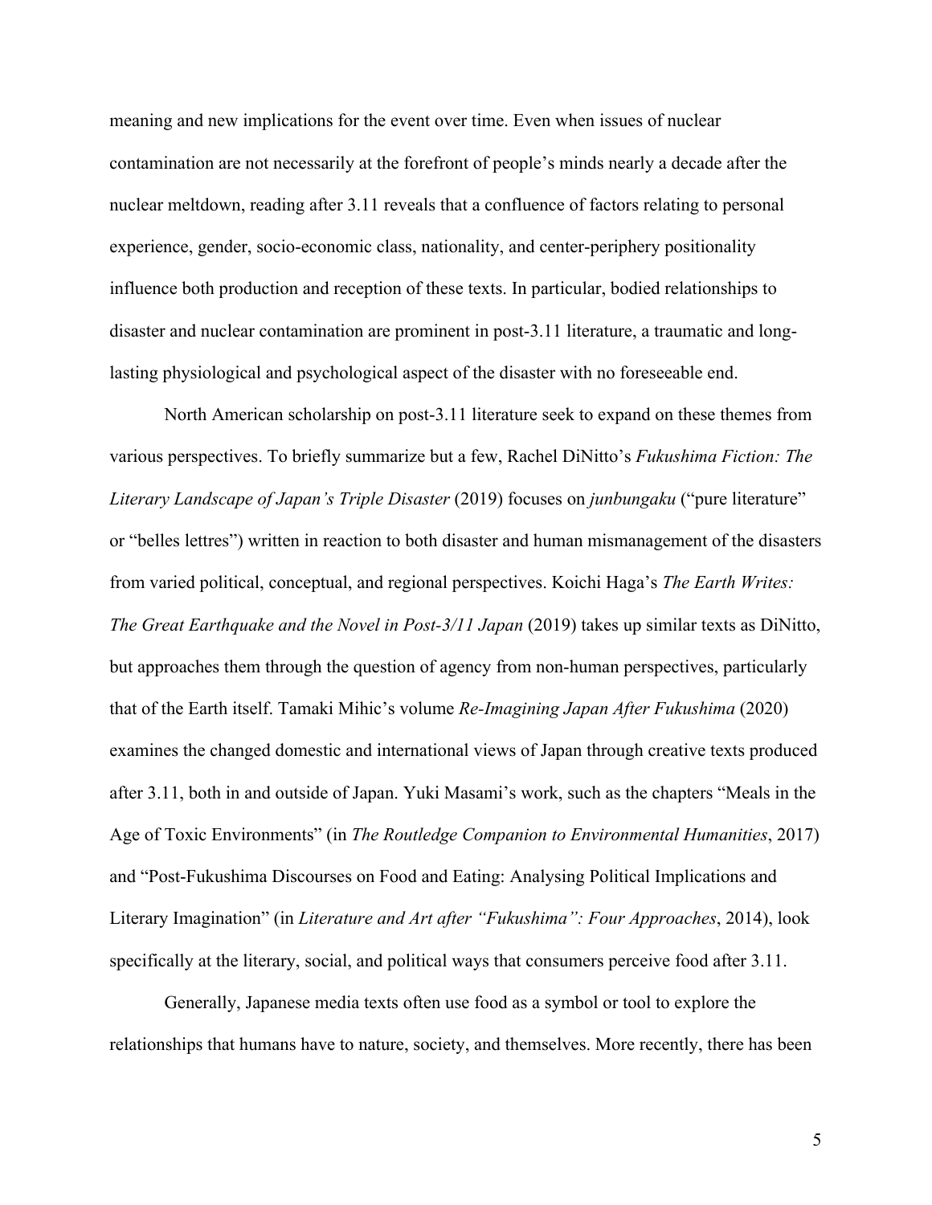meaning and new implications for the event over time. Even when issues of nuclear contamination are not necessarily at the forefront of people's minds nearly a decade after the nuclear meltdown, reading after 3.11 reveals that a confluence of factors relating to personal experience, gender, socio-economic class, nationality, and center-periphery positionality influence both production and reception of these texts. In particular, bodied relationships to disaster and nuclear contamination are prominent in post-3.11 literature, a traumatic and long-lasting physiological and psychological aspect of the disaster with no foreseeable end.

North American scholarship on post-3.11 literature seek to expand on these themes from various perspectives. To briefly summarize but a few, Rachel DiNitto's *Fukushima Fiction: The Literary Landscape of Japan's Triple Disaster* (2019) focuses on *junbungaku* ("pure literature" or "belles lettres") written in reaction to both disaster and human mismanagement of the disasters from varied political, conceptual, and regional perspectives. Koichi Haga's *The Earth Writes: The Great Earthquake and the Novel in Post-3/11 Japan* (2019) takes up similar texts as DiNitto, but approaches them through the question of agency from non-human perspectives, particularly that of the Earth itself. Tamaki Mihic's volume *Re-Imagining Japan After Fukushima* (2020) examines the changed domestic and international views of Japan through creative texts produced after 3.11, both in and outside of Japan. Yuki Masami's work, such as the chapters "Meals in the Age of Toxic Environments" (in *The Routledge Companion to Environmental Humanities*, 2017) and "Post-Fukushima Discourses on Food and Eating: Analysing Political Implications and Literary Imagination" (in *Literature and Art after "Fukushima": Four Approaches*, 2014), look specifically at the literary, social, and political ways that consumers perceive food after 3.11.

Generally, Japanese media texts often use food as a symbol or tool to explore the relationships that humans have to nature, society, and themselves. More recently, there has been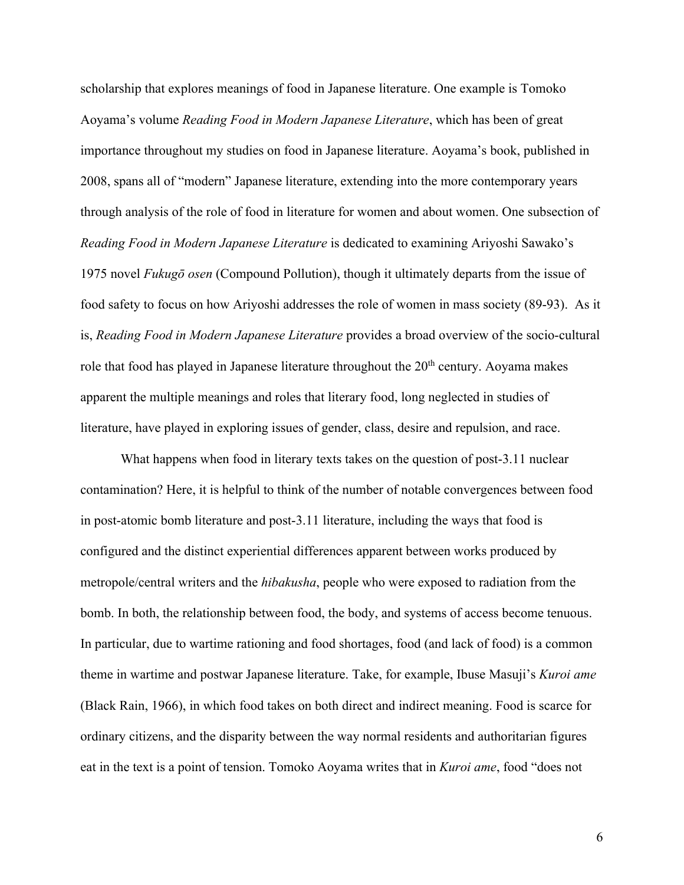scholarship that explores meanings of food in Japanese literature. One example is Tomoko Aoyama's volume *Reading Food in Modern Japanese Literature*, which has been of great importance throughout my studies on food in Japanese literature. Aoyama's book, published in 2008, spans all of "modern" Japanese literature, extending into the more contemporary years through analysis of the role of food in literature for women and about women. One subsection of *Reading Food in Modern Japanese Literature* is dedicated to examining Ariyoshi Sawako's 1975 novel *Fukugō osen* (Compound Pollution), though it ultimately departs from the issue of food safety to focus on how Ariyoshi addresses the role of women in mass society (89-93). As it is, *Reading Food in Modern Japanese Literature* provides a broad overview of the socio-cultural role that food has played in Japanese literature throughout the 20th century. Aoyama makes apparent the multiple meanings and roles that literary food, long neglected in studies of literature, have played in exploring issues of gender, class, desire and repulsion, and race.

What happens when food in literary texts takes on the question of post-3.11 nuclear contamination? Here, it is helpful to think of the number of notable convergences between food in post-atomic bomb literature and post-3.11 literature, including the ways that food is configured and the distinct experiential differences apparent between works produced by metropole/central writers and the *hibakusha*, people who were exposed to radiation from the bomb. In both, the relationship between food, the body, and systems of access become tenuous. In particular, due to wartime rationing and food shortages, food (and lack of food) is a common theme in wartime and postwar Japanese literature. Take, for example, Ibuse Masuji's *Kuroi ame* (Black Rain, 1966), in which food takes on both direct and indirect meaning. Food is scarce for ordinary citizens, and the disparity between the way normal residents and authoritarian figures eat in the text is a point of tension. Tomoko Aoyama writes that in *Kuroi ame*, food "does not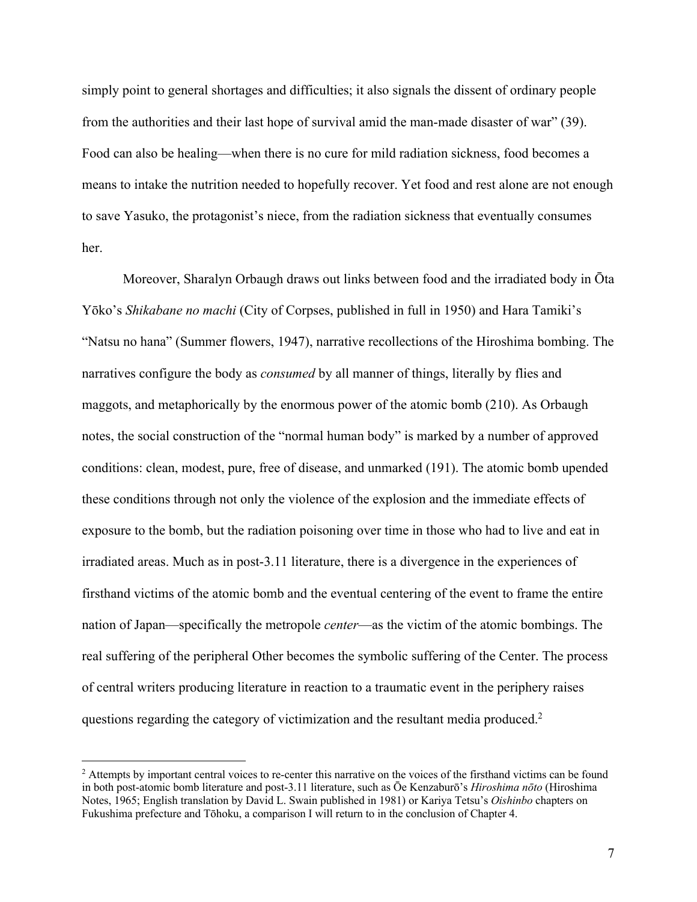simply point to general shortages and difficulties; it also signals the dissent of ordinary people from the authorities and their last hope of survival amid the man-made disaster of war" (39). Food can also be healing—when there is no cure for mild radiation sickness, food becomes a means to intake the nutrition needed to hopefully recover. Yet food and rest alone are not enough to save Yasuko, the protagonist's niece, from the radiation sickness that eventually consumes her.

Moreover, Sharalyn Orbaugh draws out links between food and the irradiated body in Ōta Yōko's *Shikabane no machi* (City of Corpses, published in full in 1950) and Hara Tamiki's "Natsu no hana" (Summer flowers, 1947), narrative recollections of the Hiroshima bombing. The narratives configure the body as *consumed* by all manner of things, literally by flies and maggots, and metaphorically by the enormous power of the atomic bomb (210). As Orbaugh notes, the social construction of the "normal human body" is marked by a number of approved conditions: clean, modest, pure, free of disease, and unmarked (191). The atomic bomb upended these conditions through not only the violence of the explosion and the immediate effects of exposure to the bomb, but the radiation poisoning over time in those who had to live and eat in irradiated areas. Much as in post-3.11 literature, there is a divergence in the experiences of firsthand victims of the atomic bomb and the eventual centering of the event to frame the entire nation of Japan—specifically the metropole *center*—as the victim of the atomic bombings. The real suffering of the peripheral Other becomes the symbolic suffering of the Center. The process of central writers producing literature in reaction to a traumatic event in the periphery raises questions regarding the category of victimization and the resultant media produced.[2]

[2] Attempts by important central voices to re-center this narrative on the voices of the firsthand victims can be found in both post-atomic bomb literature and post-3.11 literature, such as Ōe Kenzaburō's *Hiroshima nōto* (Hiroshima Notes, 1965; English translation by David L. Swain published in 1981) or Kariya Tetsu's *Oishinbo* chapters on Fukushima prefecture and Tōhoku, a comparison I will return to in the conclusion of Chapter 4.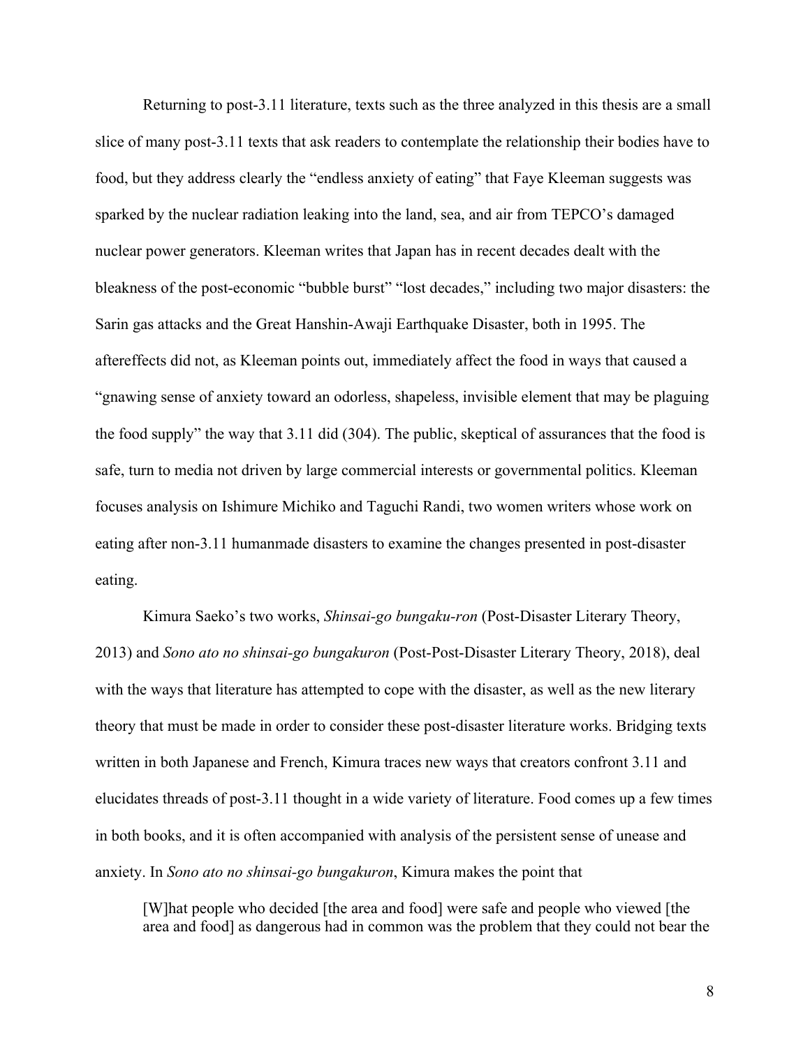Returning to post-3.11 literature, texts such as the three analyzed in this thesis are a small slice of many post-3.11 texts that ask readers to contemplate the relationship their bodies have to food, but they address clearly the "endless anxiety of eating" that Faye Kleeman suggests was sparked by the nuclear radiation leaking into the land, sea, and air from TEPCO's damaged nuclear power generators. Kleeman writes that Japan has in recent decades dealt with the bleakness of the post-economic "bubble burst" "lost decades," including two major disasters: the Sarin gas attacks and the Great Hanshin-Awaji Earthquake Disaster, both in 1995. The aftereffects did not, as Kleeman points out, immediately affect the food in ways that caused a "gnawing sense of anxiety toward an odorless, shapeless, invisible element that may be plaguing the food supply" the way that 3.11 did (304). The public, skeptical of assurances that the food is safe, turn to media not driven by large commercial interests or governmental politics. Kleeman focuses analysis on Ishimure Michiko and Taguchi Randi, two women writers whose work on eating after non-3.11 humanmade disasters to examine the changes presented in post-disaster eating.

Kimura Saeko's two works, *Shinsai-go bungaku-ron* (Post-Disaster Literary Theory, 2013) and *Sono ato no shinsai-go bungakuron* (Post-Post-Disaster Literary Theory, 2018), deal with the ways that literature has attempted to cope with the disaster, as well as the new literary theory that must be made in order to consider these post-disaster literature works. Bridging texts written in both Japanese and French, Kimura traces new ways that creators confront 3.11 and elucidates threads of post-3.11 thought in a wide variety of literature. Food comes up a few times in both books, and it is often accompanied with analysis of the persistent sense of unease and anxiety. In *Sono ato no shinsai-go bungakuron*, Kimura makes the point that

> [W]hat people who decided [the area and food] were safe and people who viewed [the area and food] as dangerous had in common was the problem that they could not bear the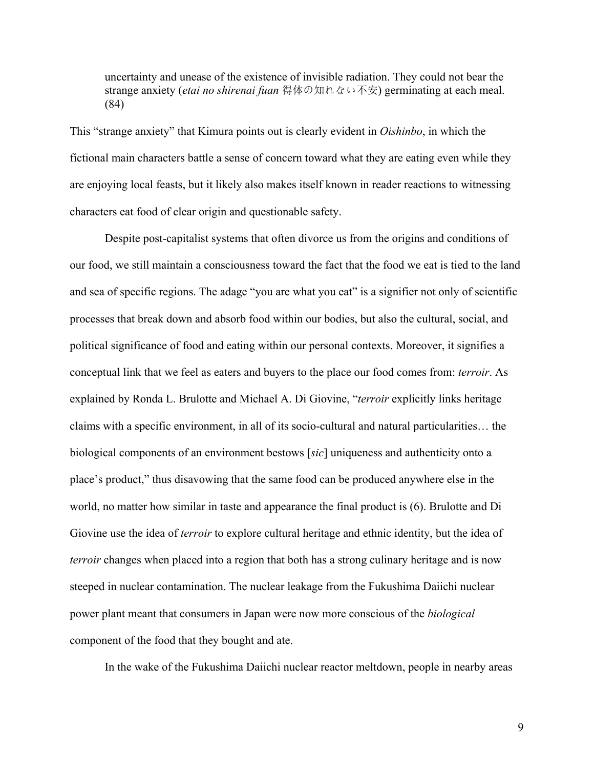> uncertainty and unease of the existence of invisible radiation. They could not bear the strange anxiety (*etai no shirenai fuan* 得体の知れない不安) germinating at each meal. (84)

This "strange anxiety" that Kimura points out is clearly evident in *Oishinbo*, in which the fictional main characters battle a sense of concern toward what they are eating even while they are enjoying local feasts, but it likely also makes itself known in reader reactions to witnessing characters eat food of clear origin and questionable safety.

Despite post-capitalist systems that often divorce us from the origins and conditions of our food, we still maintain a consciousness toward the fact that the food we eat is tied to the land and sea of specific regions. The adage "you are what you eat" is a signifier not only of scientific processes that break down and absorb food within our bodies, but also the cultural, social, and political significance of food and eating within our personal contexts. Moreover, it signifies a conceptual link that we feel as eaters and buyers to the place our food comes from: *terroir*. As explained by Ronda L. Brulotte and Michael A. Di Giovine, "*terroir* explicitly links heritage claims with a specific environment, in all of its socio-cultural and natural particularities… the biological components of an environment bestows [*sic*] uniqueness and authenticity onto a place's product," thus disavowing that the same food can be produced anywhere else in the world, no matter how similar in taste and appearance the final product is (6). Brulotte and Di Giovine use the idea of *terroir* to explore cultural heritage and ethnic identity, but the idea of *terroir* changes when placed into a region that both has a strong culinary heritage and is now steeped in nuclear contamination. The nuclear leakage from the Fukushima Daiichi nuclear power plant meant that consumers in Japan were now more conscious of the *biological* component of the food that they bought and ate.

In the wake of the Fukushima Daiichi nuclear reactor meltdown, people in nearby areas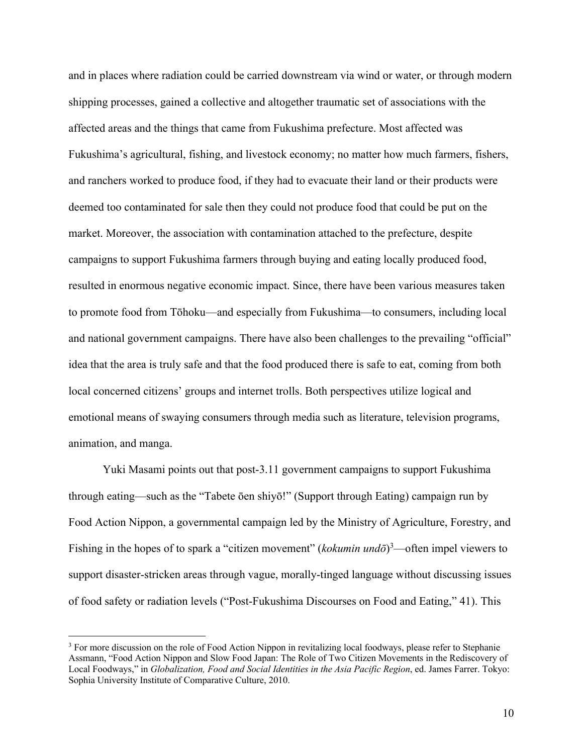and in places where radiation could be carried downstream via wind or water, or through modern shipping processes, gained a collective and altogether traumatic set of associations with the affected areas and the things that came from Fukushima prefecture. Most affected was Fukushima's agricultural, fishing, and livestock economy; no matter how much farmers, fishers, and ranchers worked to produce food, if they had to evacuate their land or their products were deemed too contaminated for sale then they could not produce food that could be put on the market. Moreover, the association with contamination attached to the prefecture, despite campaigns to support Fukushima farmers through buying and eating locally produced food, resulted in enormous negative economic impact. Since, there have been various measures taken to promote food from Tōhoku—and especially from Fukushima—to consumers, including local and national government campaigns. There have also been challenges to the prevailing "official" idea that the area is truly safe and that the food produced there is safe to eat, coming from both local concerned citizens' groups and internet trolls. Both perspectives utilize logical and emotional means of swaying consumers through media such as literature, television programs, animation, and manga.

Yuki Masami points out that post-3.11 government campaigns to support Fukushima through eating—such as the "Tabete ōen shiyō!" (Support through Eating) campaign run by Food Action Nippon, a governmental campaign led by the Ministry of Agriculture, Forestry, and Fishing in the hopes of to spark a "citizen movement" (*kokumin undō*)[3]—often impel viewers to support disaster-stricken areas through vague, morally-tinged language without discussing issues of food safety or radiation levels ("Post-Fukushima Discourses on Food and Eating," 41). This

[3] For more discussion on the role of Food Action Nippon in revitalizing local foodways, please refer to Stephanie Assmann, "Food Action Nippon and Slow Food Japan: The Role of Two Citizen Movements in the Rediscovery of Local Foodways," in *Globalization, Food and Social Identities in the Asia Pacific Region*, ed. James Farrer. Tokyo: Sophia University Institute of Comparative Culture, 2010.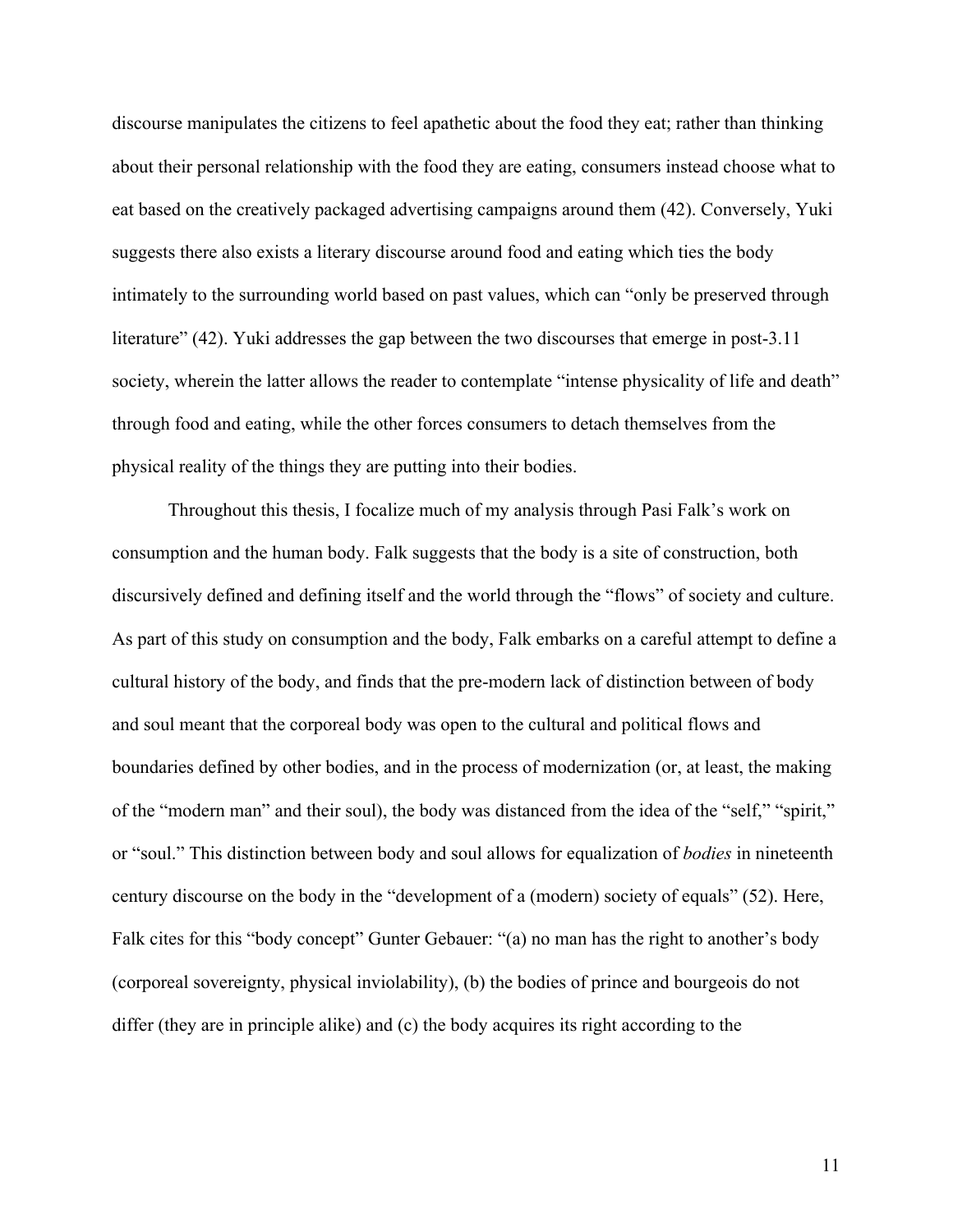discourse manipulates the citizens to feel apathetic about the food they eat; rather than thinking about their personal relationship with the food they are eating, consumers instead choose what to eat based on the creatively packaged advertising campaigns around them (42). Conversely, Yuki suggests there also exists a literary discourse around food and eating which ties the body intimately to the surrounding world based on past values, which can "only be preserved through literature" (42). Yuki addresses the gap between the two discourses that emerge in post-3.11 society, wherein the latter allows the reader to contemplate "intense physicality of life and death" through food and eating, while the other forces consumers to detach themselves from the physical reality of the things they are putting into their bodies.

Throughout this thesis, I focalize much of my analysis through Pasi Falk's work on consumption and the human body. Falk suggests that the body is a site of construction, both discursively defined and defining itself and the world through the "flows" of society and culture. As part of this study on consumption and the body, Falk embarks on a careful attempt to define a cultural history of the body, and finds that the pre-modern lack of distinction between of body and soul meant that the corporeal body was open to the cultural and political flows and boundaries defined by other bodies, and in the process of modernization (or, at least, the making of the "modern man" and their soul), the body was distanced from the idea of the "self," "spirit," or "soul." This distinction between body and soul allows for equalization of *bodies* in nineteenth century discourse on the body in the "development of a (modern) society of equals" (52). Here, Falk cites for this "body concept" Gunter Gebauer: "(a) no man has the right to another's body (corporeal sovereignty, physical inviolability), (b) the bodies of prince and bourgeois do not differ (they are in principle alike) and (c) the body acquires its right according to the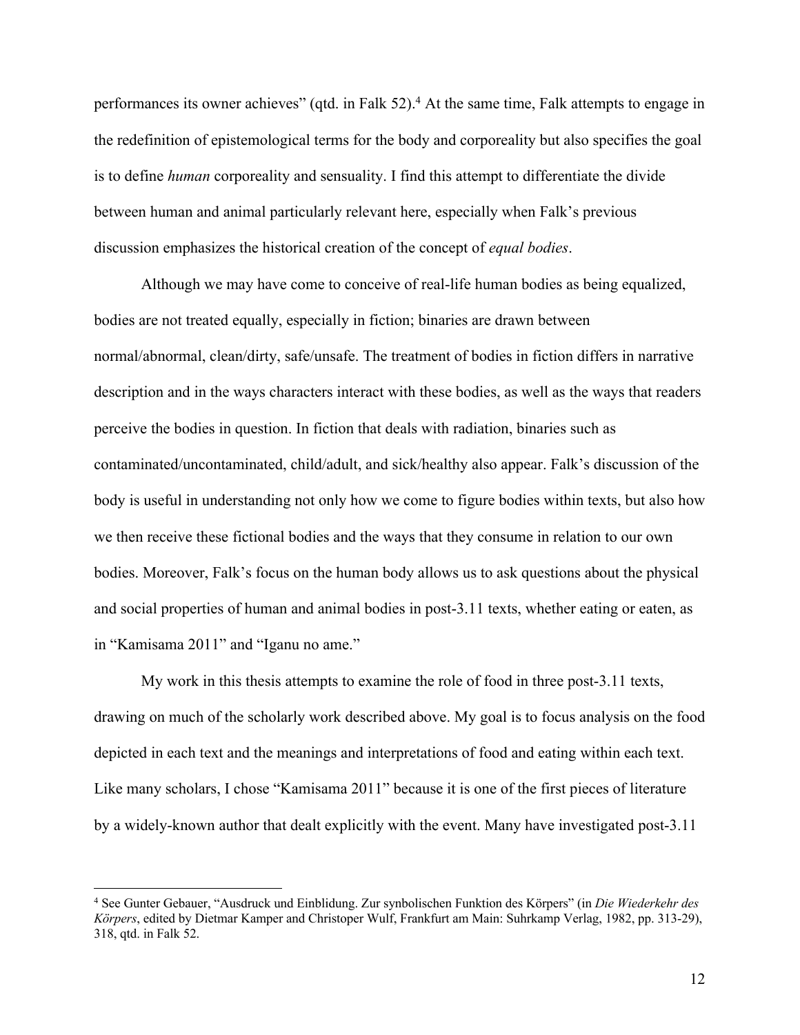performances its owner achieves" (qtd. in Falk 52).[4] At the same time, Falk attempts to engage in the redefinition of epistemological terms for the body and corporeality but also specifies the goal is to define *human* corporeality and sensuality. I find this attempt to differentiate the divide between human and animal particularly relevant here, especially when Falk's previous discussion emphasizes the historical creation of the concept of *equal bodies*.

Although we may have come to conceive of real-life human bodies as being equalized, bodies are not treated equally, especially in fiction; binaries are drawn between normal/abnormal, clean/dirty, safe/unsafe. The treatment of bodies in fiction differs in narrative description and in the ways characters interact with these bodies, as well as the ways that readers perceive the bodies in question. In fiction that deals with radiation, binaries such as contaminated/uncontaminated, child/adult, and sick/healthy also appear. Falk's discussion of the body is useful in understanding not only how we come to figure bodies within texts, but also how we then receive these fictional bodies and the ways that they consume in relation to our own bodies. Moreover, Falk's focus on the human body allows us to ask questions about the physical and social properties of human and animal bodies in post-3.11 texts, whether eating or eaten, as in "Kamisama 2011" and "Iganu no ame."

My work in this thesis attempts to examine the role of food in three post-3.11 texts, drawing on much of the scholarly work described above. My goal is to focus analysis on the food depicted in each text and the meanings and interpretations of food and eating within each text. Like many scholars, I chose "Kamisama 2011" because it is one of the first pieces of literature by a widely-known author that dealt explicitly with the event. Many have investigated post-3.11

---

[4] See Gunter Gebauer, "Ausdruck und Einblidung. Zur synbolischen Funktion des Körpers" (in *Die Wiederkehr des Körpers*, edited by Dietmar Kamper and Christoper Wulf, Frankfurt am Main: Suhrkamp Verlag, 1982, pp. 313-29), 318, qtd. in Falk 52.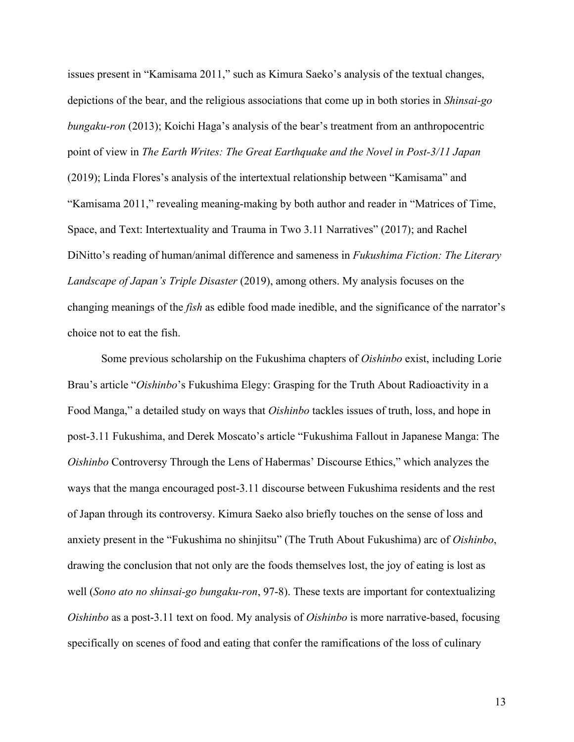issues present in "Kamisama 2011," such as Kimura Saeko's analysis of the textual changes, depictions of the bear, and the religious associations that come up in both stories in *Shinsai-go bungaku-ron* (2013); Koichi Haga's analysis of the bear's treatment from an anthropocentric point of view in *The Earth Writes: The Great Earthquake and the Novel in Post-3/11 Japan* (2019); Linda Flores's analysis of the intertextual relationship between "Kamisama" and "Kamisama 2011," revealing meaning-making by both author and reader in "Matrices of Time, Space, and Text: Intertextuality and Trauma in Two 3.11 Narratives" (2017); and Rachel DiNitto's reading of human/animal difference and sameness in *Fukushima Fiction: The Literary Landscape of Japan's Triple Disaster* (2019), among others. My analysis focuses on the changing meanings of the ***fish*** as edible food made inedible, and the significance of the narrator's choice not to eat the fish.

Some previous scholarship on the Fukushima chapters of *Oishinbo* exist, including Lorie Brau's article "*Oishinbo*'s Fukushima Elegy: Grasping for the Truth About Radioactivity in a Food Manga," a detailed study on ways that *Oishinbo* tackles issues of truth, loss, and hope in post-3.11 Fukushima, and Derek Moscato's article "Fukushima Fallout in Japanese Manga: The *Oishinbo* Controversy Through the Lens of Habermas' Discourse Ethics," which analyzes the ways that the manga encouraged post-3.11 discourse between Fukushima residents and the rest of Japan through its controversy. Kimura Saeko also briefly touches on the sense of loss and anxiety present in the "Fukushima no shinjitsu" (The Truth About Fukushima) arc of *Oishinbo*, drawing the conclusion that not only are the foods themselves lost, the joy of eating is lost as well (*Sono ato no shinsai-go bungaku-ron*, 97-8). These texts are important for contextualizing *Oishinbo* as a post-3.11 text on food. My analysis of *Oishinbo* is more narrative-based, focusing specifically on scenes of food and eating that confer the ramifications of the loss of culinary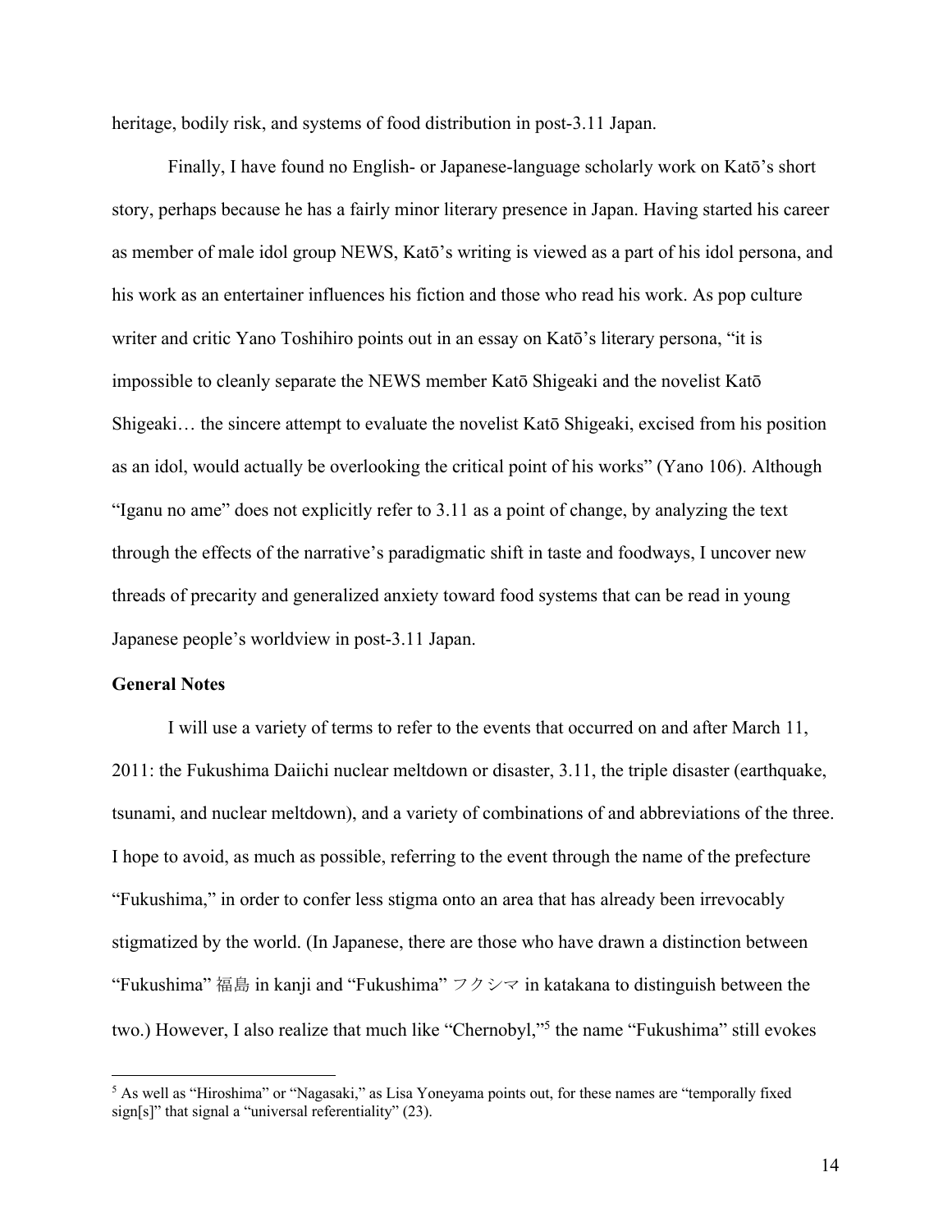heritage, bodily risk, and systems of food distribution in post-3.11 Japan.

Finally, I have found no English- or Japanese-language scholarly work on Katō's short story, perhaps because he has a fairly minor literary presence in Japan. Having started his career as member of male idol group NEWS, Katō's writing is viewed as a part of his idol persona, and his work as an entertainer influences his fiction and those who read his work. As pop culture writer and critic Yano Toshihiro points out in an essay on Katō's literary persona, "it is impossible to cleanly separate the NEWS member Katō Shigeaki and the novelist Katō Shigeaki… the sincere attempt to evaluate the novelist Katō Shigeaki, excised from his position as an idol, would actually be overlooking the critical point of his works" (Yano 106). Although "Iganu no ame" does not explicitly refer to 3.11 as a point of change, by analyzing the text through the effects of the narrative's paradigmatic shift in taste and foodways, I uncover new threads of precarity and generalized anxiety toward food systems that can be read in young Japanese people's worldview in post-3.11 Japan.

**General Notes**

I will use a variety of terms to refer to the events that occurred on and after March 11, 2011: the Fukushima Daiichi nuclear meltdown or disaster, 3.11, the triple disaster (earthquake, tsunami, and nuclear meltdown), and a variety of combinations of and abbreviations of the three. I hope to avoid, as much as possible, referring to the event through the name of the prefecture "Fukushima," in order to confer less stigma onto an area that has already been irrevocably stigmatized by the world. (In Japanese, there are those who have drawn a distinction between "Fukushima" 福島 in kanji and "Fukushima" フクシマ in katakana to distinguish between the two.) However, I also realize that much like "Chernobyl,"[5] the name "Fukushima" still evokes

[5] As well as "Hiroshima" or "Nagasaki," as Lisa Yoneyama points out, for these names are "temporally fixed sign[s]" that signal a "universal referentiality" (23).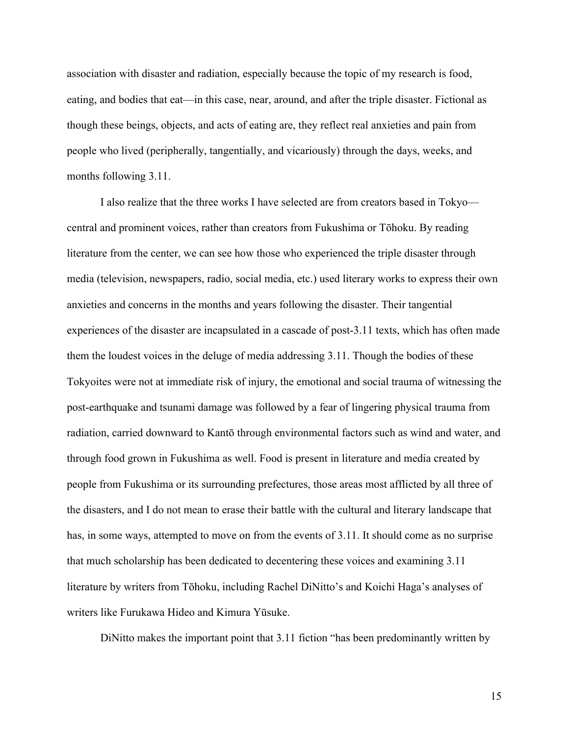association with disaster and radiation, especially because the topic of my research is food, eating, and bodies that eat—in this case, near, around, and after the triple disaster. Fictional as though these beings, objects, and acts of eating are, they reflect real anxieties and pain from people who lived (peripherally, tangentially, and vicariously) through the days, weeks, and months following 3.11.

I also realize that the three works I have selected are from creators based in Tokyo—central and prominent voices, rather than creators from Fukushima or Tōhoku. By reading literature from the center, we can see how those who experienced the triple disaster through media (television, newspapers, radio, social media, etc.) used literary works to express their own anxieties and concerns in the months and years following the disaster. Their tangential experiences of the disaster are incapsulated in a cascade of post-3.11 texts, which has often made them the loudest voices in the deluge of media addressing 3.11. Though the bodies of these Tokyoites were not at immediate risk of injury, the emotional and social trauma of witnessing the post-earthquake and tsunami damage was followed by a fear of lingering physical trauma from radiation, carried downward to Kantō through environmental factors such as wind and water, and through food grown in Fukushima as well. Food is present in literature and media created by people from Fukushima or its surrounding prefectures, those areas most afflicted by all three of the disasters, and I do not mean to erase their battle with the cultural and literary landscape that has, in some ways, attempted to move on from the events of 3.11. It should come as no surprise that much scholarship has been dedicated to decentering these voices and examining 3.11 literature by writers from Tōhoku, including Rachel DiNitto's and Koichi Haga's analyses of writers like Furukawa Hideo and Kimura Yūsuke.

DiNitto makes the important point that 3.11 fiction "has been predominantly written by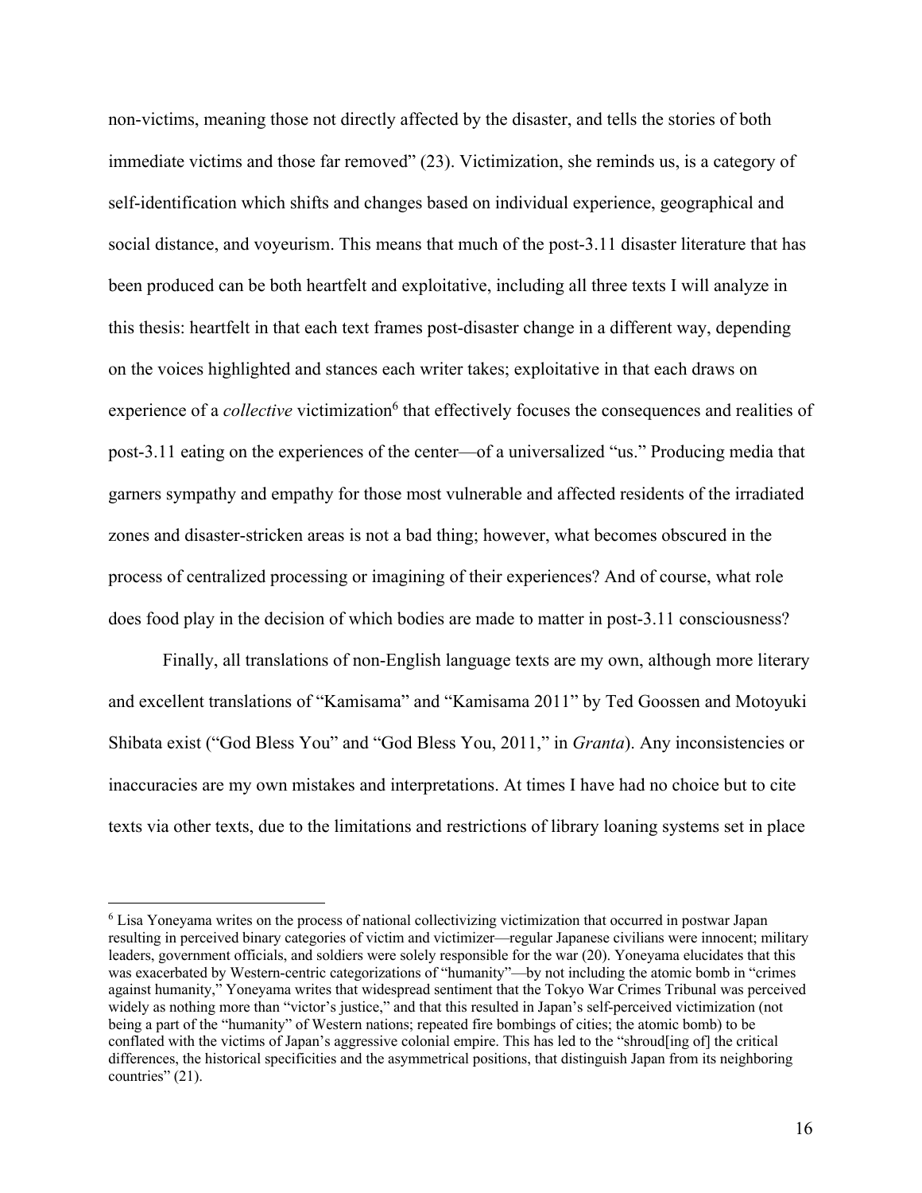non-victims, meaning those not directly affected by the disaster, and tells the stories of both immediate victims and those far removed" (23). Victimization, she reminds us, is a category of self-identification which shifts and changes based on individual experience, geographical and social distance, and voyeurism. This means that much of the post-3.11 disaster literature that has been produced can be both heartfelt and exploitative, including all three texts I will analyze in this thesis: heartfelt in that each text frames post-disaster change in a different way, depending on the voices highlighted and stances each writer takes; exploitative in that each draws on experience of a *collective* victimization[6] that effectively focuses the consequences and realities of post-3.11 eating on the experiences of the center—of a universalized "us." Producing media that garners sympathy and empathy for those most vulnerable and affected residents of the irradiated zones and disaster-stricken areas is not a bad thing; however, what becomes obscured in the process of centralized processing or imagining of their experiences? And of course, what role does food play in the decision of which bodies are made to matter in post-3.11 consciousness?

Finally, all translations of non-English language texts are my own, although more literary and excellent translations of "Kamisama" and "Kamisama 2011" by Ted Goossen and Motoyuki Shibata exist ("God Bless You" and "God Bless You, 2011," in *Granta*). Any inconsistencies or inaccuracies are my own mistakes and interpretations. At times I have had no choice but to cite texts via other texts, due to the limitations and restrictions of library loaning systems set in place

[6] Lisa Yoneyama writes on the process of national collectivizing victimization that occurred in postwar Japan resulting in perceived binary categories of victim and victimizer—regular Japanese civilians were innocent; military leaders, government officials, and soldiers were solely responsible for the war (20). Yoneyama elucidates that this was exacerbated by Western-centric categorizations of "humanity"—by not including the atomic bomb in "crimes against humanity," Yoneyama writes that widespread sentiment that the Tokyo War Crimes Tribunal was perceived widely as nothing more than "victor's justice," and that this resulted in Japan's self-perceived victimization (not being a part of the "humanity" of Western nations; repeated fire bombings of cities; the atomic bomb) to be conflated with the victims of Japan's aggressive colonial empire. This has led to the "shroud[ing of] the critical differences, the historical specificities and the asymmetrical positions, that distinguish Japan from its neighboring countries" (21).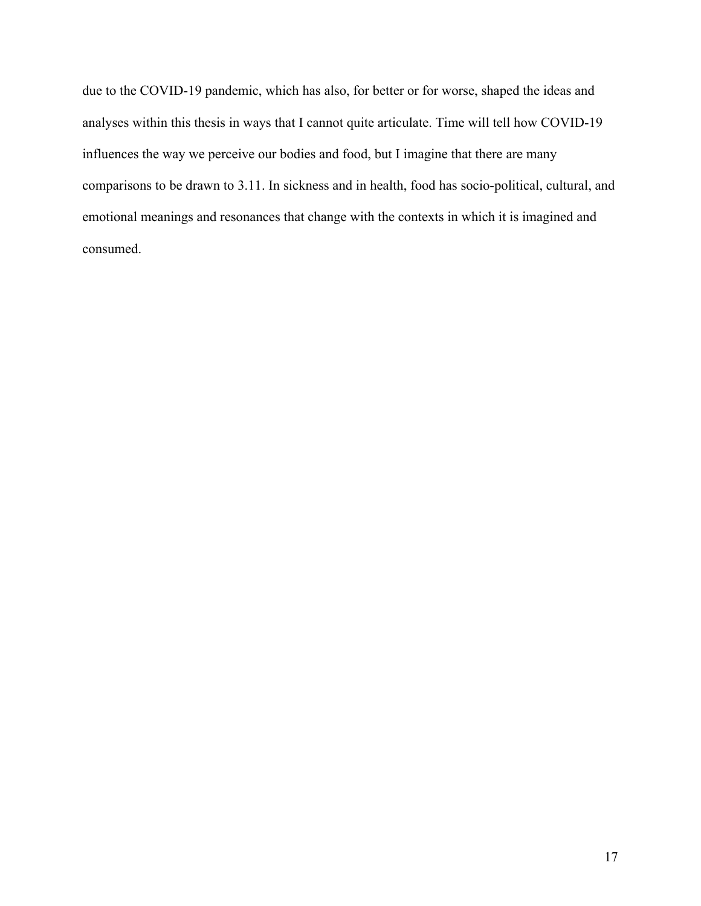due to the COVID-19 pandemic, which has also, for better or for worse, shaped the ideas and analyses within this thesis in ways that I cannot quite articulate. Time will tell how COVID-19 influences the way we perceive our bodies and food, but I imagine that there are many comparisons to be drawn to 3.11. In sickness and in health, food has socio-political, cultural, and emotional meanings and resonances that change with the contexts in which it is imagined and consumed.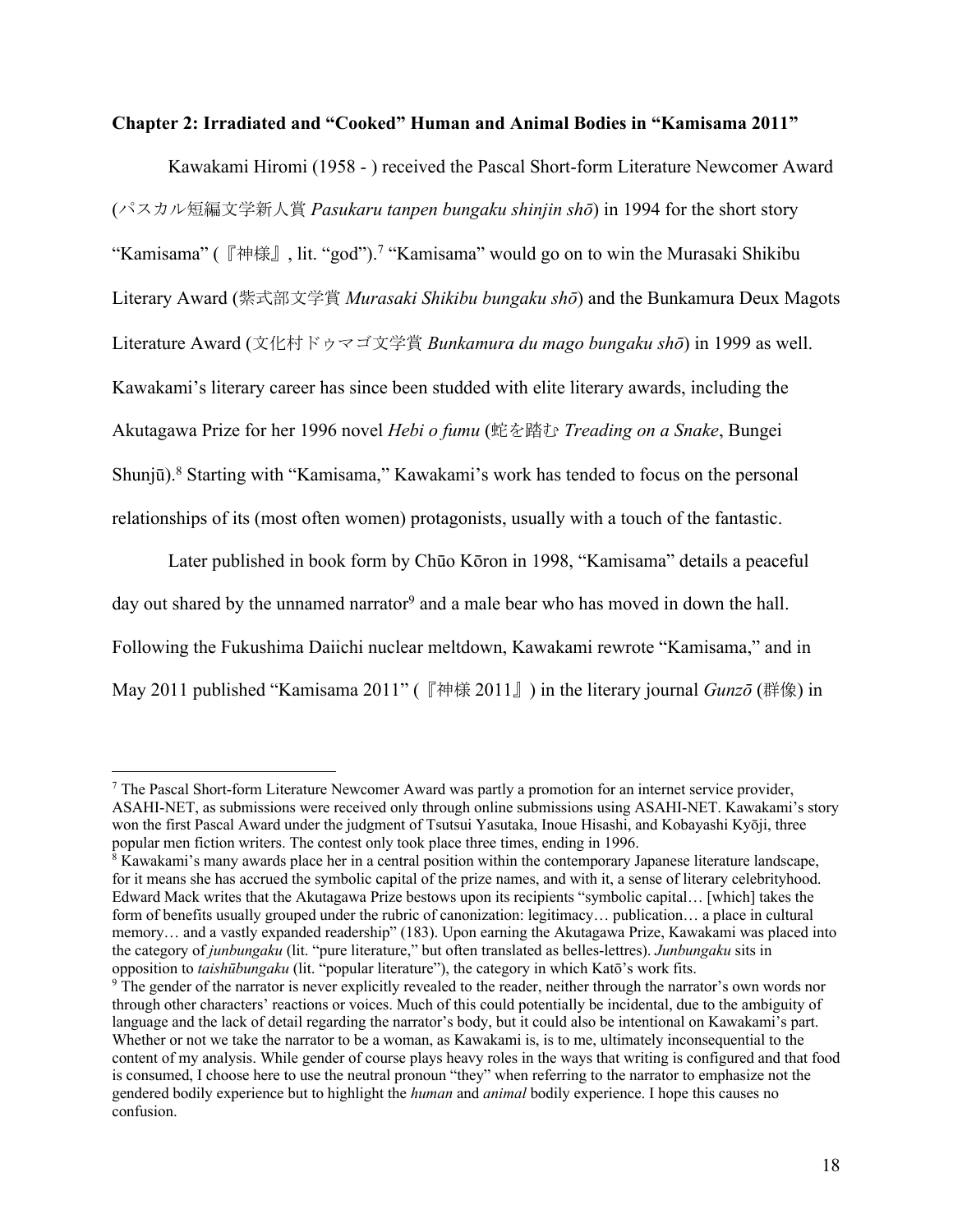**Chapter 2: Irradiated and "Cooked" Human and Animal Bodies in "Kamisama 2011"**

Kawakami Hiromi (1958 - ) received the Pascal Short-form Literature Newcomer Award (パスカル短編文学新人賞 *Pasukaru tanpen bungaku shinjin shō*) in 1994 for the short story "Kamisama" (『神様』, lit. "god").[7] "Kamisama" would go on to win the Murasaki Shikibu Literary Award (紫式部文学賞 *Murasaki Shikibu bungaku shō*) and the Bunkamura Deux Magots Literature Award (文化村ドゥマゴ文学賞 *Bunkamura du mago bungaku shō*) in 1999 as well. Kawakami's literary career has since been studded with elite literary awards, including the Akutagawa Prize for her 1996 novel *Hebi o fumu* (蛇を踏む *Treading on a Snake*, Bungei Shunjū).[8] Starting with "Kamisama," Kawakami's work has tended to focus on the personal relationships of its (most often women) protagonists, usually with a touch of the fantastic.

Later published in book form by Chūo Kōron in 1998, "Kamisama" details a peaceful day out shared by the unnamed narrator[9] and a male bear who has moved in down the hall. Following the Fukushima Daiichi nuclear meltdown, Kawakami rewrote "Kamisama," and in May 2011 published "Kamisama 2011" (『神様 2011』) in the literary journal *Gunzō* (群像) in

---

[7] The Pascal Short-form Literature Newcomer Award was partly a promotion for an internet service provider, ASAHI-NET, as submissions were received only through online submissions using ASAHI-NET. Kawakami's story won the first Pascal Award under the judgment of Tsutsui Yasutaka, Inoue Hisashi, and Kobayashi Kyōji, three popular men fiction writers. The contest only took place three times, ending in 1996.

[8] Kawakami's many awards place her in a central position within the contemporary Japanese literature landscape, for it means she has accrued the symbolic capital of the prize names, and with it, a sense of literary celebrityhood. Edward Mack writes that the Akutagawa Prize bestows upon its recipients "symbolic capital… [which] takes the form of benefits usually grouped under the rubric of canonization: legitimacy… publication… a place in cultural memory… and a vastly expanded readership" (183). Upon earning the Akutagawa Prize, Kawakami was placed into the category of *junbungaku* (lit. "pure literature," but often translated as belles-lettres). *Junbungaku* sits in opposition to *taishūbungaku* (lit. "popular literature"), the category in which Katō's work fits.

[9] The gender of the narrator is never explicitly revealed to the reader, neither through the narrator's own words nor through other characters' reactions or voices. Much of this could potentially be incidental, due to the ambiguity of language and the lack of detail regarding the narrator's body, but it could also be intentional on Kawakami's part. Whether or not we take the narrator to be a woman, as Kawakami is, is to me, ultimately inconsequential to the content of my analysis. While gender of course plays heavy roles in the ways that writing is configured and that food is consumed, I choose here to use the neutral pronoun "they" when referring to the narrator to emphasize not the gendered bodily experience but to highlight the *human* and *animal* bodily experience. I hope this causes no confusion.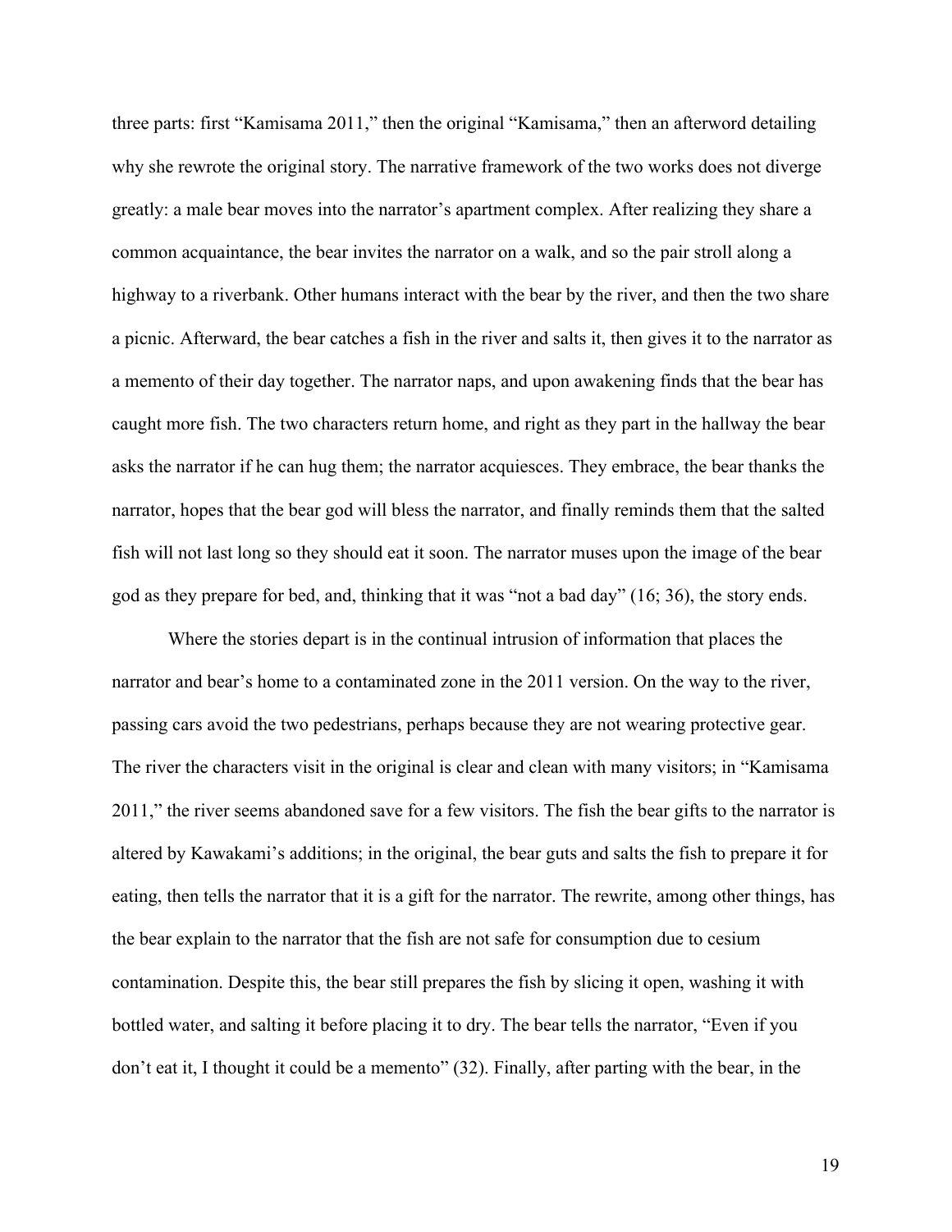three parts: first “Kamisama 2011,” then the original “Kamisama,” then an afterword detailing why she rewrote the original story. The narrative framework of the two works does not diverge greatly: a male bear moves into the narrator’s apartment complex. After realizing they share a common acquaintance, the bear invites the narrator on a walk, and so the pair stroll along a highway to a riverbank. Other humans interact with the bear by the river, and then the two share a picnic. Afterward, the bear catches a fish in the river and salts it, then gives it to the narrator as a memento of their day together. The narrator naps, and upon awakening finds that the bear has caught more fish. The two characters return home, and right as they part in the hallway the bear asks the narrator if he can hug them; the narrator acquiesces. They embrace, the bear thanks the narrator, hopes that the bear god will bless the narrator, and finally reminds them that the salted fish will not last long so they should eat it soon. The narrator muses upon the image of the bear god as they prepare for bed, and, thinking that it was “not a bad day” (16; 36), the story ends.

Where the stories depart is in the continual intrusion of information that places the narrator and bear’s home to a contaminated zone in the 2011 version. On the way to the river, passing cars avoid the two pedestrians, perhaps because they are not wearing protective gear. The river the characters visit in the original is clear and clean with many visitors; in “Kamisama 2011,” the river seems abandoned save for a few visitors. The fish the bear gifts to the narrator is altered by Kawakami’s additions; in the original, the bear guts and salts the fish to prepare it for eating, then tells the narrator that it is a gift for the narrator. The rewrite, among other things, has the bear explain to the narrator that the fish are not safe for consumption due to cesium contamination. Despite this, the bear still prepares the fish by slicing it open, washing it with bottled water, and salting it before placing it to dry. The bear tells the narrator, “Even if you don’t eat it, I thought it could be a memento” (32). Finally, after parting with the bear, in the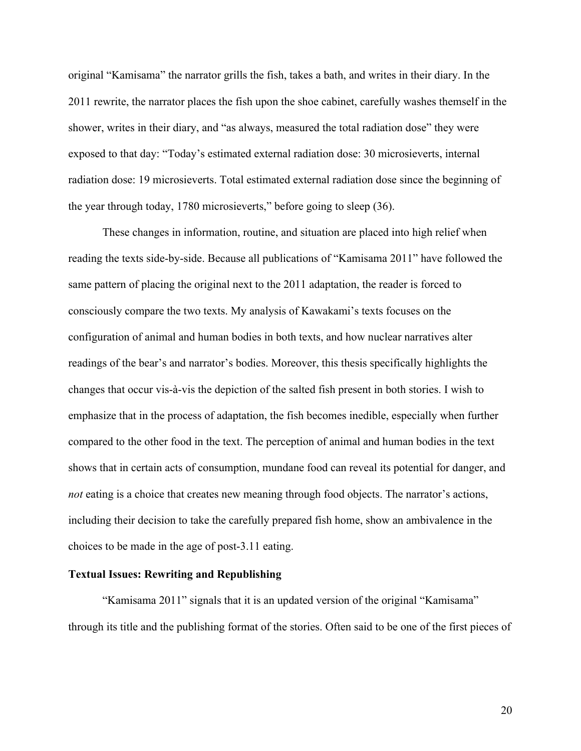original "Kamisama" the narrator grills the fish, takes a bath, and writes in their diary. In the 2011 rewrite, the narrator places the fish upon the shoe cabinet, carefully washes themself in the shower, writes in their diary, and "as always, measured the total radiation dose" they were exposed to that day: "Today's estimated external radiation dose: 30 microsieverts, internal radiation dose: 19 microsieverts. Total estimated external radiation dose since the beginning of the year through today, 1780 microsieverts," before going to sleep (36).

These changes in information, routine, and situation are placed into high relief when reading the texts side-by-side. Because all publications of "Kamisama 2011" have followed the same pattern of placing the original next to the 2011 adaptation, the reader is forced to consciously compare the two texts. My analysis of Kawakami's texts focuses on the configuration of animal and human bodies in both texts, and how nuclear narratives alter readings of the bear's and narrator's bodies. Moreover, this thesis specifically highlights the changes that occur vis-à-vis the depiction of the salted fish present in both stories. I wish to emphasize that in the process of adaptation, the fish becomes inedible, especially when further compared to the other food in the text. The perception of animal and human bodies in the text shows that in certain acts of consumption, mundane food can reveal its potential for danger, and *not* eating is a choice that creates new meaning through food objects. The narrator's actions, including their decision to take the carefully prepared fish home, show an ambivalence in the choices to be made in the age of post-3.11 eating.

**Textual Issues: Rewriting and Republishing**

"Kamisama 2011" signals that it is an updated version of the original "Kamisama" through its title and the publishing format of the stories. Often said to be one of the first pieces of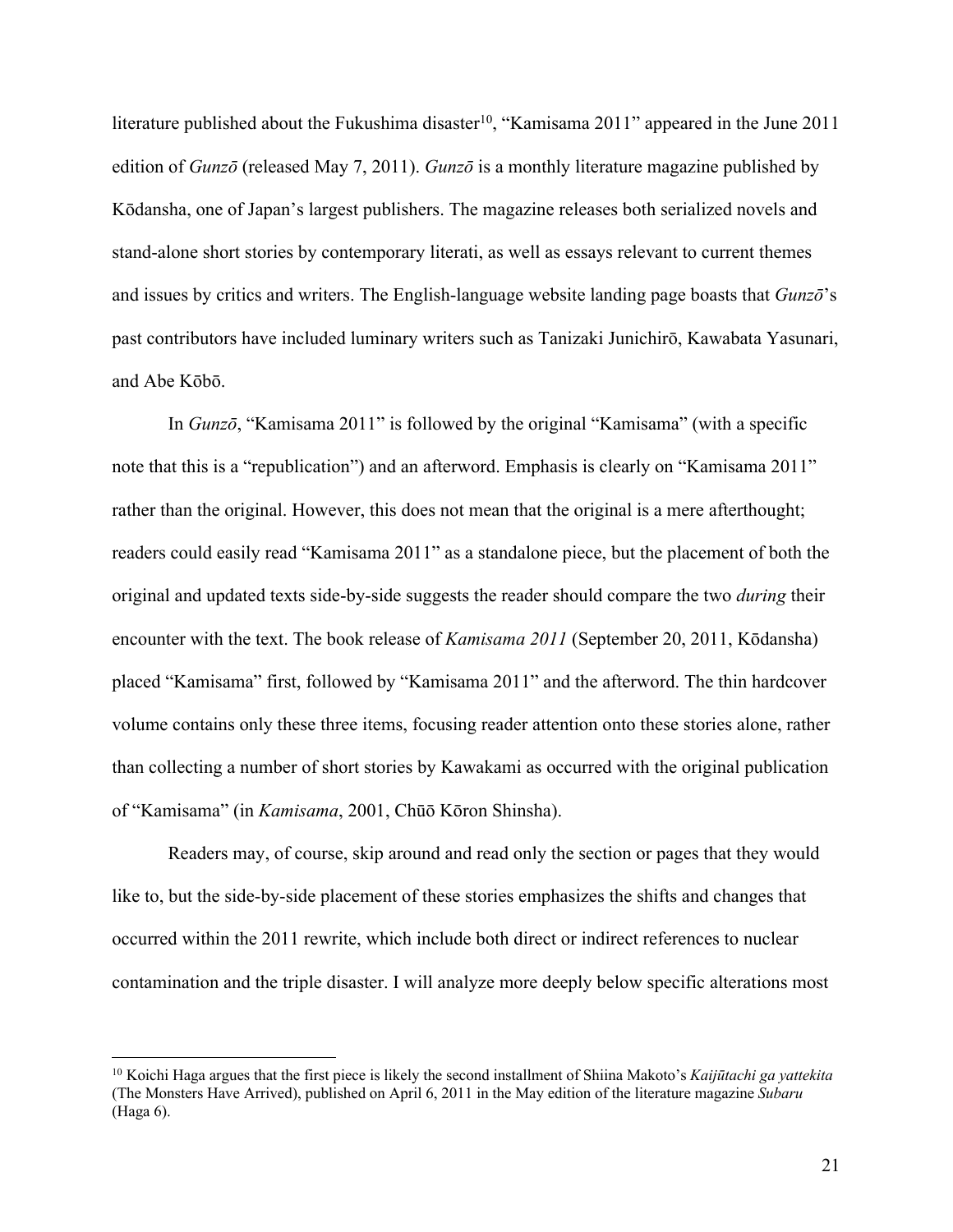literature published about the Fukushima disaster[10], "Kamisama 2011" appeared in the June 2011 edition of *Gunzō* (released May 7, 2011). *Gunzō* is a monthly literature magazine published by Kōdansha, one of Japan's largest publishers. The magazine releases both serialized novels and stand-alone short stories by contemporary literati, as well as essays relevant to current themes and issues by critics and writers. The English-language website landing page boasts that *Gunzō*'s past contributors have included luminary writers such as Tanizaki Junichirō, Kawabata Yasunari, and Abe Kōbō.

In *Gunzō*, "Kamisama 2011" is followed by the original "Kamisama" (with a specific note that this is a "republication") and an afterword. Emphasis is clearly on "Kamisama 2011" rather than the original. However, this does not mean that the original is a mere afterthought; readers could easily read "Kamisama 2011" as a standalone piece, but the placement of both the original and updated texts side-by-side suggests the reader should compare the two *during* their encounter with the text. The book release of *Kamisama 2011* (September 20, 2011, Kōdansha) placed "Kamisama" first, followed by "Kamisama 2011" and the afterword. The thin hardcover volume contains only these three items, focusing reader attention onto these stories alone, rather than collecting a number of short stories by Kawakami as occurred with the original publication of "Kamisama" (in *Kamisama*, 2001, Chūō Kōron Shinsha).

Readers may, of course, skip around and read only the section or pages that they would like to, but the side-by-side placement of these stories emphasizes the shifts and changes that occurred within the 2011 rewrite, which include both direct or indirect references to nuclear contamination and the triple disaster. I will analyze more deeply below specific alterations most

---

[10] Koichi Haga argues that the first piece is likely the second installment of Shiina Makoto's *Kaijūtachi ga yattekita* (The Monsters Have Arrived), published on April 6, 2011 in the May edition of the literature magazine *Subaru* (Haga 6).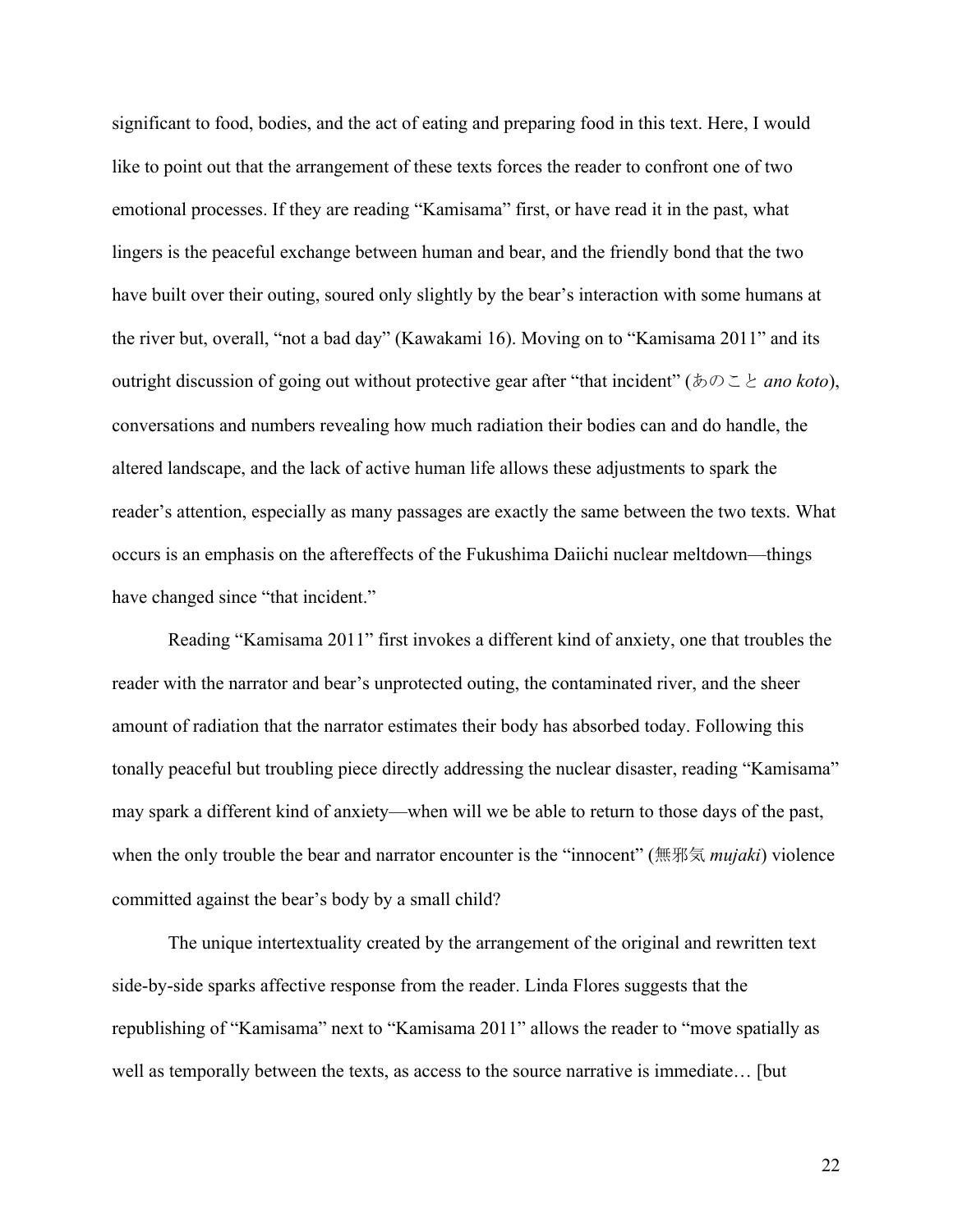significant to food, bodies, and the act of eating and preparing food in this text. Here, I would like to point out that the arrangement of these texts forces the reader to confront one of two emotional processes. If they are reading "Kamisama" first, or have read it in the past, what lingers is the peaceful exchange between human and bear, and the friendly bond that the two have built over their outing, soured only slightly by the bear's interaction with some humans at the river but, overall, "not a bad day" (Kawakami 16). Moving on to "Kamisama 2011" and its outright discussion of going out without protective gear after "that incident" (あのこと *ano koto*), conversations and numbers revealing how much radiation their bodies can and do handle, the altered landscape, and the lack of active human life allows these adjustments to spark the reader's attention, especially as many passages are exactly the same between the two texts. What occurs is an emphasis on the aftereffects of the Fukushima Daiichi nuclear meltdown—things have changed since "that incident."

Reading "Kamisama 2011" first invokes a different kind of anxiety, one that troubles the reader with the narrator and bear's unprotected outing, the contaminated river, and the sheer amount of radiation that the narrator estimates their body has absorbed today. Following this tonally peaceful but troubling piece directly addressing the nuclear disaster, reading "Kamisama" may spark a different kind of anxiety—when will we be able to return to those days of the past, when the only trouble the bear and narrator encounter is the "innocent" (無邪気 *mujaki*) violence committed against the bear's body by a small child?

The unique intertextuality created by the arrangement of the original and rewritten text side-by-side sparks affective response from the reader. Linda Flores suggests that the republishing of "Kamisama" next to "Kamisama 2011" allows the reader to "move spatially as well as temporally between the texts, as access to the source narrative is immediate… [but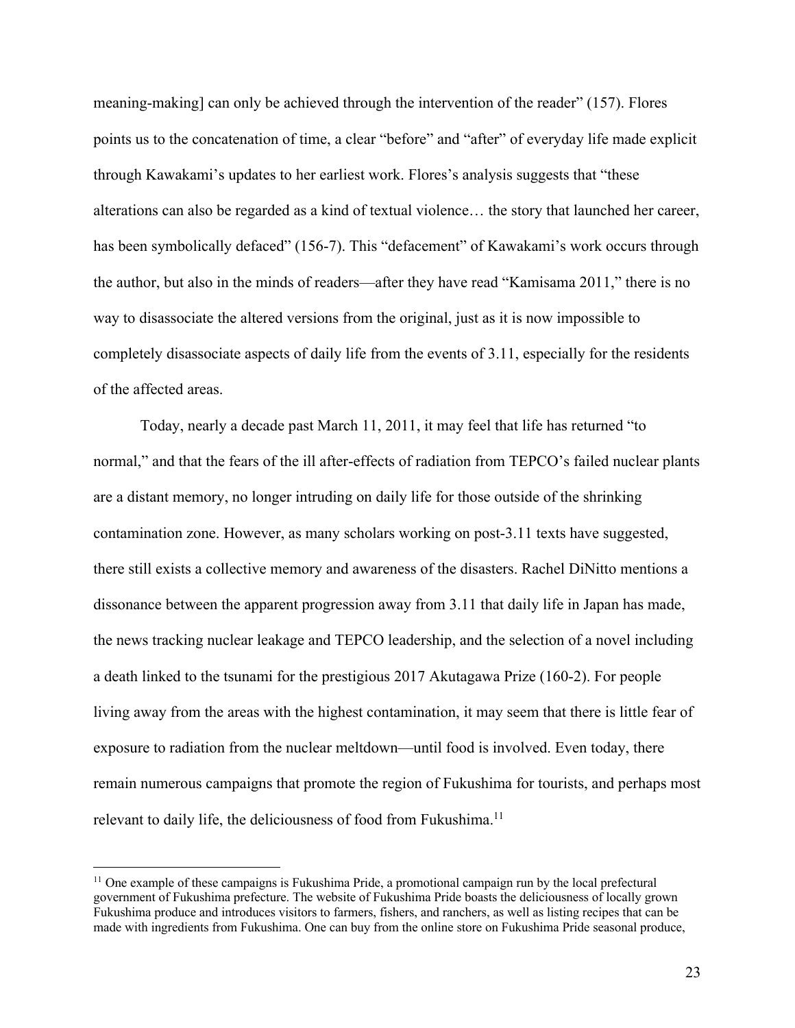meaning-making] can only be achieved through the intervention of the reader" (157). Flores points us to the concatenation of time, a clear "before" and "after" of everyday life made explicit through Kawakami's updates to her earliest work. Flores's analysis suggests that "these alterations can also be regarded as a kind of textual violence… the story that launched her career, has been symbolically defaced" (156-7). This "defacement" of Kawakami's work occurs through the author, but also in the minds of readers—after they have read "Kamisama 2011," there is no way to disassociate the altered versions from the original, just as it is now impossible to completely disassociate aspects of daily life from the events of 3.11, especially for the residents of the affected areas.

Today, nearly a decade past March 11, 2011, it may feel that life has returned "to normal," and that the fears of the ill after-effects of radiation from TEPCO's failed nuclear plants are a distant memory, no longer intruding on daily life for those outside of the shrinking contamination zone. However, as many scholars working on post-3.11 texts have suggested, there still exists a collective memory and awareness of the disasters. Rachel DiNitto mentions a dissonance between the apparent progression away from 3.11 that daily life in Japan has made, the news tracking nuclear leakage and TEPCO leadership, and the selection of a novel including a death linked to the tsunami for the prestigious 2017 Akutagawa Prize (160-2). For people living away from the areas with the highest contamination, it may seem that there is little fear of exposure to radiation from the nuclear meltdown—until food is involved. Even today, there remain numerous campaigns that promote the region of Fukushima for tourists, and perhaps most relevant to daily life, the deliciousness of food from Fukushima.[11]

[11] One example of these campaigns is Fukushima Pride, a promotional campaign run by the local prefectural government of Fukushima prefecture. The website of Fukushima Pride boasts the deliciousness of locally grown Fukushima produce and introduces visitors to farmers, fishers, and ranchers, as well as listing recipes that can be made with ingredients from Fukushima. One can buy from the online store on Fukushima Pride seasonal produce,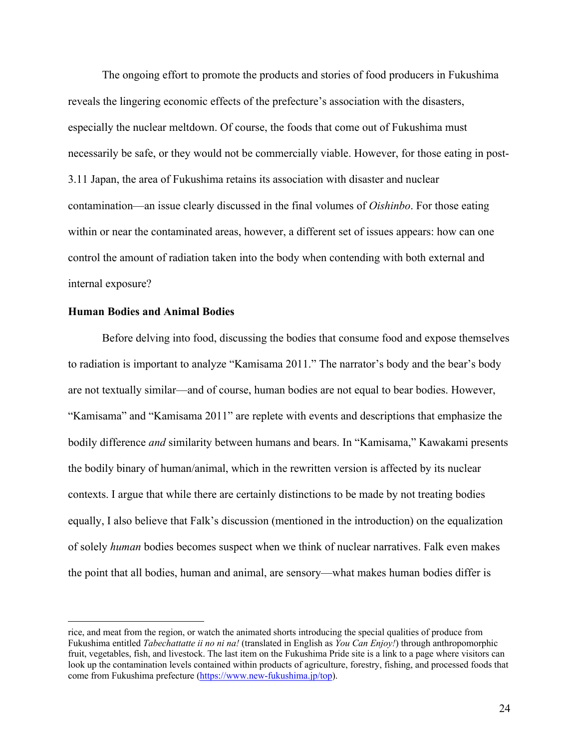The ongoing effort to promote the products and stories of food producers in Fukushima reveals the lingering economic effects of the prefecture's association with the disasters, especially the nuclear meltdown. Of course, the foods that come out of Fukushima must necessarily be safe, or they would not be commercially viable. However, for those eating in post-3.11 Japan, the area of Fukushima retains its association with disaster and nuclear contamination—an issue clearly discussed in the final volumes of *Oishinbo*. For those eating within or near the contaminated areas, however, a different set of issues appears: how can one control the amount of radiation taken into the body when contending with both external and internal exposure?

**Human Bodies and Animal Bodies**

Before delving into food, discussing the bodies that consume food and expose themselves to radiation is important to analyze "Kamisama 2011." The narrator's body and the bear's body are not textually similar—and of course, human bodies are not equal to bear bodies. However, "Kamisama" and "Kamisama 2011" are replete with events and descriptions that emphasize the bodily difference *and* similarity between humans and bears. In "Kamisama," Kawakami presents the bodily binary of human/animal, which in the rewritten version is affected by its nuclear contexts. I argue that while there are certainly distinctions to be made by not treating bodies equally, I also believe that Falk's discussion (mentioned in the introduction) on the equalization of solely *human* bodies becomes suspect when we think of nuclear narratives. Falk even makes the point that all bodies, human and animal, are sensory—what makes human bodies differ is

---

rice, and meat from the region, or watch the animated shorts introducing the special qualities of produce from Fukushima entitled *Tabechattatte ii no ni na!* (translated in English as *You Can Enjoy!*) through anthropomorphic fruit, vegetables, fish, and livestock. The last item on the Fukushima Pride site is a link to a page where visitors can look up the contamination levels contained within products of agriculture, forestry, fishing, and processed foods that come from Fukushima prefecture (https://www.new-fukushima.jp/top).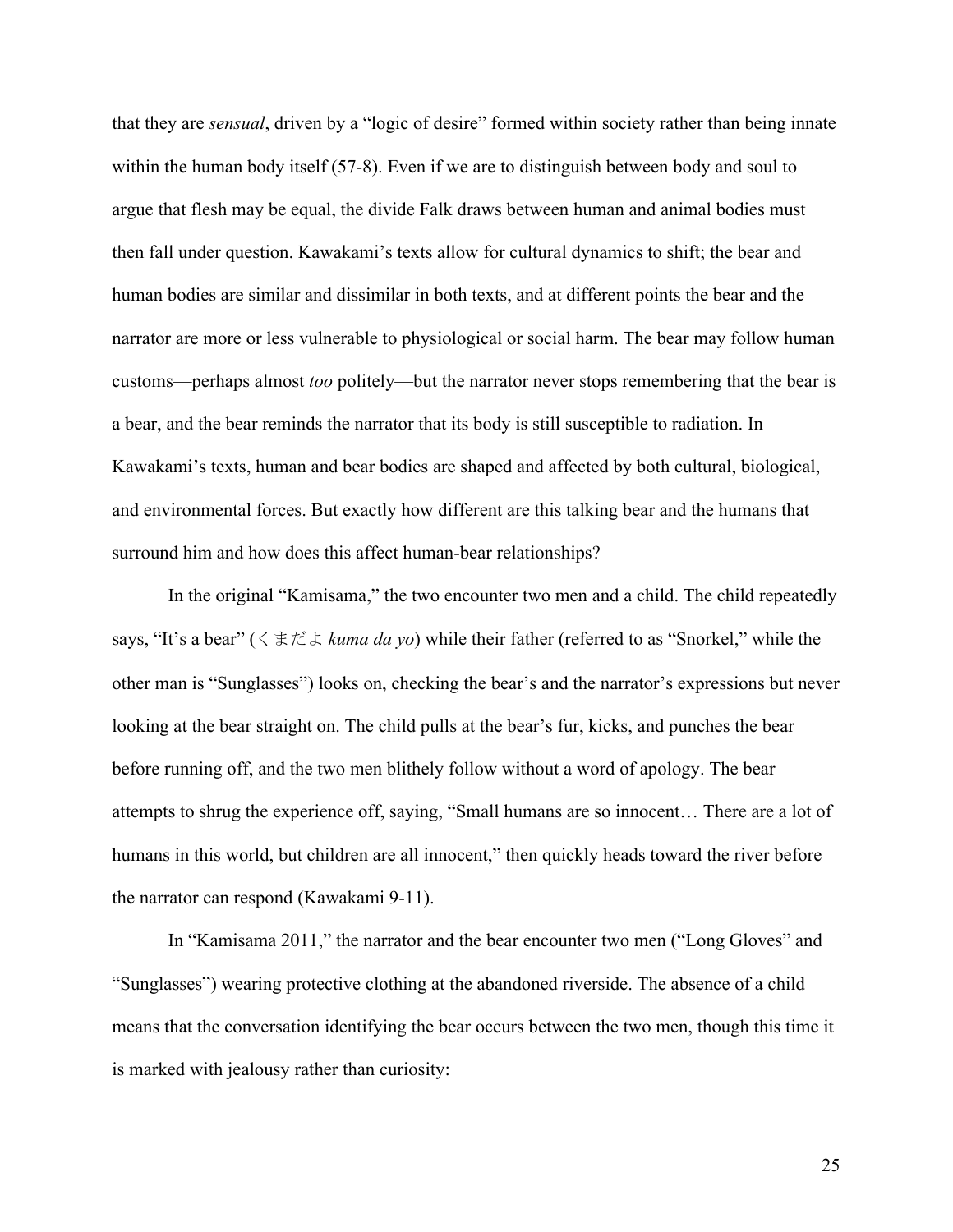that they are *sensual*, driven by a "logic of desire" formed within society rather than being innate within the human body itself (57-8). Even if we are to distinguish between body and soul to argue that flesh may be equal, the divide Falk draws between human and animal bodies must then fall under question. Kawakami's texts allow for cultural dynamics to shift; the bear and human bodies are similar and dissimilar in both texts, and at different points the bear and the narrator are more or less vulnerable to physiological or social harm. The bear may follow human customs—perhaps almost *too* politely—but the narrator never stops remembering that the bear is a bear, and the bear reminds the narrator that its body is still susceptible to radiation. In Kawakami's texts, human and bear bodies are shaped and affected by both cultural, biological, and environmental forces. But exactly how different are this talking bear and the humans that surround him and how does this affect human-bear relationships?

In the original "Kamisama," the two encounter two men and a child. The child repeatedly says, "It's a bear" (くまだよ *kuma da yo*) while their father (referred to as "Snorkel," while the other man is "Sunglasses") looks on, checking the bear's and the narrator's expressions but never looking at the bear straight on. The child pulls at the bear's fur, kicks, and punches the bear before running off, and the two men blithely follow without a word of apology. The bear attempts to shrug the experience off, saying, "Small humans are so innocent… There are a lot of humans in this world, but children are all innocent," then quickly heads toward the river before the narrator can respond (Kawakami 9-11).

In "Kamisama 2011," the narrator and the bear encounter two men ("Long Gloves" and "Sunglasses") wearing protective clothing at the abandoned riverside. The absence of a child means that the conversation identifying the bear occurs between the two men, though this time it is marked with jealousy rather than curiosity: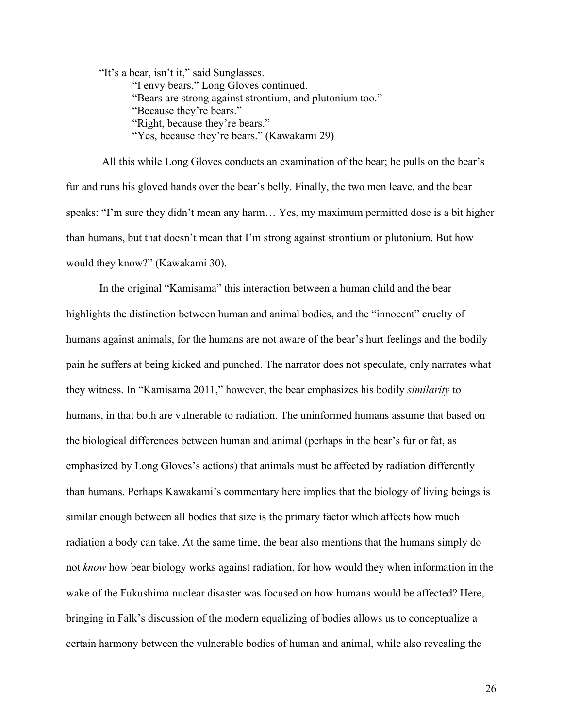> "It's a bear, isn't it," said Sunglasses.
> 
> "I envy bears," Long Gloves continued.
> 
> "Bears are strong against strontium, and plutonium too."
> 
> "Because they're bears."
> 
> "Right, because they're bears."
> 
> "Yes, because they're bears." (Kawakami 29)

All this while Long Gloves conducts an examination of the bear; he pulls on the bear's fur and runs his gloved hands over the bear's belly. Finally, the two men leave, and the bear speaks: "I'm sure they didn't mean any harm… Yes, my maximum permitted dose is a bit higher than humans, but that doesn't mean that I'm strong against strontium or plutonium. But how would they know?" (Kawakami 30).

In the original "Kamisama" this interaction between a human child and the bear highlights the distinction between human and animal bodies, and the "innocent" cruelty of humans against animals, for the humans are not aware of the bear's hurt feelings and the bodily pain he suffers at being kicked and punched. The narrator does not speculate, only narrates what they witness. In "Kamisama 2011," however, the bear emphasizes his bodily *similarity* to humans, in that both are vulnerable to radiation. The uninformed humans assume that based on the biological differences between human and animal (perhaps in the bear's fur or fat, as emphasized by Long Gloves's actions) that animals must be affected by radiation differently than humans. Perhaps Kawakami's commentary here implies that the biology of living beings is similar enough between all bodies that size is the primary factor which affects how much radiation a body can take. At the same time, the bear also mentions that the humans simply do not *know* how bear biology works against radiation, for how would they when information in the wake of the Fukushima nuclear disaster was focused on how humans would be affected? Here, bringing in Falk's discussion of the modern equalizing of bodies allows us to conceptualize a certain harmony between the vulnerable bodies of human and animal, while also revealing the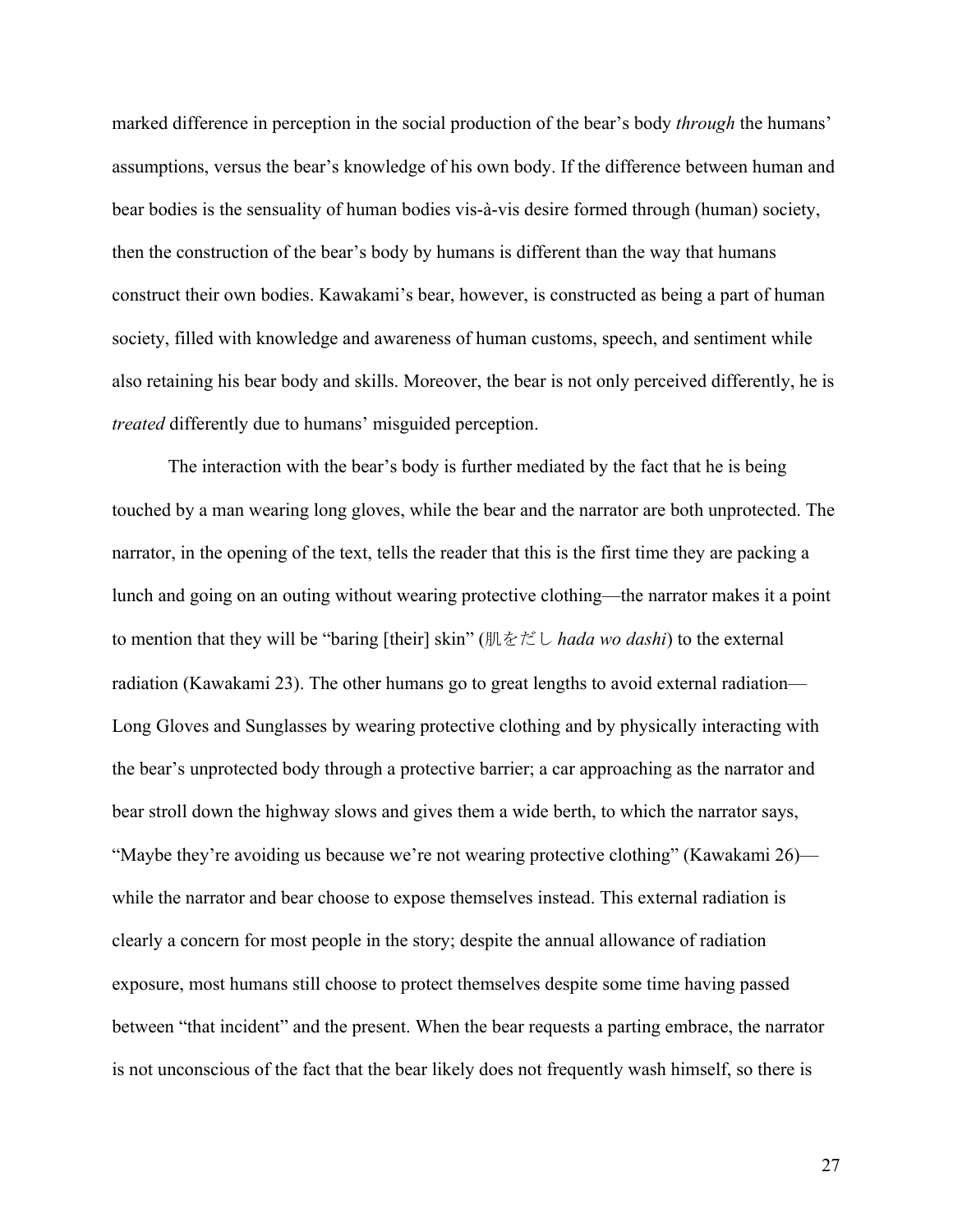marked difference in perception in the social production of the bear's body *through* the humans' assumptions, versus the bear's knowledge of his own body. If the difference between human and bear bodies is the sensuality of human bodies vis-à-vis desire formed through (human) society, then the construction of the bear's body by humans is different than the way that humans construct their own bodies. Kawakami's bear, however, is constructed as being a part of human society, filled with knowledge and awareness of human customs, speech, and sentiment while also retaining his bear body and skills. Moreover, the bear is not only perceived differently, he is *treated* differently due to humans' misguided perception.

The interaction with the bear's body is further mediated by the fact that he is being touched by a man wearing long gloves, while the bear and the narrator are both unprotected. The narrator, in the opening of the text, tells the reader that this is the first time they are packing a lunch and going on an outing without wearing protective clothing—the narrator makes it a point to mention that they will be "baring [their] skin" (肌をだし *hada wo dashi*) to the external radiation (Kawakami 23). The other humans go to great lengths to avoid external radiation—Long Gloves and Sunglasses by wearing protective clothing and by physically interacting with the bear's unprotected body through a protective barrier; a car approaching as the narrator and bear stroll down the highway slows and gives them a wide berth, to which the narrator says, "Maybe they're avoiding us because we're not wearing protective clothing" (Kawakami 26)—while the narrator and bear choose to expose themselves instead. This external radiation is clearly a concern for most people in the story; despite the annual allowance of radiation exposure, most humans still choose to protect themselves despite some time having passed between "that incident" and the present. When the bear requests a parting embrace, the narrator is not unconscious of the fact that the bear likely does not frequently wash himself, so there is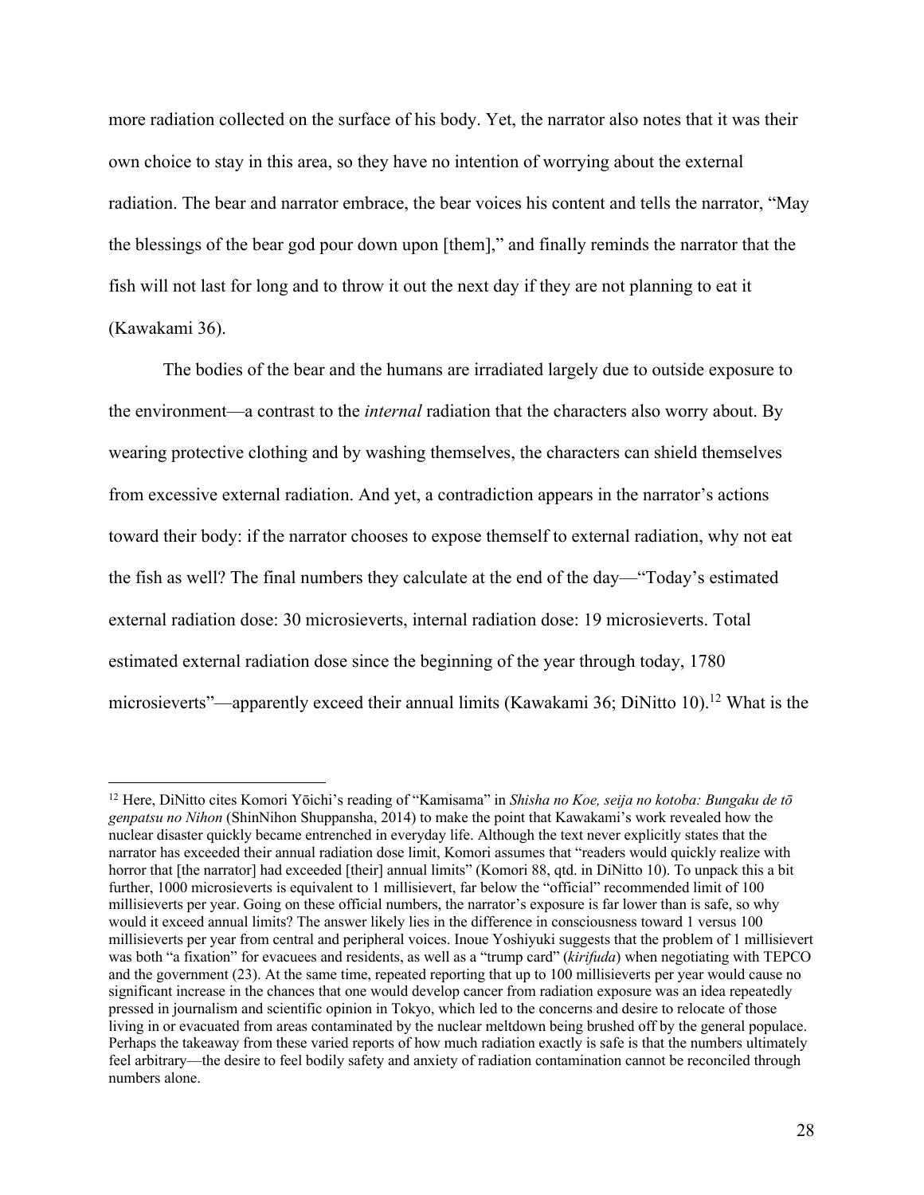more radiation collected on the surface of his body. Yet, the narrator also notes that it was their own choice to stay in this area, so they have no intention of worrying about the external radiation. The bear and narrator embrace, the bear voices his content and tells the narrator, "May the blessings of the bear god pour down upon [them]," and finally reminds the narrator that the fish will not last for long and to throw it out the next day if they are not planning to eat it (Kawakami 36).

The bodies of the bear and the humans are irradiated largely due to outside exposure to the environment—a contrast to the *internal* radiation that the characters also worry about. By wearing protective clothing and by washing themselves, the characters can shield themselves from excessive external radiation. And yet, a contradiction appears in the narrator's actions toward their body: if the narrator chooses to expose themself to external radiation, why not eat the fish as well? The final numbers they calculate at the end of the day—"Today's estimated external radiation dose: 30 microsieverts, internal radiation dose: 19 microsieverts. Total estimated external radiation dose since the beginning of the year through today, 1780 microsieverts"—apparently exceed their annual limits (Kawakami 36; DiNitto 10).[12] What is the

---

[12] Here, DiNitto cites Komori Yōichi's reading of "Kamisama" in *Shisha no Koe, seija no kotoba: Bungaku de tō genpatsu no Nihon* (ShinNihon Shuppansha, 2014) to make the point that Kawakami's work revealed how the nuclear disaster quickly became entrenched in everyday life. Although the text never explicitly states that the narrator has exceeded their annual radiation dose limit, Komori assumes that "readers would quickly realize with horror that [the narrator] had exceeded [their] annual limits" (Komori 88, qtd. in DiNitto 10). To unpack this a bit further, 1000 microsieverts is equivalent to 1 millisievert, far below the "official" recommended limit of 100 millisieverts per year. Going on these official numbers, the narrator's exposure is far lower than is safe, so why would it exceed annual limits? The answer likely lies in the difference in consciousness toward 1 versus 100 millisieverts per year from central and peripheral voices. Inoue Yoshiyuki suggests that the problem of 1 millisievert was both "a fixation" for evacuees and residents, as well as a "trump card" (*kirifuda*) when negotiating with TEPCO and the government (23). At the same time, repeated reporting that up to 100 millisieverts per year would cause no significant increase in the chances that one would develop cancer from radiation exposure was an idea repeatedly pressed in journalism and scientific opinion in Tokyo, which led to the concerns and desire to relocate of those living in or evacuated from areas contaminated by the nuclear meltdown being brushed off by the general populace. Perhaps the takeaway from these varied reports of how much radiation exactly is safe is that the numbers ultimately feel arbitrary—the desire to feel bodily safety and anxiety of radiation contamination cannot be reconciled through numbers alone.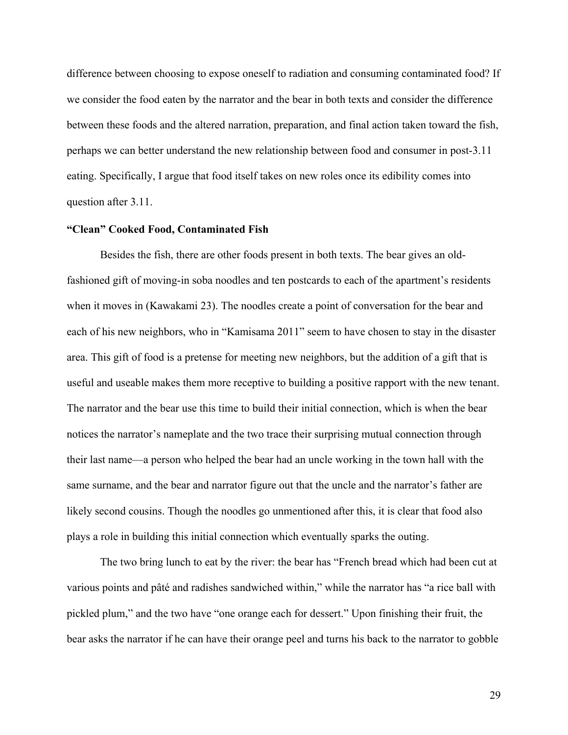difference between choosing to expose oneself to radiation and consuming contaminated food? If we consider the food eaten by the narrator and the bear in both texts and consider the difference between these foods and the altered narration, preparation, and final action taken toward the fish, perhaps we can better understand the new relationship between food and consumer in post-3.11 eating. Specifically, I argue that food itself takes on new roles once its edibility comes into question after 3.11.

### "Clean" Cooked Food, Contaminated Fish

Besides the fish, there are other foods present in both texts. The bear gives an old-fashioned gift of moving-in soba noodles and ten postcards to each of the apartment's residents when it moves in (Kawakami 23). The noodles create a point of conversation for the bear and each of his new neighbors, who in "Kamisama 2011" seem to have chosen to stay in the disaster area. This gift of food is a pretense for meeting new neighbors, but the addition of a gift that is useful and useable makes them more receptive to building a positive rapport with the new tenant. The narrator and the bear use this time to build their initial connection, which is when the bear notices the narrator's nameplate and the two trace their surprising mutual connection through their last name—a person who helped the bear had an uncle working in the town hall with the same surname, and the bear and narrator figure out that the uncle and the narrator's father are likely second cousins. Though the noodles go unmentioned after this, it is clear that food also plays a role in building this initial connection which eventually sparks the outing.

The two bring lunch to eat by the river: the bear has "French bread which had been cut at various points and pâté and radishes sandwiched within," while the narrator has "a rice ball with pickled plum," and the two have "one orange each for dessert." Upon finishing their fruit, the bear asks the narrator if he can have their orange peel and turns his back to the narrator to gobble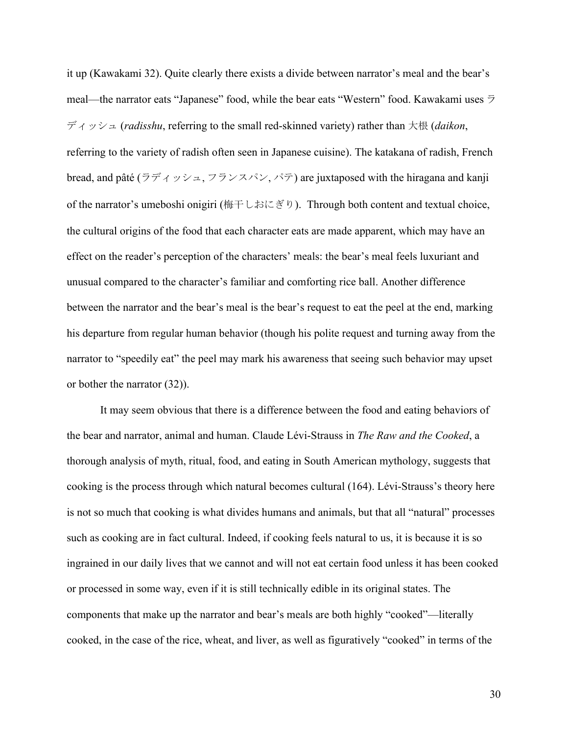it up (Kawakami 32). Quite clearly there exists a divide between narrator's meal and the bear's meal—the narrator eats "Japanese" food, while the bear eats "Western" food. Kawakami uses ラディッシュ (*radisshu*, referring to the small red-skinned variety) rather than 大根 (*daikon*, referring to the variety of radish often seen in Japanese cuisine). The katakana of radish, French bread, and pâté (ラディッシュ, フランスパン, パテ) are juxtaposed with the hiragana and kanji of the narrator's umeboshi onigiri (梅干しおにぎり). Through both content and textual choice, the cultural origins of the food that each character eats are made apparent, which may have an effect on the reader's perception of the characters' meals: the bear's meal feels luxuriant and unusual compared to the character's familiar and comforting rice ball. Another difference between the narrator and the bear's meal is the bear's request to eat the peel at the end, marking his departure from regular human behavior (though his polite request and turning away from the narrator to "speedily eat" the peel may mark his awareness that seeing such behavior may upset or bother the narrator (32)).

It may seem obvious that there is a difference between the food and eating behaviors of the bear and narrator, animal and human. Claude Lévi-Strauss in *The Raw and the Cooked*, a thorough analysis of myth, ritual, food, and eating in South American mythology, suggests that cooking is the process through which natural becomes cultural (164). Lévi-Strauss's theory here is not so much that cooking is what divides humans and animals, but that all "natural" processes such as cooking are in fact cultural. Indeed, if cooking feels natural to us, it is because it is so ingrained in our daily lives that we cannot and will not eat certain food unless it has been cooked or processed in some way, even if it is still technically edible in its original states. The components that make up the narrator and bear's meals are both highly "cooked"—literally cooked, in the case of the rice, wheat, and liver, as well as figuratively "cooked" in terms of the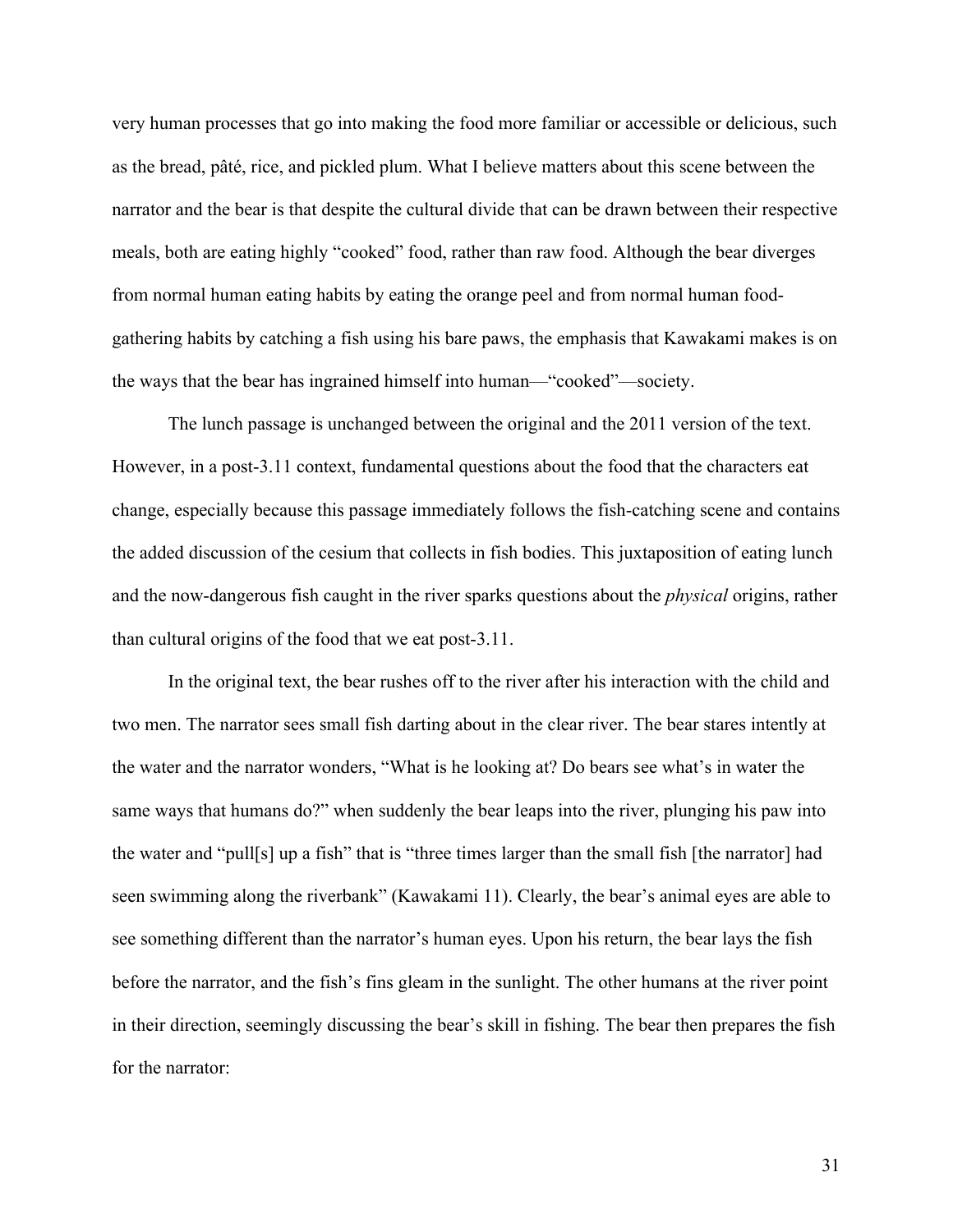very human processes that go into making the food more familiar or accessible or delicious, such as the bread, pâté, rice, and pickled plum. What I believe matters about this scene between the narrator and the bear is that despite the cultural divide that can be drawn between their respective meals, both are eating highly "cooked" food, rather than raw food. Although the bear diverges from normal human eating habits by eating the orange peel and from normal human food-gathering habits by catching a fish using his bare paws, the emphasis that Kawakami makes is on the ways that the bear has ingrained himself into human—"cooked"—society.

The lunch passage is unchanged between the original and the 2011 version of the text. However, in a post-3.11 context, fundamental questions about the food that the characters eat change, especially because this passage immediately follows the fish-catching scene and contains the added discussion of the cesium that collects in fish bodies. This juxtaposition of eating lunch and the now-dangerous fish caught in the river sparks questions about the *physical* origins, rather than cultural origins of the food that we eat post-3.11.

In the original text, the bear rushes off to the river after his interaction with the child and two men. The narrator sees small fish darting about in the clear river. The bear stares intently at the water and the narrator wonders, "What is he looking at? Do bears see what's in water the same ways that humans do?" when suddenly the bear leaps into the river, plunging his paw into the water and "pull[s] up a fish" that is "three times larger than the small fish [the narrator] had seen swimming along the riverbank" (Kawakami 11). Clearly, the bear's animal eyes are able to see something different than the narrator's human eyes. Upon his return, the bear lays the fish before the narrator, and the fish's fins gleam in the sunlight. The other humans at the river point in their direction, seemingly discussing the bear's skill in fishing. The bear then prepares the fish for the narrator: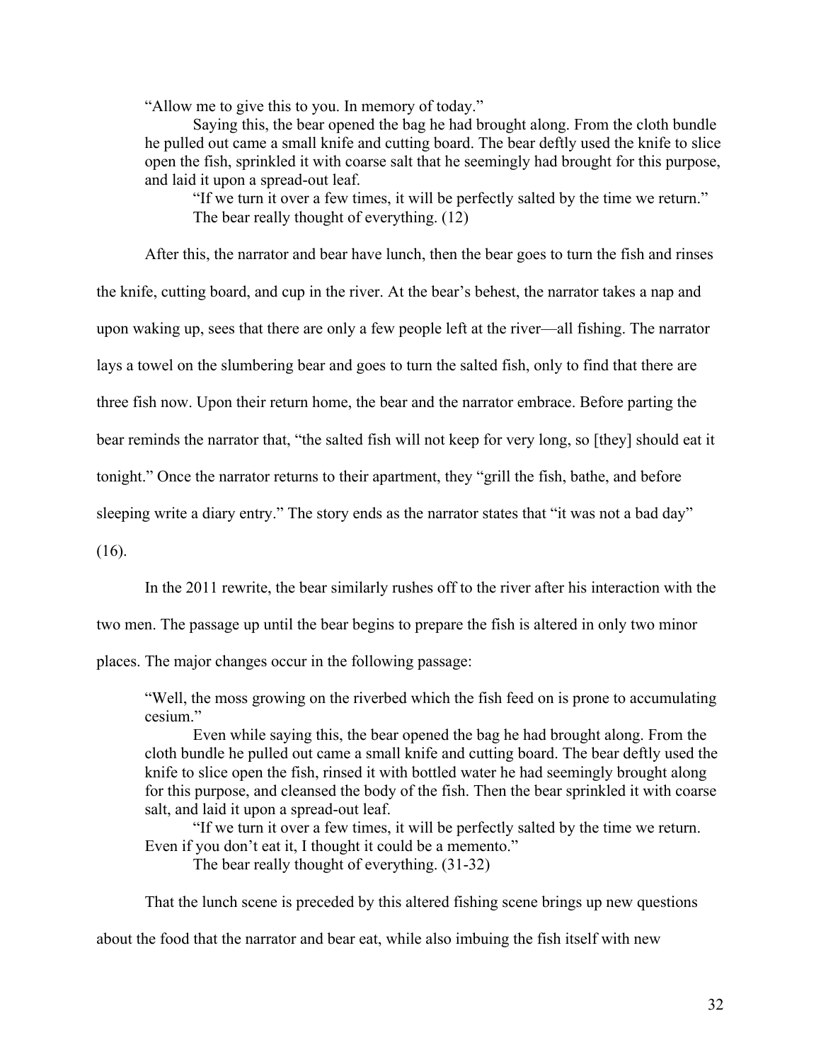> "Allow me to give this to you. In memory of today."
>
> Saying this, the bear opened the bag he had brought along. From the cloth bundle he pulled out came a small knife and cutting board. The bear deftly used the knife to slice open the fish, sprinkled it with coarse salt that he seemingly had brought for this purpose, and laid it upon a spread-out leaf.
>
> "If we turn it over a few times, it will be perfectly salted by the time we return."
>
> The bear really thought of everything. (12)

After this, the narrator and bear have lunch, then the bear goes to turn the fish and rinses the knife, cutting board, and cup in the river. At the bear's behest, the narrator takes a nap and upon waking up, sees that there are only a few people left at the river—all fishing. The narrator lays a towel on the slumbering bear and goes to turn the salted fish, only to find that there are three fish now. Upon their return home, the bear and the narrator embrace. Before parting the bear reminds the narrator that, "the salted fish will not keep for very long, so [they] should eat it tonight." Once the narrator returns to their apartment, they "grill the fish, bathe, and before sleeping write a diary entry." The story ends as the narrator states that "it was not a bad day" (16).

In the 2011 rewrite, the bear similarly rushes off to the river after his interaction with the two men. The passage up until the bear begins to prepare the fish is altered in only two minor places. The major changes occur in the following passage:

> "Well, the moss growing on the riverbed which the fish feed on is prone to accumulating cesium."
>
> Even while saying this, the bear opened the bag he had brought along. From the cloth bundle he pulled out came a small knife and cutting board. The bear deftly used the knife to slice open the fish, rinsed it with bottled water he had seemingly brought along for this purpose, and cleansed the body of the fish. Then the bear sprinkled it with coarse salt, and laid it upon a spread-out leaf.
>
> "If we turn it over a few times, it will be perfectly salted by the time we return. Even if you don't eat it, I thought it could be a memento."
>
> The bear really thought of everything. (31-32)

That the lunch scene is preceded by this altered fishing scene brings up new questions about the food that the narrator and bear eat, while also imbuing the fish itself with new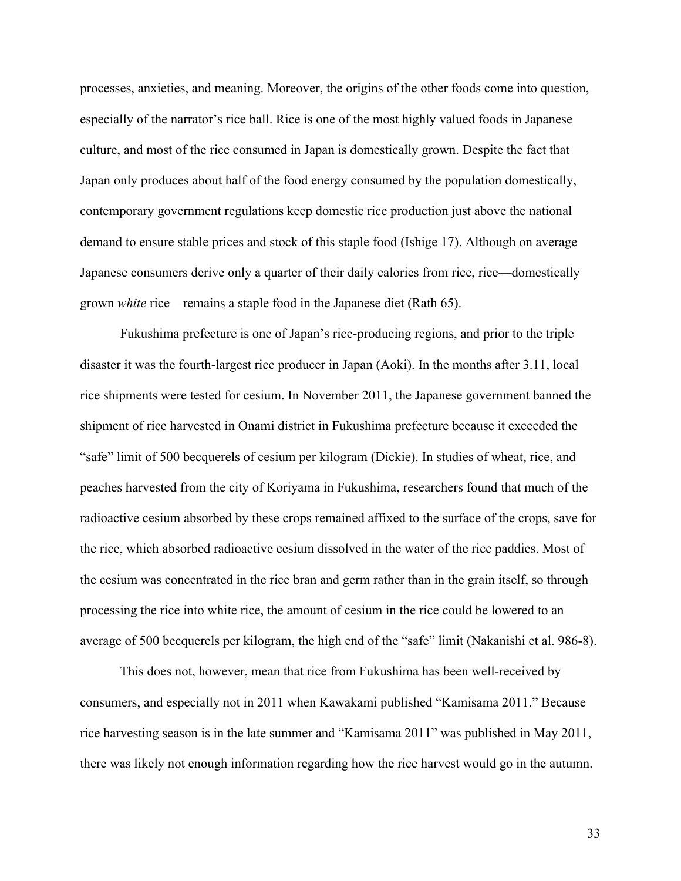processes, anxieties, and meaning. Moreover, the origins of the other foods come into question, especially of the narrator's rice ball. Rice is one of the most highly valued foods in Japanese culture, and most of the rice consumed in Japan is domestically grown. Despite the fact that Japan only produces about half of the food energy consumed by the population domestically, contemporary government regulations keep domestic rice production just above the national demand to ensure stable prices and stock of this staple food (Ishige 17). Although on average Japanese consumers derive only a quarter of their daily calories from rice, rice—domestically grown *white* rice—remains a staple food in the Japanese diet (Rath 65).

Fukushima prefecture is one of Japan's rice-producing regions, and prior to the triple disaster it was the fourth-largest rice producer in Japan (Aoki). In the months after 3.11, local rice shipments were tested for cesium. In November 2011, the Japanese government banned the shipment of rice harvested in Onami district in Fukushima prefecture because it exceeded the "safe" limit of 500 becquerels of cesium per kilogram (Dickie). In studies of wheat, rice, and peaches harvested from the city of Koriyama in Fukushima, researchers found that much of the radioactive cesium absorbed by these crops remained affixed to the surface of the crops, save for the rice, which absorbed radioactive cesium dissolved in the water of the rice paddies. Most of the cesium was concentrated in the rice bran and germ rather than in the grain itself, so through processing the rice into white rice, the amount of cesium in the rice could be lowered to an average of 500 becquerels per kilogram, the high end of the "safe" limit (Nakanishi et al. 986-8).

This does not, however, mean that rice from Fukushima has been well-received by consumers, and especially not in 2011 when Kawakami published "Kamisama 2011." Because rice harvesting season is in the late summer and "Kamisama 2011" was published in May 2011, there was likely not enough information regarding how the rice harvest would go in the autumn.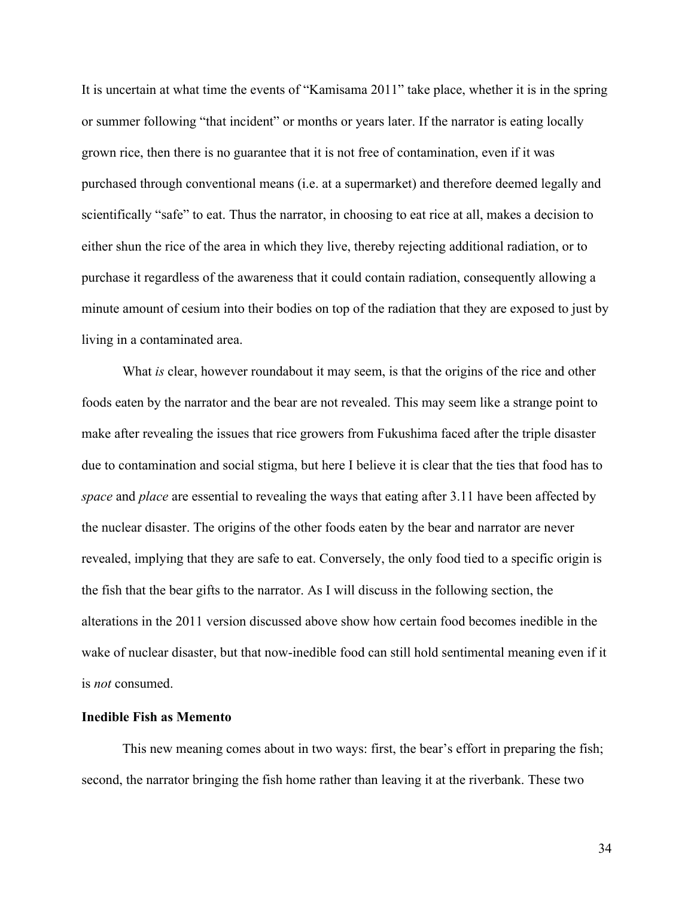It is uncertain at what time the events of "Kamisama 2011" take place, whether it is in the spring or summer following "that incident" or months or years later. If the narrator is eating locally grown rice, then there is no guarantee that it is not free of contamination, even if it was purchased through conventional means (i.e. at a supermarket) and therefore deemed legally and scientifically "safe" to eat. Thus the narrator, in choosing to eat rice at all, makes a decision to either shun the rice of the area in which they live, thereby rejecting additional radiation, or to purchase it regardless of the awareness that it could contain radiation, consequently allowing a minute amount of cesium into their bodies on top of the radiation that they are exposed to just by living in a contaminated area.

What *is* clear, however roundabout it may seem, is that the origins of the rice and other foods eaten by the narrator and the bear are not revealed. This may seem like a strange point to make after revealing the issues that rice growers from Fukushima faced after the triple disaster due to contamination and social stigma, but here I believe it is clear that the ties that food has to *space* and *place* are essential to revealing the ways that eating after 3.11 have been affected by the nuclear disaster. The origins of the other foods eaten by the bear and narrator are never revealed, implying that they are safe to eat. Conversely, the only food tied to a specific origin is the fish that the bear gifts to the narrator. As I will discuss in the following section, the alterations in the 2011 version discussed above show how certain food becomes inedible in the wake of nuclear disaster, but that now-inedible food can still hold sentimental meaning even if it is *not* consumed.

### Inedible Fish as Memento

This new meaning comes about in two ways: first, the bear's effort in preparing the fish; second, the narrator bringing the fish home rather than leaving it at the riverbank. These two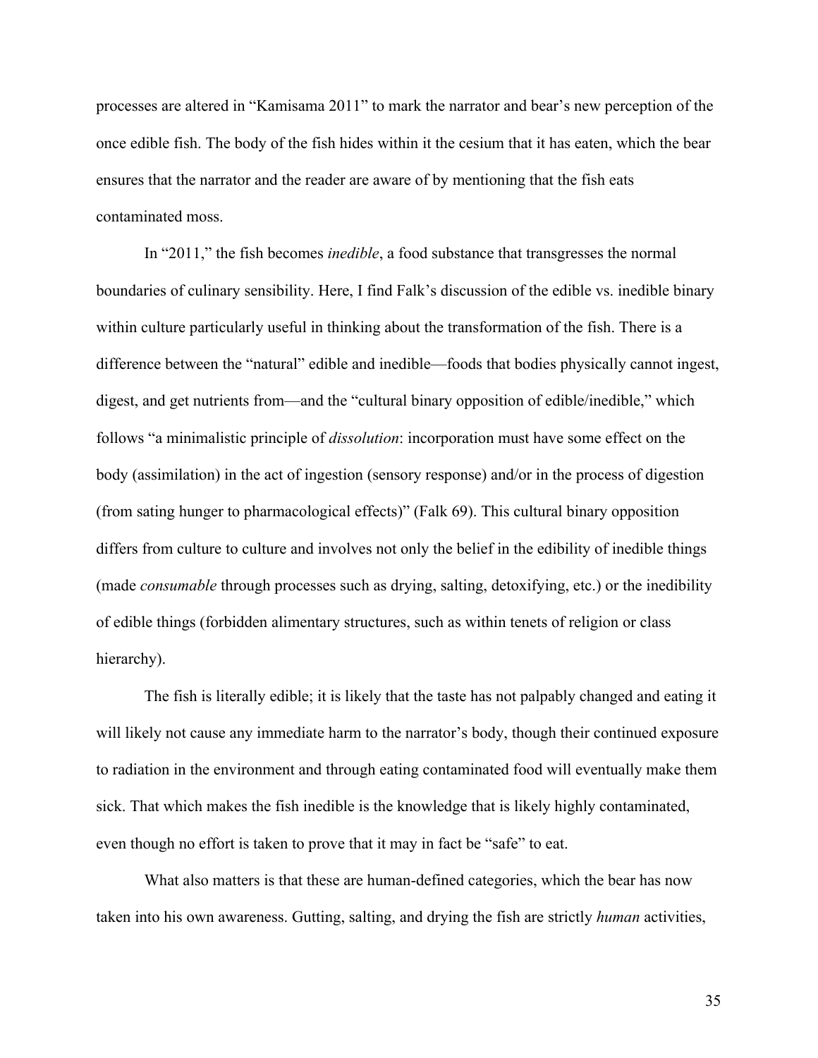processes are altered in "Kamisama 2011" to mark the narrator and bear's new perception of the once edible fish. The body of the fish hides within it the cesium that it has eaten, which the bear ensures that the narrator and the reader are aware of by mentioning that the fish eats contaminated moss.

In "2011," the fish becomes *inedible*, a food substance that transgresses the normal boundaries of culinary sensibility. Here, I find Falk's discussion of the edible vs. inedible binary within culture particularly useful in thinking about the transformation of the fish. There is a difference between the "natural" edible and inedible—foods that bodies physically cannot ingest, digest, and get nutrients from—and the "cultural binary opposition of edible/inedible," which follows "a minimalistic principle of *dissolution*: incorporation must have some effect on the body (assimilation) in the act of ingestion (sensory response) and/or in the process of digestion (from sating hunger to pharmacological effects)" (Falk 69). This cultural binary opposition differs from culture to culture and involves not only the belief in the edibility of inedible things (made *consumable* through processes such as drying, salting, detoxifying, etc.) or the inedibility of edible things (forbidden alimentary structures, such as within tenets of religion or class hierarchy).

The fish is literally edible; it is likely that the taste has not palpably changed and eating it will likely not cause any immediate harm to the narrator's body, though their continued exposure to radiation in the environment and through eating contaminated food will eventually make them sick. That which makes the fish inedible is the knowledge that is likely highly contaminated, even though no effort is taken to prove that it may in fact be "safe" to eat.

What also matters is that these are human-defined categories, which the bear has now taken into his own awareness. Gutting, salting, and drying the fish are strictly *human* activities,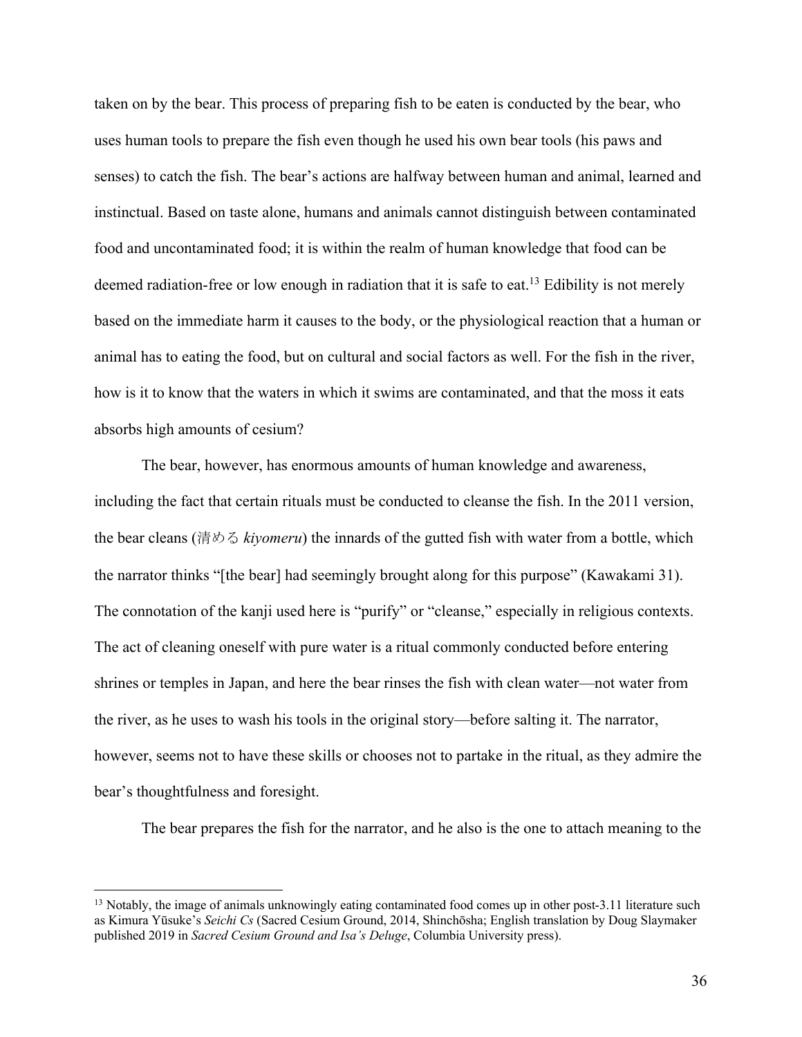taken on by the bear. This process of preparing fish to be eaten is conducted by the bear, who uses human tools to prepare the fish even though he used his own bear tools (his paws and senses) to catch the fish. The bear's actions are halfway between human and animal, learned and instinctual. Based on taste alone, humans and animals cannot distinguish between contaminated food and uncontaminated food; it is within the realm of human knowledge that food can be deemed radiation-free or low enough in radiation that it is safe to eat.[13] Edibility is not merely based on the immediate harm it causes to the body, or the physiological reaction that a human or animal has to eating the food, but on cultural and social factors as well. For the fish in the river, how is it to know that the waters in which it swims are contaminated, and that the moss it eats absorbs high amounts of cesium?

The bear, however, has enormous amounts of human knowledge and awareness, including the fact that certain rituals must be conducted to cleanse the fish. In the 2011 version, the bear cleans (清める *kiyomeru*) the innards of the gutted fish with water from a bottle, which the narrator thinks "[the bear] had seemingly brought along for this purpose" (Kawakami 31). The connotation of the kanji used here is "purify" or "cleanse," especially in religious contexts. The act of cleaning oneself with pure water is a ritual commonly conducted before entering shrines or temples in Japan, and here the bear rinses the fish with clean water—not water from the river, as he uses to wash his tools in the original story—before salting it. The narrator, however, seems not to have these skills or chooses not to partake in the ritual, as they admire the bear's thoughtfulness and foresight.

The bear prepares the fish for the narrator, and he also is the one to attach meaning to the

---

[13] Notably, the image of animals unknowingly eating contaminated food comes up in other post-3.11 literature such as Kimura Yūsuke's *Seichi Cs* (Sacred Cesium Ground, 2014, Shinchōsha; English translation by Doug Slaymaker published 2019 in *Sacred Cesium Ground and Isa's Deluge*, Columbia University press).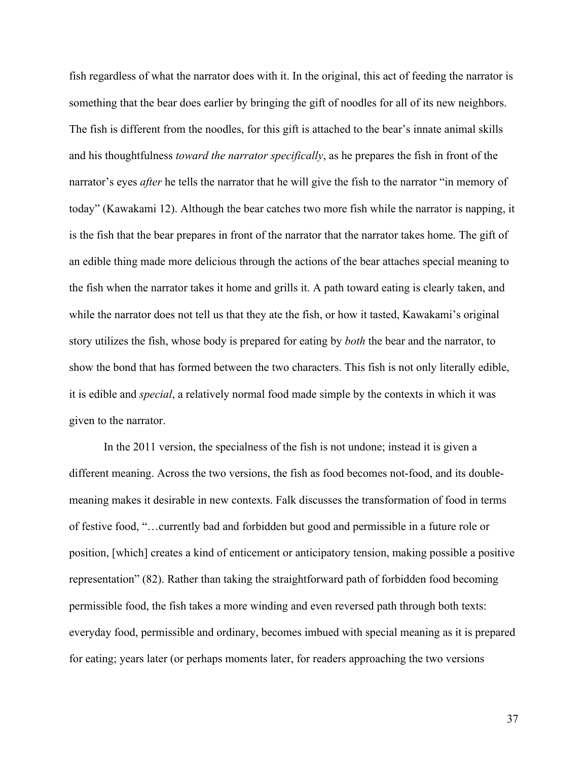fish regardless of what the narrator does with it. In the original, this act of feeding the narrator is something that the bear does earlier by bringing the gift of noodles for all of its new neighbors. The fish is different from the noodles, for this gift is attached to the bear's innate animal skills and his thoughtfulness *toward the narrator specifically*, as he prepares the fish in front of the narrator's eyes *after* he tells the narrator that he will give the fish to the narrator "in memory of today" (Kawakami 12). Although the bear catches two more fish while the narrator is napping, it is the fish that the bear prepares in front of the narrator that the narrator takes home. The gift of an edible thing made more delicious through the actions of the bear attaches special meaning to the fish when the narrator takes it home and grills it. A path toward eating is clearly taken, and while the narrator does not tell us that they ate the fish, or how it tasted, Kawakami's original story utilizes the fish, whose body is prepared for eating by *both* the bear and the narrator, to show the bond that has formed between the two characters. This fish is not only literally edible, it is edible and *special*, a relatively normal food made simple by the contexts in which it was given to the narrator.

In the 2011 version, the specialness of the fish is not undone; instead it is given a different meaning. Across the two versions, the fish as food becomes not-food, and its double-meaning makes it desirable in new contexts. Falk discusses the transformation of food in terms of festive food, "…currently bad and forbidden but good and permissible in a future role or position, [which] creates a kind of enticement or anticipatory tension, making possible a positive representation" (82). Rather than taking the straightforward path of forbidden food becoming permissible food, the fish takes a more winding and even reversed path through both texts: everyday food, permissible and ordinary, becomes imbued with special meaning as it is prepared for eating; years later (or perhaps moments later, for readers approaching the two versions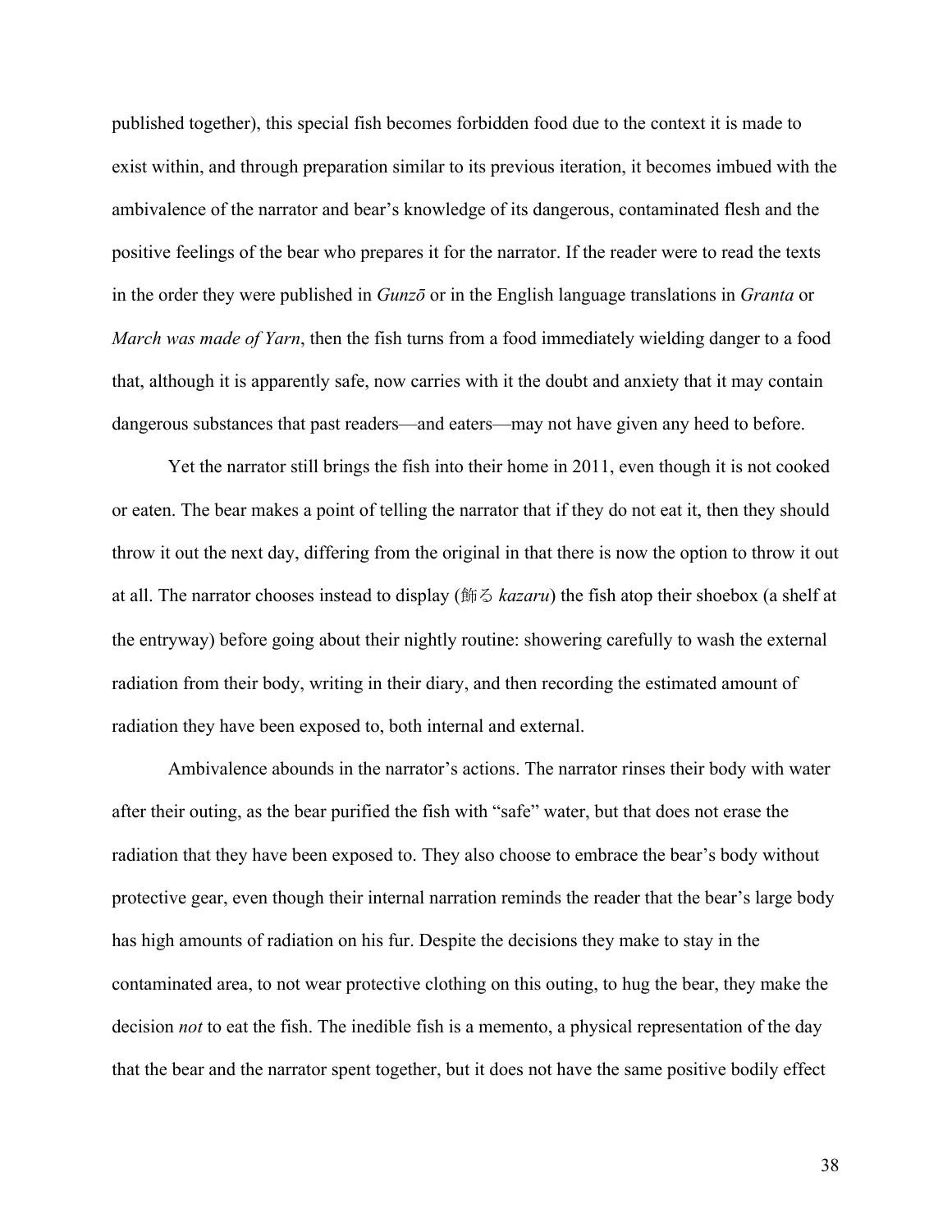published together), this special fish becomes forbidden food due to the context it is made to exist within, and through preparation similar to its previous iteration, it becomes imbued with the ambivalence of the narrator and bear's knowledge of its dangerous, contaminated flesh and the positive feelings of the bear who prepares it for the narrator. If the reader were to read the texts in the order they were published in *Gunzō* or in the English language translations in *Granta* or *March was made of Yarn*, then the fish turns from a food immediately wielding danger to a food that, although it is apparently safe, now carries with it the doubt and anxiety that it may contain dangerous substances that past readers—and eaters—may not have given any heed to before.

Yet the narrator still brings the fish into their home in 2011, even though it is not cooked or eaten. The bear makes a point of telling the narrator that if they do not eat it, then they should throw it out the next day, differing from the original in that there is now the option to throw it out at all. The narrator chooses instead to display (飾る *kazaru*) the fish atop their shoebox (a shelf at the entryway) before going about their nightly routine: showering carefully to wash the external radiation from their body, writing in their diary, and then recording the estimated amount of radiation they have been exposed to, both internal and external.

Ambivalence abounds in the narrator's actions. The narrator rinses their body with water after their outing, as the bear purified the fish with "safe" water, but that does not erase the radiation that they have been exposed to. They also choose to embrace the bear's body without protective gear, even though their internal narration reminds the reader that the bear's large body has high amounts of radiation on his fur. Despite the decisions they make to stay in the contaminated area, to not wear protective clothing on this outing, to hug the bear, they make the decision *not* to eat the fish. The inedible fish is a memento, a physical representation of the day that the bear and the narrator spent together, but it does not have the same positive bodily effect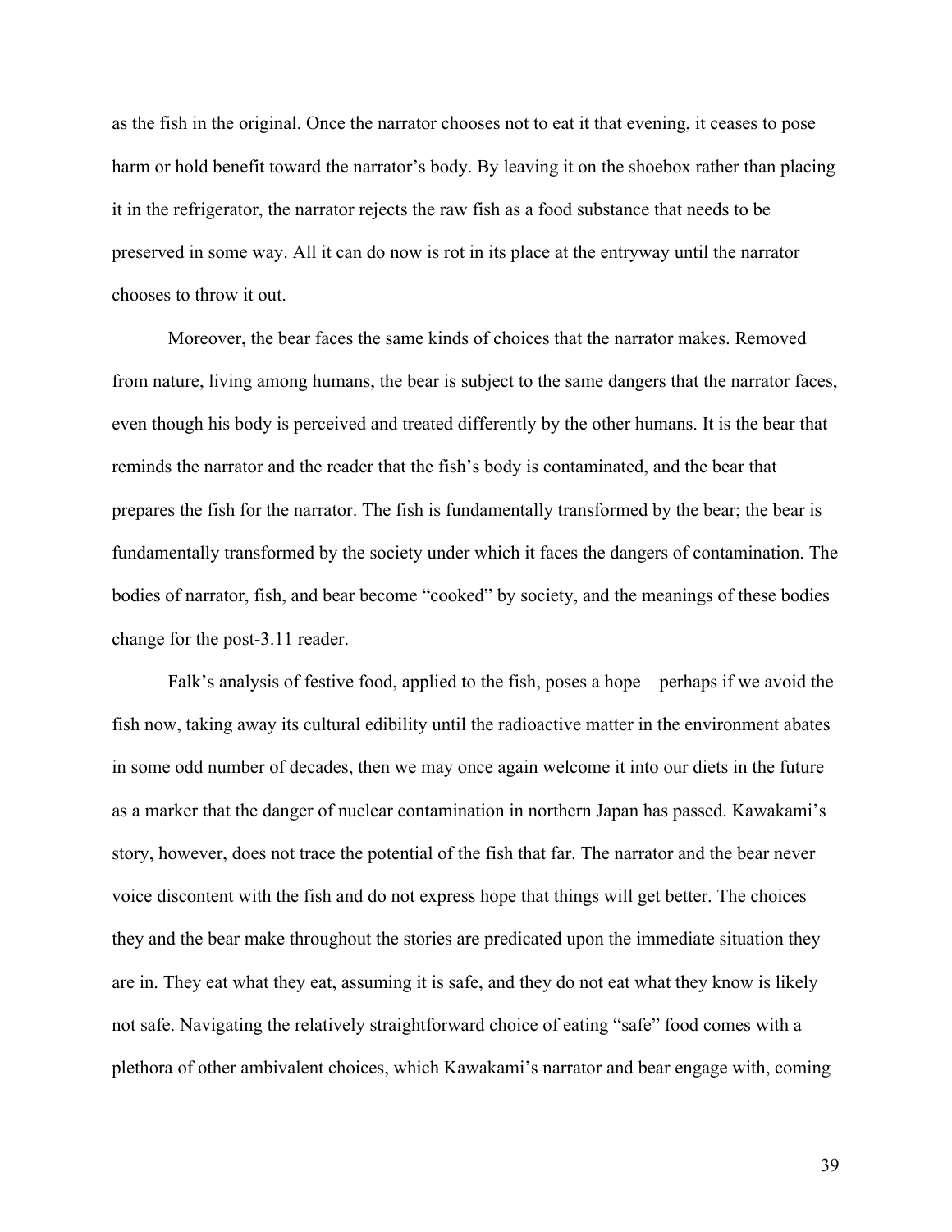as the fish in the original. Once the narrator chooses not to eat it that evening, it ceases to pose harm or hold benefit toward the narrator's body. By leaving it on the shoebox rather than placing it in the refrigerator, the narrator rejects the raw fish as a food substance that needs to be preserved in some way. All it can do now is rot in its place at the entryway until the narrator chooses to throw it out.

Moreover, the bear faces the same kinds of choices that the narrator makes. Removed from nature, living among humans, the bear is subject to the same dangers that the narrator faces, even though his body is perceived and treated differently by the other humans. It is the bear that reminds the narrator and the reader that the fish's body is contaminated, and the bear that prepares the fish for the narrator. The fish is fundamentally transformed by the bear; the bear is fundamentally transformed by the society under which it faces the dangers of contamination. The bodies of narrator, fish, and bear become "cooked" by society, and the meanings of these bodies change for the post-3.11 reader.

Falk's analysis of festive food, applied to the fish, poses a hope—perhaps if we avoid the fish now, taking away its cultural edibility until the radioactive matter in the environment abates in some odd number of decades, then we may once again welcome it into our diets in the future as a marker that the danger of nuclear contamination in northern Japan has passed. Kawakami's story, however, does not trace the potential of the fish that far. The narrator and the bear never voice discontent with the fish and do not express hope that things will get better. The choices they and the bear make throughout the stories are predicated upon the immediate situation they are in. They eat what they eat, assuming it is safe, and they do not eat what they know is likely not safe. Navigating the relatively straightforward choice of eating "safe" food comes with a plethora of other ambivalent choices, which Kawakami's narrator and bear engage with, coming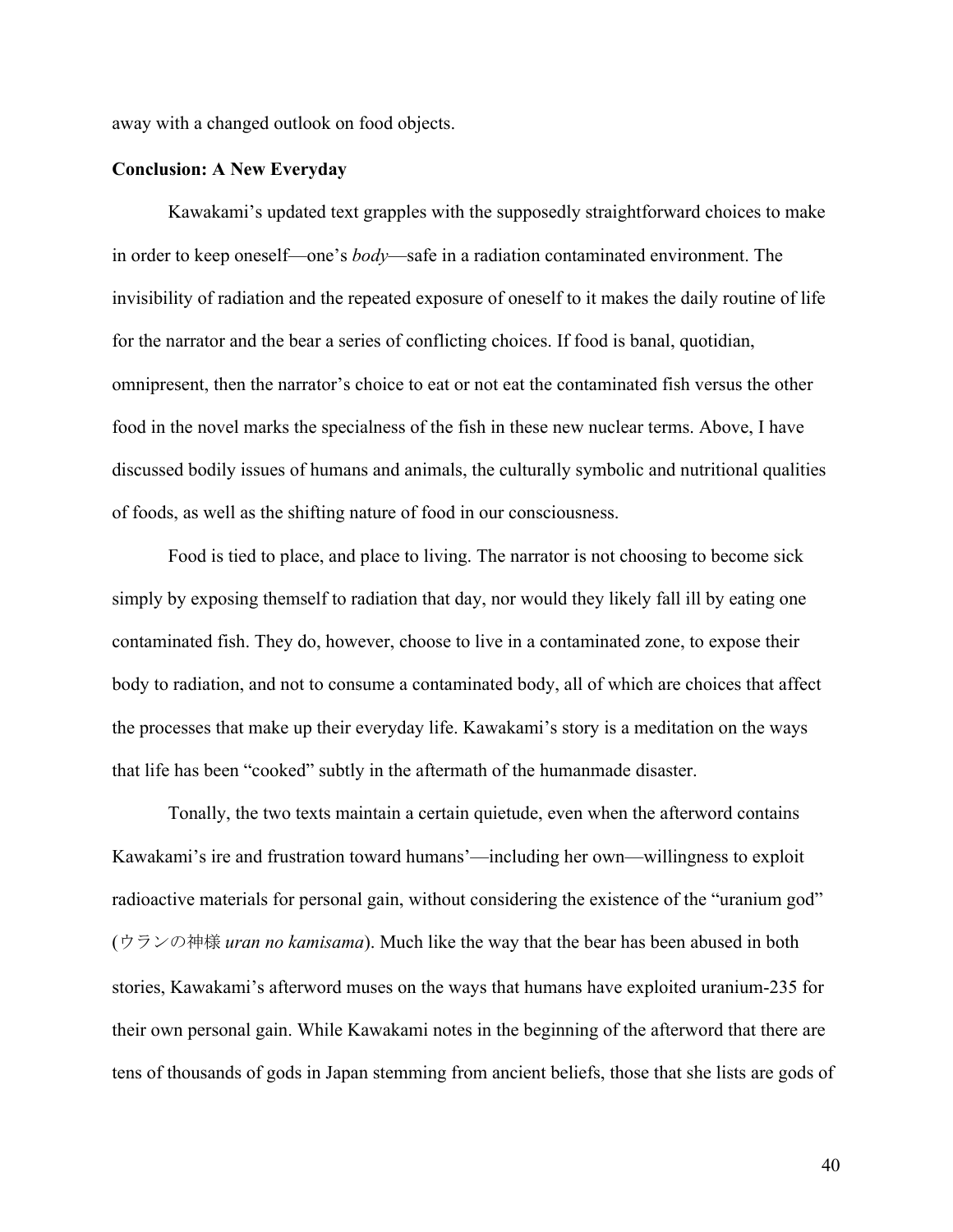away with a changed outlook on food objects.

**Conclusion: A New Everyday**

Kawakami's updated text grapples with the supposedly straightforward choices to make in order to keep oneself—one's *body*—safe in a radiation contaminated environment. The invisibility of radiation and the repeated exposure of oneself to it makes the daily routine of life for the narrator and the bear a series of conflicting choices. If food is banal, quotidian, omnipresent, then the narrator's choice to eat or not eat the contaminated fish versus the other food in the novel marks the specialness of the fish in these new nuclear terms. Above, I have discussed bodily issues of humans and animals, the culturally symbolic and nutritional qualities of foods, as well as the shifting nature of food in our consciousness.

Food is tied to place, and place to living. The narrator is not choosing to become sick simply by exposing themself to radiation that day, nor would they likely fall ill by eating one contaminated fish. They do, however, choose to live in a contaminated zone, to expose their body to radiation, and not to consume a contaminated body, all of which are choices that affect the processes that make up their everyday life. Kawakami's story is a meditation on the ways that life has been "cooked" subtly in the aftermath of the humanmade disaster.

Tonally, the two texts maintain a certain quietude, even when the afterword contains Kawakami's ire and frustration toward humans'—including her own—willingness to exploit radioactive materials for personal gain, without considering the existence of the "uranium god" (ウランの神様 *uran no kamisama*). Much like the way that the bear has been abused in both stories, Kawakami's afterword muses on the ways that humans have exploited uranium-235 for their own personal gain. While Kawakami notes in the beginning of the afterword that there are tens of thousands of gods in Japan stemming from ancient beliefs, those that she lists are gods of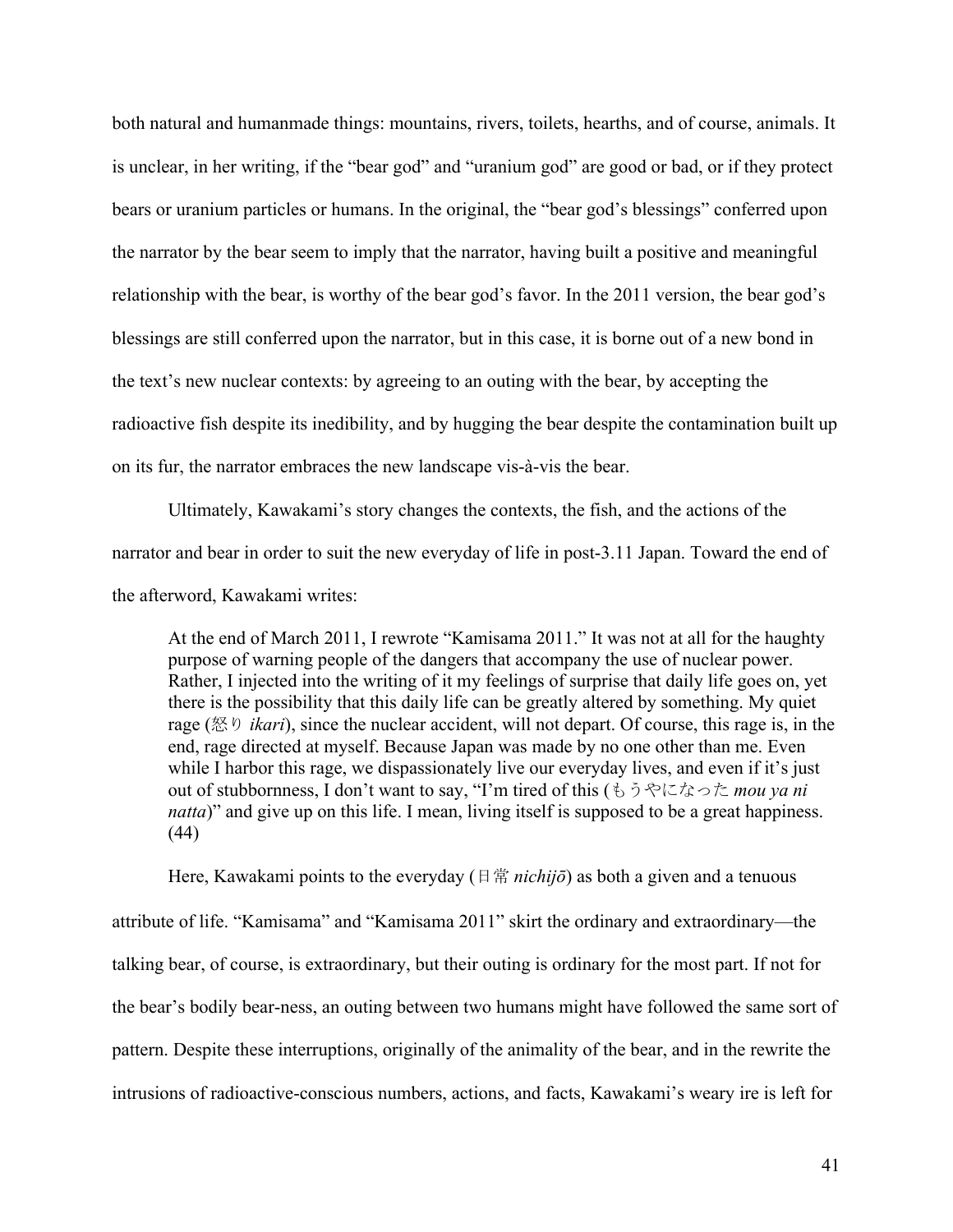both natural and humanmade things: mountains, rivers, toilets, hearths, and of course, animals. It is unclear, in her writing, if the "bear god" and "uranium god" are good or bad, or if they protect bears or uranium particles or humans. In the original, the "bear god's blessings" conferred upon the narrator by the bear seem to imply that the narrator, having built a positive and meaningful relationship with the bear, is worthy of the bear god's favor. In the 2011 version, the bear god's blessings are still conferred upon the narrator, but in this case, it is borne out of a new bond in the text's new nuclear contexts: by agreeing to an outing with the bear, by accepting the radioactive fish despite its inedibility, and by hugging the bear despite the contamination built up on its fur, the narrator embraces the new landscape vis-à-vis the bear.

Ultimately, Kawakami's story changes the contexts, the fish, and the actions of the narrator and bear in order to suit the new everyday of life in post-3.11 Japan. Toward the end of the afterword, Kawakami writes:

> At the end of March 2011, I rewrote "Kamisama 2011." It was not at all for the haughty purpose of warning people of the dangers that accompany the use of nuclear power. Rather, I injected into the writing of it my feelings of surprise that daily life goes on, yet there is the possibility that this daily life can be greatly altered by something. My quiet rage (怒り *ikari*), since the nuclear accident, will not depart. Of course, this rage is, in the end, rage directed at myself. Because Japan was made by no one other than me. Even while I harbor this rage, we dispassionately live our everyday lives, and even if it's just out of stubbornness, I don't want to say, "I'm tired of this (もうやになった *mou ya ni natta*)" and give up on this life. I mean, living itself is supposed to be a great happiness. (44)

Here, Kawakami points to the everyday (日常 *nichijō*) as both a given and a tenuous attribute of life. "Kamisama" and "Kamisama 2011" skirt the ordinary and extraordinary—the talking bear, of course, is extraordinary, but their outing is ordinary for the most part. If not for the bear's bodily bear-ness, an outing between two humans might have followed the same sort of pattern. Despite these interruptions, originally of the animality of the bear, and in the rewrite the intrusions of radioactive-conscious numbers, actions, and facts, Kawakami's weary ire is left for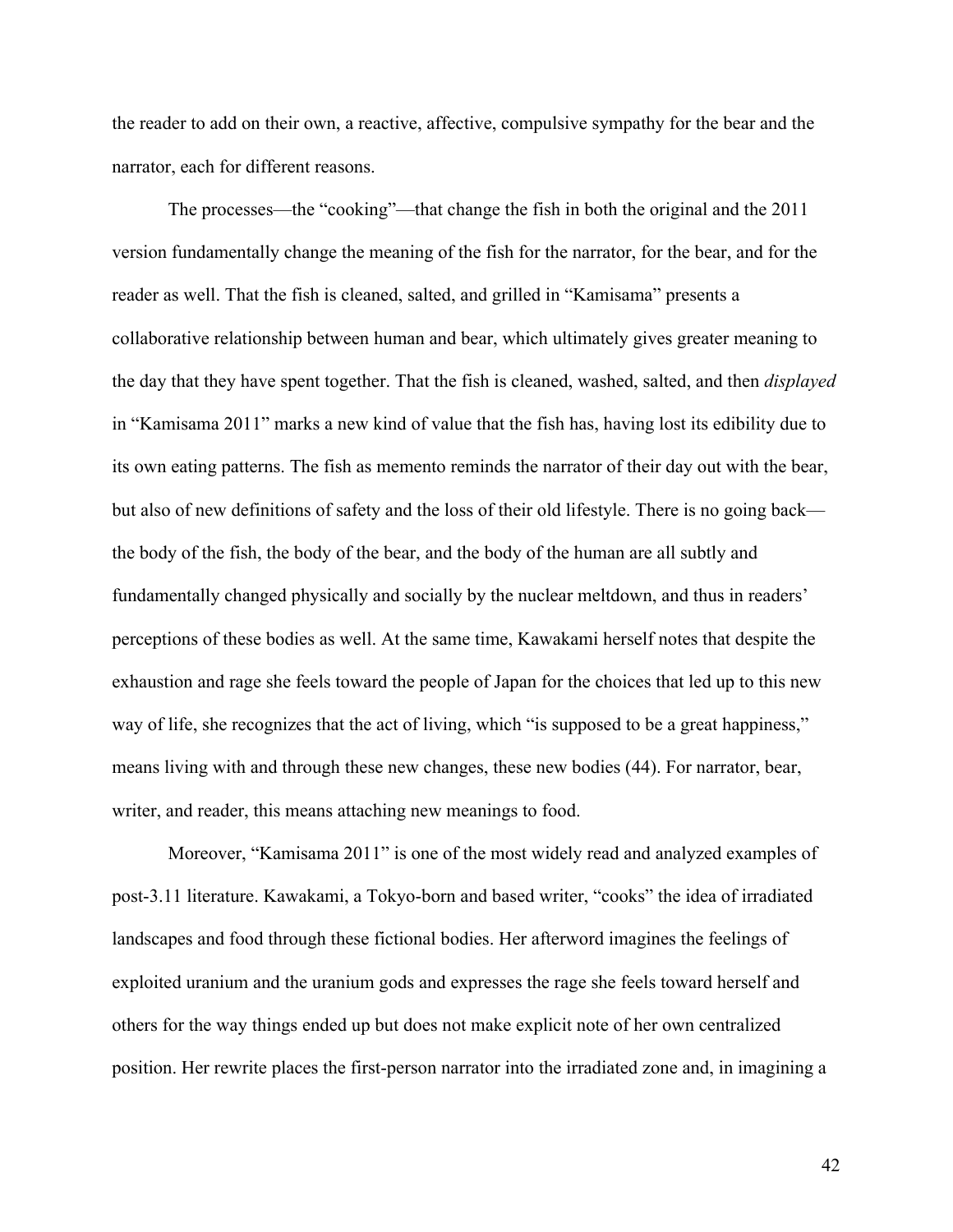the reader to add on their own, a reactive, affective, compulsive sympathy for the bear and the narrator, each for different reasons.

The processes—the "cooking"—that change the fish in both the original and the 2011 version fundamentally change the meaning of the fish for the narrator, for the bear, and for the reader as well. That the fish is cleaned, salted, and grilled in "Kamisama" presents a collaborative relationship between human and bear, which ultimately gives greater meaning to the day that they have spent together. That the fish is cleaned, washed, salted, and then *displayed* in "Kamisama 2011" marks a new kind of value that the fish has, having lost its edibility due to its own eating patterns. The fish as memento reminds the narrator of their day out with the bear, but also of new definitions of safety and the loss of their old lifestyle. There is no going back—the body of the fish, the body of the bear, and the body of the human are all subtly and fundamentally changed physically and socially by the nuclear meltdown, and thus in readers' perceptions of these bodies as well. At the same time, Kawakami herself notes that despite the exhaustion and rage she feels toward the people of Japan for the choices that led up to this new way of life, she recognizes that the act of living, which "is supposed to be a great happiness," means living with and through these new changes, these new bodies (44). For narrator, bear, writer, and reader, this means attaching new meanings to food.

Moreover, "Kamisama 2011" is one of the most widely read and analyzed examples of post-3.11 literature. Kawakami, a Tokyo-born and based writer, "cooks" the idea of irradiated landscapes and food through these fictional bodies. Her afterword imagines the feelings of exploited uranium and the uranium gods and expresses the rage she feels toward herself and others for the way things ended up but does not make explicit note of her own centralized position. Her rewrite places the first-person narrator into the irradiated zone and, in imagining a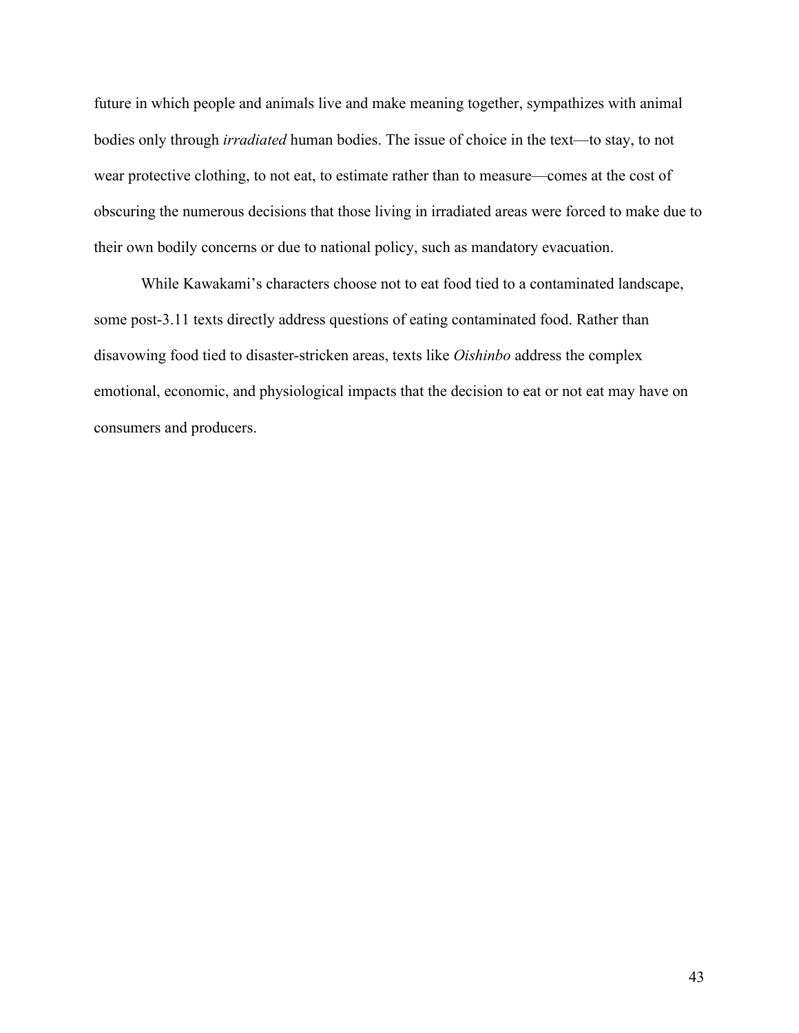future in which people and animals live and make meaning together, sympathizes with animal bodies only through *irradiated* human bodies. The issue of choice in the text—to stay, to not wear protective clothing, to not eat, to estimate rather than to measure—comes at the cost of obscuring the numerous decisions that those living in irradiated areas were forced to make due to their own bodily concerns or due to national policy, such as mandatory evacuation.

While Kawakami's characters choose not to eat food tied to a contaminated landscape, some post-3.11 texts directly address questions of eating contaminated food. Rather than disavowing food tied to disaster-stricken areas, texts like *Oishinbo* address the complex emotional, economic, and physiological impacts that the decision to eat or not eat may have on consumers and producers.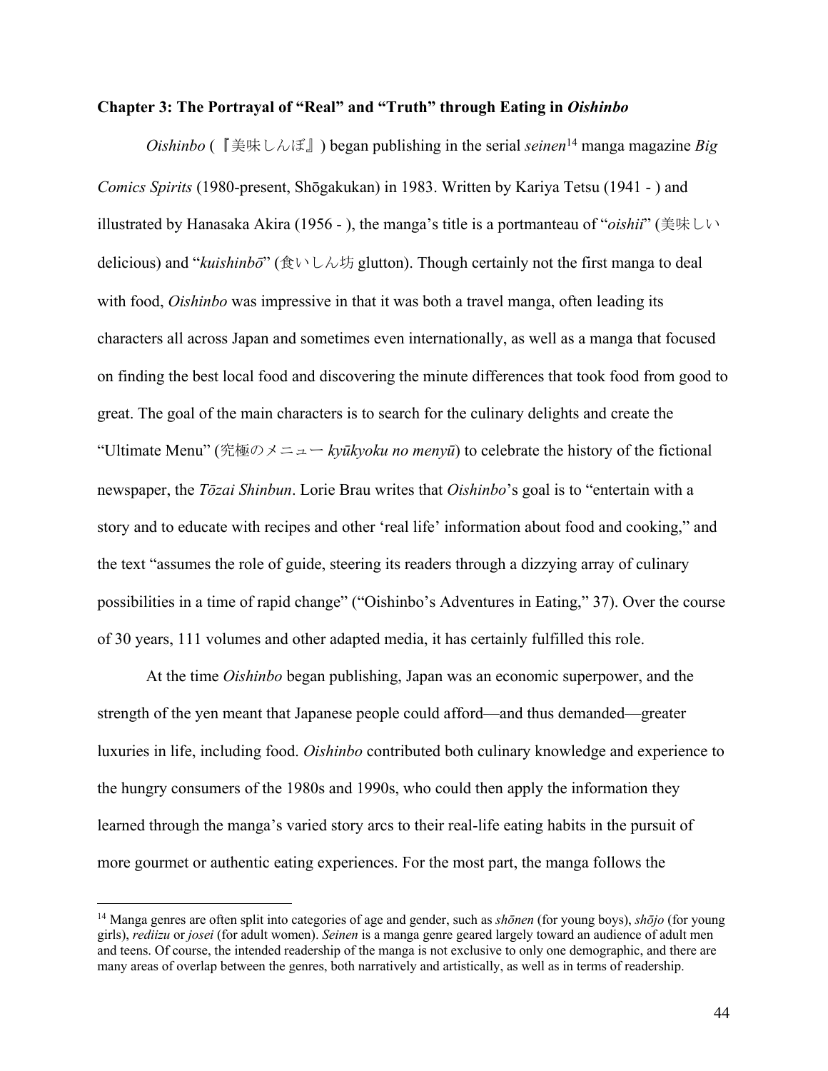## Chapter 3: The Portrayal of "Real" and "Truth" through Eating in *Oishinbo*

*Oishinbo* (『美味しんぼ』) began publishing in the serial *seinen*[14] manga magazine *Big Comics Spirits* (1980-present, Shōgakukan) in 1983. Written by Kariya Tetsu (1941 - ) and illustrated by Hanasaka Akira (1956 - ), the manga's title is a portmanteau of "*oishii*" (美味しい delicious) and "*kuishinbō*" (食いしん坊 glutton). Though certainly not the first manga to deal with food, *Oishinbo* was impressive in that it was both a travel manga, often leading its characters all across Japan and sometimes even internationally, as well as a manga that focused on finding the best local food and discovering the minute differences that took food from good to great. The goal of the main characters is to search for the culinary delights and create the "Ultimate Menu" (究極のメニュー *kyūkyoku no menyū*) to celebrate the history of the fictional newspaper, the *Tōzai Shinbun*. Lorie Brau writes that *Oishinbo*'s goal is to "entertain with a story and to educate with recipes and other 'real life' information about food and cooking," and the text "assumes the role of guide, steering its readers through a dizzying array of culinary possibilities in a time of rapid change" ("Oishinbo's Adventures in Eating," 37). Over the course of 30 years, 111 volumes and other adapted media, it has certainly fulfilled this role.

At the time *Oishinbo* began publishing, Japan was an economic superpower, and the strength of the yen meant that Japanese people could afford—and thus demanded—greater luxuries in life, including food. *Oishinbo* contributed both culinary knowledge and experience to the hungry consumers of the 1980s and 1990s, who could then apply the information they learned through the manga's varied story arcs to their real-life eating habits in the pursuit of more gourmet or authentic eating experiences. For the most part, the manga follows the

---

[14] Manga genres are often split into categories of age and gender, such as *shōnen* (for young boys), *shōjo* (for young girls), *rediizu* or *josei* (for adult women). *Seinen* is a manga genre geared largely toward an audience of adult men and teens. Of course, the intended readership of the manga is not exclusive to only one demographic, and there are many areas of overlap between the genres, both narratively and artistically, as well as in terms of readership.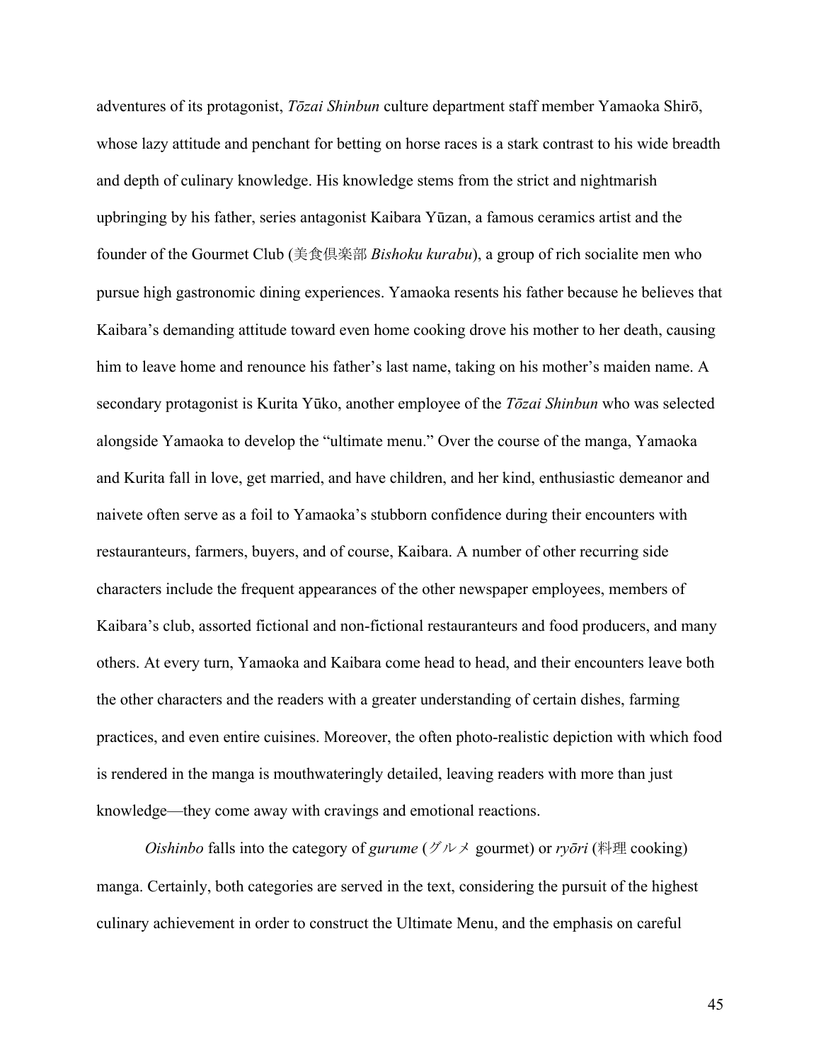adventures of its protagonist, *Tōzai Shinbun* culture department staff member Yamaoka Shirō, whose lazy attitude and penchant for betting on horse races is a stark contrast to his wide breadth and depth of culinary knowledge. His knowledge stems from the strict and nightmarish upbringing by his father, series antagonist Kaibara Yūzan, a famous ceramics artist and the founder of the Gourmet Club (美食倶楽部 *Bishoku kurabu*), a group of rich socialite men who pursue high gastronomic dining experiences. Yamaoka resents his father because he believes that Kaibara's demanding attitude toward even home cooking drove his mother to her death, causing him to leave home and renounce his father's last name, taking on his mother's maiden name. A secondary protagonist is Kurita Yūko, another employee of the *Tōzai Shinbun* who was selected alongside Yamaoka to develop the "ultimate menu." Over the course of the manga, Yamaoka and Kurita fall in love, get married, and have children, and her kind, enthusiastic demeanor and naivete often serve as a foil to Yamaoka's stubborn confidence during their encounters with restauranteurs, farmers, buyers, and of course, Kaibara. A number of other recurring side characters include the frequent appearances of the other newspaper employees, members of Kaibara's club, assorted fictional and non-fictional restauranteurs and food producers, and many others. At every turn, Yamaoka and Kaibara come head to head, and their encounters leave both the other characters and the readers with a greater understanding of certain dishes, farming practices, and even entire cuisines. Moreover, the often photo-realistic depiction with which food is rendered in the manga is mouthwateringly detailed, leaving readers with more than just knowledge—they come away with cravings and emotional reactions.

*Oishinbo* falls into the category of *gurume* (グルメ gourmet) or *ryōri* (料理 cooking) manga. Certainly, both categories are served in the text, considering the pursuit of the highest culinary achievement in order to construct the Ultimate Menu, and the emphasis on careful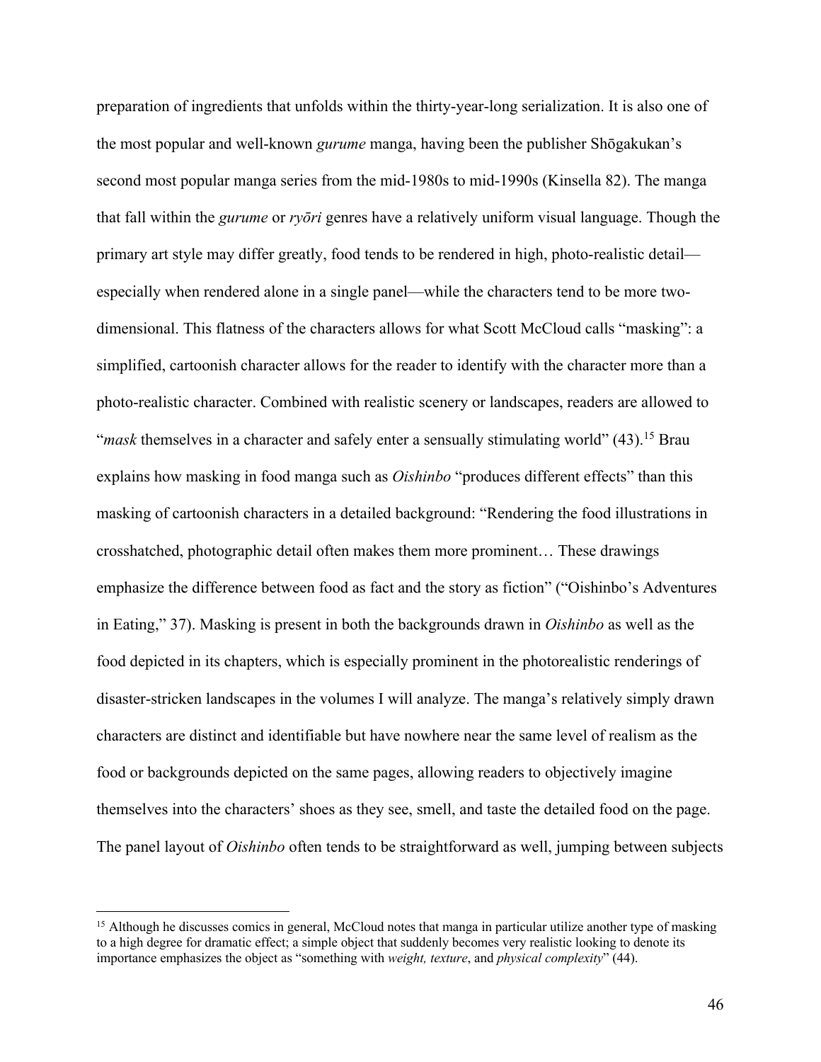preparation of ingredients that unfolds within the thirty-year-long serialization. It is also one of the most popular and well-known *gurume* manga, having been the publisher Shōgakukan's second most popular manga series from the mid-1980s to mid-1990s (Kinsella 82). The manga that fall within the *gurume* or *ryōri* genres have a relatively uniform visual language. Though the primary art style may differ greatly, food tends to be rendered in high, photo-realistic detail—especially when rendered alone in a single panel—while the characters tend to be more two-dimensional. This flatness of the characters allows for what Scott McCloud calls "masking": a simplified, cartoonish character allows for the reader to identify with the character more than a photo-realistic character. Combined with realistic scenery or landscapes, readers are allowed to "*mask* themselves in a character and safely enter a sensually stimulating world" (43).[15] Brau explains how masking in food manga such as *Oishinbo* "produces different effects" than this masking of cartoonish characters in a detailed background: "Rendering the food illustrations in crosshatched, photographic detail often makes them more prominent… These drawings emphasize the difference between food as fact and the story as fiction" ("Oishinbo's Adventures in Eating," 37). Masking is present in both the backgrounds drawn in *Oishinbo* as well as the food depicted in its chapters, which is especially prominent in the photorealistic renderings of disaster-stricken landscapes in the volumes I will analyze. The manga's relatively simply drawn characters are distinct and identifiable but have nowhere near the same level of realism as the food or backgrounds depicted on the same pages, allowing readers to objectively imagine themselves into the characters' shoes as they see, smell, and taste the detailed food on the page. The panel layout of *Oishinbo* often tends to be straightforward as well, jumping between subjects

---

[15] Although he discusses comics in general, McCloud notes that manga in particular utilize another type of masking to a high degree for dramatic effect; a simple object that suddenly becomes very realistic looking to denote its importance emphasizes the object as "something with *weight, texture*, and *physical complexity*" (44).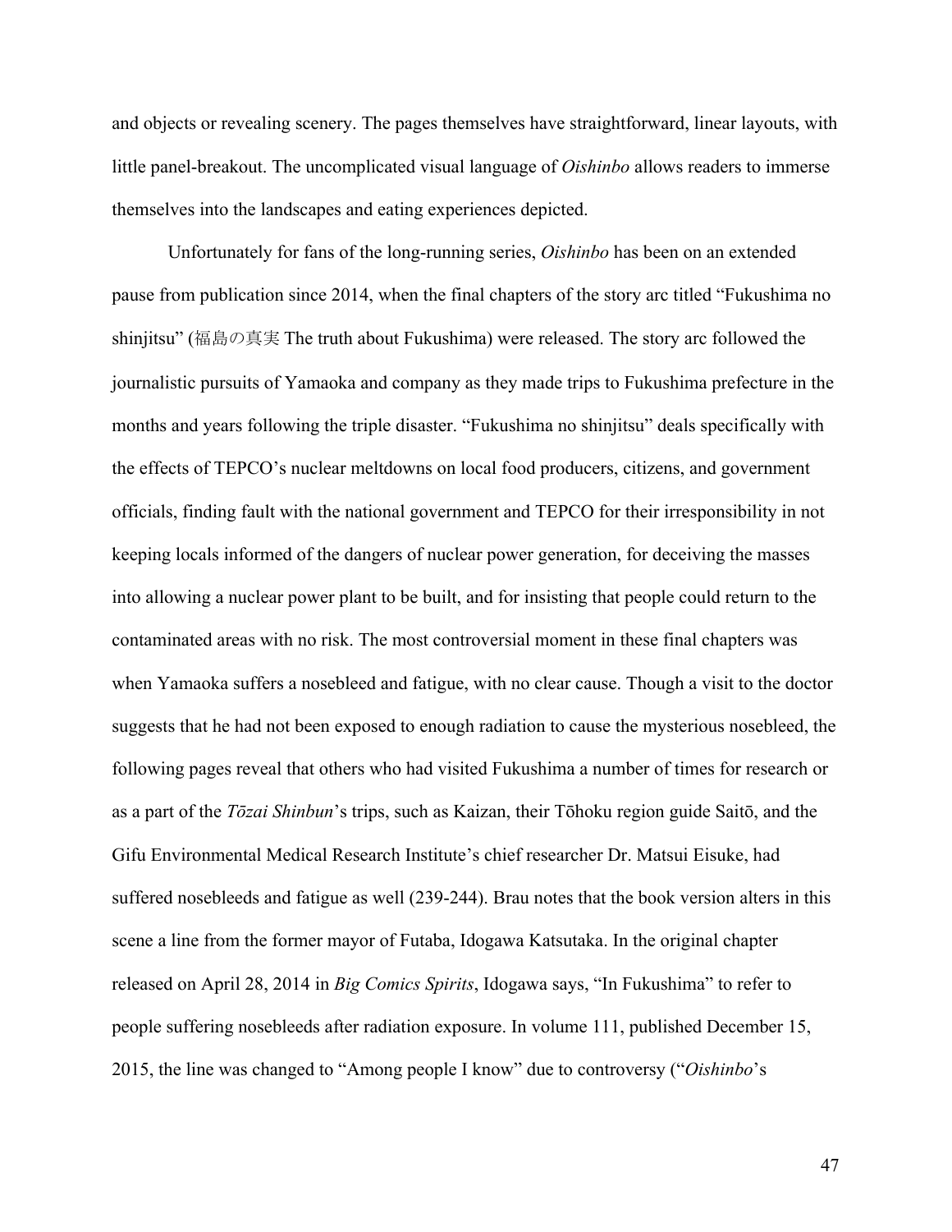and objects or revealing scenery. The pages themselves have straightforward, linear layouts, with little panel-breakout. The uncomplicated visual language of *Oishinbo* allows readers to immerse themselves into the landscapes and eating experiences depicted.

Unfortunately for fans of the long-running series, *Oishinbo* has been on an extended pause from publication since 2014, when the final chapters of the story arc titled "Fukushima no shinjitsu" (福島の真実 The truth about Fukushima) were released. The story arc followed the journalistic pursuits of Yamaoka and company as they made trips to Fukushima prefecture in the months and years following the triple disaster. "Fukushima no shinjitsu" deals specifically with the effects of TEPCO's nuclear meltdowns on local food producers, citizens, and government officials, finding fault with the national government and TEPCO for their irresponsibility in not keeping locals informed of the dangers of nuclear power generation, for deceiving the masses into allowing a nuclear power plant to be built, and for insisting that people could return to the contaminated areas with no risk. The most controversial moment in these final chapters was when Yamaoka suffers a nosebleed and fatigue, with no clear cause. Though a visit to the doctor suggests that he had not been exposed to enough radiation to cause the mysterious nosebleed, the following pages reveal that others who had visited Fukushima a number of times for research or as a part of the *Tōzai Shinbun*'s trips, such as Kaizan, their Tōhoku region guide Saitō, and the Gifu Environmental Medical Research Institute's chief researcher Dr. Matsui Eisuke, had suffered nosebleeds and fatigue as well (239-244). Brau notes that the book version alters in this scene a line from the former mayor of Futaba, Idogawa Katsutaka. In the original chapter released on April 28, 2014 in *Big Comics Spirits*, Idogawa says, "In Fukushima" to refer to people suffering nosebleeds after radiation exposure. In volume 111, published December 15, 2015, the line was changed to "Among people I know" due to controversy ("*Oishinbo*'s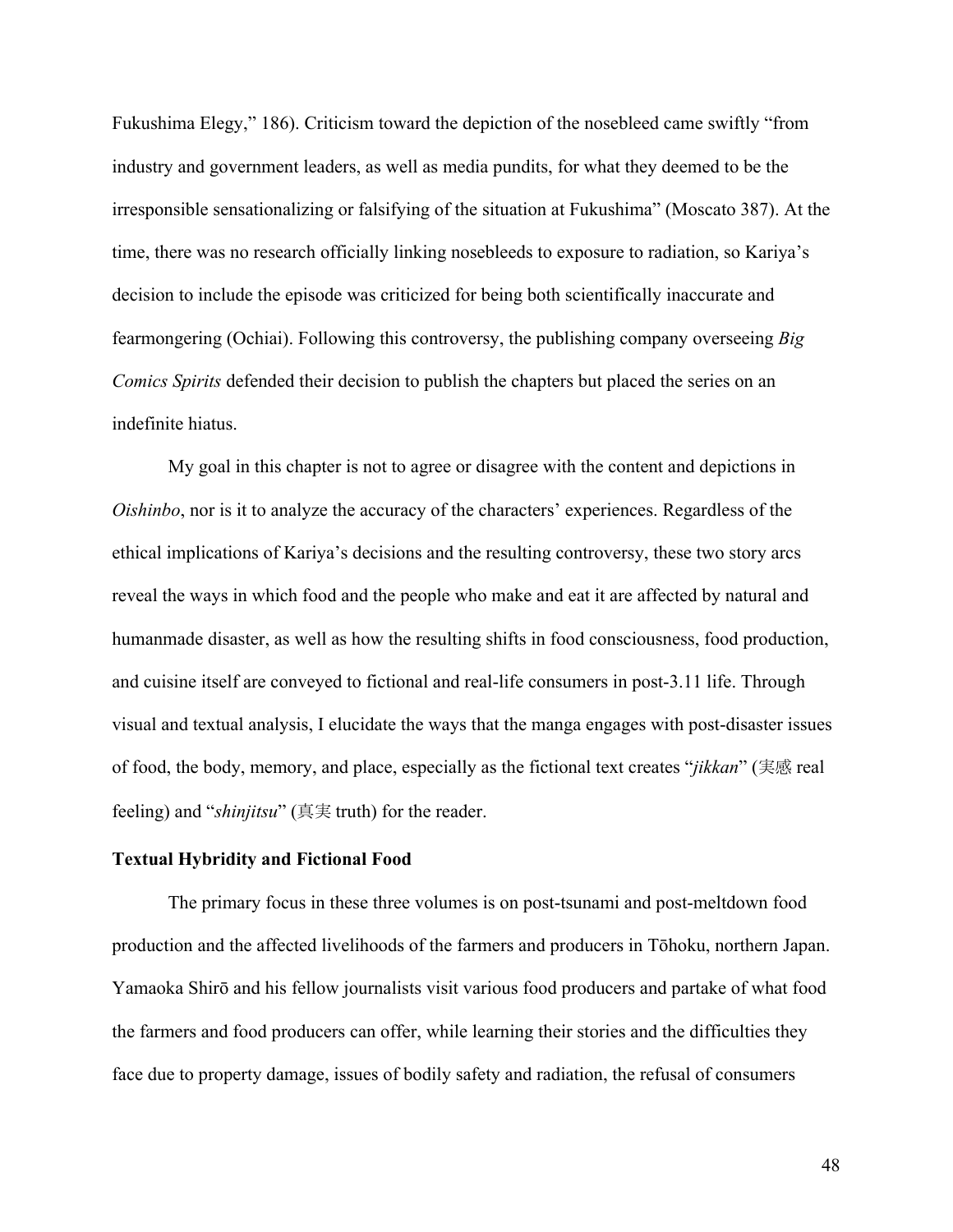Fukushima Elegy," 186). Criticism toward the depiction of the nosebleed came swiftly "from industry and government leaders, as well as media pundits, for what they deemed to be the irresponsible sensationalizing or falsifying of the situation at Fukushima" (Moscato 387). At the time, there was no research officially linking nosebleeds to exposure to radiation, so Kariya's decision to include the episode was criticized for being both scientifically inaccurate and fearmongering (Ochiai). Following this controversy, the publishing company overseeing *Big Comics Spirits* defended their decision to publish the chapters but placed the series on an indefinite hiatus.

My goal in this chapter is not to agree or disagree with the content and depictions in *Oishinbo*, nor is it to analyze the accuracy of the characters' experiences. Regardless of the ethical implications of Kariya's decisions and the resulting controversy, these two story arcs reveal the ways in which food and the people who make and eat it are affected by natural and humanmade disaster, as well as how the resulting shifts in food consciousness, food production, and cuisine itself are conveyed to fictional and real-life consumers in post-3.11 life. Through visual and textual analysis, I elucidate the ways that the manga engages with post-disaster issues of food, the body, memory, and place, especially as the fictional text creates "*jikkan*" (実感 real feeling) and "*shinjitsu*" (真実 truth) for the reader.

### Textual Hybridity and Fictional Food

The primary focus in these three volumes is on post-tsunami and post-meltdown food production and the affected livelihoods of the farmers and producers in Tōhoku, northern Japan. Yamaoka Shirō and his fellow journalists visit various food producers and partake of what food the farmers and food producers can offer, while learning their stories and the difficulties they face due to property damage, issues of bodily safety and radiation, the refusal of consumers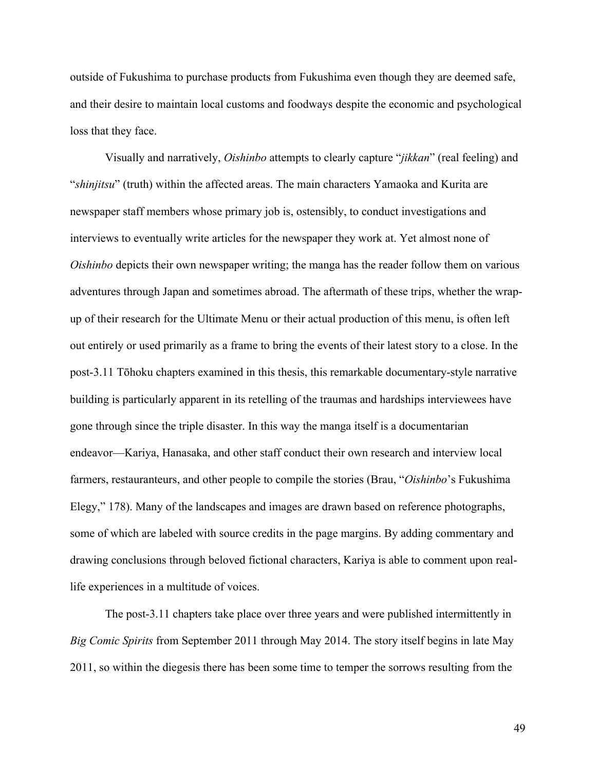outside of Fukushima to purchase products from Fukushima even though they are deemed safe, and their desire to maintain local customs and foodways despite the economic and psychological loss that they face.

Visually and narratively, *Oishinbo* attempts to clearly capture "*jikkan*" (real feeling) and "*shinjitsu*" (truth) within the affected areas. The main characters Yamaoka and Kurita are newspaper staff members whose primary job is, ostensibly, to conduct investigations and interviews to eventually write articles for the newspaper they work at. Yet almost none of *Oishinbo* depicts their own newspaper writing; the manga has the reader follow them on various adventures through Japan and sometimes abroad. The aftermath of these trips, whether the wrap-up of their research for the Ultimate Menu or their actual production of this menu, is often left out entirely or used primarily as a frame to bring the events of their latest story to a close. In the post-3.11 Tōhoku chapters examined in this thesis, this remarkable documentary-style narrative building is particularly apparent in its retelling of the traumas and hardships interviewees have gone through since the triple disaster. In this way the manga itself is a documentarian endeavor—Kariya, Hanasaka, and other staff conduct their own research and interview local farmers, restauranteurs, and other people to compile the stories (Brau, "*Oishinbo*'s Fukushima Elegy," 178). Many of the landscapes and images are drawn based on reference photographs, some of which are labeled with source credits in the page margins. By adding commentary and drawing conclusions through beloved fictional characters, Kariya is able to comment upon real-life experiences in a multitude of voices.

The post-3.11 chapters take place over three years and were published intermittently in *Big Comic Spirits* from September 2011 through May 2014. The story itself begins in late May 2011, so within the diegesis there has been some time to temper the sorrows resulting from the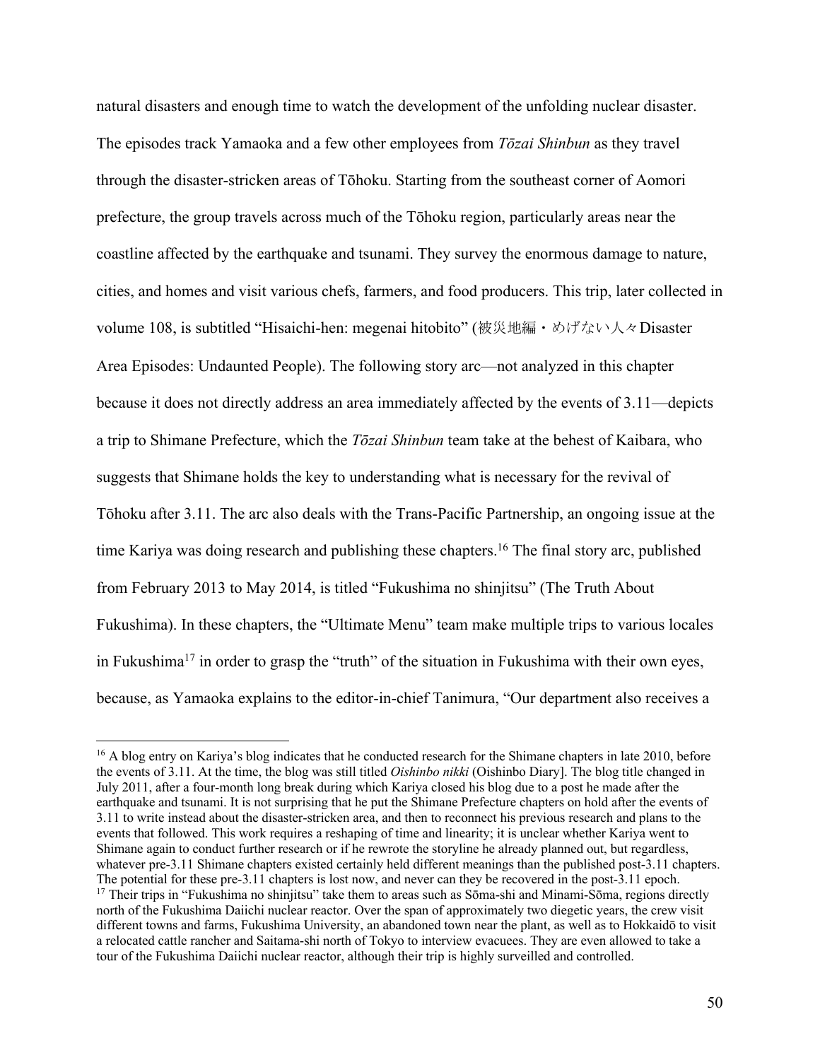natural disasters and enough time to watch the development of the unfolding nuclear disaster. The episodes track Yamaoka and a few other employees from *Tōzai Shinbun* as they travel through the disaster-stricken areas of Tōhoku. Starting from the southeast corner of Aomori prefecture, the group travels across much of the Tōhoku region, particularly areas near the coastline affected by the earthquake and tsunami. They survey the enormous damage to nature, cities, and homes and visit various chefs, farmers, and food producers. This trip, later collected in volume 108, is subtitled "Hisaichi-hen: megenai hitobito" (被災地編・めげない人々Disaster Area Episodes: Undaunted People). The following story arc—not analyzed in this chapter because it does not directly address an area immediately affected by the events of 3.11—depicts a trip to Shimane Prefecture, which the *Tōzai Shinbun* team take at the behest of Kaibara, who suggests that Shimane holds the key to understanding what is necessary for the revival of Tōhoku after 3.11. The arc also deals with the Trans-Pacific Partnership, an ongoing issue at the time Kariya was doing research and publishing these chapters.[16] The final story arc, published from February 2013 to May 2014, is titled "Fukushima no shinjitsu" (The Truth About Fukushima). In these chapters, the "Ultimate Menu" team make multiple trips to various locales in Fukushima[17] in order to grasp the "truth" of the situation in Fukushima with their own eyes, because, as Yamaoka explains to the editor-in-chief Tanimura, "Our department also receives a

---

[16] A blog entry on Kariya's blog indicates that he conducted research for the Shimane chapters in late 2010, before the events of 3.11. At the time, the blog was still titled *Oishinbo nikki* (Oishinbo Diary]. The blog title changed in July 2011, after a four-month long break during which Kariya closed his blog due to a post he made after the earthquake and tsunami. It is not surprising that he put the Shimane Prefecture chapters on hold after the events of 3.11 to write instead about the disaster-stricken area, and then to reconnect his previous research and plans to the events that followed. This work requires a reshaping of time and linearity; it is unclear whether Kariya went to Shimane again to conduct further research or if he rewrote the storyline he already planned out, but regardless, whatever pre-3.11 Shimane chapters existed certainly held different meanings than the published post-3.11 chapters. The potential for these pre-3.11 chapters is lost now, and never can they be recovered in the post-3.11 epoch.

[17] Their trips in "Fukushima no shinjitsu" take them to areas such as Sōma-shi and Minami-Sōma, regions directly north of the Fukushima Daiichi nuclear reactor. Over the span of approximately two diegetic years, the crew visit different towns and farms, Fukushima University, an abandoned town near the plant, as well as to Hokkaidō to visit a relocated cattle rancher and Saitama-shi north of Tokyo to interview evacuees. They are even allowed to take a tour of the Fukushima Daiichi nuclear reactor, although their trip is highly surveilled and controlled.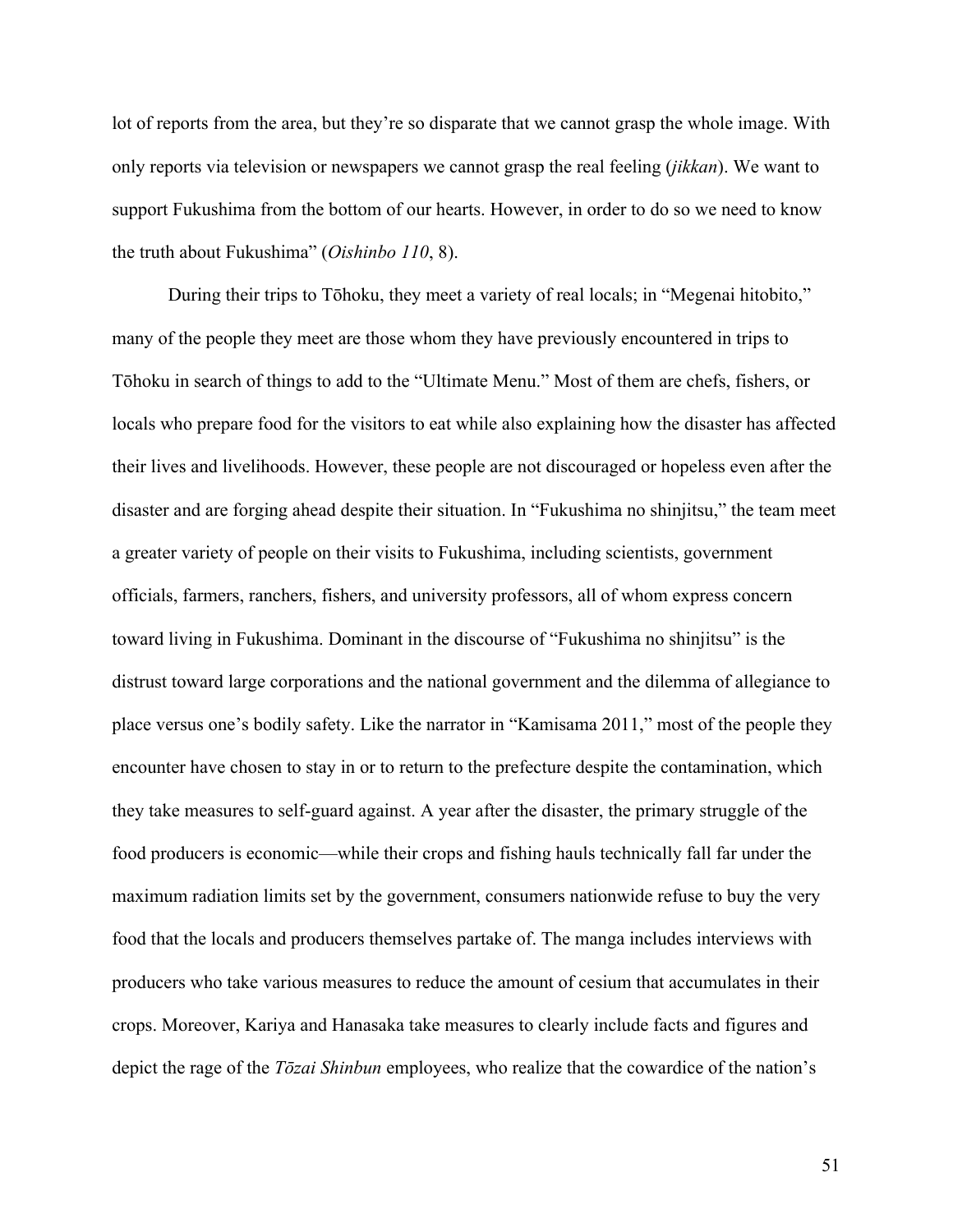lot of reports from the area, but they're so disparate that we cannot grasp the whole image. With only reports via television or newspapers we cannot grasp the real feeling (*jikkan*). We want to support Fukushima from the bottom of our hearts. However, in order to do so we need to know the truth about Fukushima" (*Oishinbo 110*, 8).

During their trips to Tōhoku, they meet a variety of real locals; in "Megenai hitobito," many of the people they meet are those whom they have previously encountered in trips to Tōhoku in search of things to add to the "Ultimate Menu." Most of them are chefs, fishers, or locals who prepare food for the visitors to eat while also explaining how the disaster has affected their lives and livelihoods. However, these people are not discouraged or hopeless even after the disaster and are forging ahead despite their situation. In "Fukushima no shinjitsu," the team meet a greater variety of people on their visits to Fukushima, including scientists, government officials, farmers, ranchers, fishers, and university professors, all of whom express concern toward living in Fukushima. Dominant in the discourse of "Fukushima no shinjitsu" is the distrust toward large corporations and the national government and the dilemma of allegiance to place versus one's bodily safety. Like the narrator in "Kamisama 2011," most of the people they encounter have chosen to stay in or to return to the prefecture despite the contamination, which they take measures to self-guard against. A year after the disaster, the primary struggle of the food producers is economic—while their crops and fishing hauls technically fall far under the maximum radiation limits set by the government, consumers nationwide refuse to buy the very food that the locals and producers themselves partake of. The manga includes interviews with producers who take various measures to reduce the amount of cesium that accumulates in their crops. Moreover, Kariya and Hanasaka take measures to clearly include facts and figures and depict the rage of the *Tōzai Shinbun* employees, who realize that the cowardice of the nation's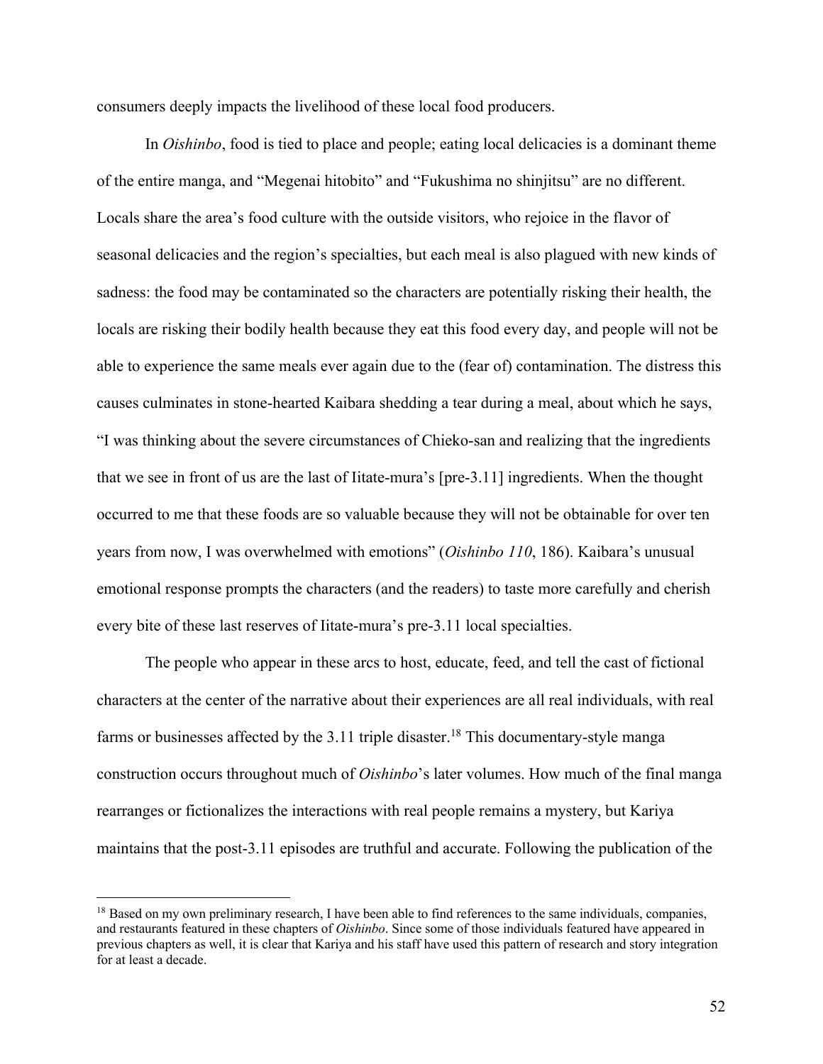consumers deeply impacts the livelihood of these local food producers.

In *Oishinbo*, food is tied to place and people; eating local delicacies is a dominant theme of the entire manga, and "Megenai hitobito" and "Fukushima no shinjitsu" are no different. Locals share the area's food culture with the outside visitors, who rejoice in the flavor of seasonal delicacies and the region's specialties, but each meal is also plagued with new kinds of sadness: the food may be contaminated so the characters are potentially risking their health, the locals are risking their bodily health because they eat this food every day, and people will not be able to experience the same meals ever again due to the (fear of) contamination. The distress this causes culminates in stone-hearted Kaibara shedding a tear during a meal, about which he says, "I was thinking about the severe circumstances of Chieko-san and realizing that the ingredients that we see in front of us are the last of Iitate-mura's [pre-3.11] ingredients. When the thought occurred to me that these foods are so valuable because they will not be obtainable for over ten years from now, I was overwhelmed with emotions" (*Oishinbo 110*, 186). Kaibara's unusual emotional response prompts the characters (and the readers) to taste more carefully and cherish every bite of these last reserves of Iitate-mura's pre-3.11 local specialties.

The people who appear in these arcs to host, educate, feed, and tell the cast of fictional characters at the center of the narrative about their experiences are all real individuals, with real farms or businesses affected by the 3.11 triple disaster.[18] This documentary-style manga construction occurs throughout much of *Oishinbo*'s later volumes. How much of the final manga rearranges or fictionalizes the interactions with real people remains a mystery, but Kariya maintains that the post-3.11 episodes are truthful and accurate. Following the publication of the

[18] Based on my own preliminary research, I have been able to find references to the same individuals, companies, and restaurants featured in these chapters of *Oishinbo*. Since some of those individuals featured have appeared in previous chapters as well, it is clear that Kariya and his staff have used this pattern of research and story integration for at least a decade.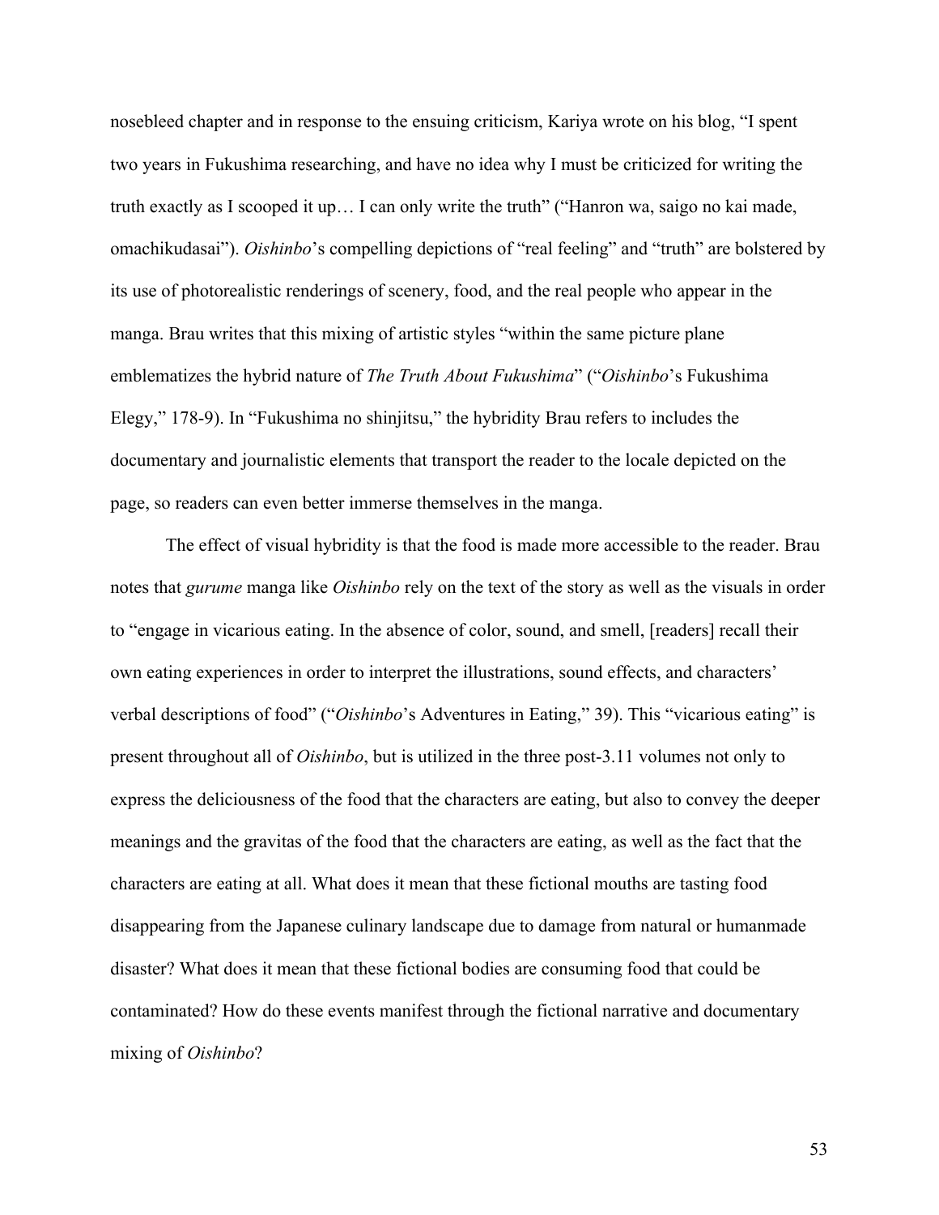nosebleed chapter and in response to the ensuing criticism, Kariya wrote on his blog, "I spent two years in Fukushima researching, and have no idea why I must be criticized for writing the truth exactly as I scooped it up… I can only write the truth" ("Hanron wa, saigo no kai made, omachikudasai"). *Oishinbo*'s compelling depictions of "real feeling" and "truth" are bolstered by its use of photorealistic renderings of scenery, food, and the real people who appear in the manga. Brau writes that this mixing of artistic styles "within the same picture plane emblematizes the hybrid nature of *The Truth About Fukushima*" ("*Oishinbo*'s Fukushima Elegy," 178-9). In "Fukushima no shinjitsu," the hybridity Brau refers to includes the documentary and journalistic elements that transport the reader to the locale depicted on the page, so readers can even better immerse themselves in the manga.

The effect of visual hybridity is that the food is made more accessible to the reader. Brau notes that *gurume* manga like *Oishinbo* rely on the text of the story as well as the visuals in order to "engage in vicarious eating. In the absence of color, sound, and smell, [readers] recall their own eating experiences in order to interpret the illustrations, sound effects, and characters' verbal descriptions of food" ("*Oishinbo*'s Adventures in Eating," 39). This "vicarious eating" is present throughout all of *Oishinbo*, but is utilized in the three post-3.11 volumes not only to express the deliciousness of the food that the characters are eating, but also to convey the deeper meanings and the gravitas of the food that the characters are eating, as well as the fact that the characters are eating at all. What does it mean that these fictional mouths are tasting food disappearing from the Japanese culinary landscape due to damage from natural or humanmade disaster? What does it mean that these fictional bodies are consuming food that could be contaminated? How do these events manifest through the fictional narrative and documentary mixing of *Oishinbo*?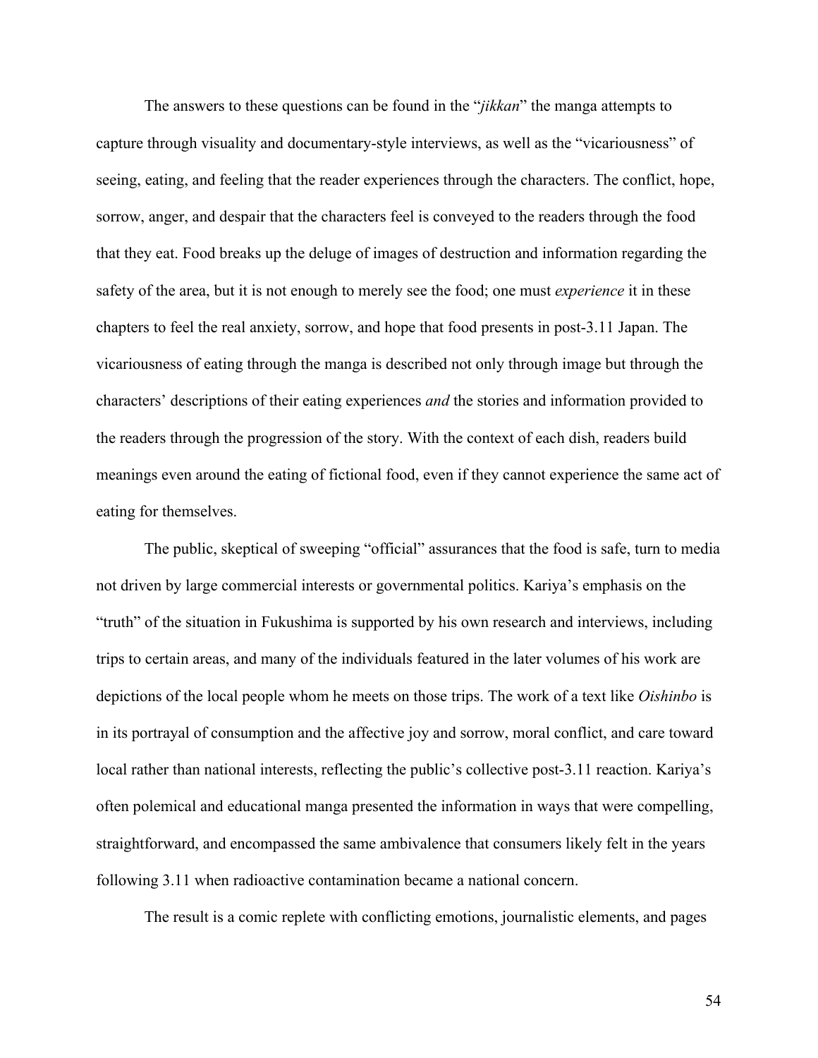The answers to these questions can be found in the "*jikkan*" the manga attempts to capture through visuality and documentary-style interviews, as well as the "vicariousness" of seeing, eating, and feeling that the reader experiences through the characters. The conflict, hope, sorrow, anger, and despair that the characters feel is conveyed to the readers through the food that they eat. Food breaks up the deluge of images of destruction and information regarding the safety of the area, but it is not enough to merely see the food; one must *experience* it in these chapters to feel the real anxiety, sorrow, and hope that food presents in post-3.11 Japan. The vicariousness of eating through the manga is described not only through image but through the characters' descriptions of their eating experiences *and* the stories and information provided to the readers through the progression of the story. With the context of each dish, readers build meanings even around the eating of fictional food, even if they cannot experience the same act of eating for themselves.

The public, skeptical of sweeping "official" assurances that the food is safe, turn to media not driven by large commercial interests or governmental politics. Kariya's emphasis on the "truth" of the situation in Fukushima is supported by his own research and interviews, including trips to certain areas, and many of the individuals featured in the later volumes of his work are depictions of the local people whom he meets on those trips. The work of a text like *Oishinbo* is in its portrayal of consumption and the affective joy and sorrow, moral conflict, and care toward local rather than national interests, reflecting the public's collective post-3.11 reaction. Kariya's often polemical and educational manga presented the information in ways that were compelling, straightforward, and encompassed the same ambivalence that consumers likely felt in the years following 3.11 when radioactive contamination became a national concern.

The result is a comic replete with conflicting emotions, journalistic elements, and pages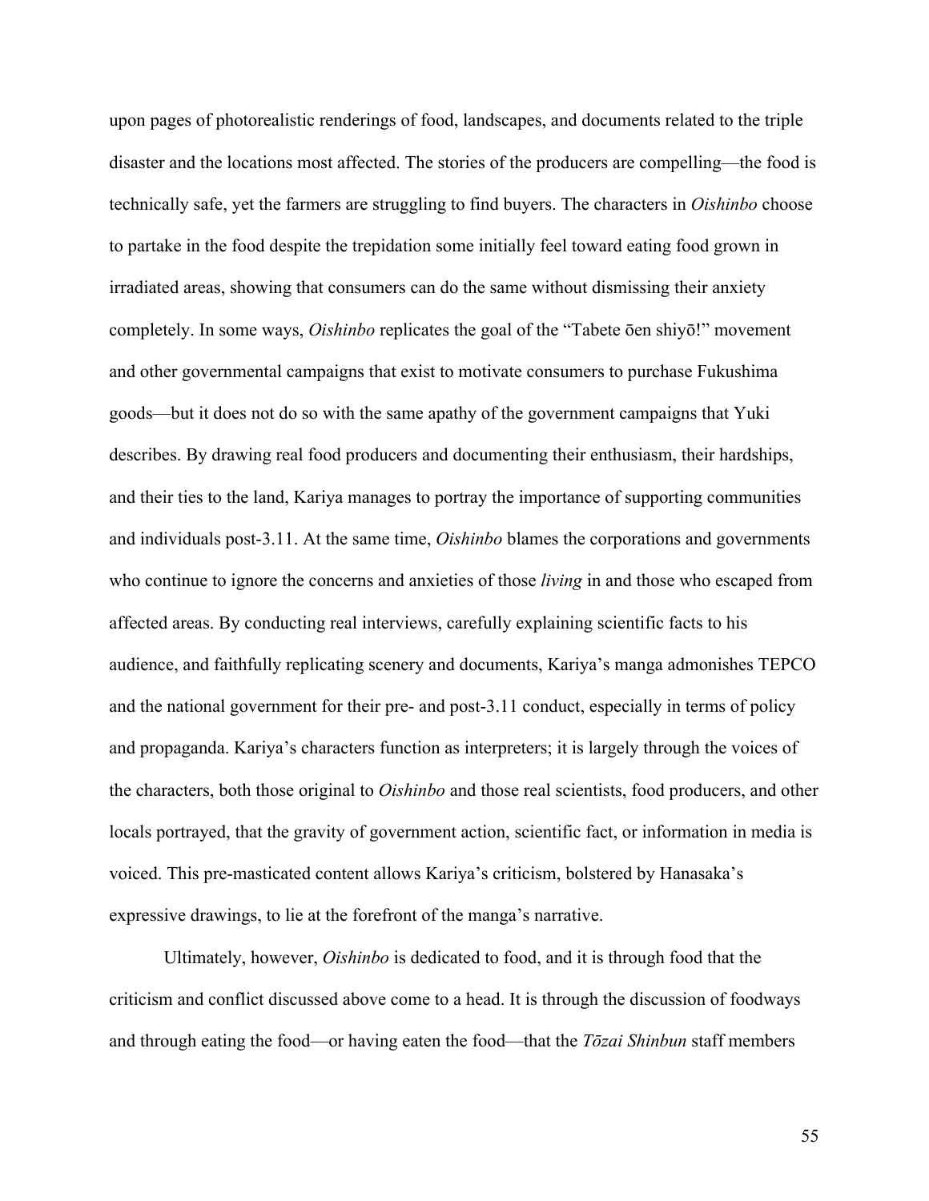upon pages of photorealistic renderings of food, landscapes, and documents related to the triple disaster and the locations most affected. The stories of the producers are compelling—the food is technically safe, yet the farmers are struggling to find buyers. The characters in *Oishinbo* choose to partake in the food despite the trepidation some initially feel toward eating food grown in irradiated areas, showing that consumers can do the same without dismissing their anxiety completely. In some ways, *Oishinbo* replicates the goal of the "Tabete ōen shiyō!" movement and other governmental campaigns that exist to motivate consumers to purchase Fukushima goods—but it does not do so with the same apathy of the government campaigns that Yuki describes. By drawing real food producers and documenting their enthusiasm, their hardships, and their ties to the land, Kariya manages to portray the importance of supporting communities and individuals post-3.11. At the same time, *Oishinbo* blames the corporations and governments who continue to ignore the concerns and anxieties of those *living* in and those who escaped from affected areas. By conducting real interviews, carefully explaining scientific facts to his audience, and faithfully replicating scenery and documents, Kariya's manga admonishes TEPCO and the national government for their pre- and post-3.11 conduct, especially in terms of policy and propaganda. Kariya's characters function as interpreters; it is largely through the voices of the characters, both those original to *Oishinbo* and those real scientists, food producers, and other locals portrayed, that the gravity of government action, scientific fact, or information in media is voiced. This pre-masticated content allows Kariya's criticism, bolstered by Hanasaka's expressive drawings, to lie at the forefront of the manga's narrative.

Ultimately, however, *Oishinbo* is dedicated to food, and it is through food that the criticism and conflict discussed above come to a head. It is through the discussion of foodways and through eating the food—or having eaten the food—that the *Tōzai Shinbun* staff members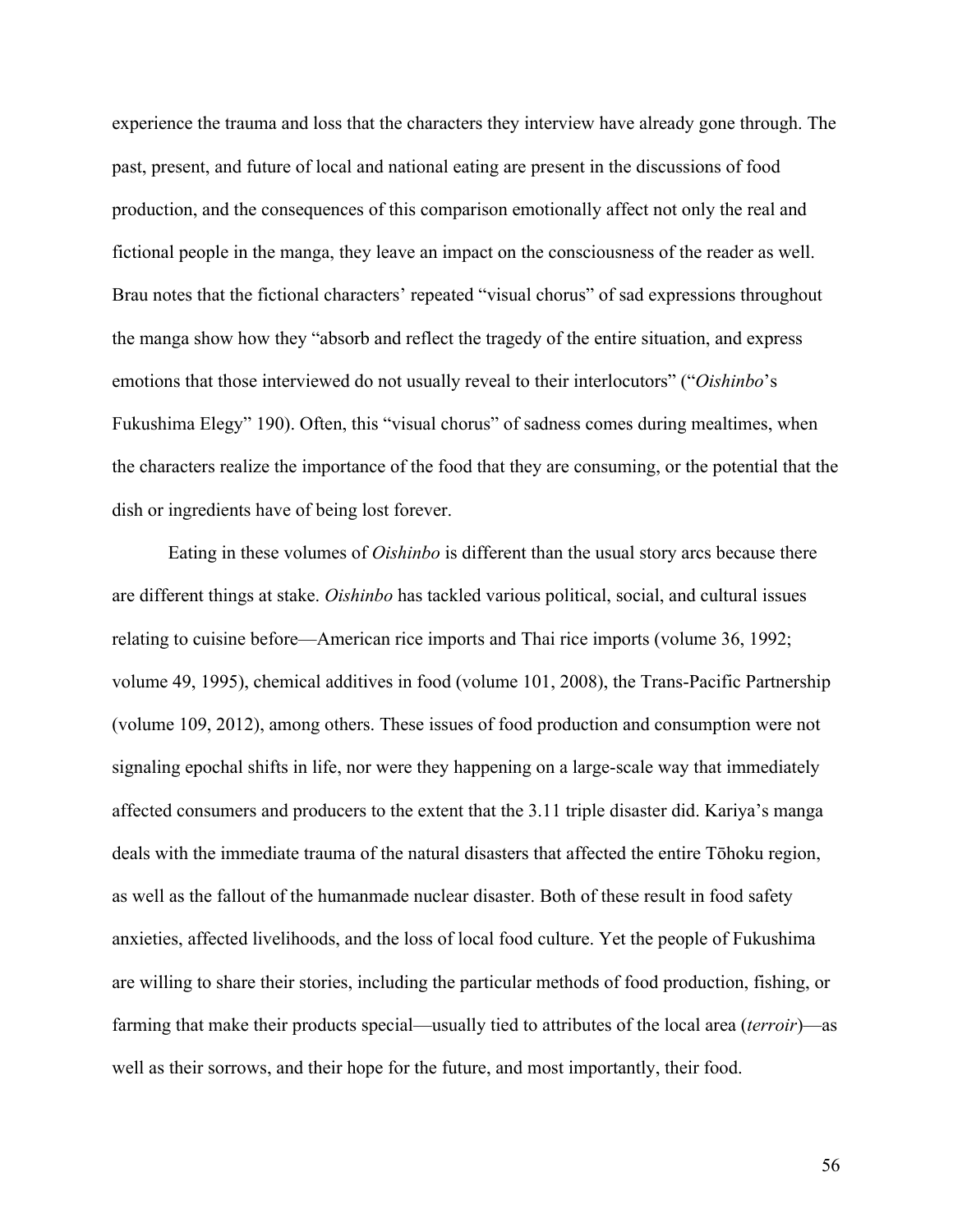experience the trauma and loss that the characters they interview have already gone through. The past, present, and future of local and national eating are present in the discussions of food production, and the consequences of this comparison emotionally affect not only the real and fictional people in the manga, they leave an impact on the consciousness of the reader as well. Brau notes that the fictional characters' repeated "visual chorus" of sad expressions throughout the manga show how they "absorb and reflect the tragedy of the entire situation, and express emotions that those interviewed do not usually reveal to their interlocutors" ("*Oishinbo*'s Fukushima Elegy" 190). Often, this "visual chorus" of sadness comes during mealtimes, when the characters realize the importance of the food that they are consuming, or the potential that the dish or ingredients have of being lost forever.

Eating in these volumes of *Oishinbo* is different than the usual story arcs because there are different things at stake. *Oishinbo* has tackled various political, social, and cultural issues relating to cuisine before—American rice imports and Thai rice imports (volume 36, 1992; volume 49, 1995), chemical additives in food (volume 101, 2008), the Trans-Pacific Partnership (volume 109, 2012), among others. These issues of food production and consumption were not signaling epochal shifts in life, nor were they happening on a large-scale way that immediately affected consumers and producers to the extent that the 3.11 triple disaster did. Kariya's manga deals with the immediate trauma of the natural disasters that affected the entire Tōhoku region, as well as the fallout of the humanmade nuclear disaster. Both of these result in food safety anxieties, affected livelihoods, and the loss of local food culture. Yet the people of Fukushima are willing to share their stories, including the particular methods of food production, fishing, or farming that make their products special—usually tied to attributes of the local area (*terroir*)—as well as their sorrows, and their hope for the future, and most importantly, their food.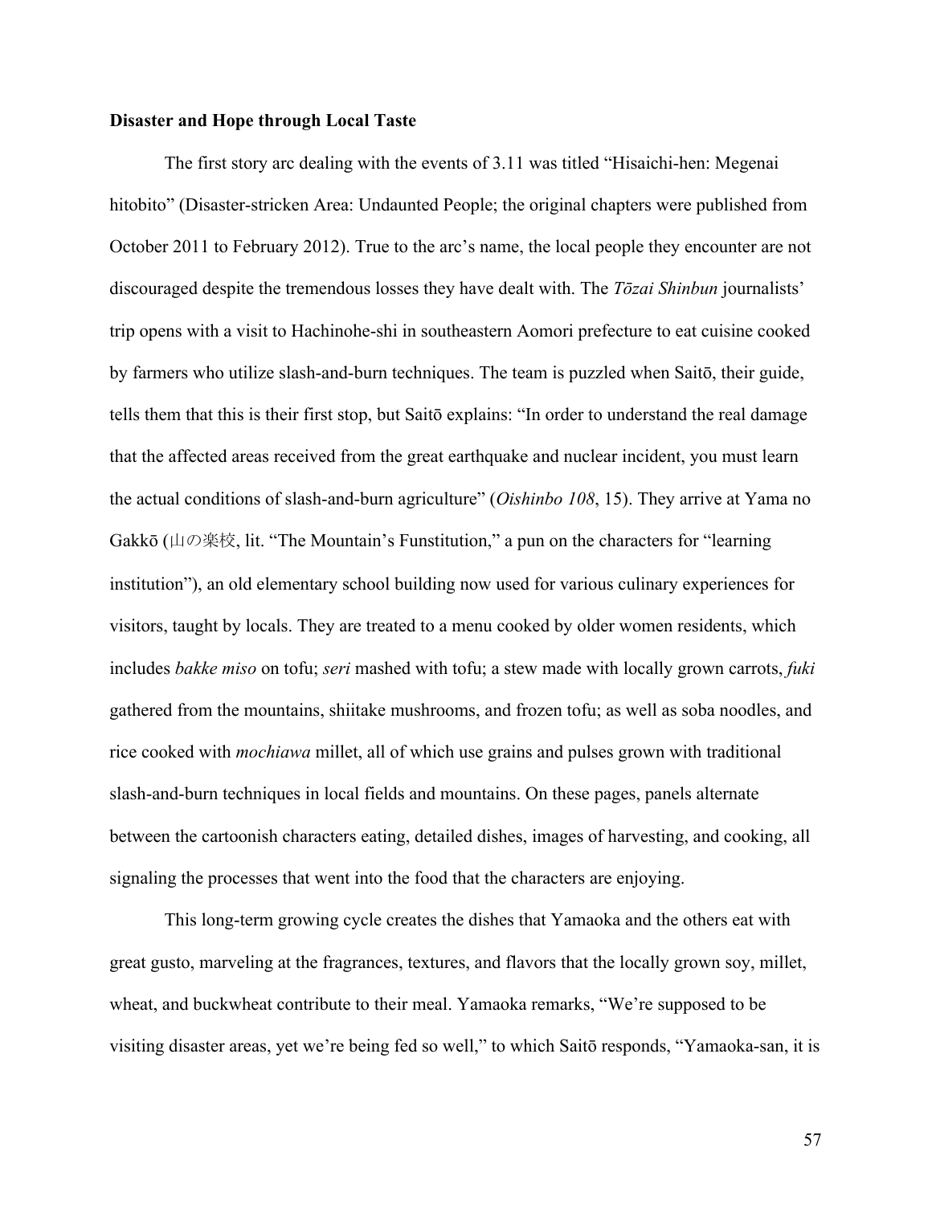**Disaster and Hope through Local Taste**

The first story arc dealing with the events of 3.11 was titled "Hisaichi-hen: Megenai hitobito" (Disaster-stricken Area: Undaunted People; the original chapters were published from October 2011 to February 2012). True to the arc's name, the local people they encounter are not discouraged despite the tremendous losses they have dealt with. The *Tōzai Shinbun* journalists' trip opens with a visit to Hachinohe-shi in southeastern Aomori prefecture to eat cuisine cooked by farmers who utilize slash-and-burn techniques. The team is puzzled when Saitō, their guide, tells them that this is their first stop, but Saitō explains: "In order to understand the real damage that the affected areas received from the great earthquake and nuclear incident, you must learn the actual conditions of slash-and-burn agriculture" (*Oishinbo 108*, 15). They arrive at Yama no Gakkō (山の楽校, lit. "The Mountain's Funstitution," a pun on the characters for "learning institution"), an old elementary school building now used for various culinary experiences for visitors, taught by locals. They are treated to a menu cooked by older women residents, which includes *bakke miso* on tofu; *seri* mashed with tofu; a stew made with locally grown carrots, *fuki* gathered from the mountains, shiitake mushrooms, and frozen tofu; as well as soba noodles, and rice cooked with *mochiawa* millet, all of which use grains and pulses grown with traditional slash-and-burn techniques in local fields and mountains. On these pages, panels alternate between the cartoonish characters eating, detailed dishes, images of harvesting, and cooking, all signaling the processes that went into the food that the characters are enjoying.

This long-term growing cycle creates the dishes that Yamaoka and the others eat with great gusto, marveling at the fragrances, textures, and flavors that the locally grown soy, millet, wheat, and buckwheat contribute to their meal. Yamaoka remarks, "We're supposed to be visiting disaster areas, yet we're being fed so well," to which Saitō responds, "Yamaoka-san, it is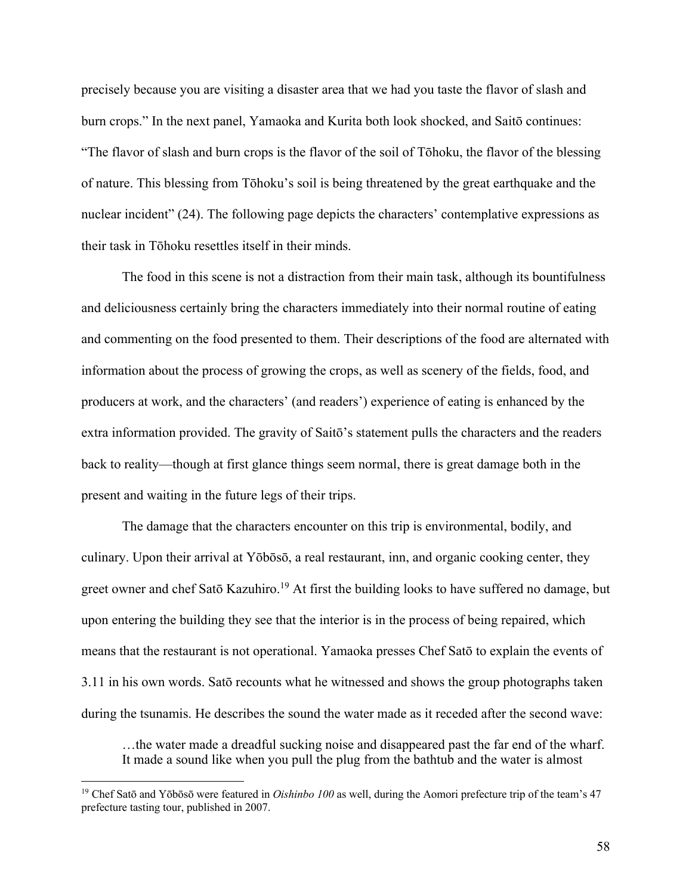precisely because you are visiting a disaster area that we had you taste the flavor of slash and burn crops." In the next panel, Yamaoka and Kurita both look shocked, and Saitō continues: "The flavor of slash and burn crops is the flavor of the soil of Tōhoku, the flavor of the blessing of nature. This blessing from Tōhoku's soil is being threatened by the great earthquake and the nuclear incident" (24). The following page depicts the characters' contemplative expressions as their task in Tōhoku resettles itself in their minds.

The food in this scene is not a distraction from their main task, although its bountifulness and deliciousness certainly bring the characters immediately into their normal routine of eating and commenting on the food presented to them. Their descriptions of the food are alternated with information about the process of growing the crops, as well as scenery of the fields, food, and producers at work, and the characters' (and readers') experience of eating is enhanced by the extra information provided. The gravity of Saitō's statement pulls the characters and the readers back to reality—though at first glance things seem normal, there is great damage both in the present and waiting in the future legs of their trips.

The damage that the characters encounter on this trip is environmental, bodily, and culinary. Upon their arrival at Yōbōsō, a real restaurant, inn, and organic cooking center, they greet owner and chef Satō Kazuhiro.[19] At first the building looks to have suffered no damage, but upon entering the building they see that the interior is in the process of being repaired, which means that the restaurant is not operational. Yamaoka presses Chef Satō to explain the events of 3.11 in his own words. Satō recounts what he witnessed and shows the group photographs taken during the tsunamis. He describes the sound the water made as it receded after the second wave:

> …the water made a dreadful sucking noise and disappeared past the far end of the wharf. It made a sound like when you pull the plug from the bathtub and the water is almost

[19] Chef Satō and Yōbōsō were featured in *Oishinbo 100* as well, during the Aomori prefecture trip of the team's 47 prefecture tasting tour, published in 2007.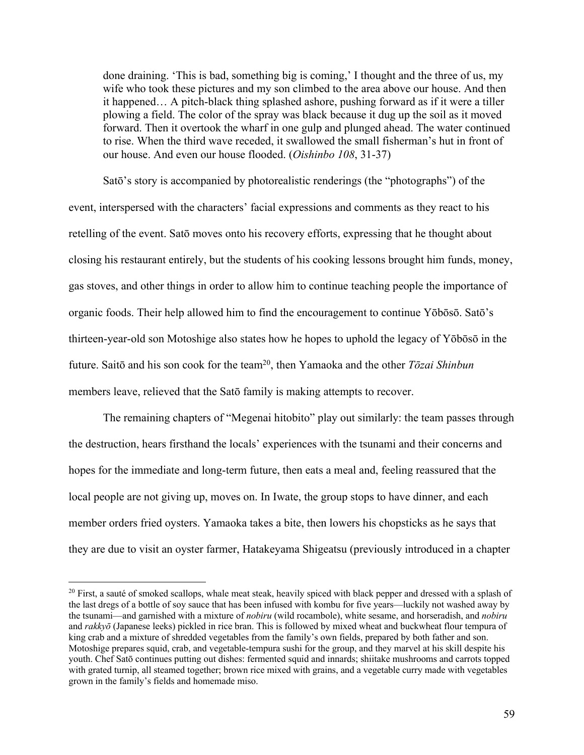> done draining. 'This is bad, something big is coming,' I thought and the three of us, my wife who took these pictures and my son climbed to the area above our house. And then it happened… A pitch-black thing splashed ashore, pushing forward as if it were a tiller plowing a field. The color of the spray was black because it dug up the soil as it moved forward. Then it overtook the wharf in one gulp and plunged ahead. The water continued to rise. When the third wave receded, it swallowed the small fisherman's hut in front of our house. And even our house flooded. (*Oishinbo 108*, 31-37)

Satō's story is accompanied by photorealistic renderings (the "photographs") of the event, interspersed with the characters' facial expressions and comments as they react to his retelling of the event. Satō moves onto his recovery efforts, expressing that he thought about closing his restaurant entirely, but the students of his cooking lessons brought him funds, money, gas stoves, and other things in order to allow him to continue teaching people the importance of organic foods. Their help allowed him to find the encouragement to continue Yōbōsō. Satō's thirteen-year-old son Motoshige also states how he hopes to uphold the legacy of Yōbōsō in the future. Saitō and his son cook for the team[20], then Yamaoka and the other *Tōzai Shinbun* members leave, relieved that the Satō family is making attempts to recover.

The remaining chapters of "Megenai hitobito" play out similarly: the team passes through the destruction, hears firsthand the locals' experiences with the tsunami and their concerns and hopes for the immediate and long-term future, then eats a meal and, feeling reassured that the local people are not giving up, moves on. In Iwate, the group stops to have dinner, and each member orders fried oysters. Yamaoka takes a bite, then lowers his chopsticks as he says that they are due to visit an oyster farmer, Hatakeyama Shigeatsu (previously introduced in a chapter

[20] First, a sauté of smoked scallops, whale meat steak, heavily spiced with black pepper and dressed with a splash of the last dregs of a bottle of soy sauce that has been infused with kombu for five years—luckily not washed away by the tsunami—and garnished with a mixture of *nobiru* (wild rocambole), white sesame, and horseradish, and *nobiru* and *rakkyō* (Japanese leeks) pickled in rice bran. This is followed by mixed wheat and buckwheat flour tempura of king crab and a mixture of shredded vegetables from the family's own fields, prepared by both father and son. Motoshige prepares squid, crab, and vegetable-tempura sushi for the group, and they marvel at his skill despite his youth. Chef Satō continues putting out dishes: fermented squid and innards; shiitake mushrooms and carrots topped with grated turnip, all steamed together; brown rice mixed with grains, and a vegetable curry made with vegetables grown in the family's fields and homemade miso.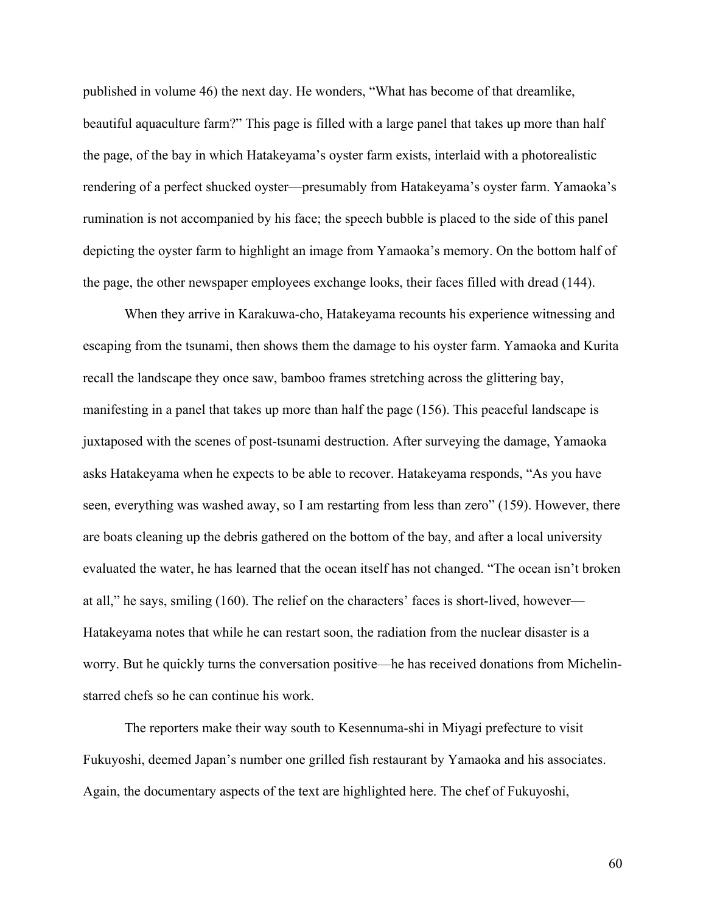published in volume 46) the next day. He wonders, "What has become of that dreamlike, beautiful aquaculture farm?" This page is filled with a large panel that takes up more than half the page, of the bay in which Hatakeyama's oyster farm exists, interlaid with a photorealistic rendering of a perfect shucked oyster—presumably from Hatakeyama's oyster farm. Yamaoka's rumination is not accompanied by his face; the speech bubble is placed to the side of this panel depicting the oyster farm to highlight an image from Yamaoka's memory. On the bottom half of the page, the other newspaper employees exchange looks, their faces filled with dread (144).

When they arrive in Karakuwa-cho, Hatakeyama recounts his experience witnessing and escaping from the tsunami, then shows them the damage to his oyster farm. Yamaoka and Kurita recall the landscape they once saw, bamboo frames stretching across the glittering bay, manifesting in a panel that takes up more than half the page (156). This peaceful landscape is juxtaposed with the scenes of post-tsunami destruction. After surveying the damage, Yamaoka asks Hatakeyama when he expects to be able to recover. Hatakeyama responds, "As you have seen, everything was washed away, so I am restarting from less than zero" (159). However, there are boats cleaning up the debris gathered on the bottom of the bay, and after a local university evaluated the water, he has learned that the ocean itself has not changed. "The ocean isn't broken at all," he says, smiling (160). The relief on the characters' faces is short-lived, however—Hatakeyama notes that while he can restart soon, the radiation from the nuclear disaster is a worry. But he quickly turns the conversation positive—he has received donations from Michelin-starred chefs so he can continue his work.

The reporters make their way south to Kesennuma-shi in Miyagi prefecture to visit Fukuyoshi, deemed Japan's number one grilled fish restaurant by Yamaoka and his associates. Again, the documentary aspects of the text are highlighted here. The chef of Fukuyoshi,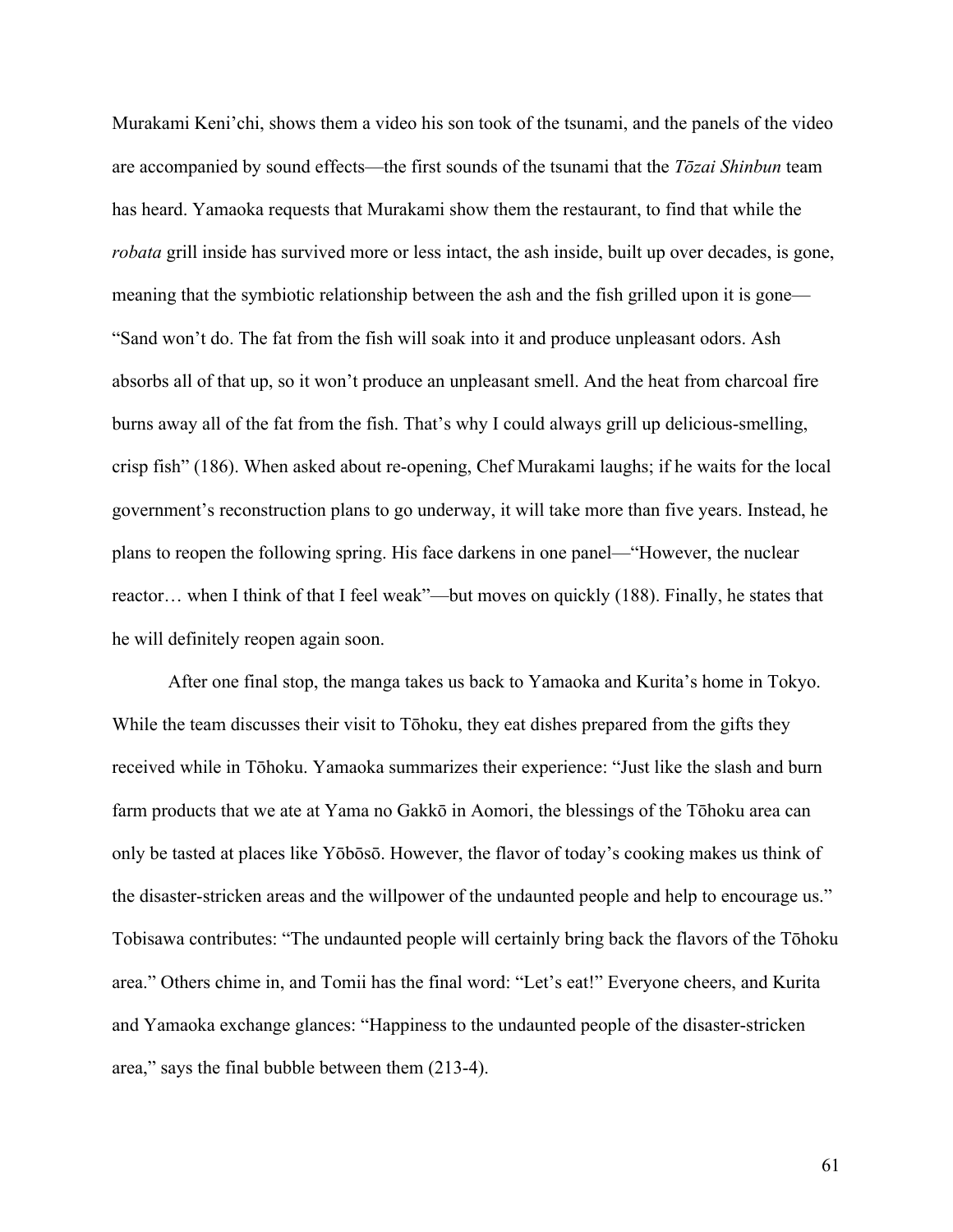Murakami Keni'chi, shows them a video his son took of the tsunami, and the panels of the video are accompanied by sound effects—the first sounds of the tsunami that the *Tōzai Shinbun* team has heard. Yamaoka requests that Murakami show them the restaurant, to find that while the *robata* grill inside has survived more or less intact, the ash inside, built up over decades, is gone, meaning that the symbiotic relationship between the ash and the fish grilled upon it is gone—"Sand won't do. The fat from the fish will soak into it and produce unpleasant odors. Ash absorbs all of that up, so it won't produce an unpleasant smell. And the heat from charcoal fire burns away all of the fat from the fish. That's why I could always grill up delicious-smelling, crisp fish" (186). When asked about re-opening, Chef Murakami laughs; if he waits for the local government's reconstruction plans to go underway, it will take more than five years. Instead, he plans to reopen the following spring. His face darkens in one panel—"However, the nuclear reactor… when I think of that I feel weak"—but moves on quickly (188). Finally, he states that he will definitely reopen again soon.

After one final stop, the manga takes us back to Yamaoka and Kurita's home in Tokyo. While the team discusses their visit to Tōhoku, they eat dishes prepared from the gifts they received while in Tōhoku. Yamaoka summarizes their experience: "Just like the slash and burn farm products that we ate at Yama no Gakkō in Aomori, the blessings of the Tōhoku area can only be tasted at places like Yōbōsō. However, the flavor of today's cooking makes us think of the disaster-stricken areas and the willpower of the undaunted people and help to encourage us." Tobisawa contributes: "The undaunted people will certainly bring back the flavors of the Tōhoku area." Others chime in, and Tomii has the final word: "Let's eat!" Everyone cheers, and Kurita and Yamaoka exchange glances: "Happiness to the undaunted people of the disaster-stricken area," says the final bubble between them (213-4).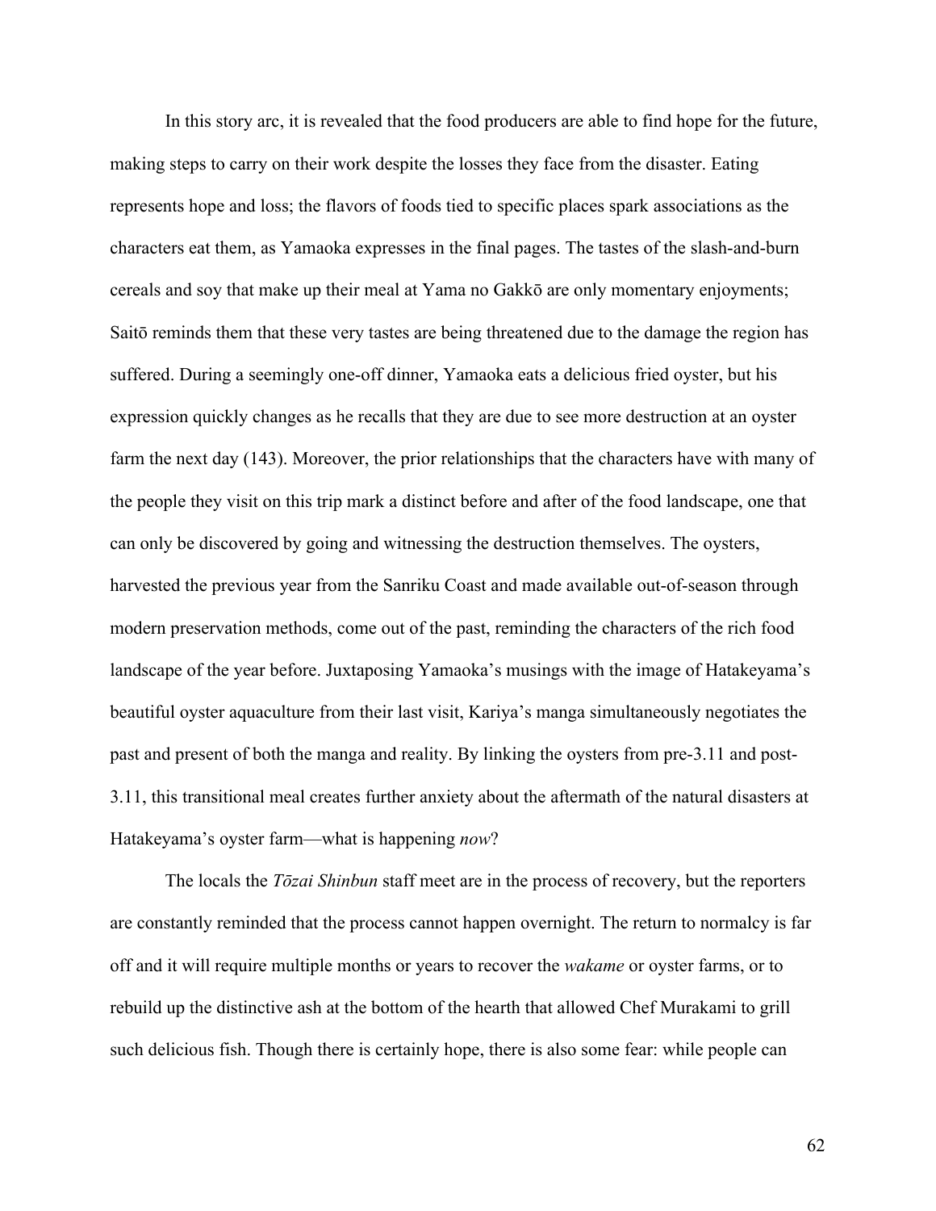In this story arc, it is revealed that the food producers are able to find hope for the future, making steps to carry on their work despite the losses they face from the disaster. Eating represents hope and loss; the flavors of foods tied to specific places spark associations as the characters eat them, as Yamaoka expresses in the final pages. The tastes of the slash-and-burn cereals and soy that make up their meal at Yama no Gakkō are only momentary enjoyments; Saitō reminds them that these very tastes are being threatened due to the damage the region has suffered. During a seemingly one-off dinner, Yamaoka eats a delicious fried oyster, but his expression quickly changes as he recalls that they are due to see more destruction at an oyster farm the next day (143). Moreover, the prior relationships that the characters have with many of the people they visit on this trip mark a distinct before and after of the food landscape, one that can only be discovered by going and witnessing the destruction themselves. The oysters, harvested the previous year from the Sanriku Coast and made available out-of-season through modern preservation methods, come out of the past, reminding the characters of the rich food landscape of the year before. Juxtaposing Yamaoka's musings with the image of Hatakeyama's beautiful oyster aquaculture from their last visit, Kariya's manga simultaneously negotiates the past and present of both the manga and reality. By linking the oysters from pre-3.11 and post-3.11, this transitional meal creates further anxiety about the aftermath of the natural disasters at Hatakeyama's oyster farm—what is happening *now*?

The locals the *Tōzai Shinbun* staff meet are in the process of recovery, but the reporters are constantly reminded that the process cannot happen overnight. The return to normalcy is far off and it will require multiple months or years to recover the *wakame* or oyster farms, or to rebuild up the distinctive ash at the bottom of the hearth that allowed Chef Murakami to grill such delicious fish. Though there is certainly hope, there is also some fear: while people can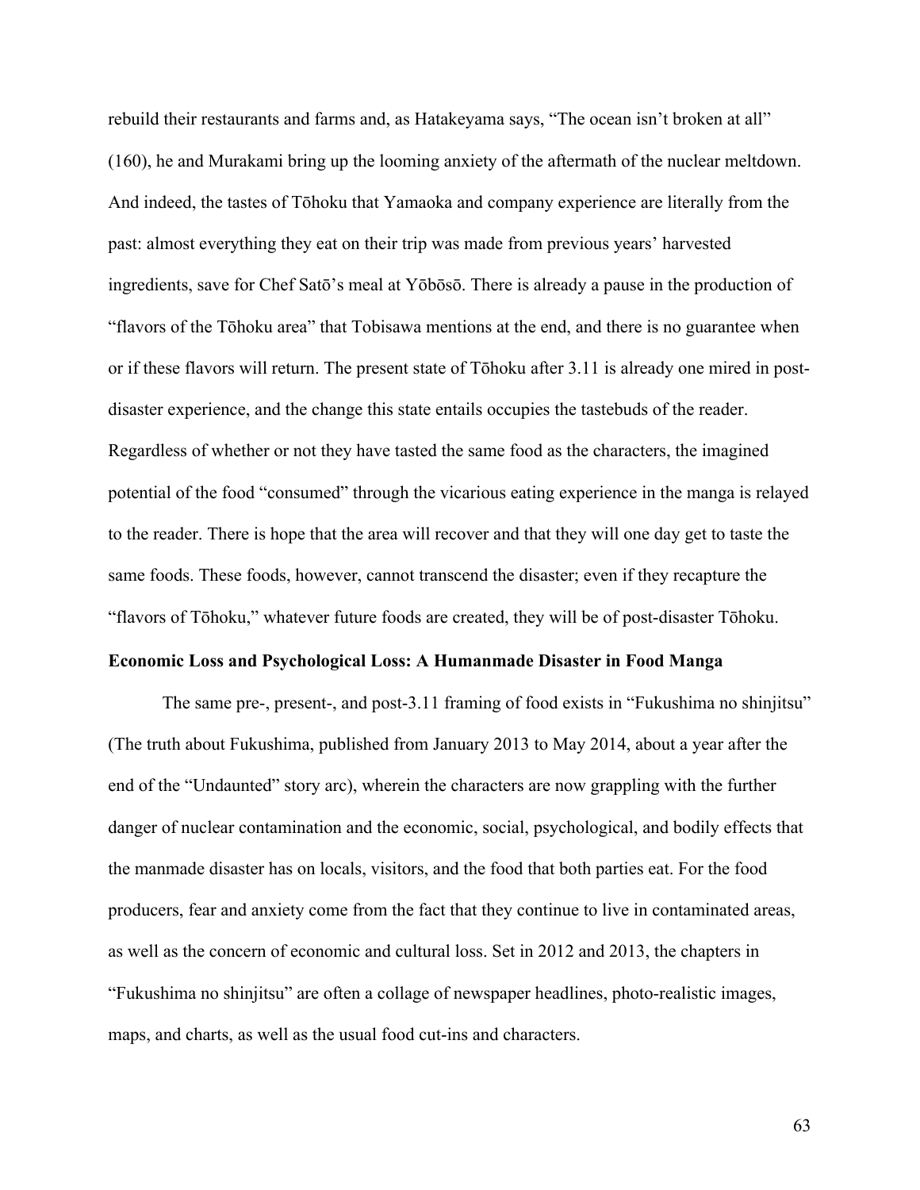rebuild their restaurants and farms and, as Hatakeyama says, "The ocean isn't broken at all" (160), he and Murakami bring up the looming anxiety of the aftermath of the nuclear meltdown. And indeed, the tastes of Tōhoku that Yamaoka and company experience are literally from the past: almost everything they eat on their trip was made from previous years' harvested ingredients, save for Chef Satō's meal at Yōbōsō. There is already a pause in the production of "flavors of the Tōhoku area" that Tobisawa mentions at the end, and there is no guarantee when or if these flavors will return. The present state of Tōhoku after 3.11 is already one mired in post-disaster experience, and the change this state entails occupies the tastebuds of the reader. Regardless of whether or not they have tasted the same food as the characters, the imagined potential of the food "consumed" through the vicarious eating experience in the manga is relayed to the reader. There is hope that the area will recover and that they will one day get to taste the same foods. These foods, however, cannot transcend the disaster; even if they recapture the "flavors of Tōhoku," whatever future foods are created, they will be of post-disaster Tōhoku.

**Economic Loss and Psychological Loss: A Humanmade Disaster in Food Manga**

The same pre-, present-, and post-3.11 framing of food exists in "Fukushima no shinjitsu" (The truth about Fukushima, published from January 2013 to May 2014, about a year after the end of the "Undaunted" story arc), wherein the characters are now grappling with the further danger of nuclear contamination and the economic, social, psychological, and bodily effects that the manmade disaster has on locals, visitors, and the food that both parties eat. For the food producers, fear and anxiety come from the fact that they continue to live in contaminated areas, as well as the concern of economic and cultural loss. Set in 2012 and 2013, the chapters in "Fukushima no shinjitsu" are often a collage of newspaper headlines, photo-realistic images, maps, and charts, as well as the usual food cut-ins and characters.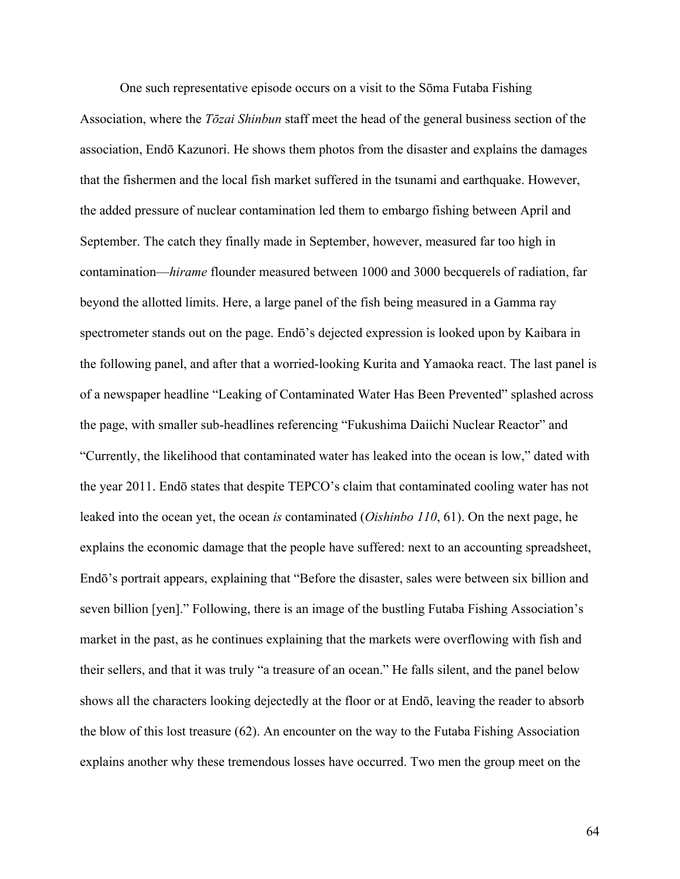One such representative episode occurs on a visit to the Sōma Futaba Fishing Association, where the *Tōzai Shinbun* staff meet the head of the general business section of the association, Endō Kazunori. He shows them photos from the disaster and explains the damages that the fishermen and the local fish market suffered in the tsunami and earthquake. However, the added pressure of nuclear contamination led them to embargo fishing between April and September. The catch they finally made in September, however, measured far too high in contamination—*hirame* flounder measured between 1000 and 3000 becquerels of radiation, far beyond the allotted limits. Here, a large panel of the fish being measured in a Gamma ray spectrometer stands out on the page. Endō's dejected expression is looked upon by Kaibara in the following panel, and after that a worried-looking Kurita and Yamaoka react. The last panel is of a newspaper headline "Leaking of Contaminated Water Has Been Prevented" splashed across the page, with smaller sub-headlines referencing "Fukushima Daiichi Nuclear Reactor" and "Currently, the likelihood that contaminated water has leaked into the ocean is low," dated with the year 2011. Endō states that despite TEPCO's claim that contaminated cooling water has not leaked into the ocean yet, the ocean *is* contaminated (*Oishinbo 110*, 61). On the next page, he explains the economic damage that the people have suffered: next to an accounting spreadsheet, Endō's portrait appears, explaining that "Before the disaster, sales were between six billion and seven billion [yen]." Following, there is an image of the bustling Futaba Fishing Association's market in the past, as he continues explaining that the markets were overflowing with fish and their sellers, and that it was truly "a treasure of an ocean." He falls silent, and the panel below shows all the characters looking dejectedly at the floor or at Endō, leaving the reader to absorb the blow of this lost treasure (62). An encounter on the way to the Futaba Fishing Association explains another why these tremendous losses have occurred. Two men the group meet on the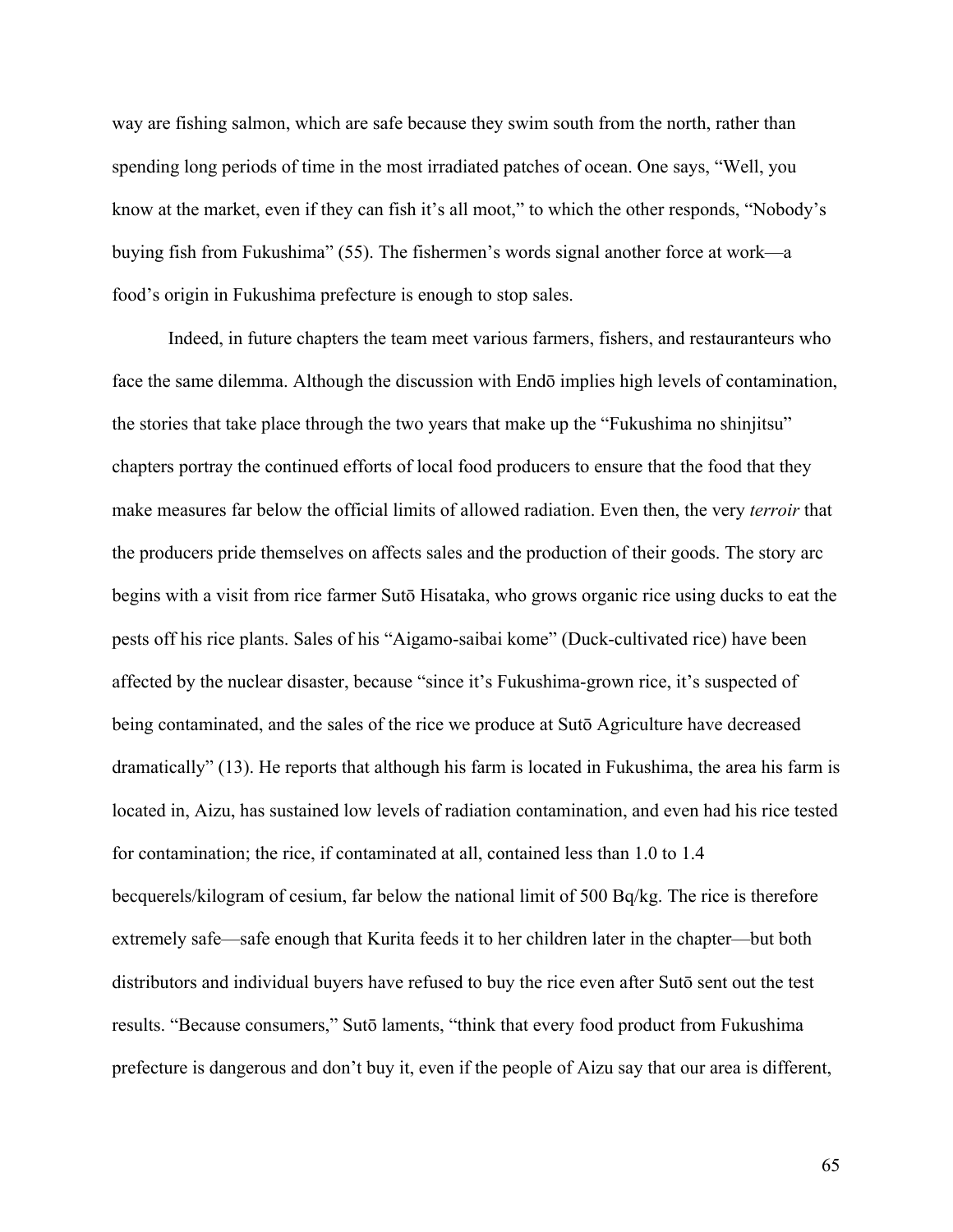way are fishing salmon, which are safe because they swim south from the north, rather than spending long periods of time in the most irradiated patches of ocean. One says, "Well, you know at the market, even if they can fish it's all moot," to which the other responds, "Nobody's buying fish from Fukushima" (55). The fishermen's words signal another force at work—a food's origin in Fukushima prefecture is enough to stop sales.

Indeed, in future chapters the team meet various farmers, fishers, and restauranteurs who face the same dilemma. Although the discussion with Endō implies high levels of contamination, the stories that take place through the two years that make up the "Fukushima no shinjitsu" chapters portray the continued efforts of local food producers to ensure that the food that they make measures far below the official limits of allowed radiation. Even then, the very *terroir* that the producers pride themselves on affects sales and the production of their goods. The story arc begins with a visit from rice farmer Sutō Hisataka, who grows organic rice using ducks to eat the pests off his rice plants. Sales of his "Aigamo-saibai kome" (Duck-cultivated rice) have been affected by the nuclear disaster, because "since it's Fukushima-grown rice, it's suspected of being contaminated, and the sales of the rice we produce at Sutō Agriculture have decreased dramatically" (13). He reports that although his farm is located in Fukushima, the area his farm is located in, Aizu, has sustained low levels of radiation contamination, and even had his rice tested for contamination; the rice, if contaminated at all, contained less than 1.0 to 1.4 becquerels/kilogram of cesium, far below the national limit of 500 Bq/kg. The rice is therefore extremely safe—safe enough that Kurita feeds it to her children later in the chapter—but both distributors and individual buyers have refused to buy the rice even after Sutō sent out the test results. "Because consumers," Sutō laments, "think that every food product from Fukushima prefecture is dangerous and don't buy it, even if the people of Aizu say that our area is different,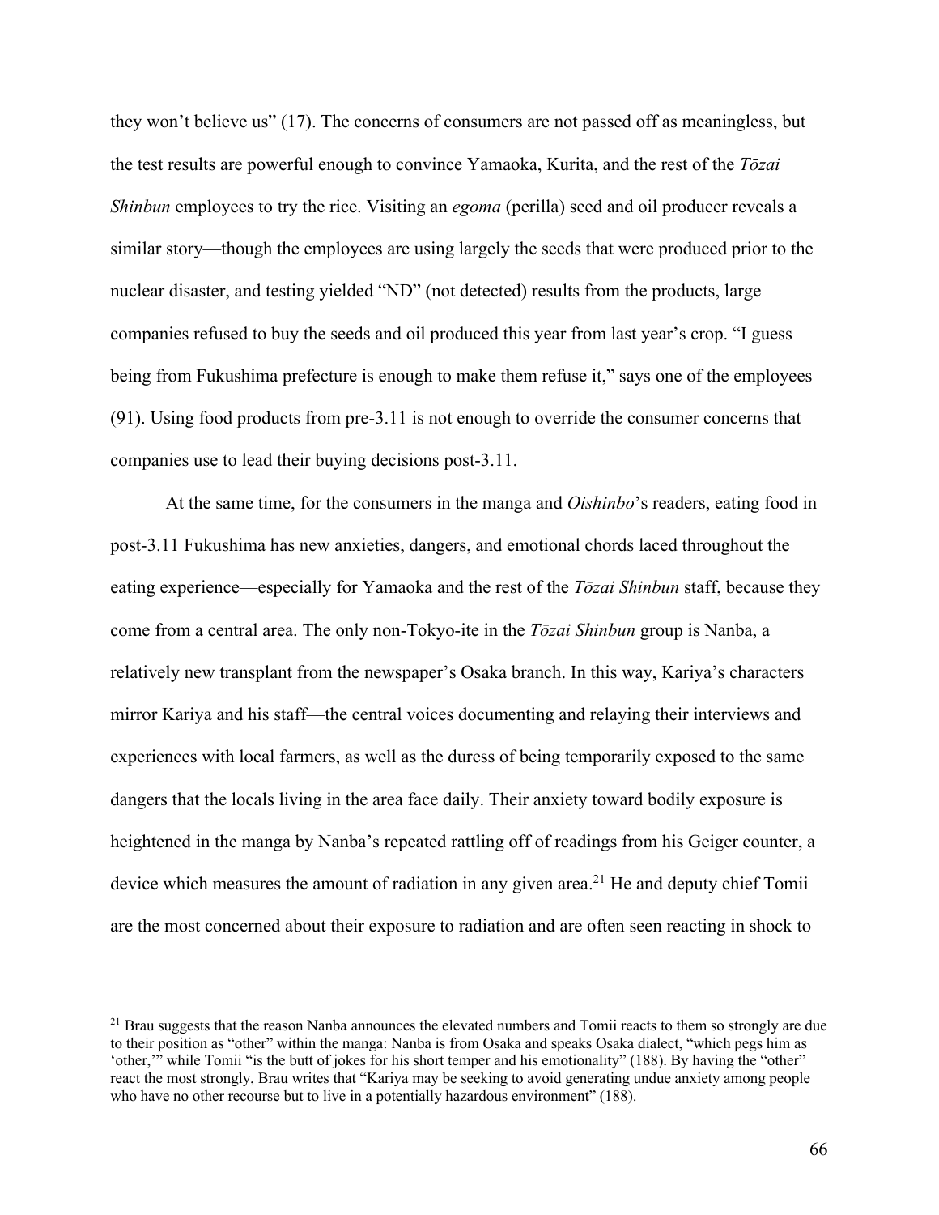they won't believe us" (17). The concerns of consumers are not passed off as meaningless, but the test results are powerful enough to convince Yamaoka, Kurita, and the rest of the *Tōzai Shinbun* employees to try the rice. Visiting an *egoma* (perilla) seed and oil producer reveals a similar story—though the employees are using largely the seeds that were produced prior to the nuclear disaster, and testing yielded "ND" (not detected) results from the products, large companies refused to buy the seeds and oil produced this year from last year's crop. "I guess being from Fukushima prefecture is enough to make them refuse it," says one of the employees (91). Using food products from pre-3.11 is not enough to override the consumer concerns that companies use to lead their buying decisions post-3.11.

At the same time, for the consumers in the manga and *Oishinbo*'s readers, eating food in post-3.11 Fukushima has new anxieties, dangers, and emotional chords laced throughout the eating experience—especially for Yamaoka and the rest of the *Tōzai Shinbun* staff, because they come from a central area. The only non-Tokyo-ite in the *Tōzai Shinbun* group is Nanba, a relatively new transplant from the newspaper's Osaka branch. In this way, Kariya's characters mirror Kariya and his staff—the central voices documenting and relaying their interviews and experiences with local farmers, as well as the duress of being temporarily exposed to the same dangers that the locals living in the area face daily. Their anxiety toward bodily exposure is heightened in the manga by Nanba's repeated rattling off of readings from his Geiger counter, a device which measures the amount of radiation in any given area.[21] He and deputy chief Tomii are the most concerned about their exposure to radiation and are often seen reacting in shock to

[21] Brau suggests that the reason Nanba announces the elevated numbers and Tomii reacts to them so strongly are due to their position as "other" within the manga: Nanba is from Osaka and speaks Osaka dialect, "which pegs him as 'other,'" while Tomii "is the butt of jokes for his short temper and his emotionality" (188). By having the "other" react the most strongly, Brau writes that "Kariya may be seeking to avoid generating undue anxiety among people who have no other recourse but to live in a potentially hazardous environment" (188).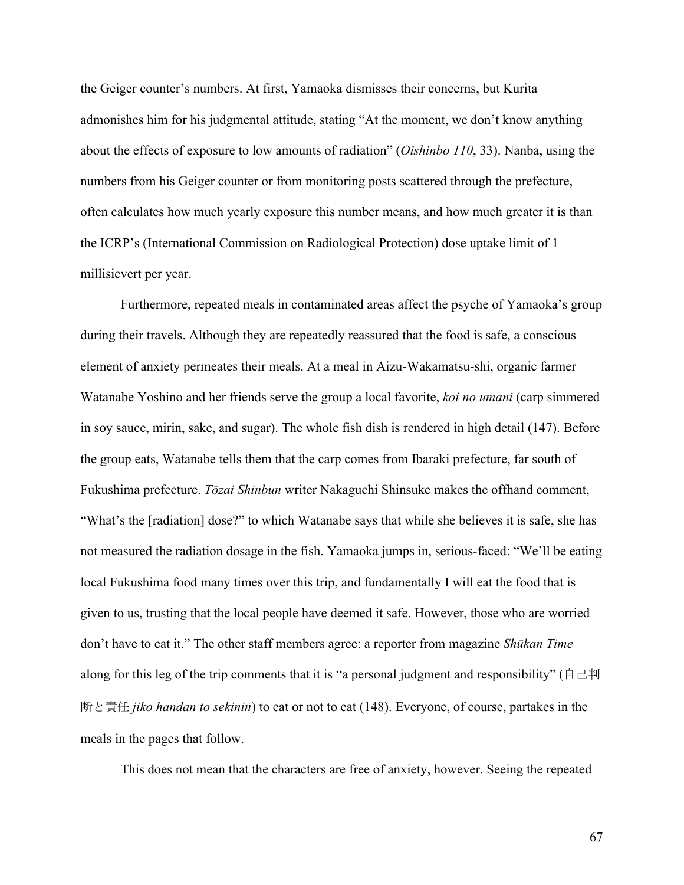the Geiger counter's numbers. At first, Yamaoka dismisses their concerns, but Kurita admonishes him for his judgmental attitude, stating "At the moment, we don't know anything about the effects of exposure to low amounts of radiation" (*Oishinbo 110*, 33). Nanba, using the numbers from his Geiger counter or from monitoring posts scattered through the prefecture, often calculates how much yearly exposure this number means, and how much greater it is than the ICRP's (International Commission on Radiological Protection) dose uptake limit of 1 millisievert per year.

Furthermore, repeated meals in contaminated areas affect the psyche of Yamaoka's group during their travels. Although they are repeatedly reassured that the food is safe, a conscious element of anxiety permeates their meals. At a meal in Aizu-Wakamatsu-shi, organic farmer Watanabe Yoshino and her friends serve the group a local favorite, *koi no umani* (carp simmered in soy sauce, mirin, sake, and sugar). The whole fish dish is rendered in high detail (147). Before the group eats, Watanabe tells them that the carp comes from Ibaraki prefecture, far south of Fukushima prefecture. *Tōzai Shinbun* writer Nakaguchi Shinsuke makes the offhand comment, "What's the [radiation] dose?" to which Watanabe says that while she believes it is safe, she has not measured the radiation dosage in the fish. Yamaoka jumps in, serious-faced: "We'll be eating local Fukushima food many times over this trip, and fundamentally I will eat the food that is given to us, trusting that the local people have deemed it safe. However, those who are worried don't have to eat it." The other staff members agree: a reporter from magazine *Shūkan Time* along for this leg of the trip comments that it is "a personal judgment and responsibility" (自己判断と責任 *jiko handan to sekinin*) to eat or not to eat (148). Everyone, of course, partakes in the meals in the pages that follow.

This does not mean that the characters are free of anxiety, however. Seeing the repeated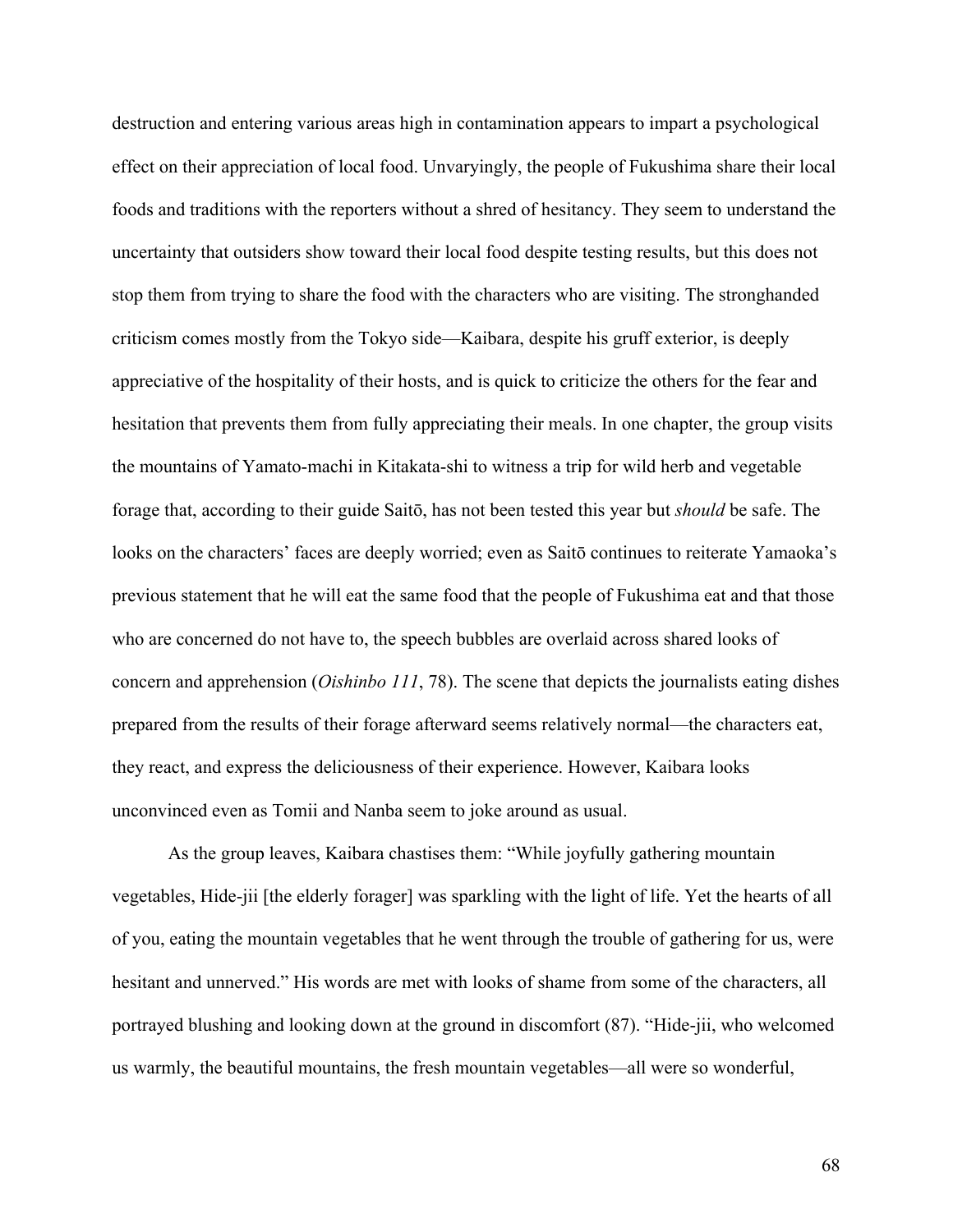destruction and entering various areas high in contamination appears to impart a psychological effect on their appreciation of local food. Unvaryingly, the people of Fukushima share their local foods and traditions with the reporters without a shred of hesitancy. They seem to understand the uncertainty that outsiders show toward their local food despite testing results, but this does not stop them from trying to share the food with the characters who are visiting. The stronghanded criticism comes mostly from the Tokyo side—Kaibara, despite his gruff exterior, is deeply appreciative of the hospitality of their hosts, and is quick to criticize the others for the fear and hesitation that prevents them from fully appreciating their meals. In one chapter, the group visits the mountains of Yamato-machi in Kitakata-shi to witness a trip for wild herb and vegetable forage that, according to their guide Saitō, has not been tested this year but *should* be safe. The looks on the characters' faces are deeply worried; even as Saitō continues to reiterate Yamaoka's previous statement that he will eat the same food that the people of Fukushima eat and that those who are concerned do not have to, the speech bubbles are overlaid across shared looks of concern and apprehension (*Oishinbo 111*, 78). The scene that depicts the journalists eating dishes prepared from the results of their forage afterward seems relatively normal—the characters eat, they react, and express the deliciousness of their experience. However, Kaibara looks unconvinced even as Tomii and Nanba seem to joke around as usual.

As the group leaves, Kaibara chastises them: "While joyfully gathering mountain vegetables, Hide-jii [the elderly forager] was sparkling with the light of life. Yet the hearts of all of you, eating the mountain vegetables that he went through the trouble of gathering for us, were hesitant and unnerved." His words are met with looks of shame from some of the characters, all portrayed blushing and looking down at the ground in discomfort (87). "Hide-jii, who welcomed us warmly, the beautiful mountains, the fresh mountain vegetables—all were so wonderful,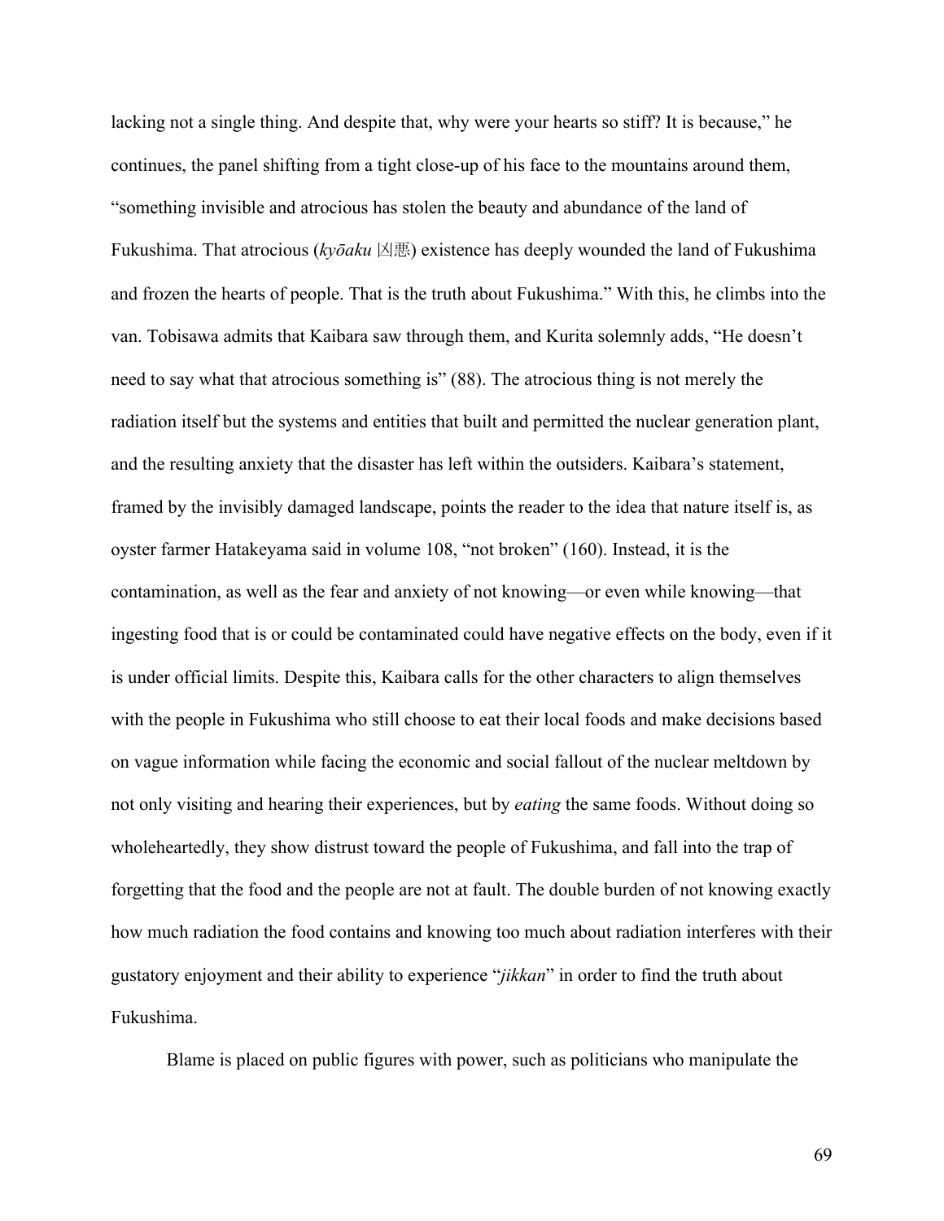lacking not a single thing. And despite that, why were your hearts so stiff? It is because," he continues, the panel shifting from a tight close-up of his face to the mountains around them, "something invisible and atrocious has stolen the beauty and abundance of the land of Fukushima. That atrocious (*kyōaku* 凶悪) existence has deeply wounded the land of Fukushima and frozen the hearts of people. That is the truth about Fukushima." With this, he climbs into the van. Tobisawa admits that Kaibara saw through them, and Kurita solemnly adds, "He doesn't need to say what that atrocious something is" (88). The atrocious thing is not merely the radiation itself but the systems and entities that built and permitted the nuclear generation plant, and the resulting anxiety that the disaster has left within the outsiders. Kaibara's statement, framed by the invisibly damaged landscape, points the reader to the idea that nature itself is, as oyster farmer Hatakeyama said in volume 108, "not broken" (160). Instead, it is the contamination, as well as the fear and anxiety of not knowing—or even while knowing—that ingesting food that is or could be contaminated could have negative effects on the body, even if it is under official limits. Despite this, Kaibara calls for the other characters to align themselves with the people in Fukushima who still choose to eat their local foods and make decisions based on vague information while facing the economic and social fallout of the nuclear meltdown by not only visiting and hearing their experiences, but by *eating* the same foods. Without doing so wholeheartedly, they show distrust toward the people of Fukushima, and fall into the trap of forgetting that the food and the people are not at fault. The double burden of not knowing exactly how much radiation the food contains and knowing too much about radiation interferes with their gustatory enjoyment and their ability to experience "*jikkan*" in order to find the truth about Fukushima.

Blame is placed on public figures with power, such as politicians who manipulate the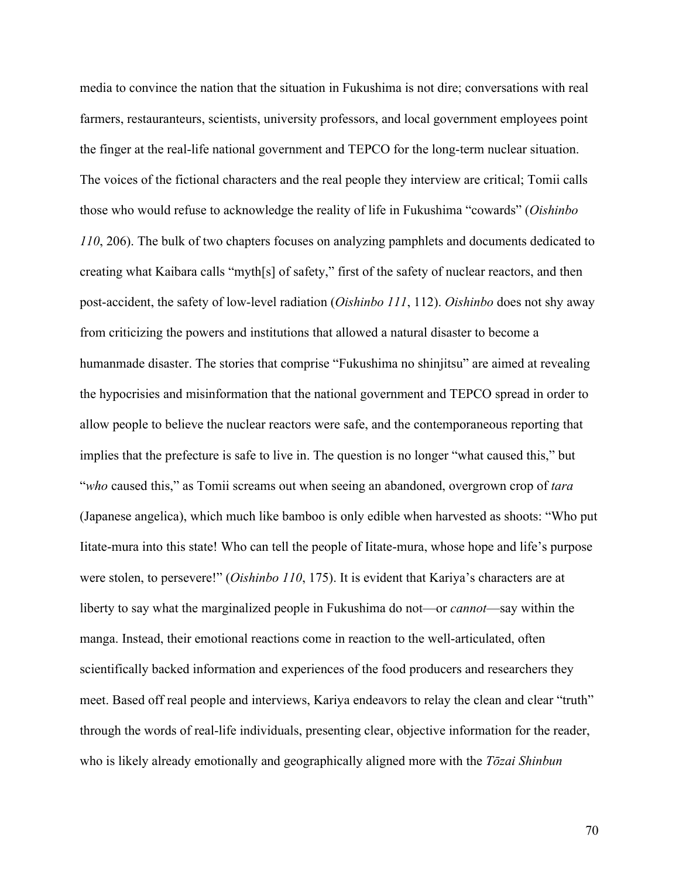media to convince the nation that the situation in Fukushima is not dire; conversations with real farmers, restauranteurs, scientists, university professors, and local government employees point the finger at the real-life national government and TEPCO for the long-term nuclear situation. The voices of the fictional characters and the real people they interview are critical; Tomii calls those who would refuse to acknowledge the reality of life in Fukushima "cowards" (*Oishinbo 110*, 206). The bulk of two chapters focuses on analyzing pamphlets and documents dedicated to creating what Kaibara calls "myth[s] of safety," first of the safety of nuclear reactors, and then post-accident, the safety of low-level radiation (*Oishinbo 111*, 112). *Oishinbo* does not shy away from criticizing the powers and institutions that allowed a natural disaster to become a humanmade disaster. The stories that comprise "Fukushima no shinjitsu" are aimed at revealing the hypocrisies and misinformation that the national government and TEPCO spread in order to allow people to believe the nuclear reactors were safe, and the contemporaneous reporting that implies that the prefecture is safe to live in. The question is no longer "what caused this," but "*who* caused this," as Tomii screams out when seeing an abandoned, overgrown crop of *tara* (Japanese angelica), which much like bamboo is only edible when harvested as shoots: "Who put Iitate-mura into this state! Who can tell the people of Iitate-mura, whose hope and life's purpose were stolen, to persevere!" (*Oishinbo 110*, 175). It is evident that Kariya's characters are at liberty to say what the marginalized people in Fukushima do not—or *cannot*—say within the manga. Instead, their emotional reactions come in reaction to the well-articulated, often scientifically backed information and experiences of the food producers and researchers they meet. Based off real people and interviews, Kariya endeavors to relay the clean and clear "truth" through the words of real-life individuals, presenting clear, objective information for the reader, who is likely already emotionally and geographically aligned more with the *Tōzai Shinbun*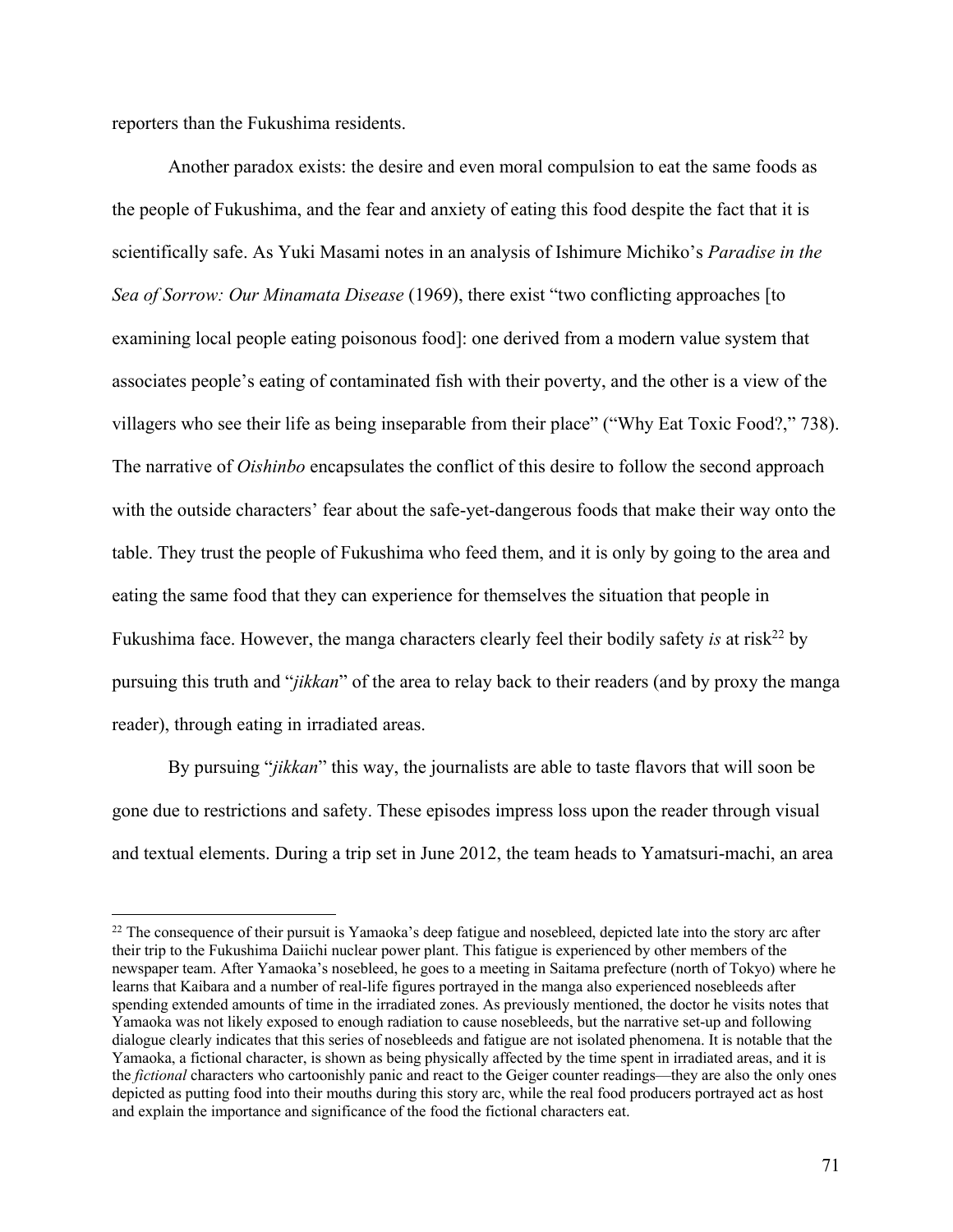reporters than the Fukushima residents.

Another paradox exists: the desire and even moral compulsion to eat the same foods as the people of Fukushima, and the fear and anxiety of eating this food despite the fact that it is scientifically safe. As Yuki Masami notes in an analysis of Ishimure Michiko's *Paradise in the Sea of Sorrow: Our Minamata Disease* (1969), there exist "two conflicting approaches [to examining local people eating poisonous food]: one derived from a modern value system that associates people's eating of contaminated fish with their poverty, and the other is a view of the villagers who see their life as being inseparable from their place" ("Why Eat Toxic Food?," 738). The narrative of *Oishinbo* encapsulates the conflict of this desire to follow the second approach with the outside characters' fear about the safe-yet-dangerous foods that make their way onto the table. They trust the people of Fukushima who feed them, and it is only by going to the area and eating the same food that they can experience for themselves the situation that people in Fukushima face. However, the manga characters clearly feel their bodily safety *is* at risk[22] by pursuing this truth and "*jikkan*" of the area to relay back to their readers (and by proxy the manga reader), through eating in irradiated areas.

By pursuing "*jikkan*" this way, the journalists are able to taste flavors that will soon be gone due to restrictions and safety. These episodes impress loss upon the reader through visual and textual elements. During a trip set in June 2012, the team heads to Yamatsuri-machi, an area

[22] The consequence of their pursuit is Yamaoka's deep fatigue and nosebleed, depicted late into the story arc after their trip to the Fukushima Daiichi nuclear power plant. This fatigue is experienced by other members of the newspaper team. After Yamaoka's nosebleed, he goes to a meeting in Saitama prefecture (north of Tokyo) where he learns that Kaibara and a number of real-life figures portrayed in the manga also experienced nosebleeds after spending extended amounts of time in the irradiated zones. As previously mentioned, the doctor he visits notes that Yamaoka was not likely exposed to enough radiation to cause nosebleeds, but the narrative set-up and following dialogue clearly indicates that this series of nosebleeds and fatigue are not isolated phenomena. It is notable that the Yamaoka, a fictional character, is shown as being physically affected by the time spent in irradiated areas, and it is the *fictional* characters who cartoonishly panic and react to the Geiger counter readings—they are also the only ones depicted as putting food into their mouths during this story arc, while the real food producers portrayed act as host and explain the importance and significance of the food the fictional characters eat.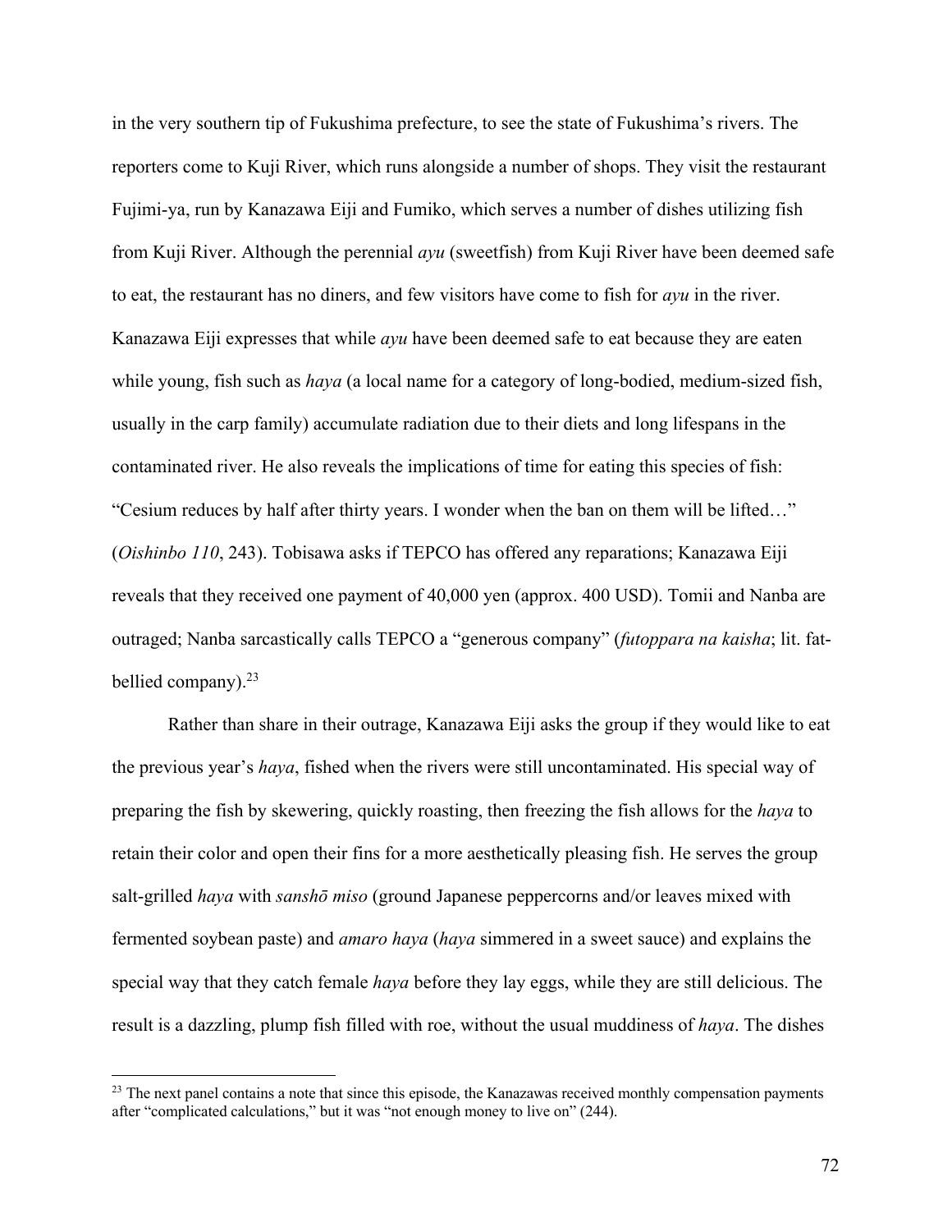in the very southern tip of Fukushima prefecture, to see the state of Fukushima's rivers. The reporters come to Kuji River, which runs alongside a number of shops. They visit the restaurant Fujimi-ya, run by Kanazawa Eiji and Fumiko, which serves a number of dishes utilizing fish from Kuji River. Although the perennial *ayu* (sweetfish) from Kuji River have been deemed safe to eat, the restaurant has no diners, and few visitors have come to fish for *ayu* in the river. Kanazawa Eiji expresses that while *ayu* have been deemed safe to eat because they are eaten while young, fish such as *haya* (a local name for a category of long-bodied, medium-sized fish, usually in the carp family) accumulate radiation due to their diets and long lifespans in the contaminated river. He also reveals the implications of time for eating this species of fish: "Cesium reduces by half after thirty years. I wonder when the ban on them will be lifted…" (*Oishinbo 110*, 243). Tobisawa asks if TEPCO has offered any reparations; Kanazawa Eiji reveals that they received one payment of 40,000 yen (approx. 400 USD). Tomii and Nanba are outraged; Nanba sarcastically calls TEPCO a "generous company" (*futoppara na kaisha*; lit. fat-bellied company).[23]

Rather than share in their outrage, Kanazawa Eiji asks the group if they would like to eat the previous year's *haya*, fished when the rivers were still uncontaminated. His special way of preparing the fish by skewering, quickly roasting, then freezing the fish allows for the *haya* to retain their color and open their fins for a more aesthetically pleasing fish. He serves the group salt-grilled *haya* with *sanshō miso* (ground Japanese peppercorns and/or leaves mixed with fermented soybean paste) and *amaro haya* (*haya* simmered in a sweet sauce) and explains the special way that they catch female *haya* before they lay eggs, while they are still delicious. The result is a dazzling, plump fish filled with roe, without the usual muddiness of *haya*. The dishes

[23] The next panel contains a note that since this episode, the Kanazawas received monthly compensation payments after "complicated calculations," but it was "not enough money to live on" (244).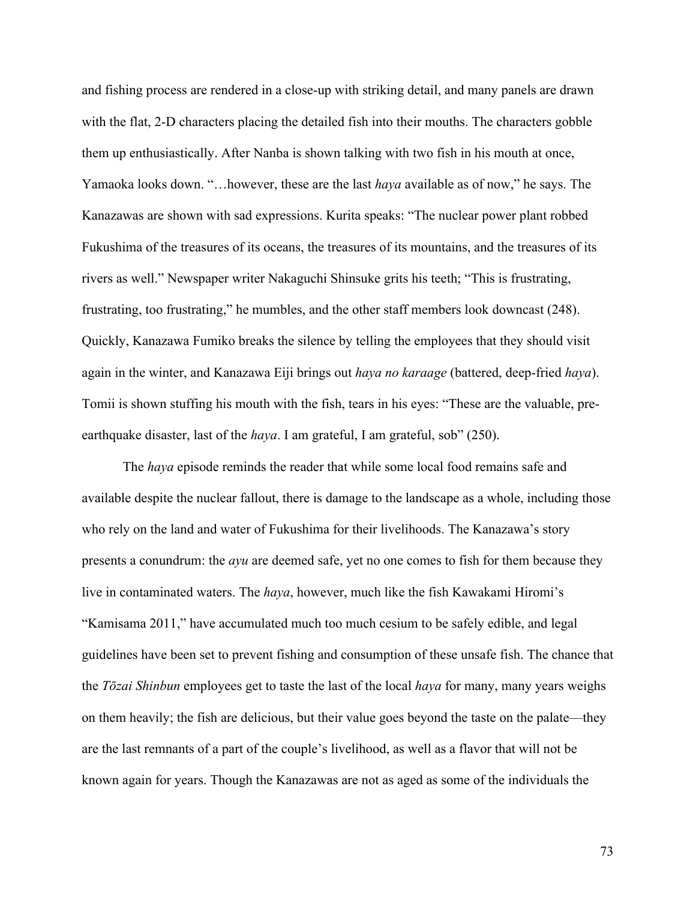and fishing process are rendered in a close-up with striking detail, and many panels are drawn with the flat, 2-D characters placing the detailed fish into their mouths. The characters gobble them up enthusiastically. After Nanba is shown talking with two fish in his mouth at once, Yamaoka looks down. "…however, these are the last *haya* available as of now," he says. The Kanazawas are shown with sad expressions. Kurita speaks: "The nuclear power plant robbed Fukushima of the treasures of its oceans, the treasures of its mountains, and the treasures of its rivers as well." Newspaper writer Nakaguchi Shinsuke grits his teeth; "This is frustrating, frustrating, too frustrating," he mumbles, and the other staff members look downcast (248). Quickly, Kanazawa Fumiko breaks the silence by telling the employees that they should visit again in the winter, and Kanazawa Eiji brings out *haya no karaage* (battered, deep-fried *haya*). Tomii is shown stuffing his mouth with the fish, tears in his eyes: "These are the valuable, pre-earthquake disaster, last of the *haya*. I am grateful, I am grateful, sob" (250).

The *haya* episode reminds the reader that while some local food remains safe and available despite the nuclear fallout, there is damage to the landscape as a whole, including those who rely on the land and water of Fukushima for their livelihoods. The Kanazawa's story presents a conundrum: the *ayu* are deemed safe, yet no one comes to fish for them because they live in contaminated waters. The *haya*, however, much like the fish Kawakami Hiromi's "Kamisama 2011," have accumulated much too much cesium to be safely edible, and legal guidelines have been set to prevent fishing and consumption of these unsafe fish. The chance that the *Tōzai Shinbun* employees get to taste the last of the local *haya* for many, many years weighs on them heavily; the fish are delicious, but their value goes beyond the taste on the palate—they are the last remnants of a part of the couple's livelihood, as well as a flavor that will not be known again for years. Though the Kanazawas are not as aged as some of the individuals the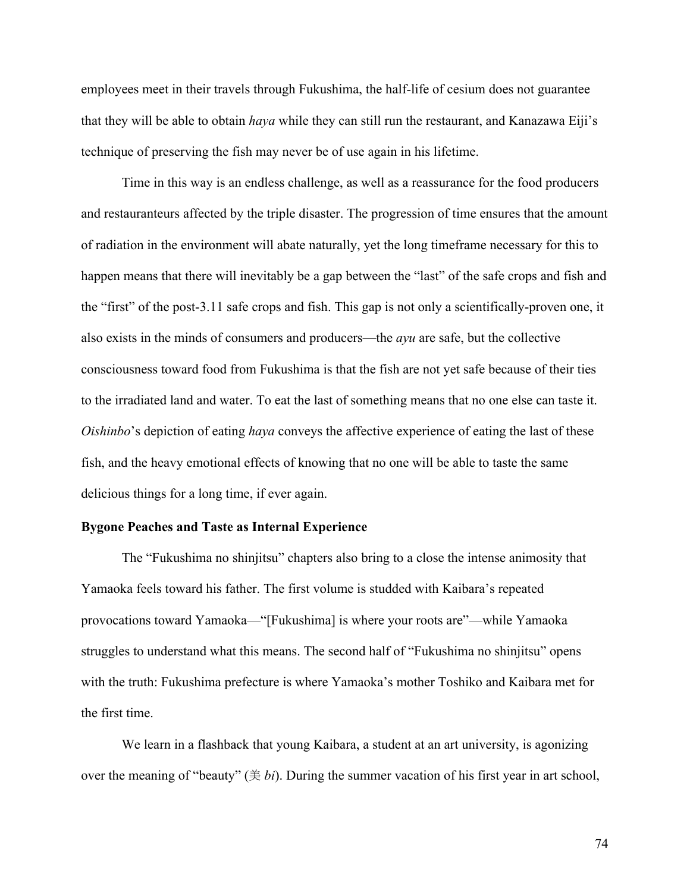employees meet in their travels through Fukushima, the half-life of cesium does not guarantee that they will be able to obtain *haya* while they can still run the restaurant, and Kanazawa Eiji's technique of preserving the fish may never be of use again in his lifetime.

Time in this way is an endless challenge, as well as a reassurance for the food producers and restauranteurs affected by the triple disaster. The progression of time ensures that the amount of radiation in the environment will abate naturally, yet the long timeframe necessary for this to happen means that there will inevitably be a gap between the "last" of the safe crops and fish and the "first" of the post-3.11 safe crops and fish. This gap is not only a scientifically-proven one, it also exists in the minds of consumers and producers—the *ayu* are safe, but the collective consciousness toward food from Fukushima is that the fish are not yet safe because of their ties to the irradiated land and water. To eat the last of something means that no one else can taste it. *Oishinbo*'s depiction of eating *haya* conveys the affective experience of eating the last of these fish, and the heavy emotional effects of knowing that no one will be able to taste the same delicious things for a long time, if ever again.

**Bygone Peaches and Taste as Internal Experience**

The "Fukushima no shinjitsu" chapters also bring to a close the intense animosity that Yamaoka feels toward his father. The first volume is studded with Kaibara's repeated provocations toward Yamaoka—"[Fukushima] is where your roots are"—while Yamaoka struggles to understand what this means. The second half of "Fukushima no shinjitsu" opens with the truth: Fukushima prefecture is where Yamaoka's mother Toshiko and Kaibara met for the first time.

We learn in a flashback that young Kaibara, a student at an art university, is agonizing over the meaning of "beauty" (美 *bi*). During the summer vacation of his first year in art school,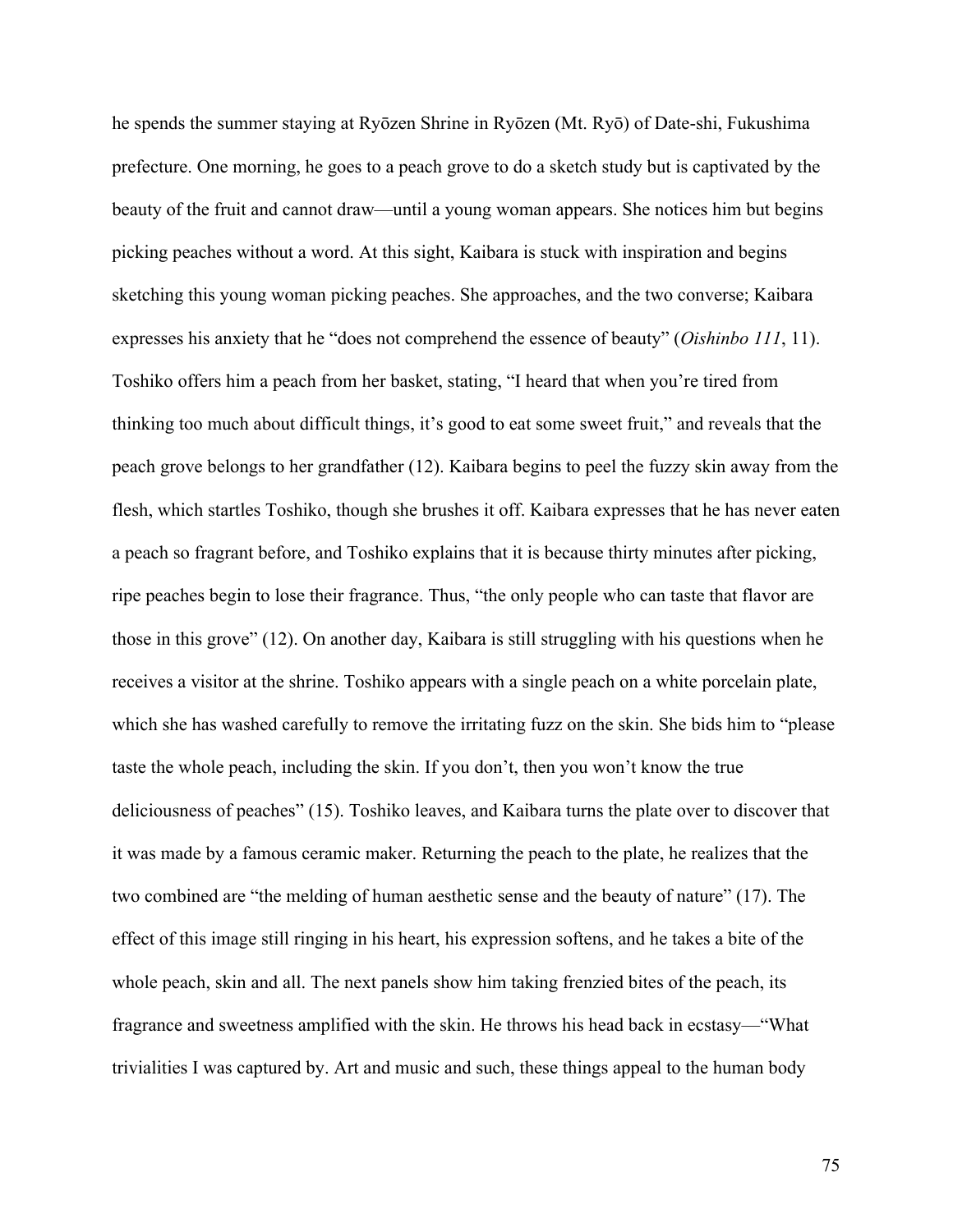he spends the summer staying at Ryōzen Shrine in Ryōzen (Mt. Ryō) of Date-shi, Fukushima prefecture. One morning, he goes to a peach grove to do a sketch study but is captivated by the beauty of the fruit and cannot draw—until a young woman appears. She notices him but begins picking peaches without a word. At this sight, Kaibara is stuck with inspiration and begins sketching this young woman picking peaches. She approaches, and the two converse; Kaibara expresses his anxiety that he "does not comprehend the essence of beauty" (*Oishinbo 111*, 11). Toshiko offers him a peach from her basket, stating, "I heard that when you're tired from thinking too much about difficult things, it's good to eat some sweet fruit," and reveals that the peach grove belongs to her grandfather (12). Kaibara begins to peel the fuzzy skin away from the flesh, which startles Toshiko, though she brushes it off. Kaibara expresses that he has never eaten a peach so fragrant before, and Toshiko explains that it is because thirty minutes after picking, ripe peaches begin to lose their fragrance. Thus, "the only people who can taste that flavor are those in this grove" (12). On another day, Kaibara is still struggling with his questions when he receives a visitor at the shrine. Toshiko appears with a single peach on a white porcelain plate, which she has washed carefully to remove the irritating fuzz on the skin. She bids him to "please taste the whole peach, including the skin. If you don't, then you won't know the true deliciousness of peaches" (15). Toshiko leaves, and Kaibara turns the plate over to discover that it was made by a famous ceramic maker. Returning the peach to the plate, he realizes that the two combined are "the melding of human aesthetic sense and the beauty of nature" (17). The effect of this image still ringing in his heart, his expression softens, and he takes a bite of the whole peach, skin and all. The next panels show him taking frenzied bites of the peach, its fragrance and sweetness amplified with the skin. He throws his head back in ecstasy—"What trivialities I was captured by. Art and music and such, these things appeal to the human body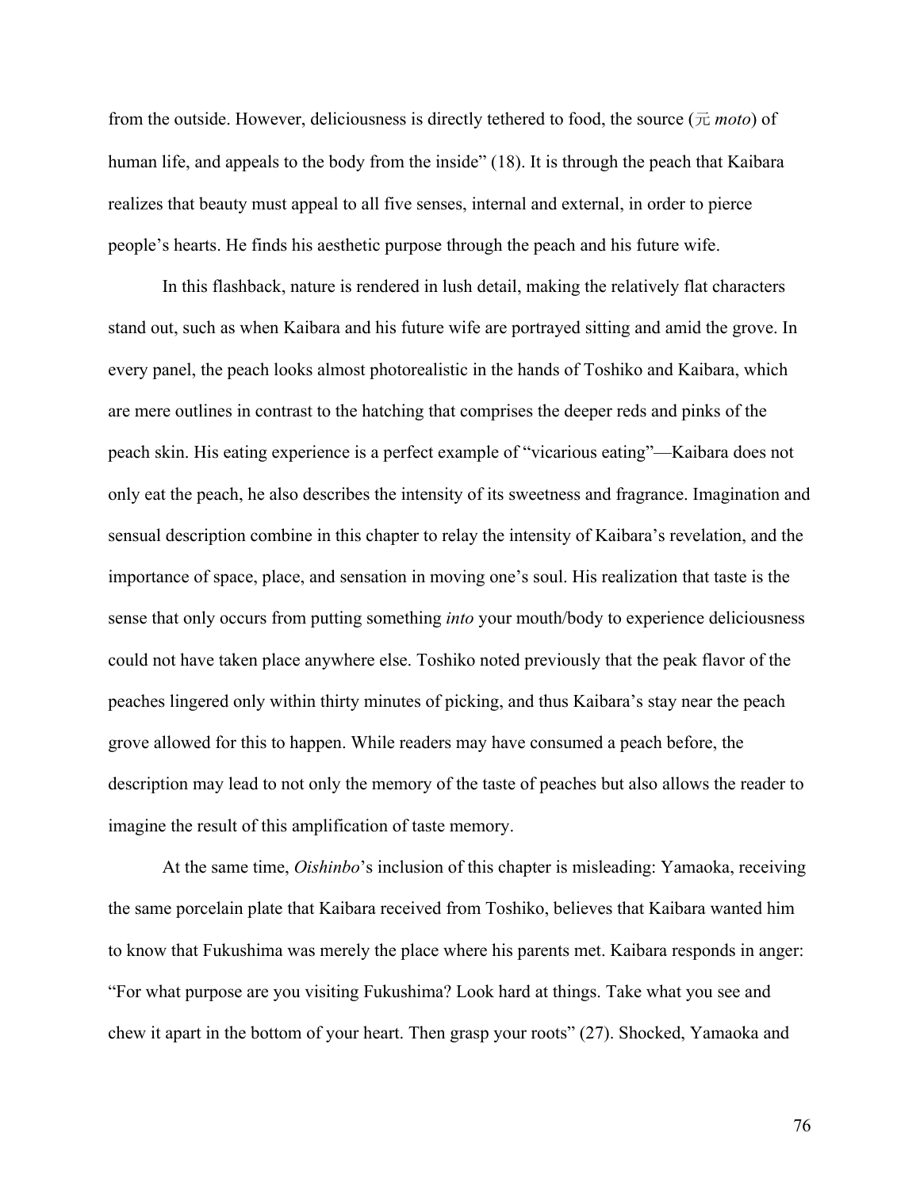from the outside. However, deliciousness is directly tethered to food, the source (元 *moto*) of human life, and appeals to the body from the inside" (18). It is through the peach that Kaibara realizes that beauty must appeal to all five senses, internal and external, in order to pierce people's hearts. He finds his aesthetic purpose through the peach and his future wife.

In this flashback, nature is rendered in lush detail, making the relatively flat characters stand out, such as when Kaibara and his future wife are portrayed sitting and amid the grove. In every panel, the peach looks almost photorealistic in the hands of Toshiko and Kaibara, which are mere outlines in contrast to the hatching that comprises the deeper reds and pinks of the peach skin. His eating experience is a perfect example of "vicarious eating"—Kaibara does not only eat the peach, he also describes the intensity of its sweetness and fragrance. Imagination and sensual description combine in this chapter to relay the intensity of Kaibara's revelation, and the importance of space, place, and sensation in moving one's soul. His realization that taste is the sense that only occurs from putting something *into* your mouth/body to experience deliciousness could not have taken place anywhere else. Toshiko noted previously that the peak flavor of the peaches lingered only within thirty minutes of picking, and thus Kaibara's stay near the peach grove allowed for this to happen. While readers may have consumed a peach before, the description may lead to not only the memory of the taste of peaches but also allows the reader to imagine the result of this amplification of taste memory.

At the same time, *Oishinbo*'s inclusion of this chapter is misleading: Yamaoka, receiving the same porcelain plate that Kaibara received from Toshiko, believes that Kaibara wanted him to know that Fukushima was merely the place where his parents met. Kaibara responds in anger: "For what purpose are you visiting Fukushima? Look hard at things. Take what you see and chew it apart in the bottom of your heart. Then grasp your roots" (27). Shocked, Yamaoka and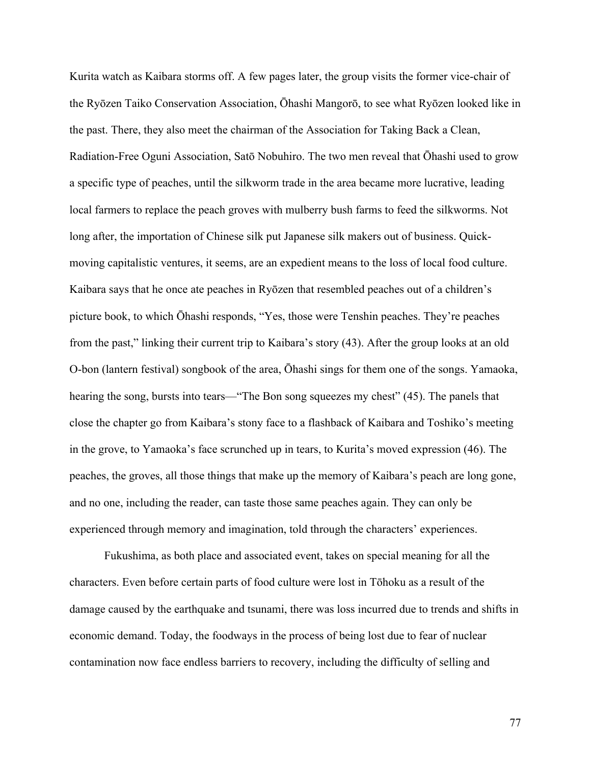Kurita watch as Kaibara storms off. A few pages later, the group visits the former vice-chair of the Ryōzen Taiko Conservation Association, Ōhashi Mangorō, to see what Ryōzen looked like in the past. There, they also meet the chairman of the Association for Taking Back a Clean, Radiation-Free Oguni Association, Satō Nobuhiro. The two men reveal that Ōhashi used to grow a specific type of peaches, until the silkworm trade in the area became more lucrative, leading local farmers to replace the peach groves with mulberry bush farms to feed the silkworms. Not long after, the importation of Chinese silk put Japanese silk makers out of business. Quick-moving capitalistic ventures, it seems, are an expedient means to the loss of local food culture. Kaibara says that he once ate peaches in Ryōzen that resembled peaches out of a children's picture book, to which Ōhashi responds, "Yes, those were Tenshin peaches. They're peaches from the past," linking their current trip to Kaibara's story (43). After the group looks at an old O-bon (lantern festival) songbook of the area, Ōhashi sings for them one of the songs. Yamaoka, hearing the song, bursts into tears—"The Bon song squeezes my chest" (45). The panels that close the chapter go from Kaibara's stony face to a flashback of Kaibara and Toshiko's meeting in the grove, to Yamaoka's face scrunched up in tears, to Kurita's moved expression (46). The peaches, the groves, all those things that make up the memory of Kaibara's peach are long gone, and no one, including the reader, can taste those same peaches again. They can only be experienced through memory and imagination, told through the characters' experiences.

Fukushima, as both place and associated event, takes on special meaning for all the characters. Even before certain parts of food culture were lost in Tōhoku as a result of the damage caused by the earthquake and tsunami, there was loss incurred due to trends and shifts in economic demand. Today, the foodways in the process of being lost due to fear of nuclear contamination now face endless barriers to recovery, including the difficulty of selling and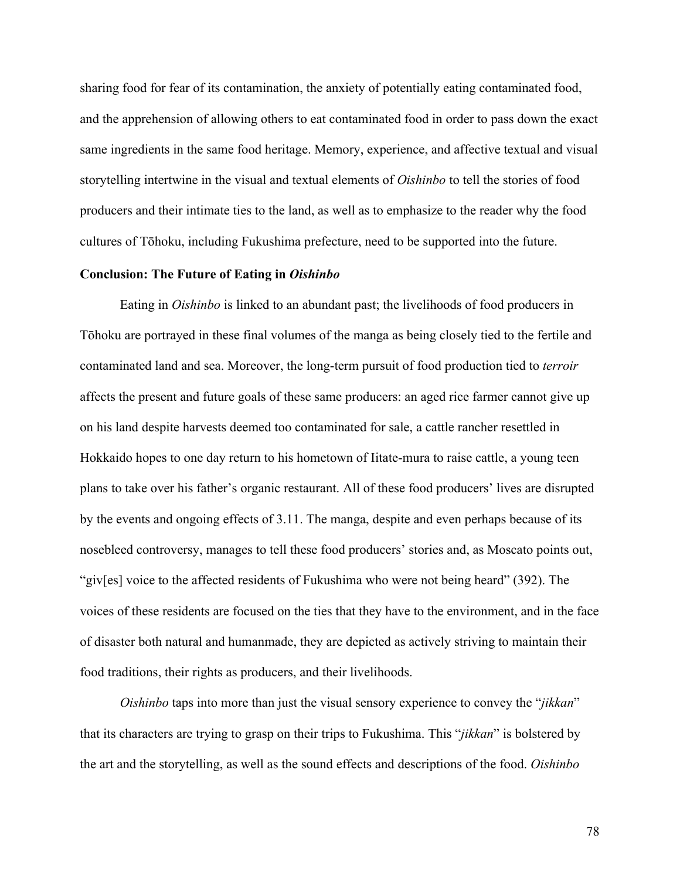sharing food for fear of its contamination, the anxiety of potentially eating contaminated food, and the apprehension of allowing others to eat contaminated food in order to pass down the exact same ingredients in the same food heritage. Memory, experience, and affective textual and visual storytelling intertwine in the visual and textual elements of *Oishinbo* to tell the stories of food producers and their intimate ties to the land, as well as to emphasize to the reader why the food cultures of Tōhoku, including Fukushima prefecture, need to be supported into the future.

**Conclusion: The Future of Eating in *Oishinbo***

Eating in *Oishinbo* is linked to an abundant past; the livelihoods of food producers in Tōhoku are portrayed in these final volumes of the manga as being closely tied to the fertile and contaminated land and sea. Moreover, the long-term pursuit of food production tied to *terroir* affects the present and future goals of these same producers: an aged rice farmer cannot give up on his land despite harvests deemed too contaminated for sale, a cattle rancher resettled in Hokkaido hopes to one day return to his hometown of Iitate-mura to raise cattle, a young teen plans to take over his father's organic restaurant. All of these food producers' lives are disrupted by the events and ongoing effects of 3.11. The manga, despite and even perhaps because of its nosebleed controversy, manages to tell these food producers' stories and, as Moscato points out, "giv[es] voice to the affected residents of Fukushima who were not being heard" (392). The voices of these residents are focused on the ties that they have to the environment, and in the face of disaster both natural and humanmade, they are depicted as actively striving to maintain their food traditions, their rights as producers, and their livelihoods.

*Oishinbo* taps into more than just the visual sensory experience to convey the "*jikkan*" that its characters are trying to grasp on their trips to Fukushima. This "*jikkan*" is bolstered by the art and the storytelling, as well as the sound effects and descriptions of the food. *Oishinbo*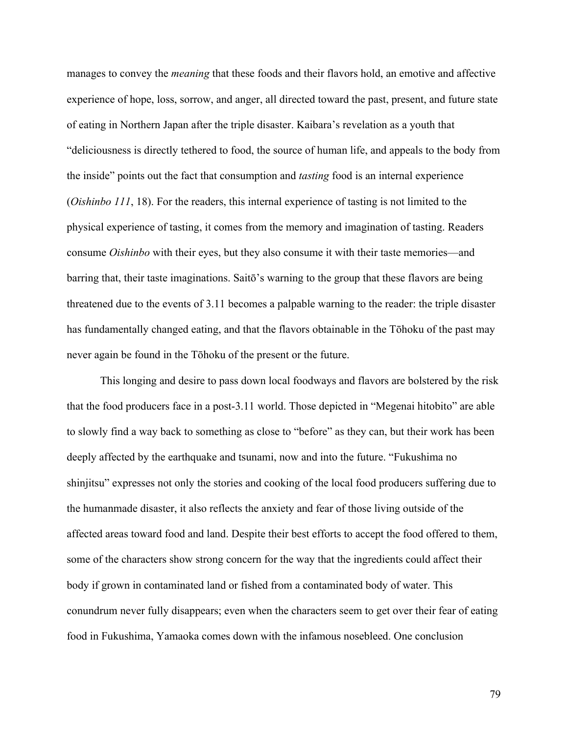manages to convey the *meaning* that these foods and their flavors hold, an emotive and affective experience of hope, loss, sorrow, and anger, all directed toward the past, present, and future state of eating in Northern Japan after the triple disaster. Kaibara's revelation as a youth that "deliciousness is directly tethered to food, the source of human life, and appeals to the body from the inside" points out the fact that consumption and *tasting* food is an internal experience (*Oishinbo 111*, 18). For the readers, this internal experience of tasting is not limited to the physical experience of tasting, it comes from the memory and imagination of tasting. Readers consume *Oishinbo* with their eyes, but they also consume it with their taste memories—and barring that, their taste imaginations. Saitō's warning to the group that these flavors are being threatened due to the events of 3.11 becomes a palpable warning to the reader: the triple disaster has fundamentally changed eating, and that the flavors obtainable in the Tōhoku of the past may never again be found in the Tōhoku of the present or the future.

This longing and desire to pass down local foodways and flavors are bolstered by the risk that the food producers face in a post-3.11 world. Those depicted in "Megenai hitobito" are able to slowly find a way back to something as close to "before" as they can, but their work has been deeply affected by the earthquake and tsunami, now and into the future. "Fukushima no shinjitsu" expresses not only the stories and cooking of the local food producers suffering due to the humanmade disaster, it also reflects the anxiety and fear of those living outside of the affected areas toward food and land. Despite their best efforts to accept the food offered to them, some of the characters show strong concern for the way that the ingredients could affect their body if grown in contaminated land or fished from a contaminated body of water. This conundrum never fully disappears; even when the characters seem to get over their fear of eating food in Fukushima, Yamaoka comes down with the infamous nosebleed. One conclusion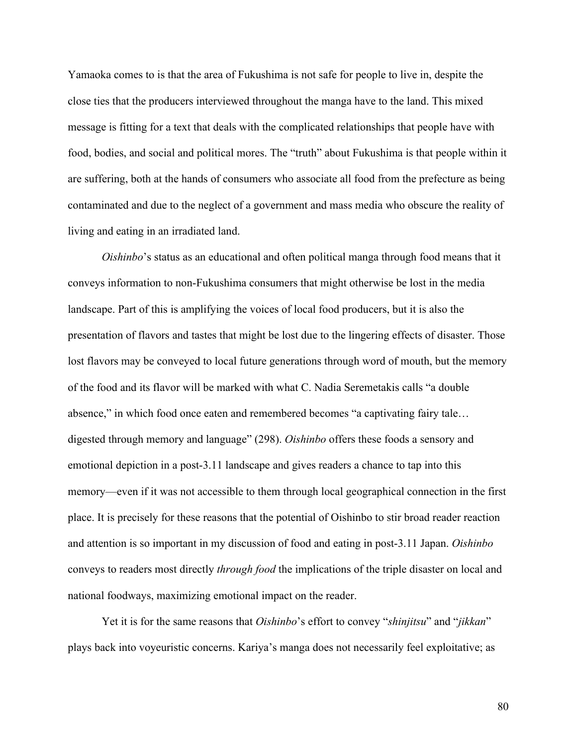Yamaoka comes to is that the area of Fukushima is not safe for people to live in, despite the close ties that the producers interviewed throughout the manga have to the land. This mixed message is fitting for a text that deals with the complicated relationships that people have with food, bodies, and social and political mores. The "truth" about Fukushima is that people within it are suffering, both at the hands of consumers who associate all food from the prefecture as being contaminated and due to the neglect of a government and mass media who obscure the reality of living and eating in an irradiated land.

*Oishinbo*'s status as an educational and often political manga through food means that it conveys information to non-Fukushima consumers that might otherwise be lost in the media landscape. Part of this is amplifying the voices of local food producers, but it is also the presentation of flavors and tastes that might be lost due to the lingering effects of disaster. Those lost flavors may be conveyed to local future generations through word of mouth, but the memory of the food and its flavor will be marked with what C. Nadia Seremetakis calls "a double absence," in which food once eaten and remembered becomes "a captivating fairy tale… digested through memory and language" (298). *Oishinbo* offers these foods a sensory and emotional depiction in a post-3.11 landscape and gives readers a chance to tap into this memory—even if it was not accessible to them through local geographical connection in the first place. It is precisely for these reasons that the potential of Oishinbo to stir broad reader reaction and attention is so important in my discussion of food and eating in post-3.11 Japan. *Oishinbo* conveys to readers most directly *through food* the implications of the triple disaster on local and national foodways, maximizing emotional impact on the reader.

Yet it is for the same reasons that *Oishinbo*'s effort to convey "*shinjitsu*" and "*jikkan*" plays back into voyeuristic concerns. Kariya's manga does not necessarily feel exploitative; as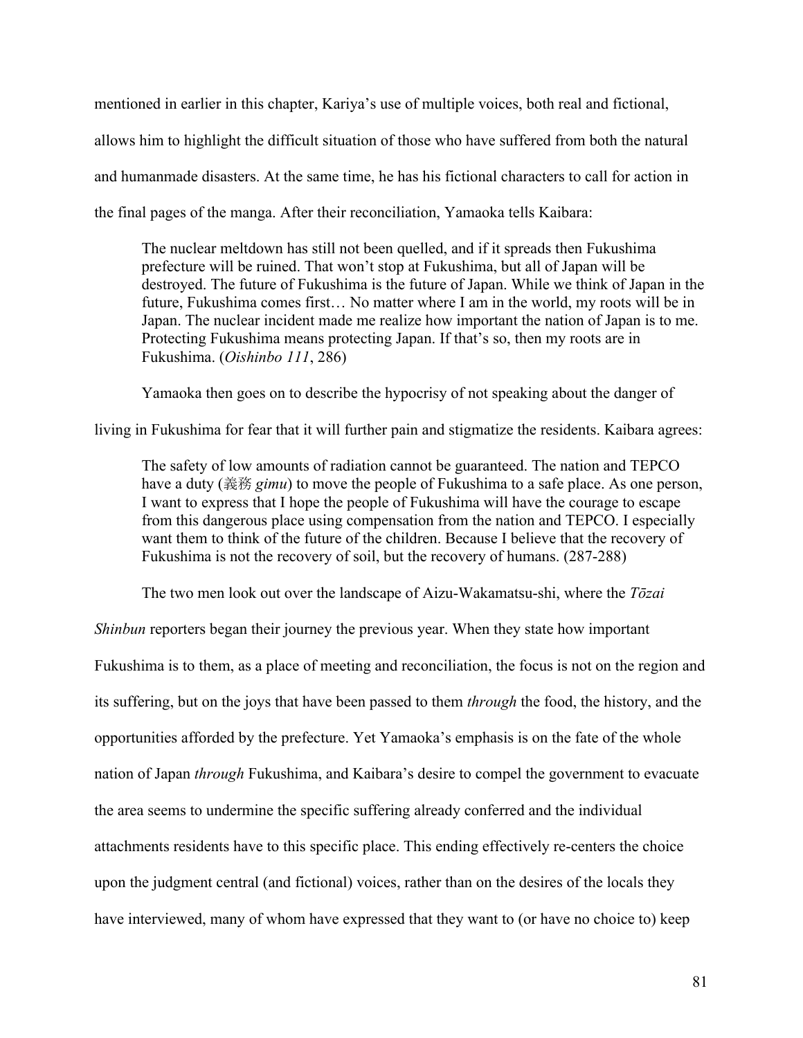mentioned in earlier in this chapter, Kariya's use of multiple voices, both real and fictional, allows him to highlight the difficult situation of those who have suffered from both the natural and humanmade disasters. At the same time, he has his fictional characters to call for action in the final pages of the manga. After their reconciliation, Yamaoka tells Kaibara:

> The nuclear meltdown has still not been quelled, and if it spreads then Fukushima prefecture will be ruined. That won't stop at Fukushima, but all of Japan will be destroyed. The future of Fukushima is the future of Japan. While we think of Japan in the future, Fukushima comes first… No matter where I am in the world, my roots will be in Japan. The nuclear incident made me realize how important the nation of Japan is to me. Protecting Fukushima means protecting Japan. If that's so, then my roots are in Fukushima. (*Oishinbo 111*, 286)

Yamaoka then goes on to describe the hypocrisy of not speaking about the danger of living in Fukushima for fear that it will further pain and stigmatize the residents. Kaibara agrees:

> The safety of low amounts of radiation cannot be guaranteed. The nation and TEPCO have a duty (義務 *gimu*) to move the people of Fukushima to a safe place. As one person, I want to express that I hope the people of Fukushima will have the courage to escape from this dangerous place using compensation from the nation and TEPCO. I especially want them to think of the future of the children. Because I believe that the recovery of Fukushima is not the recovery of soil, but the recovery of humans. (287-288)

The two men look out over the landscape of Aizu-Wakamatsu-shi, where the *Tōzai Shinbun* reporters began their journey the previous year. When they state how important Fukushima is to them, as a place of meeting and reconciliation, the focus is not on the region and its suffering, but on the joys that have been passed to them *through* the food, the history, and the opportunities afforded by the prefecture. Yet Yamaoka's emphasis is on the fate of the whole nation of Japan *through* Fukushima, and Kaibara's desire to compel the government to evacuate the area seems to undermine the specific suffering already conferred and the individual attachments residents have to this specific place. This ending effectively re-centers the choice upon the judgment central (and fictional) voices, rather than on the desires of the locals they have interviewed, many of whom have expressed that they want to (or have no choice to) keep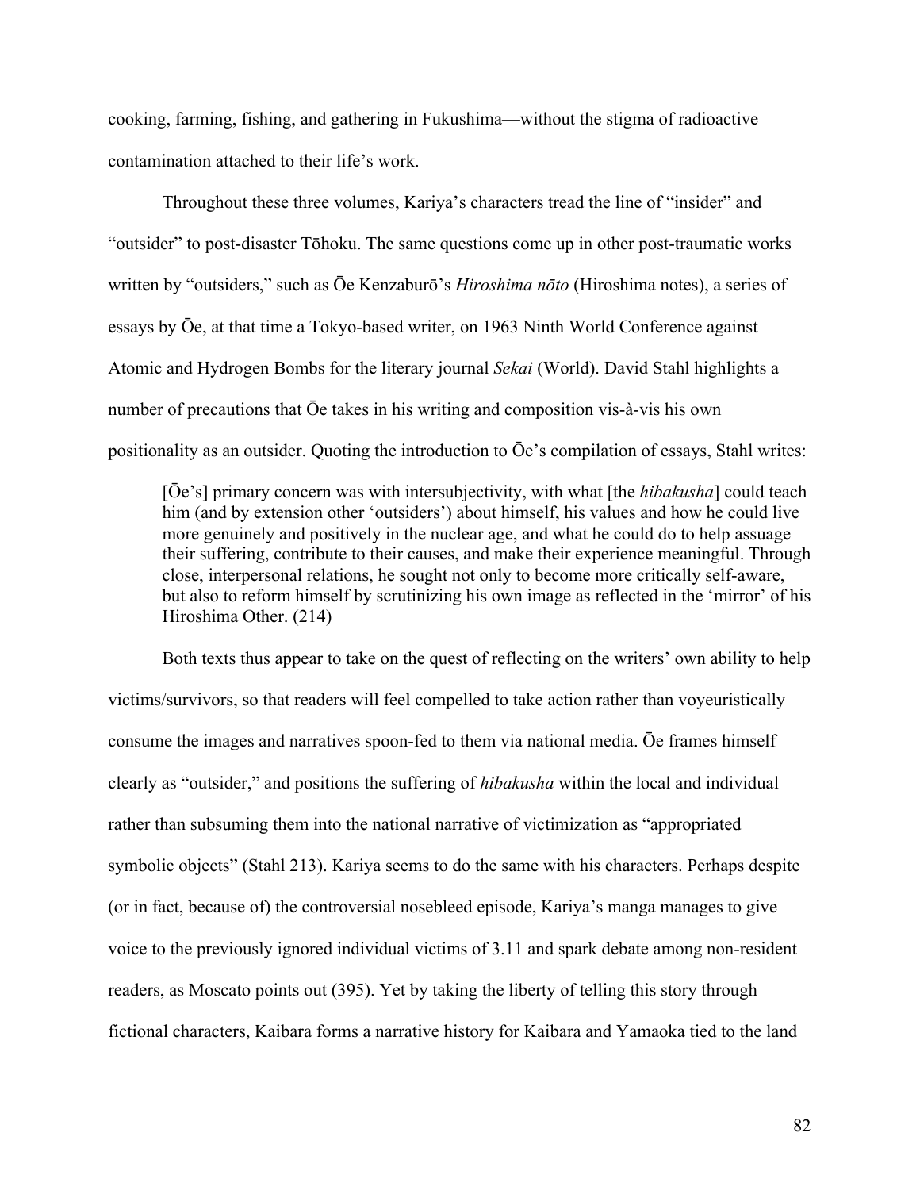cooking, farming, fishing, and gathering in Fukushima—without the stigma of radioactive contamination attached to their life's work.

Throughout these three volumes, Kariya's characters tread the line of "insider" and "outsider" to post-disaster Tōhoku. The same questions come up in other post-traumatic works written by "outsiders," such as Ōe Kenzaburō's *Hiroshima nōto* (Hiroshima notes), a series of essays by Ōe, at that time a Tokyo-based writer, on 1963 Ninth World Conference against Atomic and Hydrogen Bombs for the literary journal *Sekai* (World). David Stahl highlights a number of precautions that Ōe takes in his writing and composition vis-à-vis his own positionality as an outsider. Quoting the introduction to Ōe's compilation of essays, Stahl writes:

> [Ōe's] primary concern was with intersubjectivity, with what [the *hibakusha*] could teach him (and by extension other 'outsiders') about himself, his values and how he could live more genuinely and positively in the nuclear age, and what he could do to help assuage their suffering, contribute to their causes, and make their experience meaningful. Through close, interpersonal relations, he sought not only to become more critically self-aware, but also to reform himself by scrutinizing his own image as reflected in the 'mirror' of his Hiroshima Other. (214)

Both texts thus appear to take on the quest of reflecting on the writers' own ability to help victims/survivors, so that readers will feel compelled to take action rather than voyeuristically consume the images and narratives spoon-fed to them via national media. Ōe frames himself clearly as "outsider," and positions the suffering of *hibakusha* within the local and individual rather than subsuming them into the national narrative of victimization as "appropriated symbolic objects" (Stahl 213). Kariya seems to do the same with his characters. Perhaps despite (or in fact, because of) the controversial nosebleed episode, Kariya's manga manages to give voice to the previously ignored individual victims of 3.11 and spark debate among non-resident readers, as Moscato points out (395). Yet by taking the liberty of telling this story through fictional characters, Kaibara forms a narrative history for Kaibara and Yamaoka tied to the land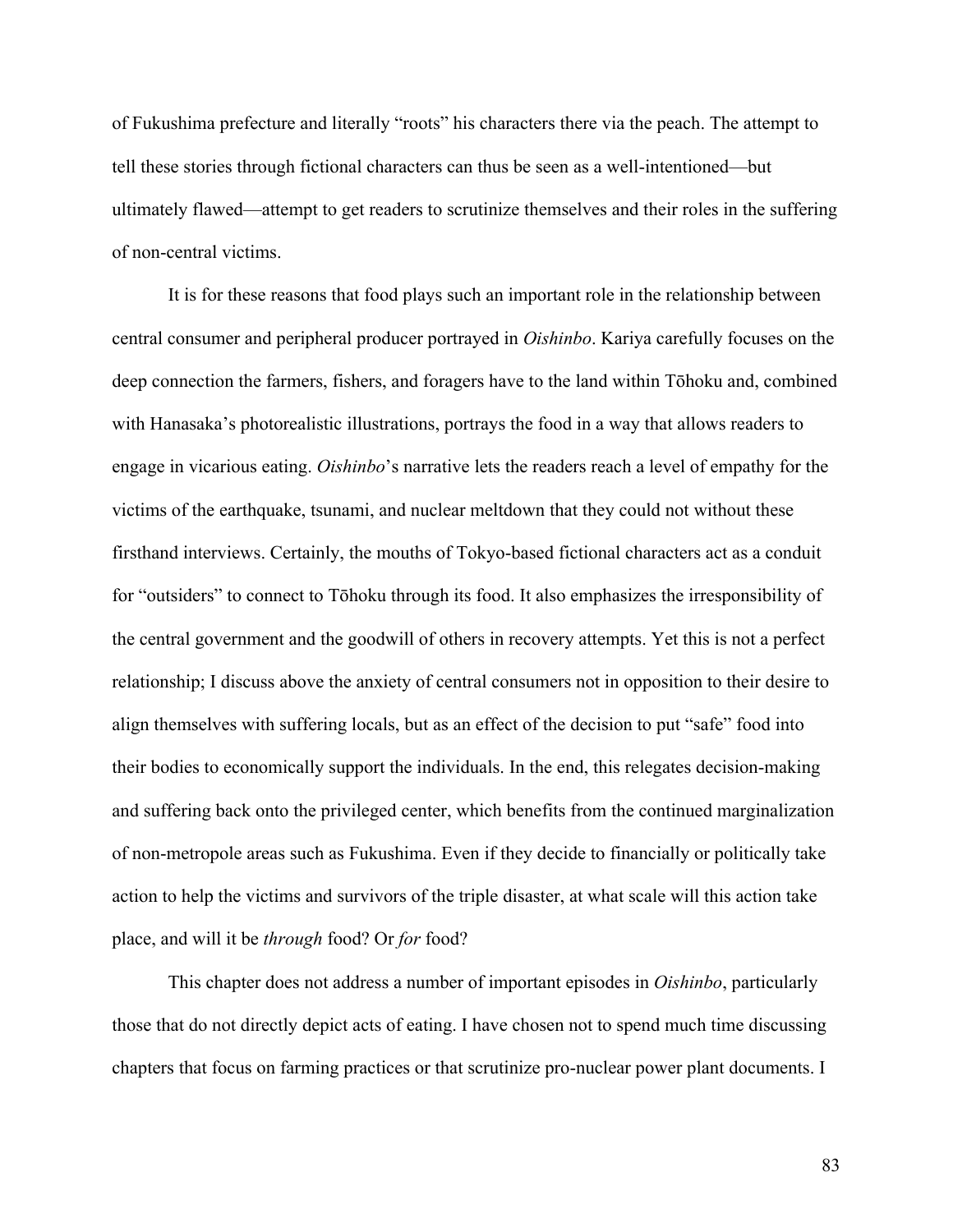of Fukushima prefecture and literally "roots" his characters there via the peach. The attempt to tell these stories through fictional characters can thus be seen as a well-intentioned—but ultimately flawed—attempt to get readers to scrutinize themselves and their roles in the suffering of non-central victims.

It is for these reasons that food plays such an important role in the relationship between central consumer and peripheral producer portrayed in *Oishinbo*. Kariya carefully focuses on the deep connection the farmers, fishers, and foragers have to the land within Tōhoku and, combined with Hanasaka's photorealistic illustrations, portrays the food in a way that allows readers to engage in vicarious eating. *Oishinbo*'s narrative lets the readers reach a level of empathy for the victims of the earthquake, tsunami, and nuclear meltdown that they could not without these firsthand interviews. Certainly, the mouths of Tokyo-based fictional characters act as a conduit for "outsiders" to connect to Tōhoku through its food. It also emphasizes the irresponsibility of the central government and the goodwill of others in recovery attempts. Yet this is not a perfect relationship; I discuss above the anxiety of central consumers not in opposition to their desire to align themselves with suffering locals, but as an effect of the decision to put "safe" food into their bodies to economically support the individuals. In the end, this relegates decision-making and suffering back onto the privileged center, which benefits from the continued marginalization of non-metropole areas such as Fukushima. Even if they decide to financially or politically take action to help the victims and survivors of the triple disaster, at what scale will this action take place, and will it be *through* food? Or *for* food?

This chapter does not address a number of important episodes in *Oishinbo*, particularly those that do not directly depict acts of eating. I have chosen not to spend much time discussing chapters that focus on farming practices or that scrutinize pro-nuclear power plant documents. I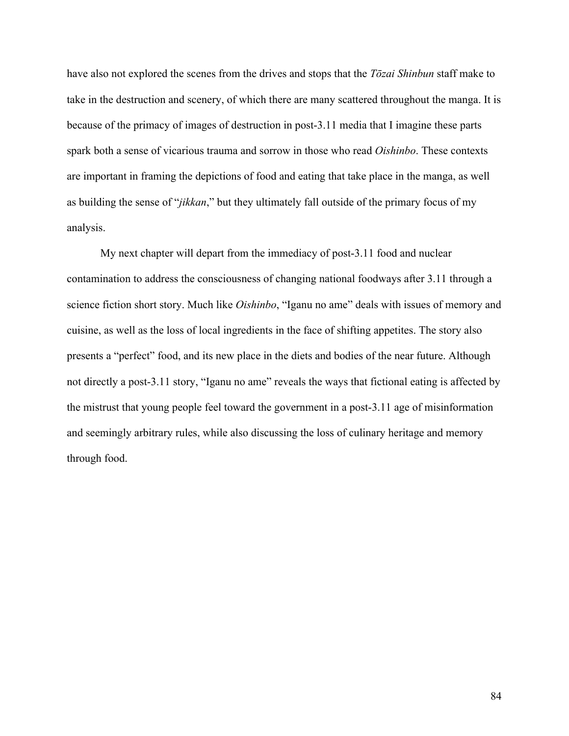have also not explored the scenes from the drives and stops that the *Tōzai Shinbun* staff make to take in the destruction and scenery, of which there are many scattered throughout the manga. It is because of the primacy of images of destruction in post-3.11 media that I imagine these parts spark both a sense of vicarious trauma and sorrow in those who read *Oishinbo*. These contexts are important in framing the depictions of food and eating that take place in the manga, as well as building the sense of "*jikkan*," but they ultimately fall outside of the primary focus of my analysis.

My next chapter will depart from the immediacy of post-3.11 food and nuclear contamination to address the consciousness of changing national foodways after 3.11 through a science fiction short story. Much like *Oishinbo*, "Iganu no ame" deals with issues of memory and cuisine, as well as the loss of local ingredients in the face of shifting appetites. The story also presents a "perfect" food, and its new place in the diets and bodies of the near future. Although not directly a post-3.11 story, "Iganu no ame" reveals the ways that fictional eating is affected by the mistrust that young people feel toward the government in a post-3.11 age of misinformation and seemingly arbitrary rules, while also discussing the loss of culinary heritage and memory through food.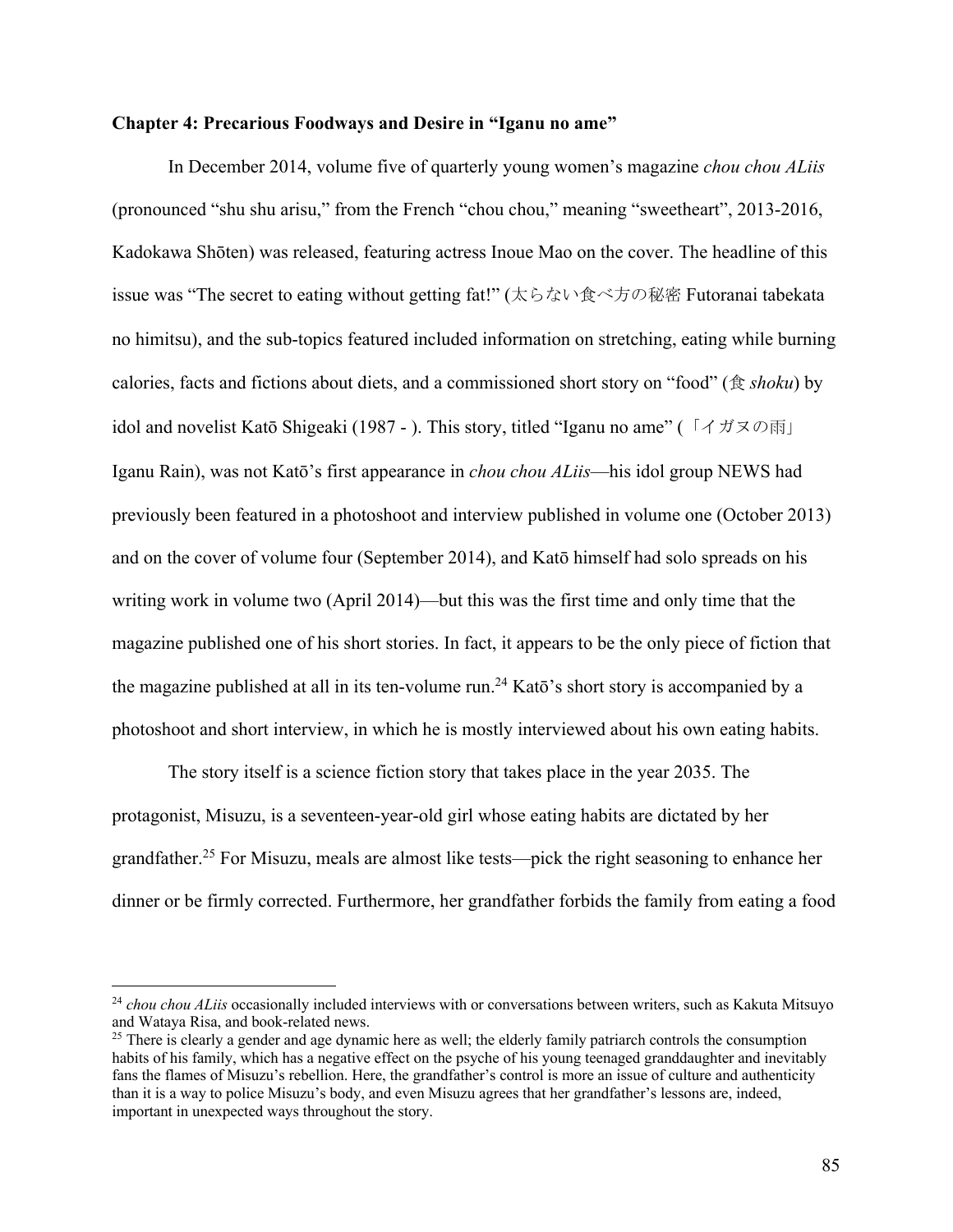**Chapter 4: Precarious Foodways and Desire in "Iganu no ame"**

In December 2014, volume five of quarterly young women's magazine *chou chou ALiis* (pronounced "shu shu arisu," from the French "chou chou," meaning "sweetheart", 2013-2016, Kadokawa Shōten) was released, featuring actress Inoue Mao on the cover. The headline of this issue was "The secret to eating without getting fat!" (太らない食べ方の秘密 Futoranai tabekata no himitsu), and the sub-topics featured included information on stretching, eating while burning calories, facts and fictions about diets, and a commissioned short story on "food" (食 *shoku*) by idol and novelist Katō Shigeaki (1987 - ). This story, titled "Iganu no ame" (「イガヌの雨」 Iganu Rain), was not Katō's first appearance in *chou chou ALiis*—his idol group NEWS had previously been featured in a photoshoot and interview published in volume one (October 2013) and on the cover of volume four (September 2014), and Katō himself had solo spreads on his writing work in volume two (April 2014)—but this was the first time and only time that the magazine published one of his short stories. In fact, it appears to be the only piece of fiction that the magazine published at all in its ten-volume run.[24] Katō's short story is accompanied by a photoshoot and short interview, in which he is mostly interviewed about his own eating habits.

The story itself is a science fiction story that takes place in the year 2035. The protagonist, Misuzu, is a seventeen-year-old girl whose eating habits are dictated by her grandfather.[25] For Misuzu, meals are almost like tests—pick the right seasoning to enhance her dinner or be firmly corrected. Furthermore, her grandfather forbids the family from eating a food

---

[24] *chou chou ALiis* occasionally included interviews with or conversations between writers, such as Kakuta Mitsuyo and Wataya Risa, and book-related news.

[25] There is clearly a gender and age dynamic here as well; the elderly family patriarch controls the consumption habits of his family, which has a negative effect on the psyche of his young teenaged granddaughter and inevitably fans the flames of Misuzu's rebellion. Here, the grandfather's control is more an issue of culture and authenticity than it is a way to police Misuzu's body, and even Misuzu agrees that her grandfather's lessons are, indeed, important in unexpected ways throughout the story.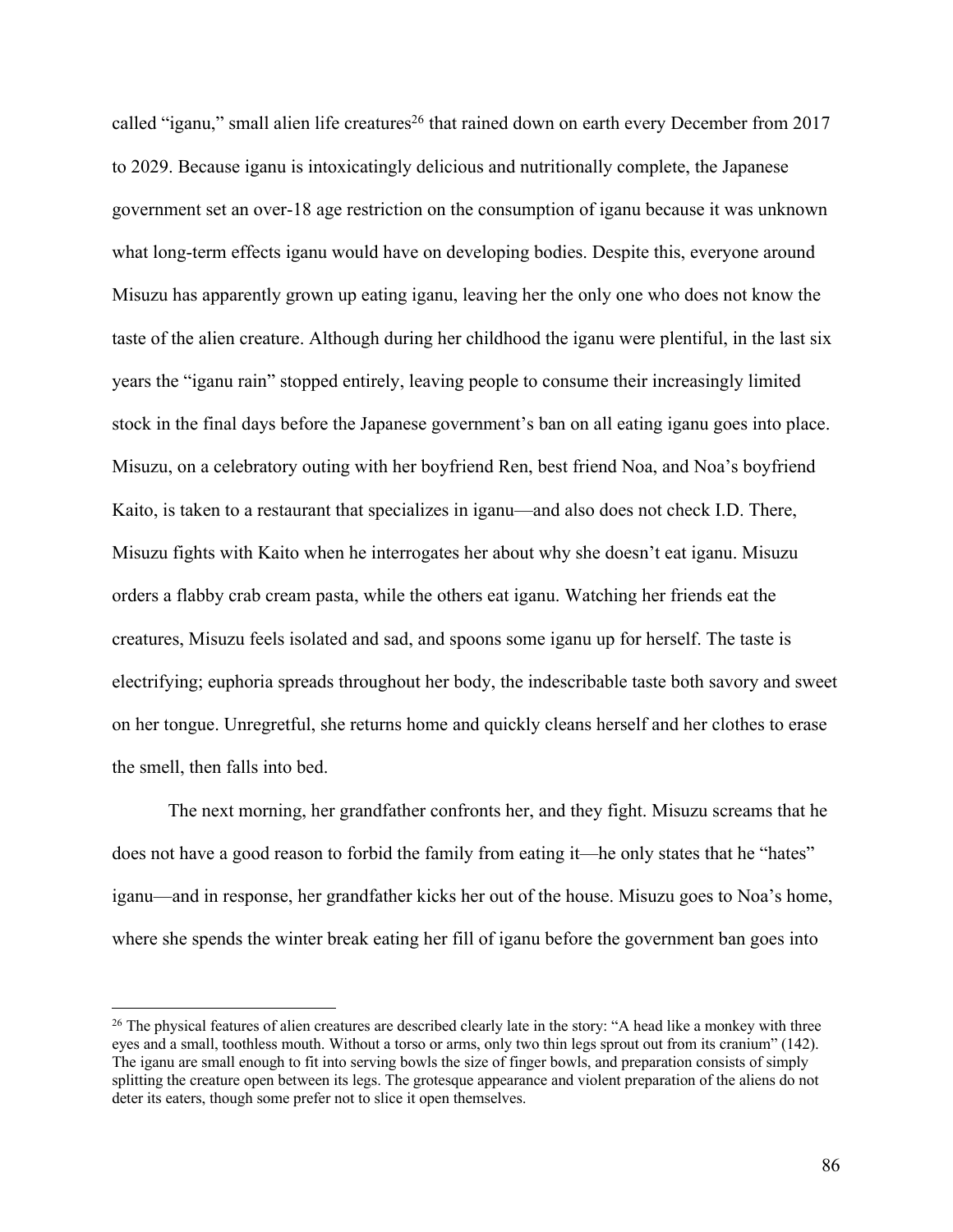called "iganu," small alien life creatures[26] that rained down on earth every December from 2017 to 2029. Because iganu is intoxicatingly delicious and nutritionally complete, the Japanese government set an over-18 age restriction on the consumption of iganu because it was unknown what long-term effects iganu would have on developing bodies. Despite this, everyone around Misuzu has apparently grown up eating iganu, leaving her the only one who does not know the taste of the alien creature. Although during her childhood the iganu were plentiful, in the last six years the "iganu rain" stopped entirely, leaving people to consume their increasingly limited stock in the final days before the Japanese government's ban on all eating iganu goes into place. Misuzu, on a celebratory outing with her boyfriend Ren, best friend Noa, and Noa's boyfriend Kaito, is taken to a restaurant that specializes in iganu—and also does not check I.D. There, Misuzu fights with Kaito when he interrogates her about why she doesn't eat iganu. Misuzu orders a flabby crab cream pasta, while the others eat iganu. Watching her friends eat the creatures, Misuzu feels isolated and sad, and spoons some iganu up for herself. The taste is electrifying; euphoria spreads throughout her body, the indescribable taste both savory and sweet on her tongue. Unregretful, she returns home and quickly cleans herself and her clothes to erase the smell, then falls into bed.

The next morning, her grandfather confronts her, and they fight. Misuzu screams that he does not have a good reason to forbid the family from eating it—he only states that he "hates" iganu—and in response, her grandfather kicks her out of the house. Misuzu goes to Noa's home, where she spends the winter break eating her fill of iganu before the government ban goes into

---

[26] The physical features of alien creatures are described clearly late in the story: "A head like a monkey with three eyes and a small, toothless mouth. Without a torso or arms, only two thin legs sprout out from its cranium" (142). The iganu are small enough to fit into serving bowls the size of finger bowls, and preparation consists of simply splitting the creature open between its legs. The grotesque appearance and violent preparation of the aliens do not deter its eaters, though some prefer not to slice it open themselves.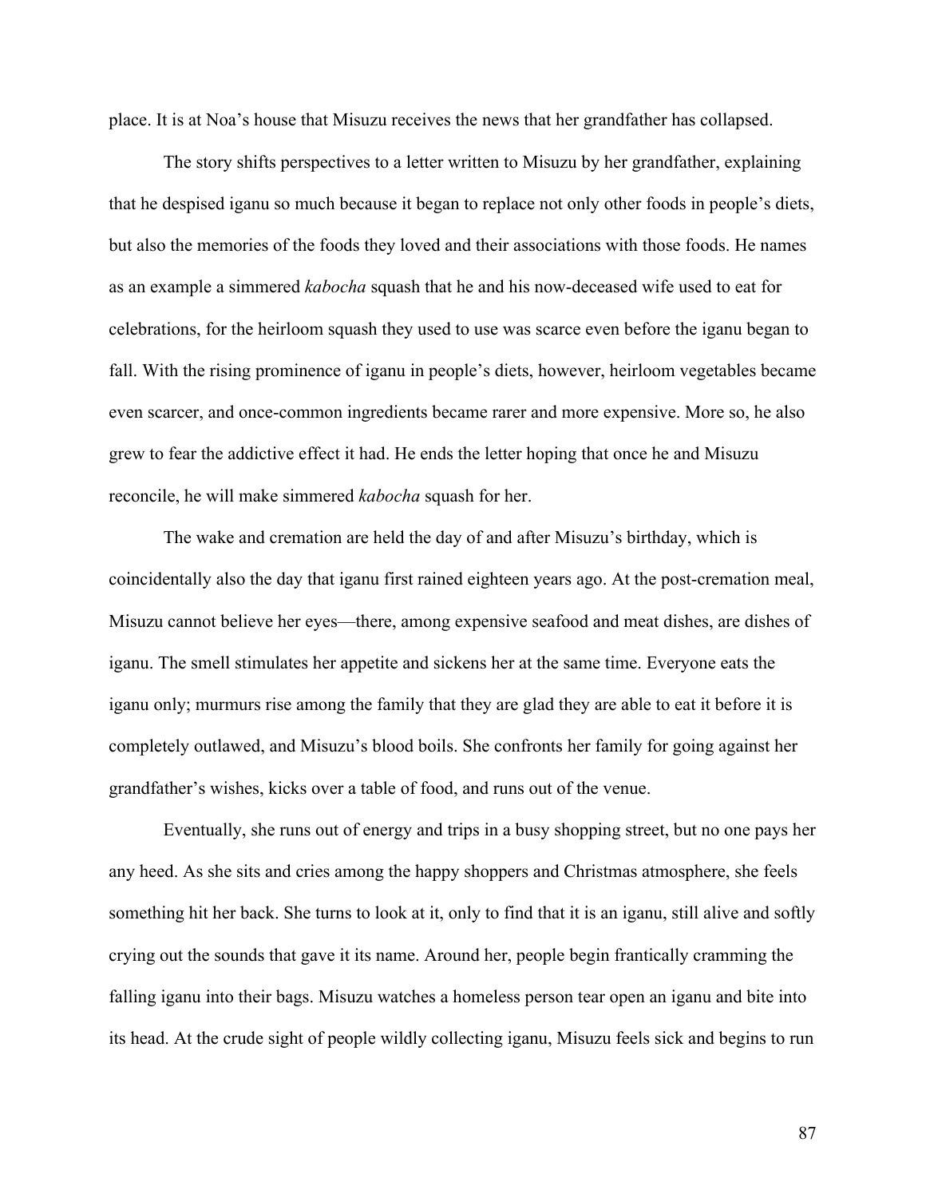place. It is at Noa's house that Misuzu receives the news that her grandfather has collapsed.

The story shifts perspectives to a letter written to Misuzu by her grandfather, explaining that he despised iganu so much because it began to replace not only other foods in people's diets, but also the memories of the foods they loved and their associations with those foods. He names as an example a simmered *kabocha* squash that he and his now-deceased wife used to eat for celebrations, for the heirloom squash they used to use was scarce even before the iganu began to fall. With the rising prominence of iganu in people's diets, however, heirloom vegetables became even scarcer, and once-common ingredients became rarer and more expensive. More so, he also grew to fear the addictive effect it had. He ends the letter hoping that once he and Misuzu reconcile, he will make simmered *kabocha* squash for her.

The wake and cremation are held the day of and after Misuzu's birthday, which is coincidentally also the day that iganu first rained eighteen years ago. At the post-cremation meal, Misuzu cannot believe her eyes—there, among expensive seafood and meat dishes, are dishes of iganu. The smell stimulates her appetite and sickens her at the same time. Everyone eats the iganu only; murmurs rise among the family that they are glad they are able to eat it before it is completely outlawed, and Misuzu's blood boils. She confronts her family for going against her grandfather's wishes, kicks over a table of food, and runs out of the venue.

Eventually, she runs out of energy and trips in a busy shopping street, but no one pays her any heed. As she sits and cries among the happy shoppers and Christmas atmosphere, she feels something hit her back. She turns to look at it, only to find that it is an iganu, still alive and softly crying out the sounds that gave it its name. Around her, people begin frantically cramming the falling iganu into their bags. Misuzu watches a homeless person tear open an iganu and bite into its head. At the crude sight of people wildly collecting iganu, Misuzu feels sick and begins to run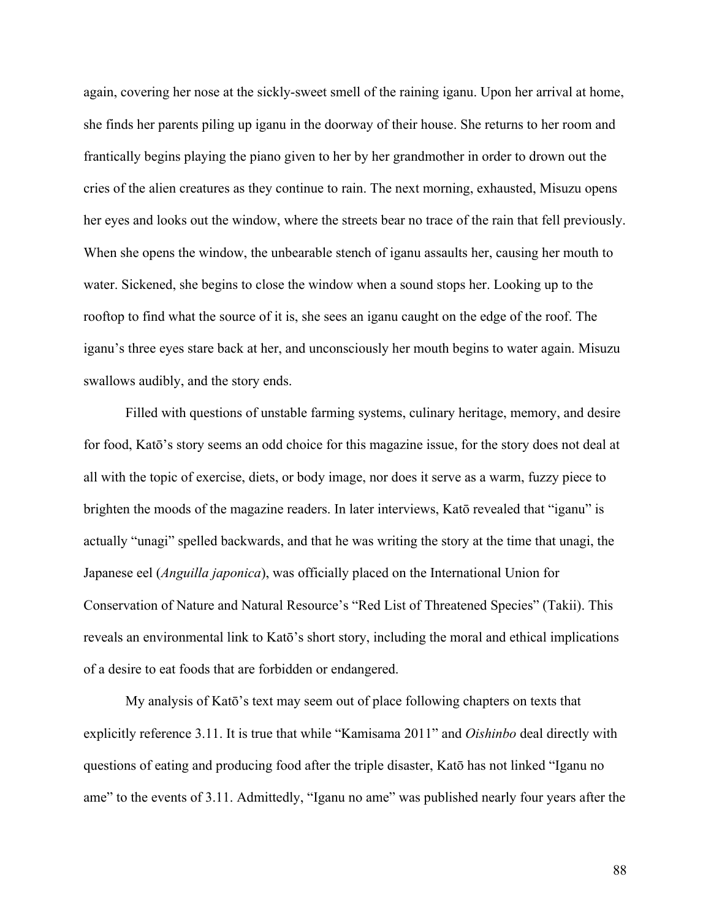again, covering her nose at the sickly-sweet smell of the raining iganu. Upon her arrival at home, she finds her parents piling up iganu in the doorway of their house. She returns to her room and frantically begins playing the piano given to her by her grandmother in order to drown out the cries of the alien creatures as they continue to rain. The next morning, exhausted, Misuzu opens her eyes and looks out the window, where the streets bear no trace of the rain that fell previously. When she opens the window, the unbearable stench of iganu assaults her, causing her mouth to water. Sickened, she begins to close the window when a sound stops her. Looking up to the rooftop to find what the source of it is, she sees an iganu caught on the edge of the roof. The iganu's three eyes stare back at her, and unconsciously her mouth begins to water again. Misuzu swallows audibly, and the story ends.

Filled with questions of unstable farming systems, culinary heritage, memory, and desire for food, Katō's story seems an odd choice for this magazine issue, for the story does not deal at all with the topic of exercise, diets, or body image, nor does it serve as a warm, fuzzy piece to brighten the moods of the magazine readers. In later interviews, Katō revealed that "iganu" is actually "unagi" spelled backwards, and that he was writing the story at the time that unagi, the Japanese eel (*Anguilla japonica*), was officially placed on the International Union for Conservation of Nature and Natural Resource's "Red List of Threatened Species" (Takii). This reveals an environmental link to Katō's short story, including the moral and ethical implications of a desire to eat foods that are forbidden or endangered.

My analysis of Katō's text may seem out of place following chapters on texts that explicitly reference 3.11. It is true that while "Kamisama 2011" and *Oishinbo* deal directly with questions of eating and producing food after the triple disaster, Katō has not linked "Iganu no ame" to the events of 3.11. Admittedly, "Iganu no ame" was published nearly four years after the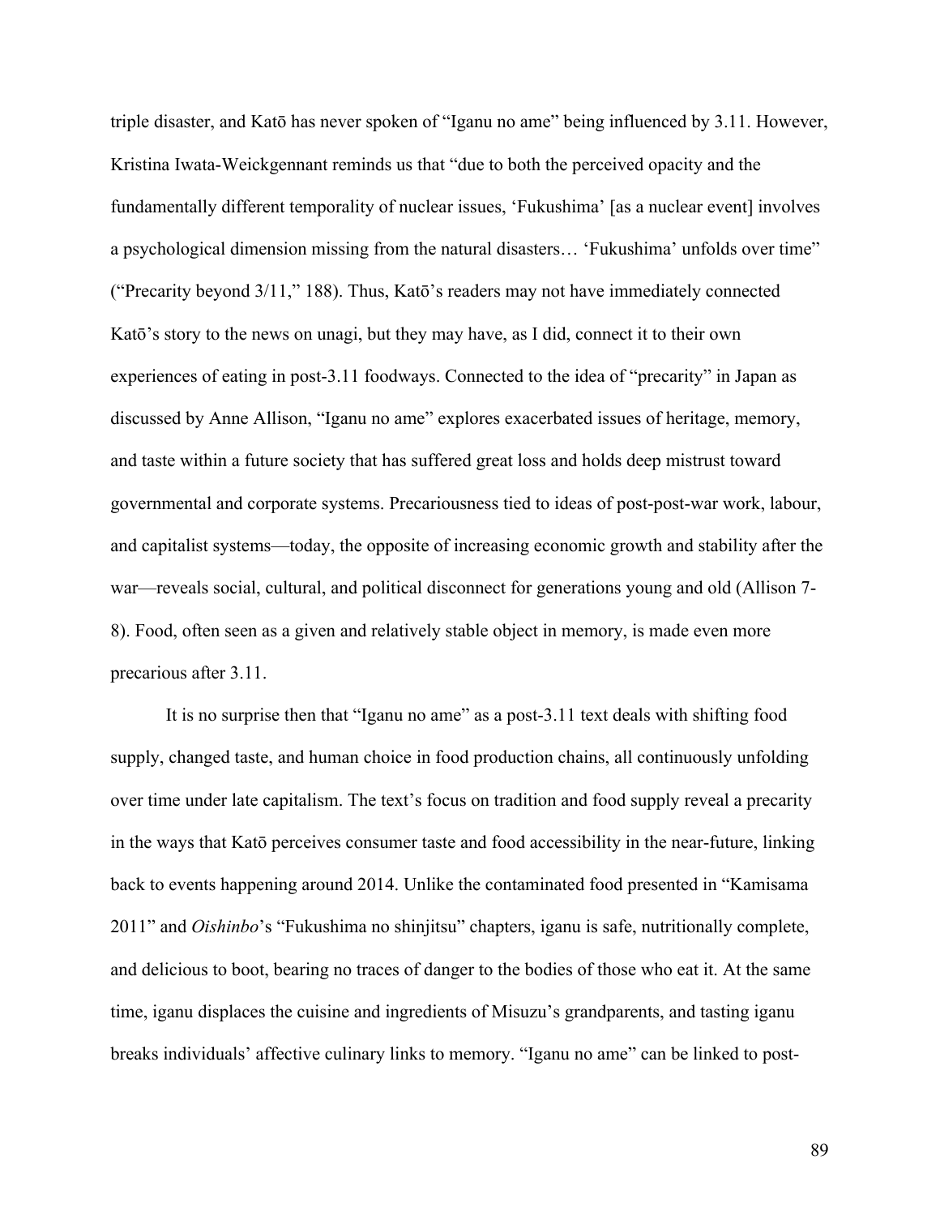triple disaster, and Katō has never spoken of "Iganu no ame" being influenced by 3.11. However, Kristina Iwata-Weickgennant reminds us that "due to both the perceived opacity and the fundamentally different temporality of nuclear issues, 'Fukushima' [as a nuclear event] involves a psychological dimension missing from the natural disasters… 'Fukushima' unfolds over time" ("Precarity beyond 3/11," 188). Thus, Katō's readers may not have immediately connected Katō's story to the news on unagi, but they may have, as I did, connect it to their own experiences of eating in post-3.11 foodways. Connected to the idea of "precarity" in Japan as discussed by Anne Allison, "Iganu no ame" explores exacerbated issues of heritage, memory, and taste within a future society that has suffered great loss and holds deep mistrust toward governmental and corporate systems. Precariousness tied to ideas of post-post-war work, labour, and capitalist systems—today, the opposite of increasing economic growth and stability after the war—reveals social, cultural, and political disconnect for generations young and old (Allison 7-8). Food, often seen as a given and relatively stable object in memory, is made even more precarious after 3.11.

It is no surprise then that "Iganu no ame" as a post-3.11 text deals with shifting food supply, changed taste, and human choice in food production chains, all continuously unfolding over time under late capitalism. The text's focus on tradition and food supply reveal a precarity in the ways that Katō perceives consumer taste and food accessibility in the near-future, linking back to events happening around 2014. Unlike the contaminated food presented in "Kamisama 2011" and *Oishinbo*'s "Fukushima no shinjitsu" chapters, iganu is safe, nutritionally complete, and delicious to boot, bearing no traces of danger to the bodies of those who eat it. At the same time, iganu displaces the cuisine and ingredients of Misuzu's grandparents, and tasting iganu breaks individuals' affective culinary links to memory. "Iganu no ame" can be linked to post-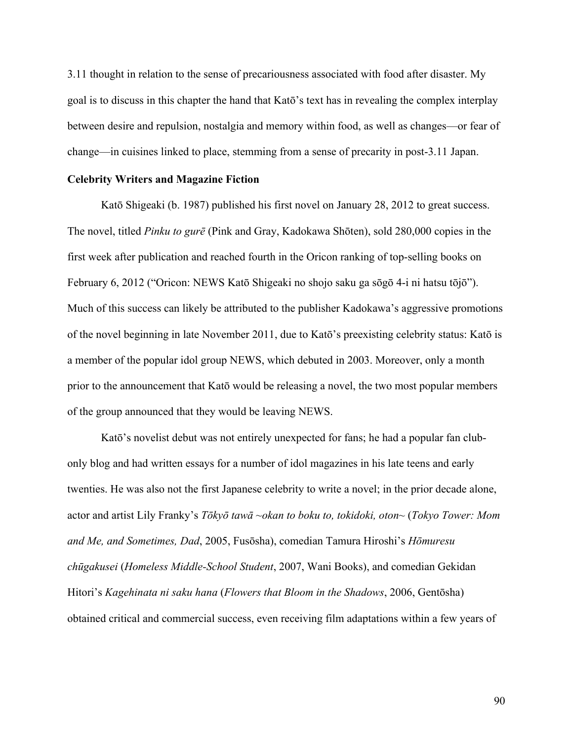3.11 thought in relation to the sense of precariousness associated with food after disaster. My goal is to discuss in this chapter the hand that Katō's text has in revealing the complex interplay between desire and repulsion, nostalgia and memory within food, as well as changes—or fear of change—in cuisines linked to place, stemming from a sense of precarity in post-3.11 Japan.

**Celebrity Writers and Magazine Fiction**

Katō Shigeaki (b. 1987) published his first novel on January 28, 2012 to great success. The novel, titled *Pinku to gurē* (Pink and Gray, Kadokawa Shōten), sold 280,000 copies in the first week after publication and reached fourth in the Oricon ranking of top-selling books on February 6, 2012 ("Oricon: NEWS Katō Shigeaki no shojo saku ga sōgō 4-i ni hatsu tōjō"). Much of this success can likely be attributed to the publisher Kadokawa's aggressive promotions of the novel beginning in late November 2011, due to Katō's preexisting celebrity status: Katō is a member of the popular idol group NEWS, which debuted in 2003. Moreover, only a month prior to the announcement that Katō would be releasing a novel, the two most popular members of the group announced that they would be leaving NEWS.

Katō's novelist debut was not entirely unexpected for fans; he had a popular fan club-only blog and had written essays for a number of idol magazines in his late teens and early twenties. He was also not the first Japanese celebrity to write a novel; in the prior decade alone, actor and artist Lily Franky's *Tōkyō tawā ~okan to boku to, tokidoki, oton~* (*Tokyo Tower: Mom and Me, and Sometimes, Dad*, 2005, Fusōsha), comedian Tamura Hiroshi's *Hōmuresu chūgakusei* (*Homeless Middle-School Student*, 2007, Wani Books), and comedian Gekidan Hitori's *Kagehinata ni saku hana* (*Flowers that Bloom in the Shadows*, 2006, Gentōsha) obtained critical and commercial success, even receiving film adaptations within a few years of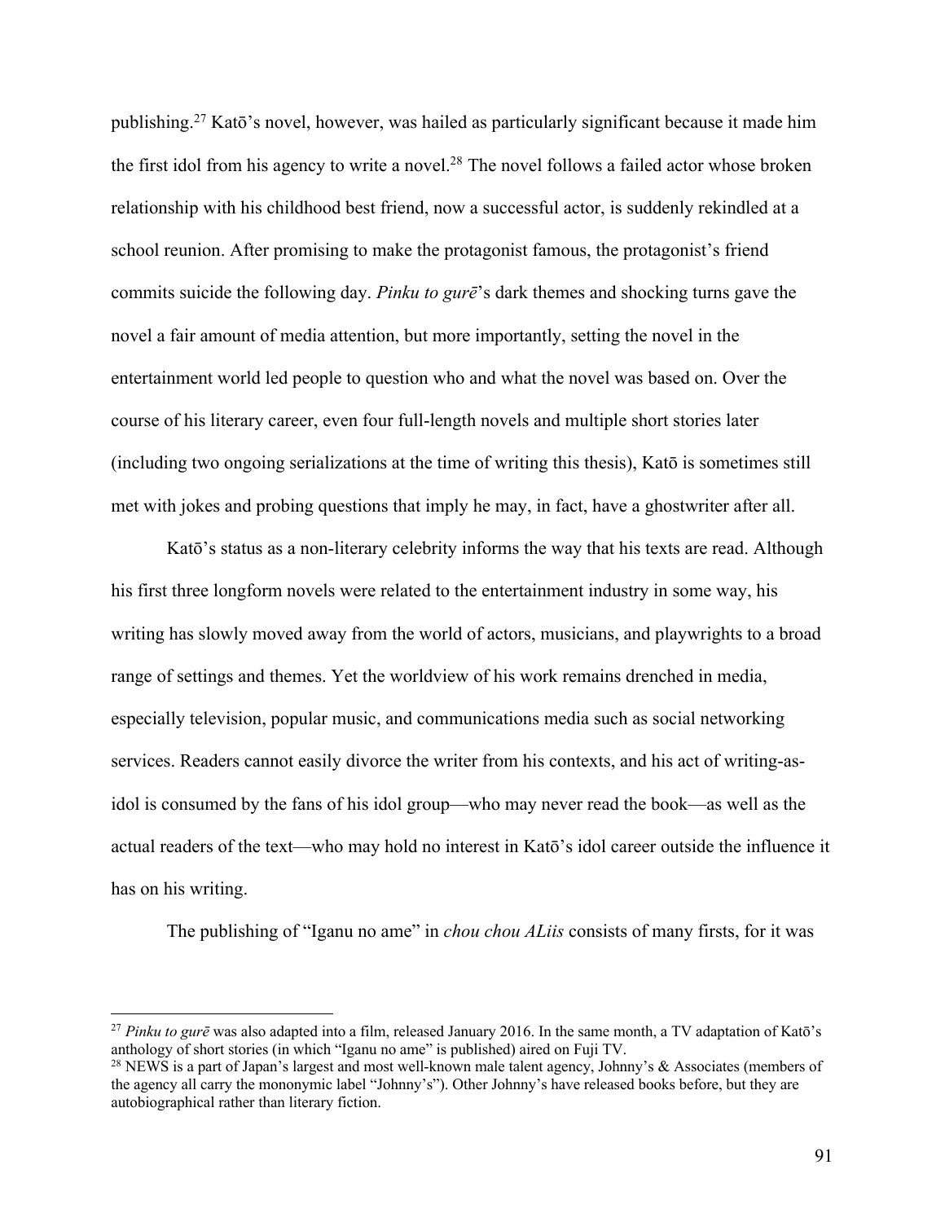publishing.[27] Katō's novel, however, was hailed as particularly significant because it made him the first idol from his agency to write a novel.[28] The novel follows a failed actor whose broken relationship with his childhood best friend, now a successful actor, is suddenly rekindled at a school reunion. After promising to make the protagonist famous, the protagonist's friend commits suicide the following day. *Pinku to gurē*'s dark themes and shocking turns gave the novel a fair amount of media attention, but more importantly, setting the novel in the entertainment world led people to question who and what the novel was based on. Over the course of his literary career, even four full-length novels and multiple short stories later (including two ongoing serializations at the time of writing this thesis), Katō is sometimes still met with jokes and probing questions that imply he may, in fact, have a ghostwriter after all.

Katō's status as a non-literary celebrity informs the way that his texts are read. Although his first three longform novels were related to the entertainment industry in some way, his writing has slowly moved away from the world of actors, musicians, and playwrights to a broad range of settings and themes. Yet the worldview of his work remains drenched in media, especially television, popular music, and communications media such as social networking services. Readers cannot easily divorce the writer from his contexts, and his act of writing-as-idol is consumed by the fans of his idol group—who may never read the book—as well as the actual readers of the text—who may hold no interest in Katō's idol career outside the influence it has on his writing.

The publishing of "Iganu no ame" in *chou chou ALiis* consists of many firsts, for it was

---

[27] *Pinku to gurē* was also adapted into a film, released January 2016. In the same month, a TV adaptation of Katō's anthology of short stories (in which "Iganu no ame" is published) aired on Fuji TV.

[28] NEWS is a part of Japan's largest and most well-known male talent agency, Johnny's & Associates (members of the agency all carry the mononymic label "Johnny's"). Other Johnny's have released books before, but they are autobiographical rather than literary fiction.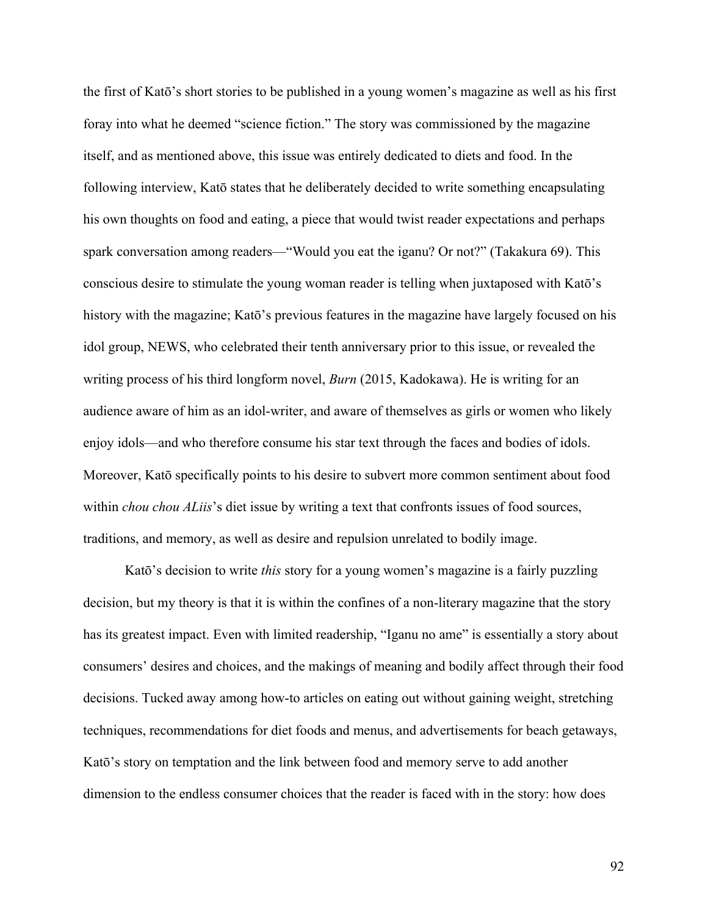the first of Katō's short stories to be published in a young women's magazine as well as his first foray into what he deemed "science fiction." The story was commissioned by the magazine itself, and as mentioned above, this issue was entirely dedicated to diets and food. In the following interview, Katō states that he deliberately decided to write something encapsulating his own thoughts on food and eating, a piece that would twist reader expectations and perhaps spark conversation among readers—"Would you eat the iganu? Or not?" (Takakura 69). This conscious desire to stimulate the young woman reader is telling when juxtaposed with Katō's history with the magazine; Katō's previous features in the magazine have largely focused on his idol group, NEWS, who celebrated their tenth anniversary prior to this issue, or revealed the writing process of his third longform novel, *Burn* (2015, Kadokawa). He is writing for an audience aware of him as an idol-writer, and aware of themselves as girls or women who likely enjoy idols—and who therefore consume his star text through the faces and bodies of idols. Moreover, Katō specifically points to his desire to subvert more common sentiment about food within *chou chou ALiis*'s diet issue by writing a text that confronts issues of food sources, traditions, and memory, as well as desire and repulsion unrelated to bodily image.

Katō's decision to write *this* story for a young women's magazine is a fairly puzzling decision, but my theory is that it is within the confines of a non-literary magazine that the story has its greatest impact. Even with limited readership, "Iganu no ame" is essentially a story about consumers' desires and choices, and the makings of meaning and bodily affect through their food decisions. Tucked away among how-to articles on eating out without gaining weight, stretching techniques, recommendations for diet foods and menus, and advertisements for beach getaways, Katō's story on temptation and the link between food and memory serve to add another dimension to the endless consumer choices that the reader is faced with in the story: how does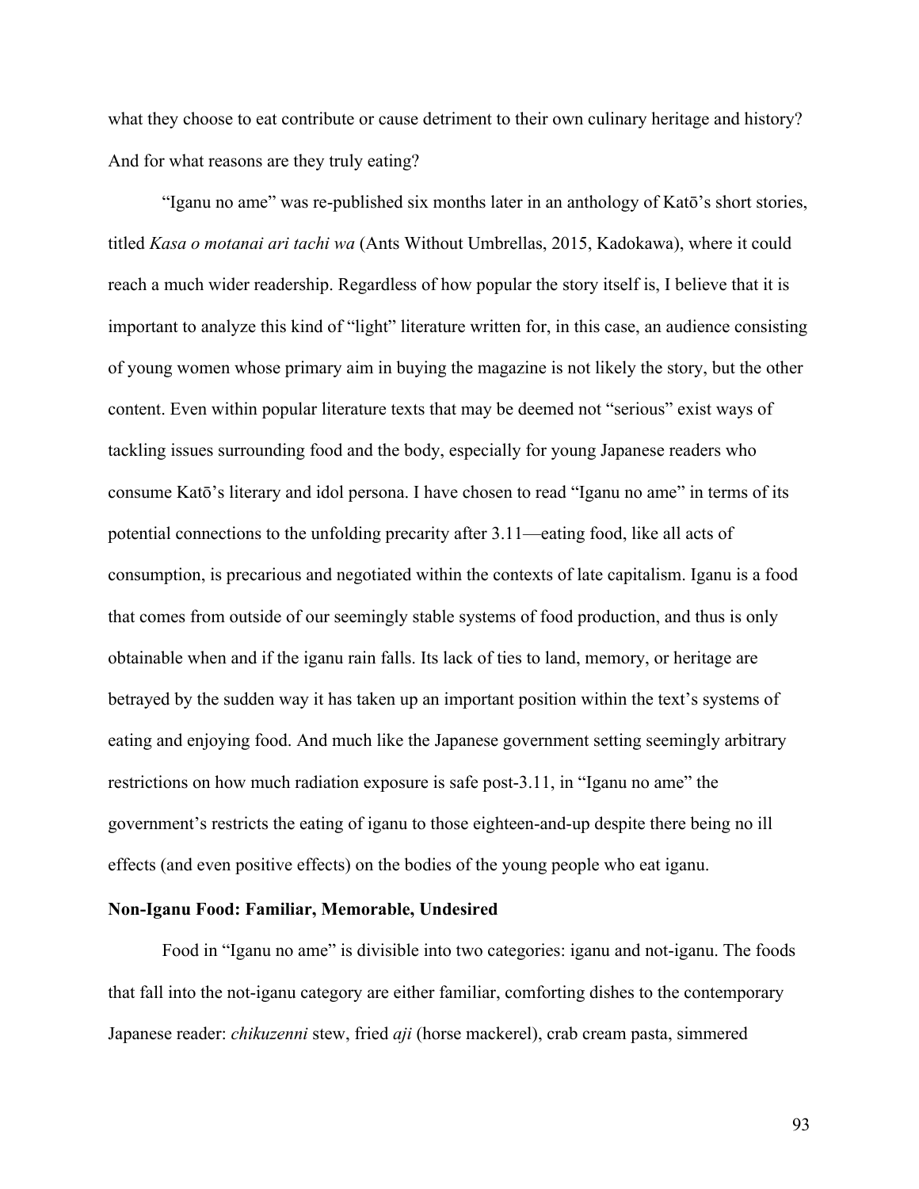what they choose to eat contribute or cause detriment to their own culinary heritage and history? And for what reasons are they truly eating?

"Iganu no ame" was re-published six months later in an anthology of Katō's short stories, titled *Kasa o motanai ari tachi wa* (Ants Without Umbrellas, 2015, Kadokawa), where it could reach a much wider readership. Regardless of how popular the story itself is, I believe that it is important to analyze this kind of "light" literature written for, in this case, an audience consisting of young women whose primary aim in buying the magazine is not likely the story, but the other content. Even within popular literature texts that may be deemed not "serious" exist ways of tackling issues surrounding food and the body, especially for young Japanese readers who consume Katō's literary and idol persona. I have chosen to read "Iganu no ame" in terms of its potential connections to the unfolding precarity after 3.11—eating food, like all acts of consumption, is precarious and negotiated within the contexts of late capitalism. Iganu is a food that comes from outside of our seemingly stable systems of food production, and thus is only obtainable when and if the iganu rain falls. Its lack of ties to land, memory, or heritage are betrayed by the sudden way it has taken up an important position within the text's systems of eating and enjoying food. And much like the Japanese government setting seemingly arbitrary restrictions on how much radiation exposure is safe post-3.11, in "Iganu no ame" the government's restricts the eating of iganu to those eighteen-and-up despite there being no ill effects (and even positive effects) on the bodies of the young people who eat iganu.

**Non-Iganu Food: Familiar, Memorable, Undesired**

Food in "Iganu no ame" is divisible into two categories: iganu and not-iganu. The foods that fall into the not-iganu category are either familiar, comforting dishes to the contemporary Japanese reader: *chikuzenni* stew, fried *aji* (horse mackerel), crab cream pasta, simmered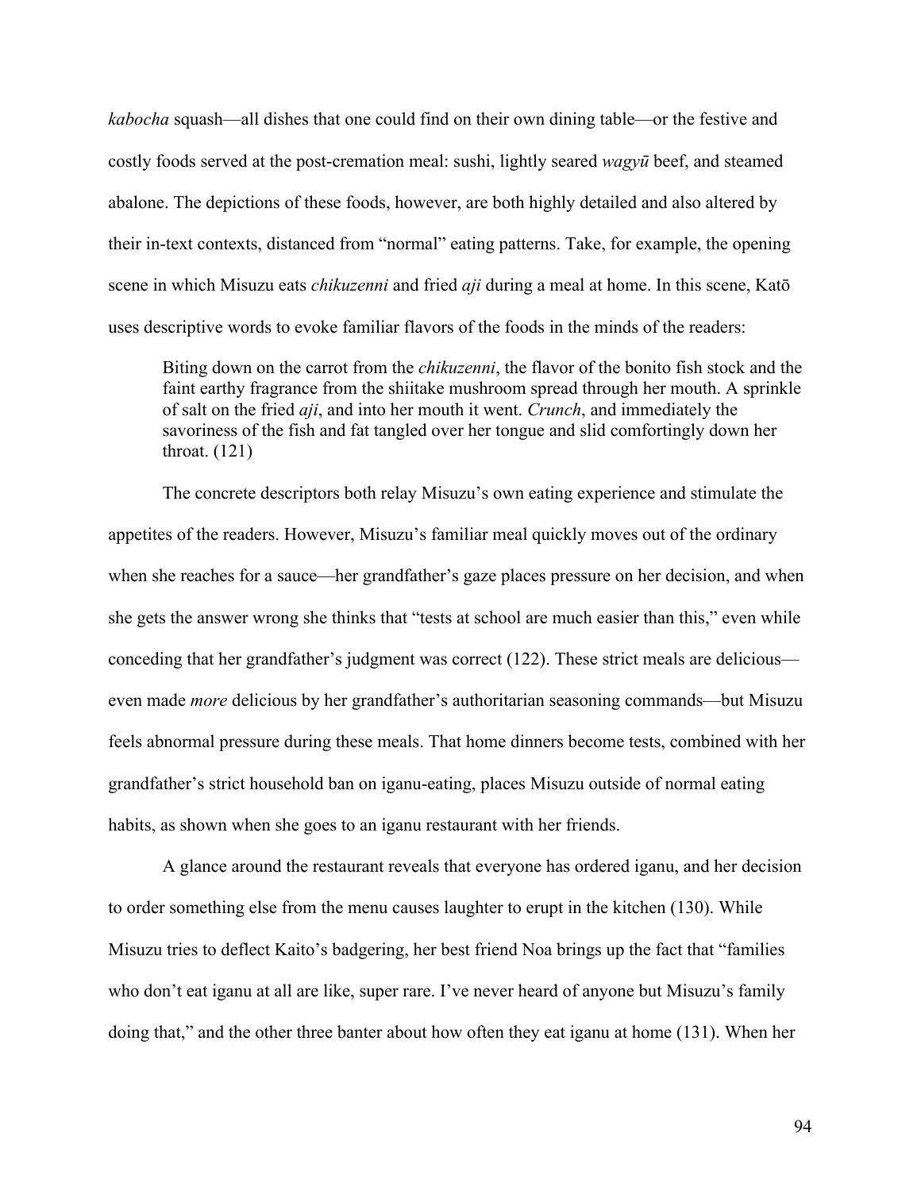*kabocha* squash—all dishes that one could find on their own dining table—or the festive and costly foods served at the post-cremation meal: sushi, lightly seared *wagyū* beef, and steamed abalone. The depictions of these foods, however, are both highly detailed and also altered by their in-text contexts, distanced from "normal" eating patterns. Take, for example, the opening scene in which Misuzu eats *chikuzenni* and fried *aji* during a meal at home. In this scene, Katō uses descriptive words to evoke familiar flavors of the foods in the minds of the readers:

> Biting down on the carrot from the *chikuzenni*, the flavor of the bonito fish stock and the faint earthy fragrance from the shiitake mushroom spread through her mouth. A sprinkle of salt on the fried *aji*, and into her mouth it went. *Crunch*, and immediately the savoriness of the fish and fat tangled over her tongue and slid comfortingly down her throat. (121)

The concrete descriptors both relay Misuzu's own eating experience and stimulate the appetites of the readers. However, Misuzu's familiar meal quickly moves out of the ordinary when she reaches for a sauce—her grandfather's gaze places pressure on her decision, and when she gets the answer wrong she thinks that "tests at school are much easier than this," even while conceding that her grandfather's judgment was correct (122). These strict meals are delicious—even made *more* delicious by her grandfather's authoritarian seasoning commands—but Misuzu feels abnormal pressure during these meals. That home dinners become tests, combined with her grandfather's strict household ban on iganu-eating, places Misuzu outside of normal eating habits, as shown when she goes to an iganu restaurant with her friends.

A glance around the restaurant reveals that everyone has ordered iganu, and her decision to order something else from the menu causes laughter to erupt in the kitchen (130). While Misuzu tries to deflect Kaito's badgering, her best friend Noa brings up the fact that "families who don't eat iganu at all are like, super rare. I've never heard of anyone but Misuzu's family doing that," and the other three banter about how often they eat iganu at home (131). When her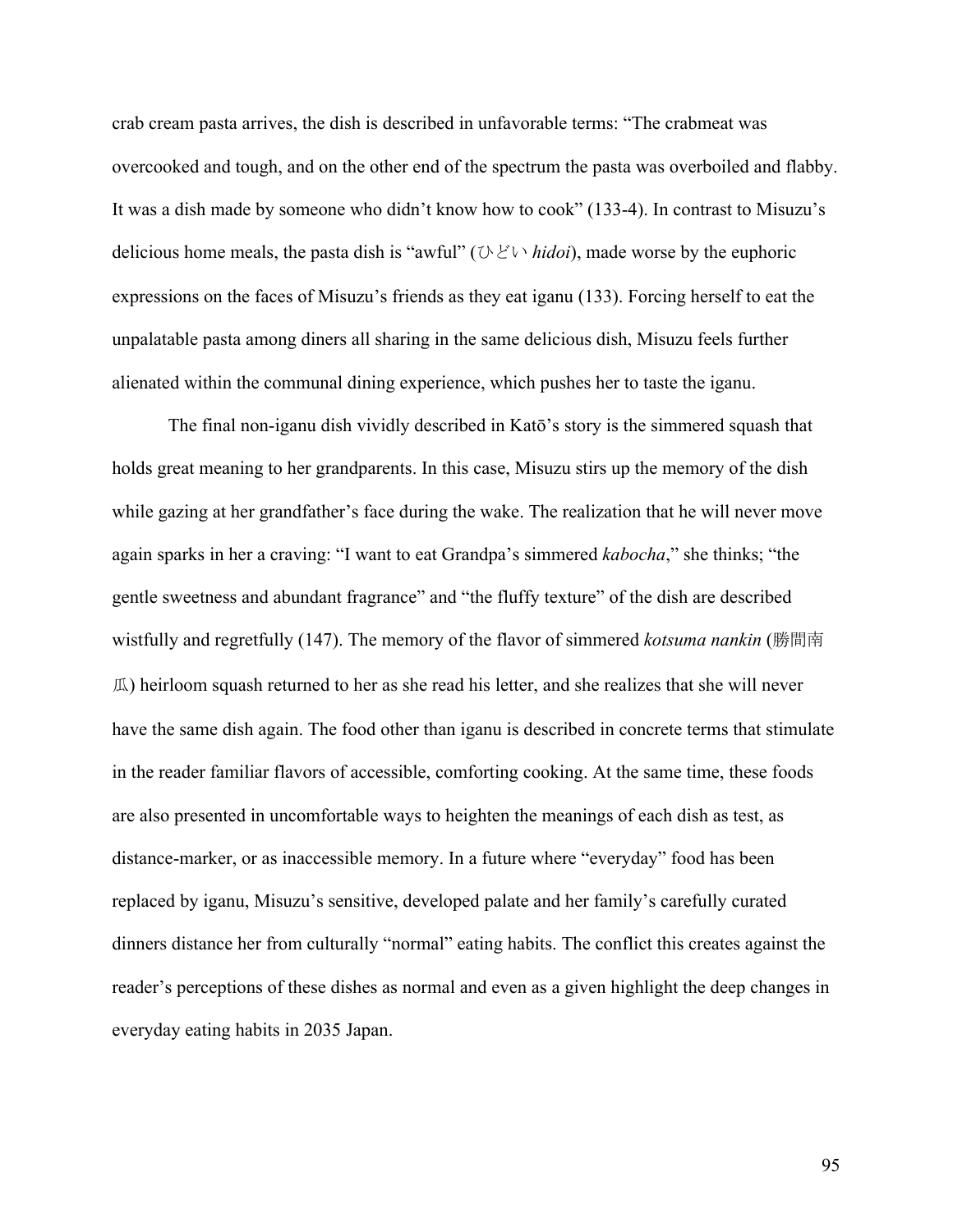crab cream pasta arrives, the dish is described in unfavorable terms: "The crabmeat was overcooked and tough, and on the other end of the spectrum the pasta was overboiled and flabby. It was a dish made by someone who didn't know how to cook" (133-4). In contrast to Misuzu's delicious home meals, the pasta dish is "awful" (ひどい *hidoi*), made worse by the euphoric expressions on the faces of Misuzu's friends as they eat iganu (133). Forcing herself to eat the unpalatable pasta among diners all sharing in the same delicious dish, Misuzu feels further alienated within the communal dining experience, which pushes her to taste the iganu.

The final non-iganu dish vividly described in Katō's story is the simmered squash that holds great meaning to her grandparents. In this case, Misuzu stirs up the memory of the dish while gazing at her grandfather's face during the wake. The realization that he will never move again sparks in her a craving: "I want to eat Grandpa's simmered *kabocha*," she thinks; "the gentle sweetness and abundant fragrance" and "the fluffy texture" of the dish are described wistfully and regretfully (147). The memory of the flavor of simmered *kotsuma nankin* (勝間南瓜) heirloom squash returned to her as she read his letter, and she realizes that she will never have the same dish again. The food other than iganu is described in concrete terms that stimulate in the reader familiar flavors of accessible, comforting cooking. At the same time, these foods are also presented in uncomfortable ways to heighten the meanings of each dish as test, as distance-marker, or as inaccessible memory. In a future where "everyday" food has been replaced by iganu, Misuzu's sensitive, developed palate and her family's carefully curated dinners distance her from culturally "normal" eating habits. The conflict this creates against the reader's perceptions of these dishes as normal and even as a given highlight the deep changes in everyday eating habits in 2035 Japan.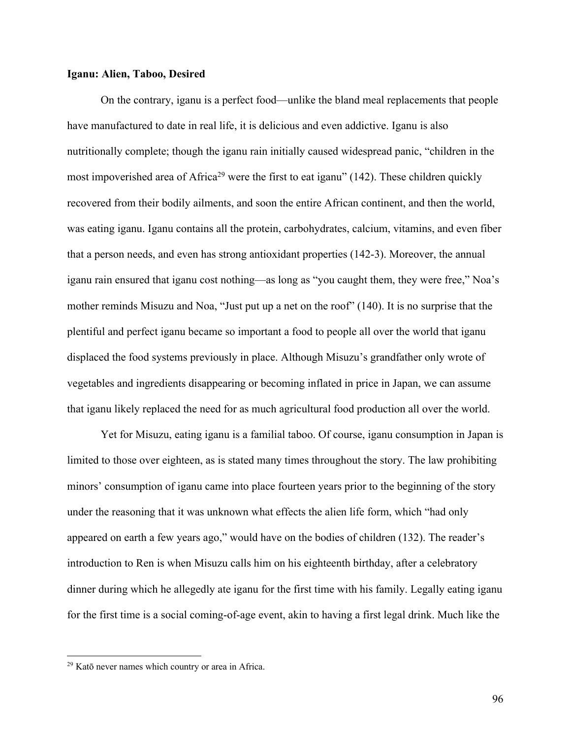**Iganu: Alien, Taboo, Desired**

On the contrary, iganu is a perfect food—unlike the bland meal replacements that people have manufactured to date in real life, it is delicious and even addictive. Iganu is also nutritionally complete; though the iganu rain initially caused widespread panic, "children in the most impoverished area of Africa[29] were the first to eat iganu" (142). These children quickly recovered from their bodily ailments, and soon the entire African continent, and then the world, was eating iganu. Iganu contains all the protein, carbohydrates, calcium, vitamins, and even fiber that a person needs, and even has strong antioxidant properties (142-3). Moreover, the annual iganu rain ensured that iganu cost nothing—as long as "you caught them, they were free," Noa's mother reminds Misuzu and Noa, "Just put up a net on the roof" (140). It is no surprise that the plentiful and perfect iganu became so important a food to people all over the world that iganu displaced the food systems previously in place. Although Misuzu's grandfather only wrote of vegetables and ingredients disappearing or becoming inflated in price in Japan, we can assume that iganu likely replaced the need for as much agricultural food production all over the world.

Yet for Misuzu, eating iganu is a familial taboo. Of course, iganu consumption in Japan is limited to those over eighteen, as is stated many times throughout the story. The law prohibiting minors' consumption of iganu came into place fourteen years prior to the beginning of the story under the reasoning that it was unknown what effects the alien life form, which "had only appeared on earth a few years ago," would have on the bodies of children (132). The reader's introduction to Ren is when Misuzu calls him on his eighteenth birthday, after a celebratory dinner during which he allegedly ate iganu for the first time with his family. Legally eating iganu for the first time is a social coming-of-age event, akin to having a first legal drink. Much like the

[29] Katō never names which country or area in Africa.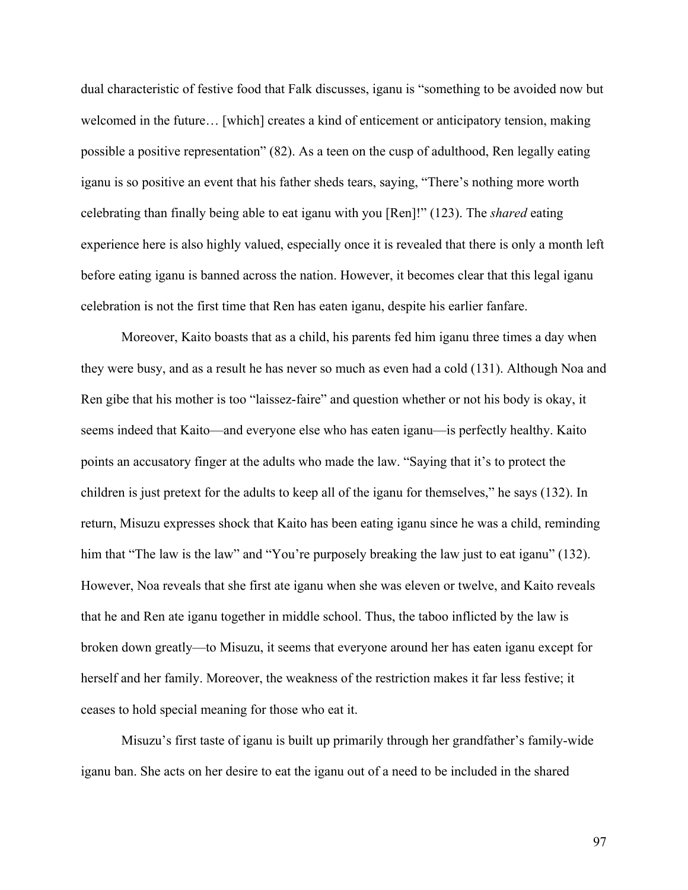dual characteristic of festive food that Falk discusses, iganu is "something to be avoided now but welcomed in the future… [which] creates a kind of enticement or anticipatory tension, making possible a positive representation" (82). As a teen on the cusp of adulthood, Ren legally eating iganu is so positive an event that his father sheds tears, saying, "There's nothing more worth celebrating than finally being able to eat iganu with you [Ren]!" (123). The *shared* eating experience here is also highly valued, especially once it is revealed that there is only a month left before eating iganu is banned across the nation. However, it becomes clear that this legal iganu celebration is not the first time that Ren has eaten iganu, despite his earlier fanfare.

Moreover, Kaito boasts that as a child, his parents fed him iganu three times a day when they were busy, and as a result he has never so much as even had a cold (131). Although Noa and Ren gibe that his mother is too "laissez-faire" and question whether or not his body is okay, it seems indeed that Kaito—and everyone else who has eaten iganu—is perfectly healthy. Kaito points an accusatory finger at the adults who made the law. "Saying that it's to protect the children is just pretext for the adults to keep all of the iganu for themselves," he says (132). In return, Misuzu expresses shock that Kaito has been eating iganu since he was a child, reminding him that "The law is the law" and "You're purposely breaking the law just to eat iganu" (132). However, Noa reveals that she first ate iganu when she was eleven or twelve, and Kaito reveals that he and Ren ate iganu together in middle school. Thus, the taboo inflicted by the law is broken down greatly—to Misuzu, it seems that everyone around her has eaten iganu except for herself and her family. Moreover, the weakness of the restriction makes it far less festive; it ceases to hold special meaning for those who eat it.

Misuzu's first taste of iganu is built up primarily through her grandfather's family-wide iganu ban. She acts on her desire to eat the iganu out of a need to be included in the shared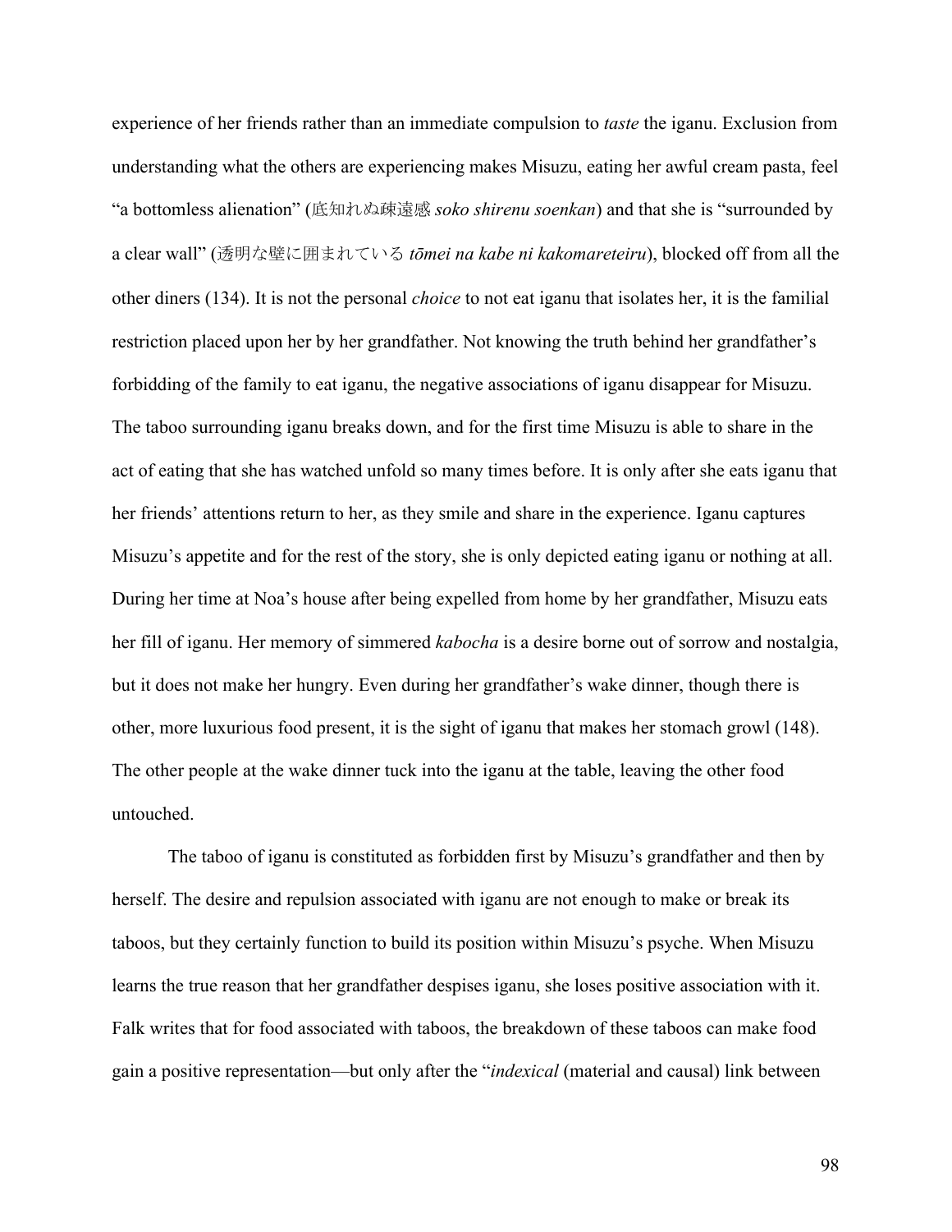experience of her friends rather than an immediate compulsion to *taste* the iganu. Exclusion from understanding what the others are experiencing makes Misuzu, eating her awful cream pasta, feel "a bottomless alienation" (底知れぬ疎遠感 *soko shirenu soenkan*) and that she is "surrounded by a clear wall" (透明な壁に囲まれている *tōmei na kabe ni kakomareteiru*), blocked off from all the other diners (134). It is not the personal *choice* to not eat iganu that isolates her, it is the familial restriction placed upon her by her grandfather. Not knowing the truth behind her grandfather's forbidding of the family to eat iganu, the negative associations of iganu disappear for Misuzu. The taboo surrounding iganu breaks down, and for the first time Misuzu is able to share in the act of eating that she has watched unfold so many times before. It is only after she eats iganu that her friends' attentions return to her, as they smile and share in the experience. Iganu captures Misuzu's appetite and for the rest of the story, she is only depicted eating iganu or nothing at all. During her time at Noa's house after being expelled from home by her grandfather, Misuzu eats her fill of iganu. Her memory of simmered *kabocha* is a desire borne out of sorrow and nostalgia, but it does not make her hungry. Even during her grandfather's wake dinner, though there is other, more luxurious food present, it is the sight of iganu that makes her stomach growl (148). The other people at the wake dinner tuck into the iganu at the table, leaving the other food untouched.

The taboo of iganu is constituted as forbidden first by Misuzu's grandfather and then by herself. The desire and repulsion associated with iganu are not enough to make or break its taboos, but they certainly function to build its position within Misuzu's psyche. When Misuzu learns the true reason that her grandfather despises iganu, she loses positive association with it. Falk writes that for food associated with taboos, the breakdown of these taboos can make food gain a positive representation—but only after the "*indexical* (material and causal) link between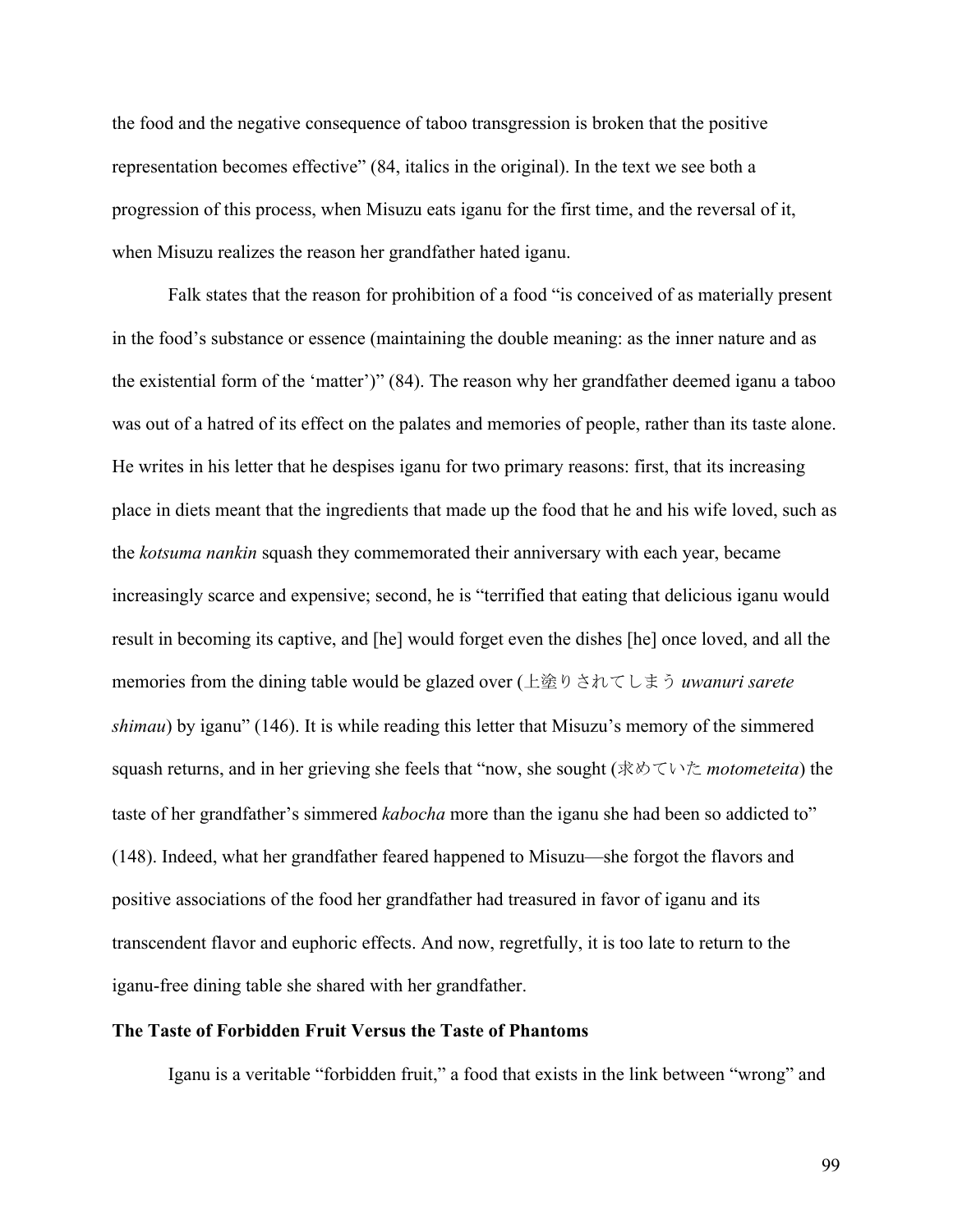the food and the negative consequence of taboo transgression is broken that the positive representation becomes effective" (84, italics in the original). In the text we see both a progression of this process, when Misuzu eats iganu for the first time, and the reversal of it, when Misuzu realizes the reason her grandfather hated iganu.

Falk states that the reason for prohibition of a food "is conceived of as materially present in the food's substance or essence (maintaining the double meaning: as the inner nature and as the existential form of the 'matter')" (84). The reason why her grandfather deemed iganu a taboo was out of a hatred of its effect on the palates and memories of people, rather than its taste alone. He writes in his letter that he despises iganu for two primary reasons: first, that its increasing place in diets meant that the ingredients that made up the food that he and his wife loved, such as the *kotsuma nankin* squash they commemorated their anniversary with each year, became increasingly scarce and expensive; second, he is "terrified that eating that delicious iganu would result in becoming its captive, and [he] would forget even the dishes [he] once loved, and all the memories from the dining table would be glazed over (上塗りされてしまう *uwanuri sarete shimau*) by iganu" (146). It is while reading this letter that Misuzu's memory of the simmered squash returns, and in her grieving she feels that "now, she sought (求めていた *motometeita*) the taste of her grandfather's simmered *kabocha* more than the iganu she had been so addicted to" (148). Indeed, what her grandfather feared happened to Misuzu—she forgot the flavors and positive associations of the food her grandfather had treasured in favor of iganu and its transcendent flavor and euphoric effects. And now, regretfully, it is too late to return to the iganu-free dining table she shared with her grandfather.

**The Taste of Forbidden Fruit Versus the Taste of Phantoms**

Iganu is a veritable "forbidden fruit," a food that exists in the link between "wrong" and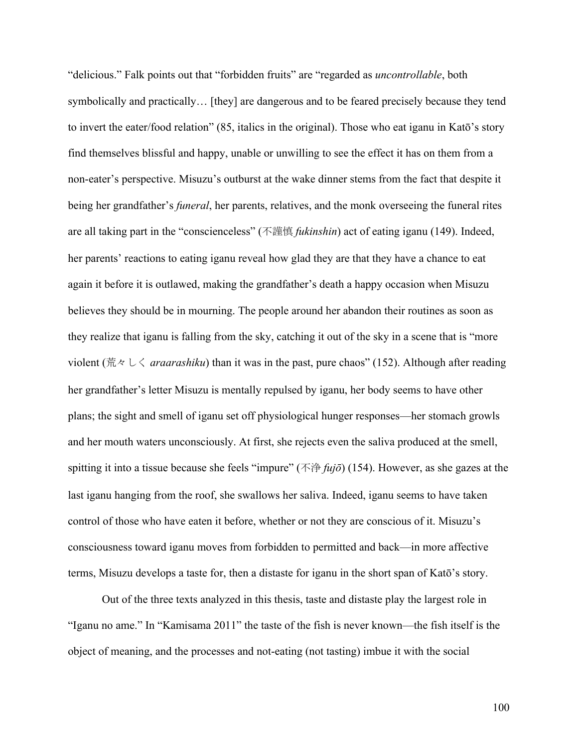"delicious." Falk points out that "forbidden fruits" are "regarded as *uncontrollable*, both symbolically and practically… [they] are dangerous and to be feared precisely because they tend to invert the eater/food relation" (85, italics in the original). Those who eat iganu in Katō's story find themselves blissful and happy, unable or unwilling to see the effect it has on them from a non-eater's perspective. Misuzu's outburst at the wake dinner stems from the fact that despite it being her grandfather's *funeral*, her parents, relatives, and the monk overseeing the funeral rites are all taking part in the "conscienceless" (不謹慎 *fukinshin*) act of eating iganu (149). Indeed, her parents' reactions to eating iganu reveal how glad they are that they have a chance to eat again it before it is outlawed, making the grandfather's death a happy occasion when Misuzu believes they should be in mourning. The people around her abandon their routines as soon as they realize that iganu is falling from the sky, catching it out of the sky in a scene that is "more violent (荒々しく *araarashiku*) than it was in the past, pure chaos" (152). Although after reading her grandfather's letter Misuzu is mentally repulsed by iganu, her body seems to have other plans; the sight and smell of iganu set off physiological hunger responses—her stomach growls and her mouth waters unconsciously. At first, she rejects even the saliva produced at the smell, spitting it into a tissue because she feels "impure" (不浄 *fujō*) (154). However, as she gazes at the last iganu hanging from the roof, she swallows her saliva. Indeed, iganu seems to have taken control of those who have eaten it before, whether or not they are conscious of it. Misuzu's consciousness toward iganu moves from forbidden to permitted and back—in more affective terms, Misuzu develops a taste for, then a distaste for iganu in the short span of Katō's story.

Out of the three texts analyzed in this thesis, taste and distaste play the largest role in "Iganu no ame." In "Kamisama 2011" the taste of the fish is never known—the fish itself is the object of meaning, and the processes and not-eating (not tasting) imbue it with the social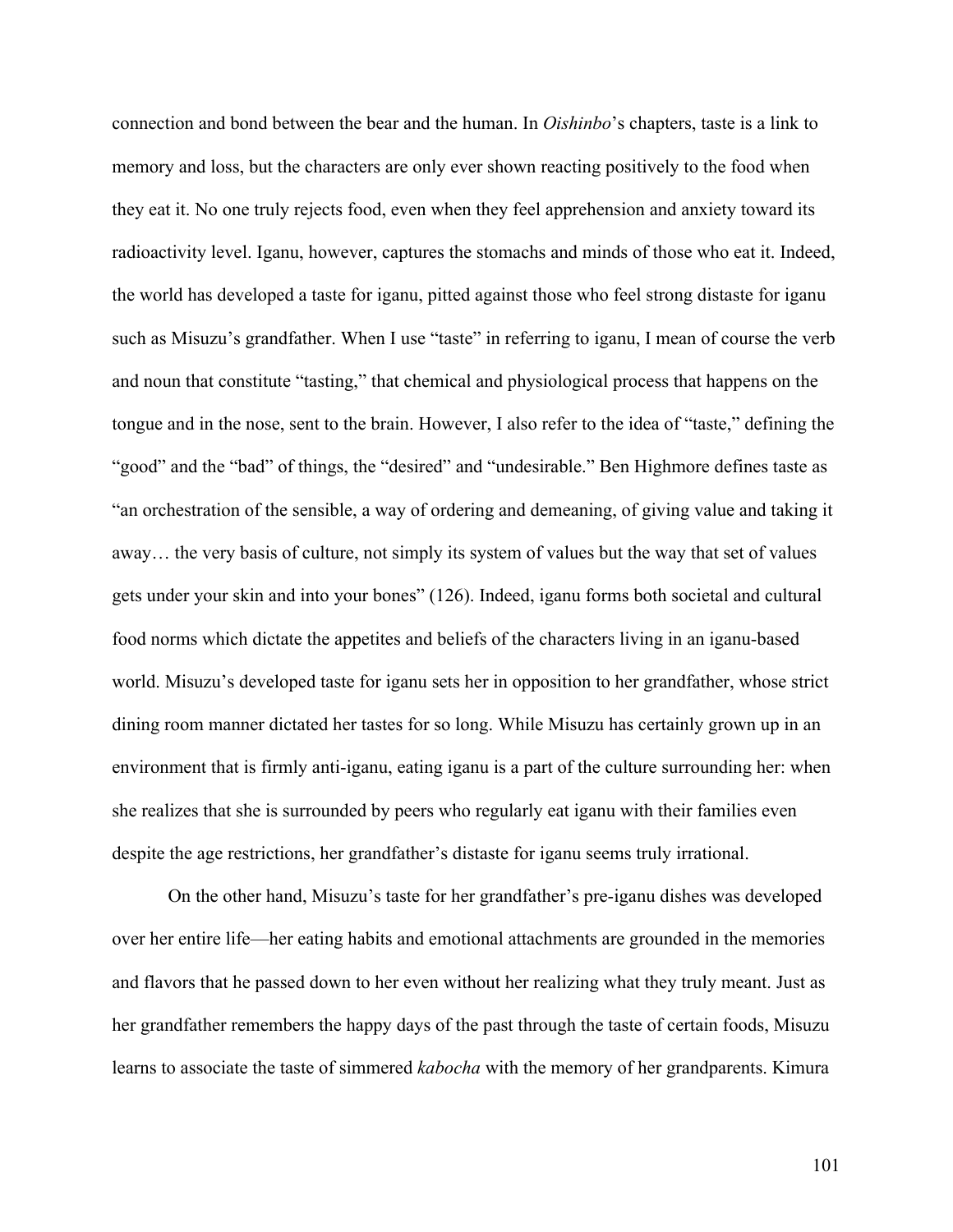connection and bond between the bear and the human. In *Oishinbo*'s chapters, taste is a link to memory and loss, but the characters are only ever shown reacting positively to the food when they eat it. No one truly rejects food, even when they feel apprehension and anxiety toward its radioactivity level. Iganu, however, captures the stomachs and minds of those who eat it. Indeed, the world has developed a taste for iganu, pitted against those who feel strong distaste for iganu such as Misuzu's grandfather. When I use "taste" in referring to iganu, I mean of course the verb and noun that constitute "tasting," that chemical and physiological process that happens on the tongue and in the nose, sent to the brain. However, I also refer to the idea of "taste," defining the "good" and the "bad" of things, the "desired" and "undesirable." Ben Highmore defines taste as "an orchestration of the sensible, a way of ordering and demeaning, of giving value and taking it away… the very basis of culture, not simply its system of values but the way that set of values gets under your skin and into your bones" (126). Indeed, iganu forms both societal and cultural food norms which dictate the appetites and beliefs of the characters living in an iganu-based world. Misuzu's developed taste for iganu sets her in opposition to her grandfather, whose strict dining room manner dictated her tastes for so long. While Misuzu has certainly grown up in an environment that is firmly anti-iganu, eating iganu is a part of the culture surrounding her: when she realizes that she is surrounded by peers who regularly eat iganu with their families even despite the age restrictions, her grandfather's distaste for iganu seems truly irrational.

On the other hand, Misuzu's taste for her grandfather's pre-iganu dishes was developed over her entire life—her eating habits and emotional attachments are grounded in the memories and flavors that he passed down to her even without her realizing what they truly meant. Just as her grandfather remembers the happy days of the past through the taste of certain foods, Misuzu learns to associate the taste of simmered *kabocha* with the memory of her grandparents. Kimura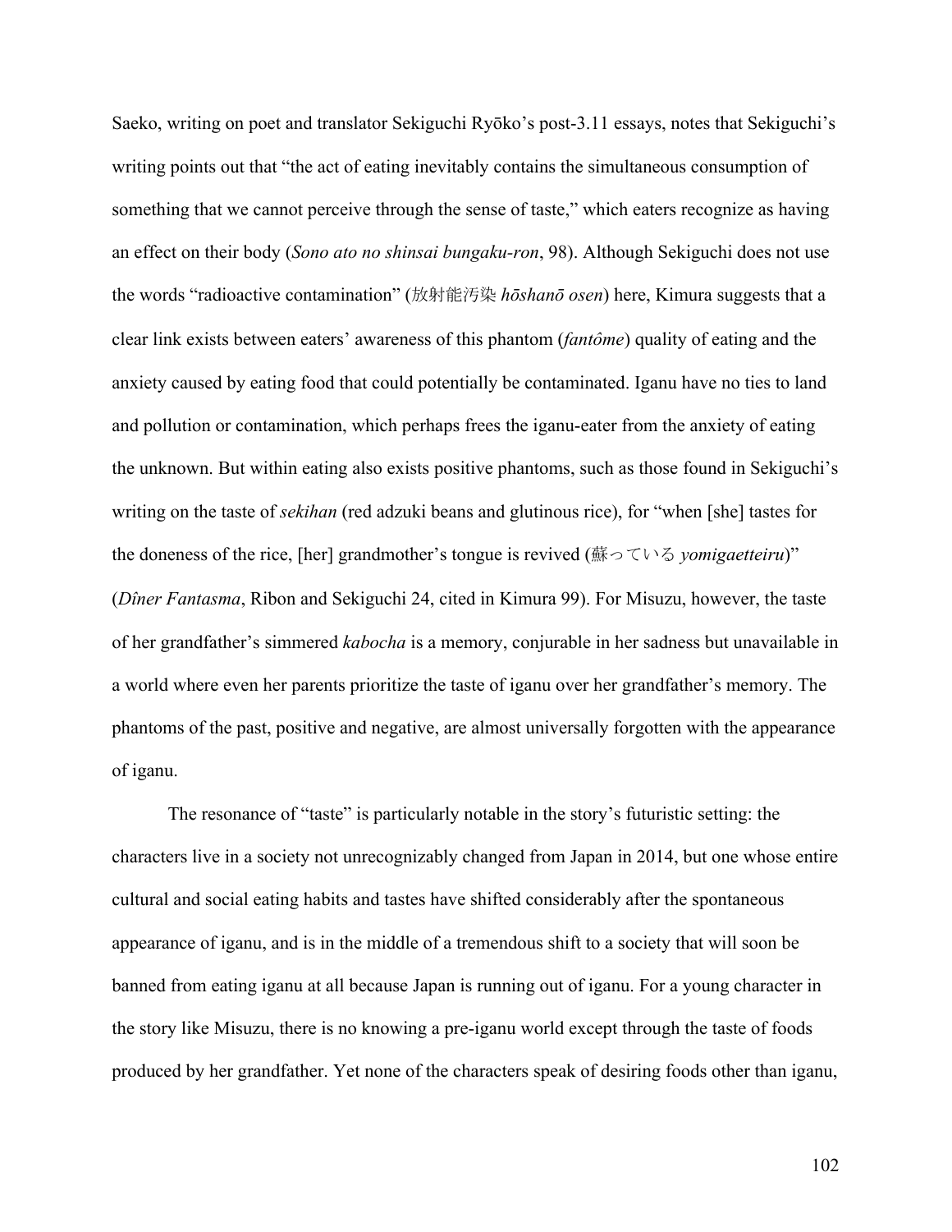Saeko, writing on poet and translator Sekiguchi Ryōko's post-3.11 essays, notes that Sekiguchi's writing points out that "the act of eating inevitably contains the simultaneous consumption of something that we cannot perceive through the sense of taste," which eaters recognize as having an effect on their body (*Sono ato no shinsai bungaku-ron*, 98). Although Sekiguchi does not use the words "radioactive contamination" (放射能汚染 *hōshanō osen*) here, Kimura suggests that a clear link exists between eaters' awareness of this phantom (*fantôme*) quality of eating and the anxiety caused by eating food that could potentially be contaminated. Iganu have no ties to land and pollution or contamination, which perhaps frees the iganu-eater from the anxiety of eating the unknown. But within eating also exists positive phantoms, such as those found in Sekiguchi's writing on the taste of *sekihan* (red adzuki beans and glutinous rice), for "when [she] tastes for the doneness of the rice, [her] grandmother's tongue is revived (蘇っている *yomigaetteiru*)" (*Dîner Fantasma*, Ribon and Sekiguchi 24, cited in Kimura 99). For Misuzu, however, the taste of her grandfather's simmered *kabocha* is a memory, conjurable in her sadness but unavailable in a world where even her parents prioritize the taste of iganu over her grandfather's memory. The phantoms of the past, positive and negative, are almost universally forgotten with the appearance of iganu.

The resonance of "taste" is particularly notable in the story's futuristic setting: the characters live in a society not unrecognizably changed from Japan in 2014, but one whose entire cultural and social eating habits and tastes have shifted considerably after the spontaneous appearance of iganu, and is in the middle of a tremendous shift to a society that will soon be banned from eating iganu at all because Japan is running out of iganu. For a young character in the story like Misuzu, there is no knowing a pre-iganu world except through the taste of foods produced by her grandfather. Yet none of the characters speak of desiring foods other than iganu,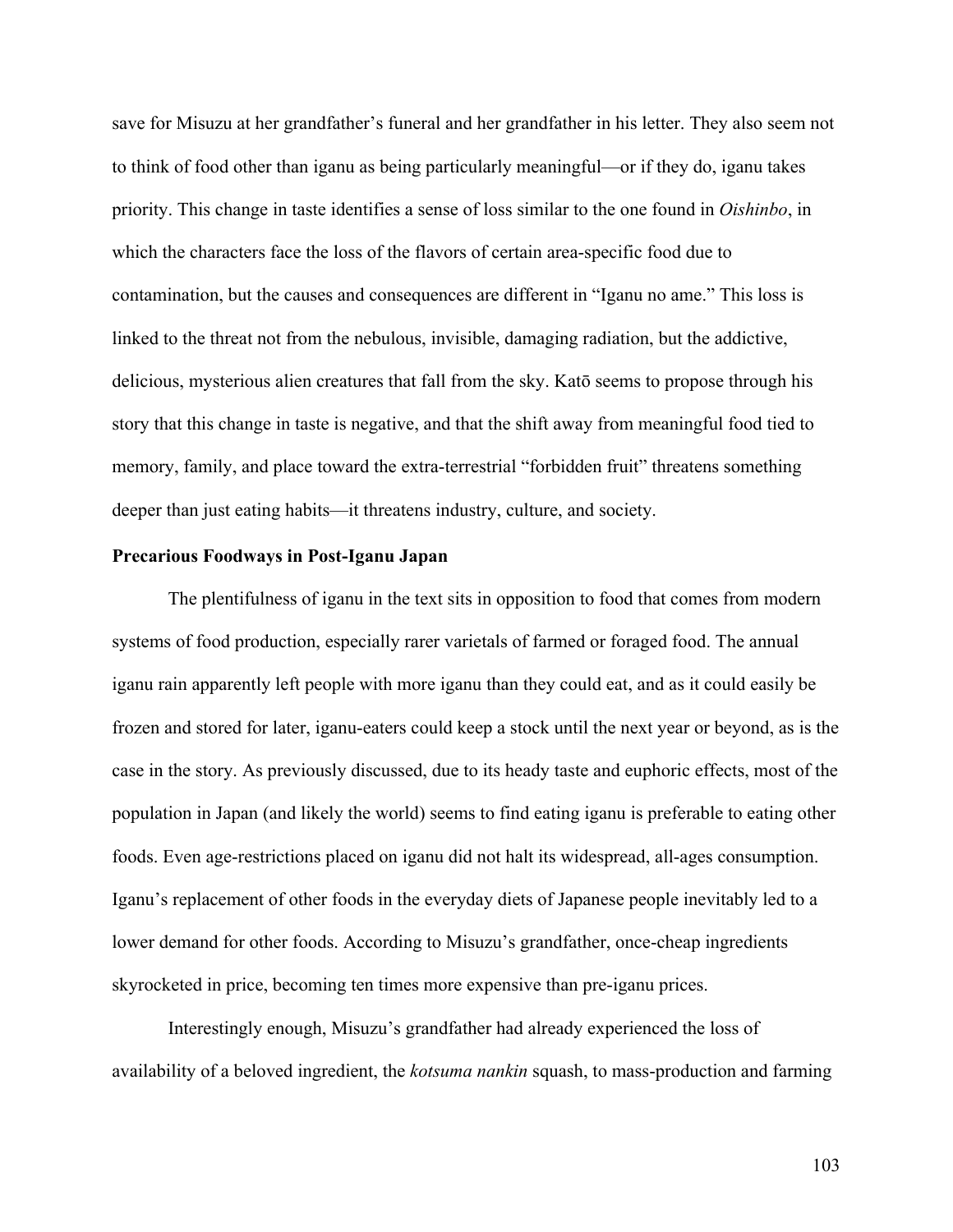save for Misuzu at her grandfather's funeral and her grandfather in his letter. They also seem not to think of food other than iganu as being particularly meaningful—or if they do, iganu takes priority. This change in taste identifies a sense of loss similar to the one found in *Oishinbo*, in which the characters face the loss of the flavors of certain area-specific food due to contamination, but the causes and consequences are different in "Iganu no ame." This loss is linked to the threat not from the nebulous, invisible, damaging radiation, but the addictive, delicious, mysterious alien creatures that fall from the sky. Katō seems to propose through his story that this change in taste is negative, and that the shift away from meaningful food tied to memory, family, and place toward the extra-terrestrial "forbidden fruit" threatens something deeper than just eating habits—it threatens industry, culture, and society.

**Precarious Foodways in Post-Iganu Japan**

The plentifulness of iganu in the text sits in opposition to food that comes from modern systems of food production, especially rarer varietals of farmed or foraged food. The annual iganu rain apparently left people with more iganu than they could eat, and as it could easily be frozen and stored for later, iganu-eaters could keep a stock until the next year or beyond, as is the case in the story. As previously discussed, due to its heady taste and euphoric effects, most of the population in Japan (and likely the world) seems to find eating iganu is preferable to eating other foods. Even age-restrictions placed on iganu did not halt its widespread, all-ages consumption. Iganu's replacement of other foods in the everyday diets of Japanese people inevitably led to a lower demand for other foods. According to Misuzu's grandfather, once-cheap ingredients skyrocketed in price, becoming ten times more expensive than pre-iganu prices.

Interestingly enough, Misuzu's grandfather had already experienced the loss of availability of a beloved ingredient, the *kotsuma nankin* squash, to mass-production and farming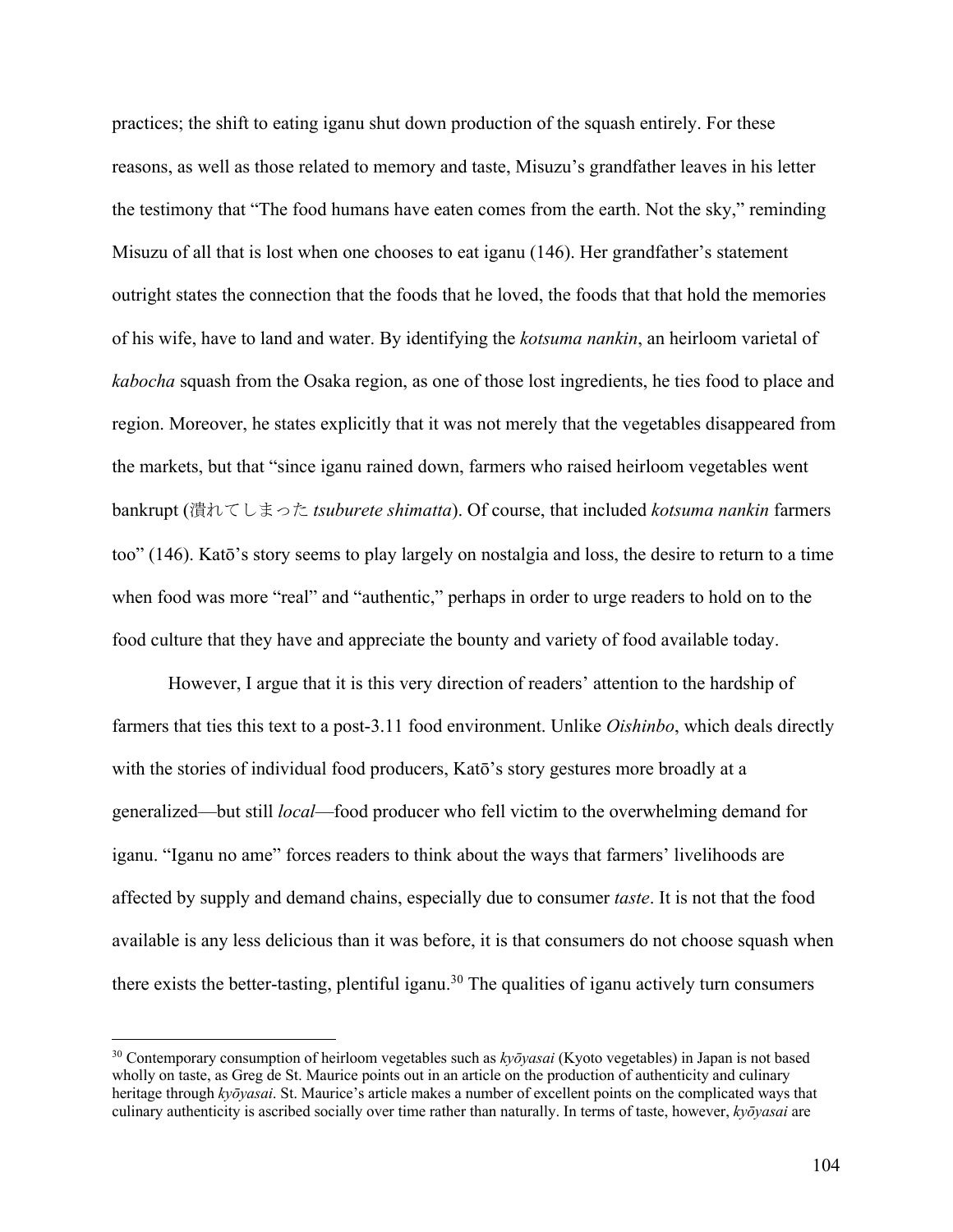practices; the shift to eating iganu shut down production of the squash entirely. For these reasons, as well as those related to memory and taste, Misuzu's grandfather leaves in his letter the testimony that "The food humans have eaten comes from the earth. Not the sky," reminding Misuzu of all that is lost when one chooses to eat iganu (146). Her grandfather's statement outright states the connection that the foods that he loved, the foods that that hold the memories of his wife, have to land and water. By identifying the *kotsuma nankin*, an heirloom varietal of *kabocha* squash from the Osaka region, as one of those lost ingredients, he ties food to place and region. Moreover, he states explicitly that it was not merely that the vegetables disappeared from the markets, but that "since iganu rained down, farmers who raised heirloom vegetables went bankrupt (潰れてしまった *tsuburete shimatta*). Of course, that included *kotsuma nankin* farmers too" (146). Katō's story seems to play largely on nostalgia and loss, the desire to return to a time when food was more "real" and "authentic," perhaps in order to urge readers to hold on to the food culture that they have and appreciate the bounty and variety of food available today.

However, I argue that it is this very direction of readers' attention to the hardship of farmers that ties this text to a post-3.11 food environment. Unlike *Oishinbo*, which deals directly with the stories of individual food producers, Katō's story gestures more broadly at a generalized—but still *local*—food producer who fell victim to the overwhelming demand for iganu. "Iganu no ame" forces readers to think about the ways that farmers' livelihoods are affected by supply and demand chains, especially due to consumer *taste*. It is not that the food available is any less delicious than it was before, it is that consumers do not choose squash when there exists the better-tasting, plentiful iganu.[30] The qualities of iganu actively turn consumers

[30] Contemporary consumption of heirloom vegetables such as *kyōyasai* (Kyoto vegetables) in Japan is not based wholly on taste, as Greg de St. Maurice points out in an article on the production of authenticity and culinary heritage through *kyōyasai*. St. Maurice's article makes a number of excellent points on the complicated ways that culinary authenticity is ascribed socially over time rather than naturally. In terms of taste, however, *kyōyasai* are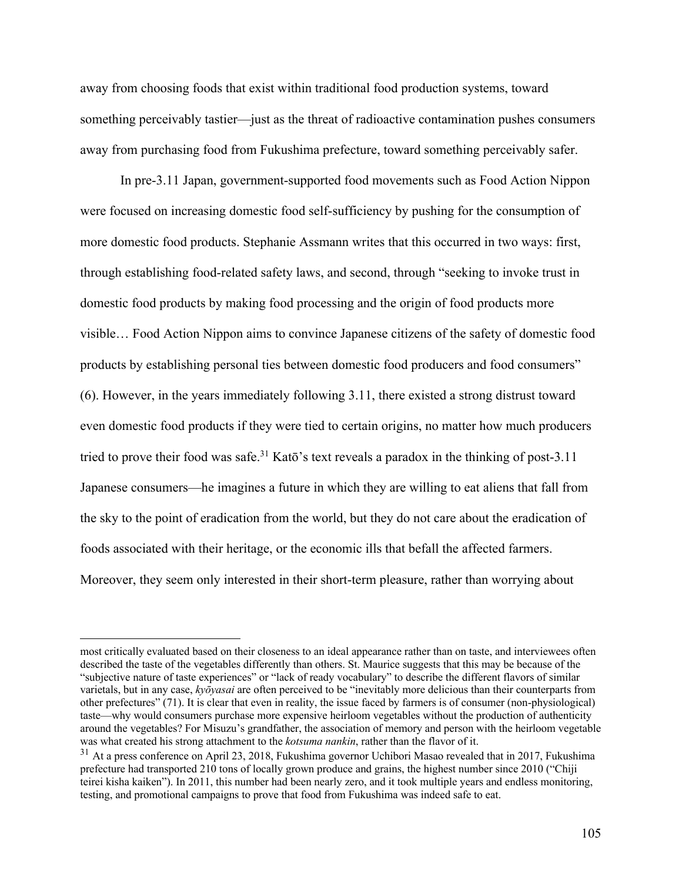away from choosing foods that exist within traditional food production systems, toward something perceivably tastier—just as the threat of radioactive contamination pushes consumers away from purchasing food from Fukushima prefecture, toward something perceivably safer.

In pre-3.11 Japan, government-supported food movements such as Food Action Nippon were focused on increasing domestic food self-sufficiency by pushing for the consumption of more domestic food products. Stephanie Assmann writes that this occurred in two ways: first, through establishing food-related safety laws, and second, through "seeking to invoke trust in domestic food products by making food processing and the origin of food products more visible… Food Action Nippon aims to convince Japanese citizens of the safety of domestic food products by establishing personal ties between domestic food producers and food consumers" (6). However, in the years immediately following 3.11, there existed a strong distrust toward even domestic food products if they were tied to certain origins, no matter how much producers tried to prove their food was safe.[31] Katō's text reveals a paradox in the thinking of post-3.11 Japanese consumers—he imagines a future in which they are willing to eat aliens that fall from the sky to the point of eradication from the world, but they do not care about the eradication of foods associated with their heritage, or the economic ills that befall the affected farmers. Moreover, they seem only interested in their short-term pleasure, rather than worrying about

---

most critically evaluated based on their closeness to an ideal appearance rather than on taste, and interviewees often described the taste of the vegetables differently than others. St. Maurice suggests that this may be because of the "subjective nature of taste experiences" or "lack of ready vocabulary" to describe the different flavors of similar varietals, but in any case, *kyōyasai* are often perceived to be "inevitably more delicious than their counterparts from other prefectures" (71). It is clear that even in reality, the issue faced by farmers is of consumer (non-physiological) taste—why would consumers purchase more expensive heirloom vegetables without the production of authenticity around the vegetables? For Misuzu's grandfather, the association of memory and person with the heirloom vegetable was what created his strong attachment to the *kotsuma nankin*, rather than the flavor of it.

[31] At a press conference on April 23, 2018, Fukushima governor Uchibori Masao revealed that in 2017, Fukushima prefecture had transported 210 tons of locally grown produce and grains, the highest number since 2010 ("Chiji teirei kisha kaiken"). In 2011, this number had been nearly zero, and it took multiple years and endless monitoring, testing, and promotional campaigns to prove that food from Fukushima was indeed safe to eat.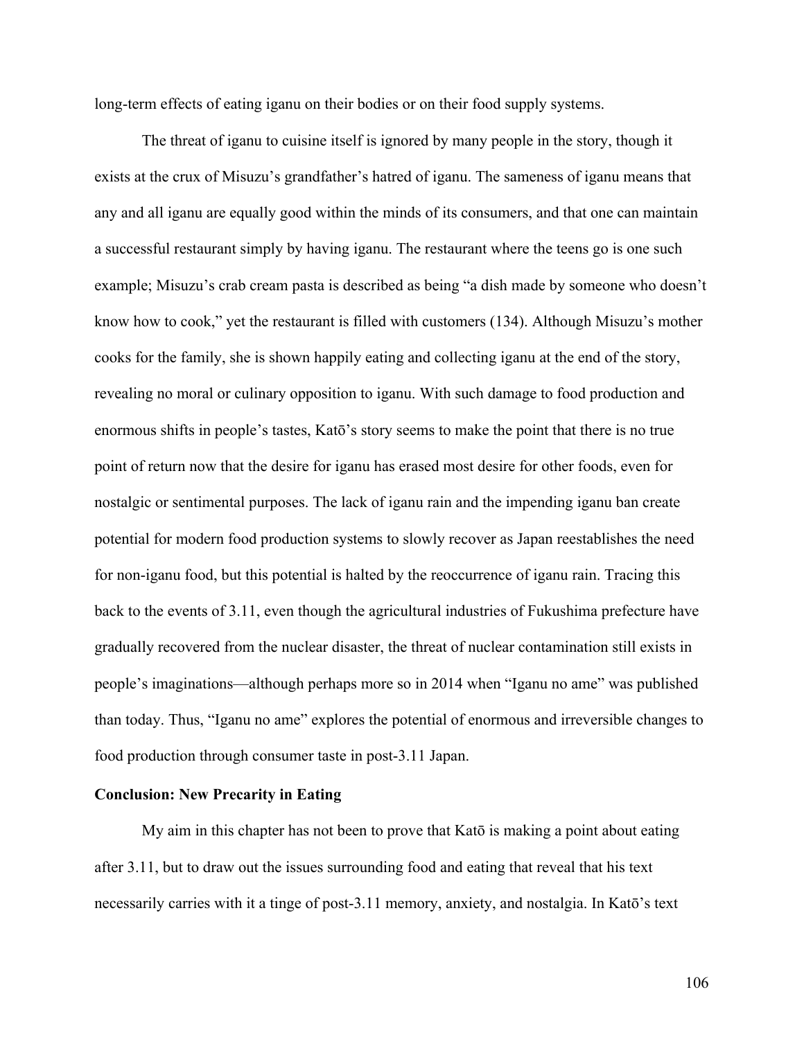long-term effects of eating iganu on their bodies or on their food supply systems.

The threat of iganu to cuisine itself is ignored by many people in the story, though it exists at the crux of Misuzu's grandfather's hatred of iganu. The sameness of iganu means that any and all iganu are equally good within the minds of its consumers, and that one can maintain a successful restaurant simply by having iganu. The restaurant where the teens go is one such example; Misuzu's crab cream pasta is described as being "a dish made by someone who doesn't know how to cook," yet the restaurant is filled with customers (134). Although Misuzu's mother cooks for the family, she is shown happily eating and collecting iganu at the end of the story, revealing no moral or culinary opposition to iganu. With such damage to food production and enormous shifts in people's tastes, Katō's story seems to make the point that there is no true point of return now that the desire for iganu has erased most desire for other foods, even for nostalgic or sentimental purposes. The lack of iganu rain and the impending iganu ban create potential for modern food production systems to slowly recover as Japan reestablishes the need for non-iganu food, but this potential is halted by the reoccurrence of iganu rain. Tracing this back to the events of 3.11, even though the agricultural industries of Fukushima prefecture have gradually recovered from the nuclear disaster, the threat of nuclear contamination still exists in people's imaginations—although perhaps more so in 2014 when "Iganu no ame" was published than today. Thus, "Iganu no ame" explores the potential of enormous and irreversible changes to food production through consumer taste in post-3.11 Japan.

### Conclusion: New Precarity in Eating

My aim in this chapter has not been to prove that Katō is making a point about eating after 3.11, but to draw out the issues surrounding food and eating that reveal that his text necessarily carries with it a tinge of post-3.11 memory, anxiety, and nostalgia. In Katō's text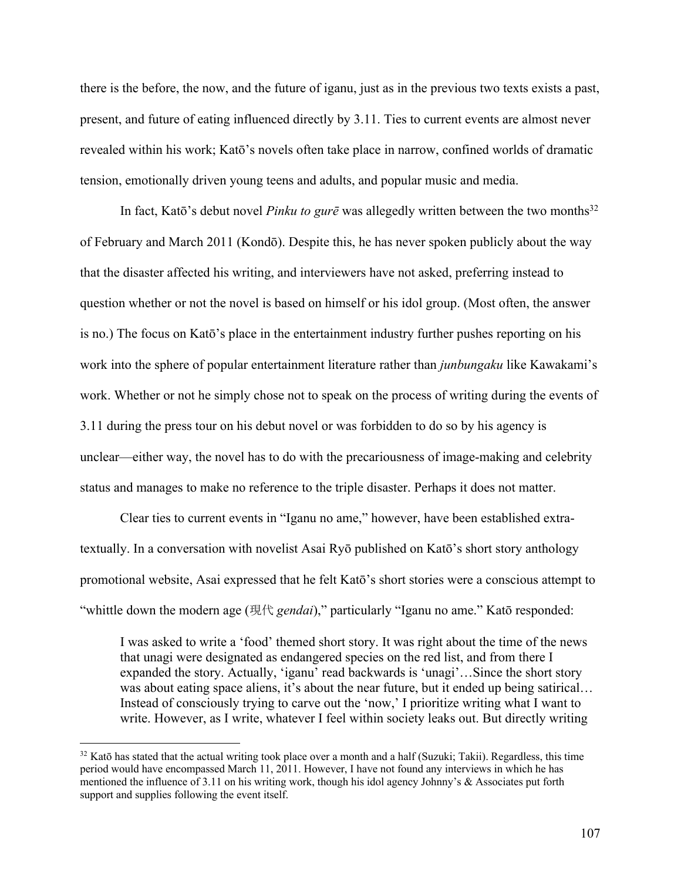there is the before, the now, and the future of iganu, just as in the previous two texts exists a past, present, and future of eating influenced directly by 3.11. Ties to current events are almost never revealed within his work; Katō's novels often take place in narrow, confined worlds of dramatic tension, emotionally driven young teens and adults, and popular music and media.

In fact, Katō's debut novel *Pinku to gurē* was allegedly written between the two months[32] of February and March 2011 (Kondō). Despite this, he has never spoken publicly about the way that the disaster affected his writing, and interviewers have not asked, preferring instead to question whether or not the novel is based on himself or his idol group. (Most often, the answer is no.) The focus on Katō's place in the entertainment industry further pushes reporting on his work into the sphere of popular entertainment literature rather than *junbungaku* like Kawakami's work. Whether or not he simply chose not to speak on the process of writing during the events of 3.11 during the press tour on his debut novel or was forbidden to do so by his agency is unclear—either way, the novel has to do with the precariousness of image-making and celebrity status and manages to make no reference to the triple disaster. Perhaps it does not matter.

Clear ties to current events in "Iganu no ame," however, have been established extra-textually. In a conversation with novelist Asai Ryō published on Katō's short story anthology promotional website, Asai expressed that he felt Katō's short stories were a conscious attempt to "whittle down the modern age (現代 *gendai*)," particularly "Iganu no ame." Katō responded:

> I was asked to write a 'food' themed short story. It was right about the time of the news that unagi were designated as endangered species on the red list, and from there I expanded the story. Actually, 'iganu' read backwards is 'unagi'…Since the short story was about eating space aliens, it's about the near future, but it ended up being satirical… Instead of consciously trying to carve out the 'now,' I prioritize writing what I want to write. However, as I write, whatever I feel within society leaks out. But directly writing

[32] Katō has stated that the actual writing took place over a month and a half (Suzuki; Takii). Regardless, this time period would have encompassed March 11, 2011. However, I have not found any interviews in which he has mentioned the influence of 3.11 on his writing work, though his idol agency Johnny's & Associates put forth support and supplies following the event itself.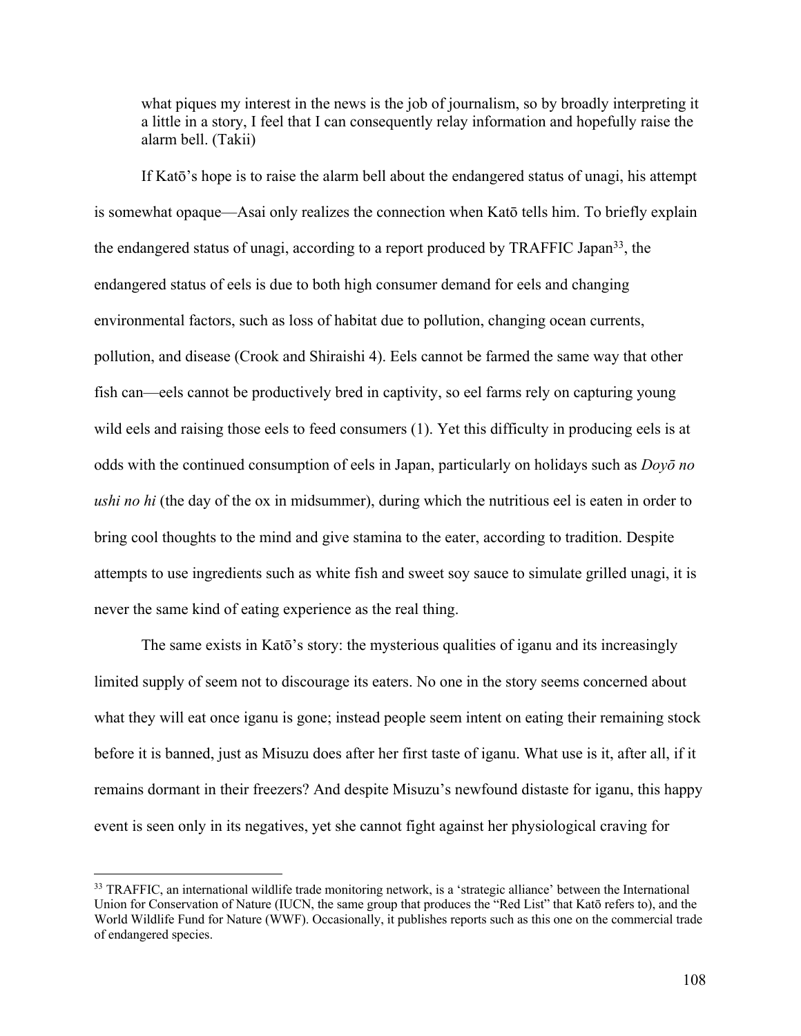> what piques my interest in the news is the job of journalism, so by broadly interpreting it a little in a story, I feel that I can consequently relay information and hopefully raise the alarm bell. (Takii)

If Katō's hope is to raise the alarm bell about the endangered status of unagi, his attempt is somewhat opaque—Asai only realizes the connection when Katō tells him. To briefly explain the endangered status of unagi, according to a report produced by TRAFFIC Japan[33], the endangered status of eels is due to both high consumer demand for eels and changing environmental factors, such as loss of habitat due to pollution, changing ocean currents, pollution, and disease (Crook and Shiraishi 4). Eels cannot be farmed the same way that other fish can—eels cannot be productively bred in captivity, so eel farms rely on capturing young wild eels and raising those eels to feed consumers (1). Yet this difficulty in producing eels is at odds with the continued consumption of eels in Japan, particularly on holidays such as *Doyō no ushi no hi* (the day of the ox in midsummer), during which the nutritious eel is eaten in order to bring cool thoughts to the mind and give stamina to the eater, according to tradition. Despite attempts to use ingredients such as white fish and sweet soy sauce to simulate grilled unagi, it is never the same kind of eating experience as the real thing.

The same exists in Katō's story: the mysterious qualities of iganu and its increasingly limited supply of seem not to discourage its eaters. No one in the story seems concerned about what they will eat once iganu is gone; instead people seem intent on eating their remaining stock before it is banned, just as Misuzu does after her first taste of iganu. What use is it, after all, if it remains dormant in their freezers? And despite Misuzu's newfound distaste for iganu, this happy event is seen only in its negatives, yet she cannot fight against her physiological craving for

---

[33] TRAFFIC, an international wildlife trade monitoring network, is a 'strategic alliance' between the International Union for Conservation of Nature (IUCN, the same group that produces the "Red List" that Katō refers to), and the World Wildlife Fund for Nature (WWF). Occasionally, it publishes reports such as this one on the commercial trade of endangered species.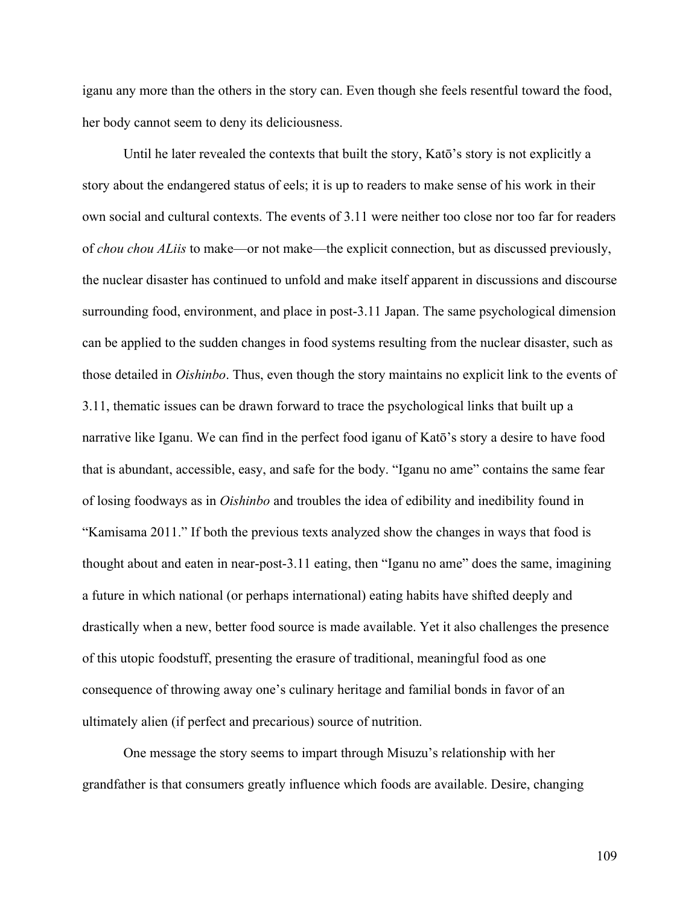iganu any more than the others in the story can. Even though she feels resentful toward the food, her body cannot seem to deny its deliciousness.

Until he later revealed the contexts that built the story, Katō's story is not explicitly a story about the endangered status of eels; it is up to readers to make sense of his work in their own social and cultural contexts. The events of 3.11 were neither too close nor too far for readers of *chou chou ALiis* to make—or not make—the explicit connection, but as discussed previously, the nuclear disaster has continued to unfold and make itself apparent in discussions and discourse surrounding food, environment, and place in post-3.11 Japan. The same psychological dimension can be applied to the sudden changes in food systems resulting from the nuclear disaster, such as those detailed in *Oishinbo*. Thus, even though the story maintains no explicit link to the events of 3.11, thematic issues can be drawn forward to trace the psychological links that built up a narrative like Iganu. We can find in the perfect food iganu of Katō's story a desire to have food that is abundant, accessible, easy, and safe for the body. "Iganu no ame" contains the same fear of losing foodways as in *Oishinbo* and troubles the idea of edibility and inedibility found in "Kamisama 2011." If both the previous texts analyzed show the changes in ways that food is thought about and eaten in near-post-3.11 eating, then "Iganu no ame" does the same, imagining a future in which national (or perhaps international) eating habits have shifted deeply and drastically when a new, better food source is made available. Yet it also challenges the presence of this utopic foodstuff, presenting the erasure of traditional, meaningful food as one consequence of throwing away one's culinary heritage and familial bonds in favor of an ultimately alien (if perfect and precarious) source of nutrition.

One message the story seems to impart through Misuzu's relationship with her grandfather is that consumers greatly influence which foods are available. Desire, changing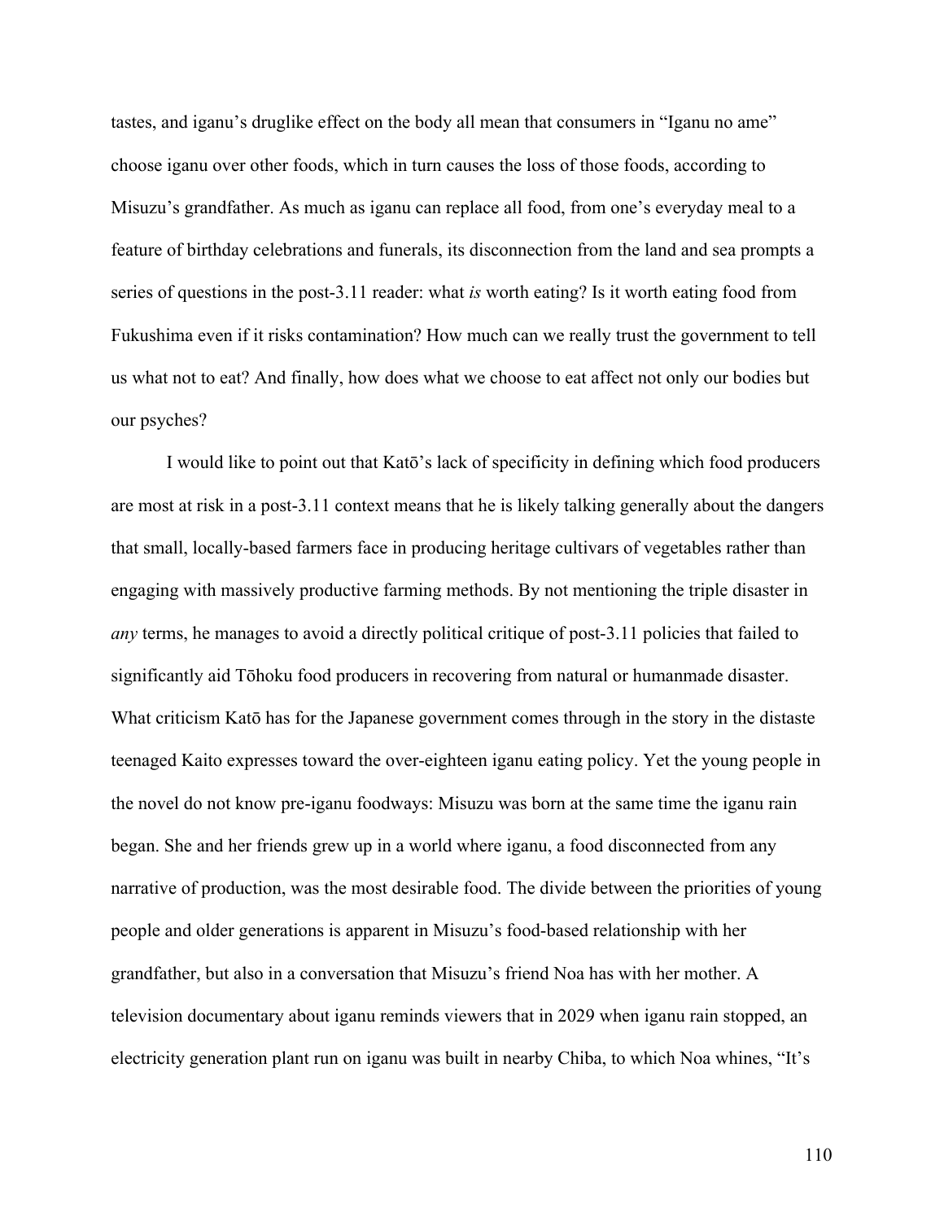tastes, and iganu's druglike effect on the body all mean that consumers in "Iganu no ame" choose iganu over other foods, which in turn causes the loss of those foods, according to Misuzu's grandfather. As much as iganu can replace all food, from one's everyday meal to a feature of birthday celebrations and funerals, its disconnection from the land and sea prompts a series of questions in the post-3.11 reader: what *is* worth eating? Is it worth eating food from Fukushima even if it risks contamination? How much can we really trust the government to tell us what not to eat? And finally, how does what we choose to eat affect not only our bodies but our psyches?

I would like to point out that Katō's lack of specificity in defining which food producers are most at risk in a post-3.11 context means that he is likely talking generally about the dangers that small, locally-based farmers face in producing heritage cultivars of vegetables rather than engaging with massively productive farming methods. By not mentioning the triple disaster in *any* terms, he manages to avoid a directly political critique of post-3.11 policies that failed to significantly aid Tōhoku food producers in recovering from natural or humanmade disaster. What criticism Katō has for the Japanese government comes through in the story in the distaste teenaged Kaito expresses toward the over-eighteen iganu eating policy. Yet the young people in the novel do not know pre-iganu foodways: Misuzu was born at the same time the iganu rain began. She and her friends grew up in a world where iganu, a food disconnected from any narrative of production, was the most desirable food. The divide between the priorities of young people and older generations is apparent in Misuzu's food-based relationship with her grandfather, but also in a conversation that Misuzu's friend Noa has with her mother. A television documentary about iganu reminds viewers that in 2029 when iganu rain stopped, an electricity generation plant run on iganu was built in nearby Chiba, to which Noa whines, "It's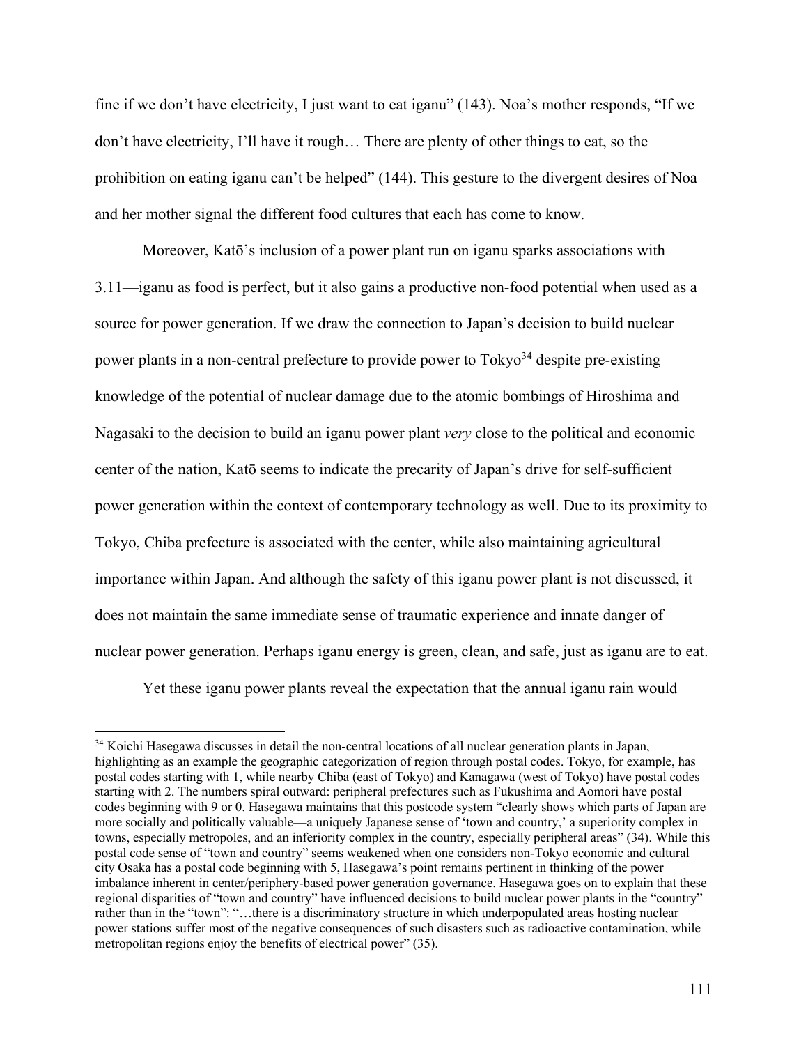fine if we don't have electricity, I just want to eat iganu" (143). Noa's mother responds, "If we don't have electricity, I'll have it rough… There are plenty of other things to eat, so the prohibition on eating iganu can't be helped" (144). This gesture to the divergent desires of Noa and her mother signal the different food cultures that each has come to know.

Moreover, Katō's inclusion of a power plant run on iganu sparks associations with 3.11—iganu as food is perfect, but it also gains a productive non-food potential when used as a source for power generation. If we draw the connection to Japan's decision to build nuclear power plants in a non-central prefecture to provide power to Tokyo[34] despite pre-existing knowledge of the potential of nuclear damage due to the atomic bombings of Hiroshima and Nagasaki to the decision to build an iganu power plant *very* close to the political and economic center of the nation, Katō seems to indicate the precarity of Japan's drive for self-sufficient power generation within the context of contemporary technology as well. Due to its proximity to Tokyo, Chiba prefecture is associated with the center, while also maintaining agricultural importance within Japan. And although the safety of this iganu power plant is not discussed, it does not maintain the same immediate sense of traumatic experience and innate danger of nuclear power generation. Perhaps iganu energy is green, clean, and safe, just as iganu are to eat.

Yet these iganu power plants reveal the expectation that the annual iganu rain would

---

[34] Koichi Hasegawa discusses in detail the non-central locations of all nuclear generation plants in Japan, highlighting as an example the geographic categorization of region through postal codes. Tokyo, for example, has postal codes starting with 1, while nearby Chiba (east of Tokyo) and Kanagawa (west of Tokyo) have postal codes starting with 2. The numbers spiral outward: peripheral prefectures such as Fukushima and Aomori have postal codes beginning with 9 or 0. Hasegawa maintains that this postcode system "clearly shows which parts of Japan are more socially and politically valuable—a uniquely Japanese sense of 'town and country,' a superiority complex in towns, especially metropoles, and an inferiority complex in the country, especially peripheral areas" (34). While this postal code sense of "town and country" seems weakened when one considers non-Tokyo economic and cultural city Osaka has a postal code beginning with 5, Hasegawa's point remains pertinent in thinking of the power imbalance inherent in center/periphery-based power generation governance. Hasegawa goes on to explain that these regional disparities of "town and country" have influenced decisions to build nuclear power plants in the "country" rather than in the "town": "…there is a discriminatory structure in which underpopulated areas hosting nuclear power stations suffer most of the negative consequences of such disasters such as radioactive contamination, while metropolitan regions enjoy the benefits of electrical power" (35).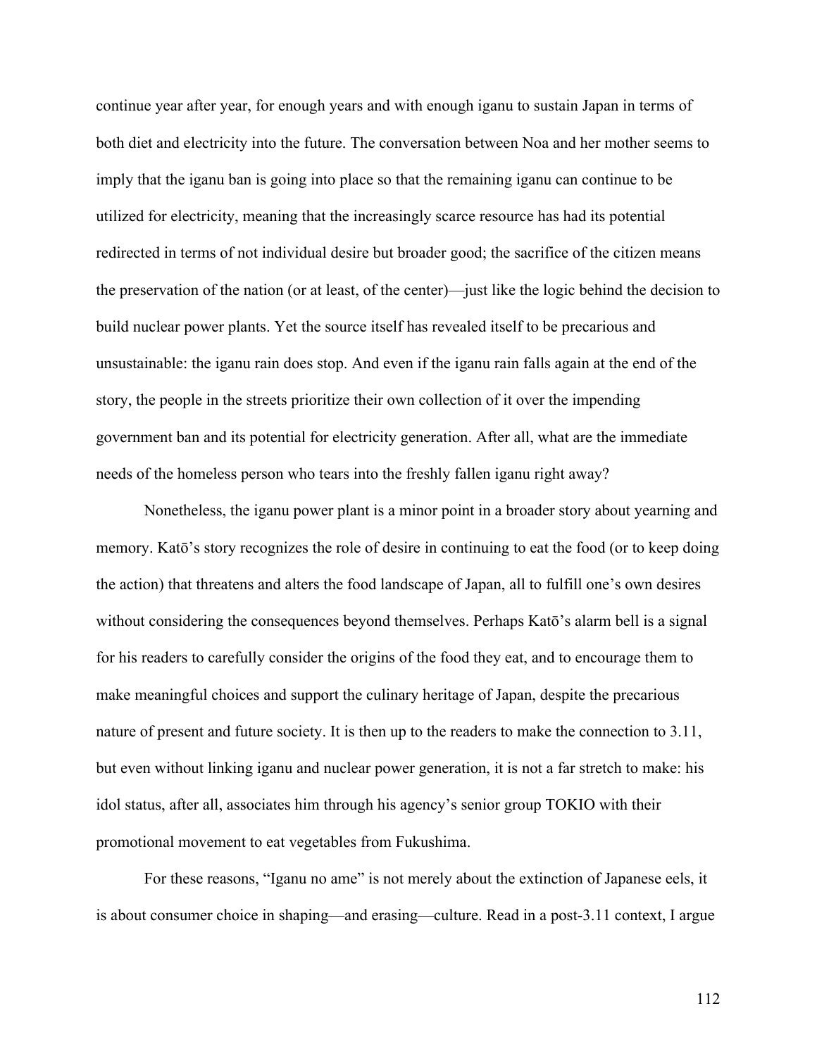continue year after year, for enough years and with enough iganu to sustain Japan in terms of both diet and electricity into the future. The conversation between Noa and her mother seems to imply that the iganu ban is going into place so that the remaining iganu can continue to be utilized for electricity, meaning that the increasingly scarce resource has had its potential redirected in terms of not individual desire but broader good; the sacrifice of the citizen means the preservation of the nation (or at least, of the center)—just like the logic behind the decision to build nuclear power plants. Yet the source itself has revealed itself to be precarious and unsustainable: the iganu rain does stop. And even if the iganu rain falls again at the end of the story, the people in the streets prioritize their own collection of it over the impending government ban and its potential for electricity generation. After all, what are the immediate needs of the homeless person who tears into the freshly fallen iganu right away?

Nonetheless, the iganu power plant is a minor point in a broader story about yearning and memory. Katō's story recognizes the role of desire in continuing to eat the food (or to keep doing the action) that threatens and alters the food landscape of Japan, all to fulfill one's own desires without considering the consequences beyond themselves. Perhaps Katō's alarm bell is a signal for his readers to carefully consider the origins of the food they eat, and to encourage them to make meaningful choices and support the culinary heritage of Japan, despite the precarious nature of present and future society. It is then up to the readers to make the connection to 3.11, but even without linking iganu and nuclear power generation, it is not a far stretch to make: his idol status, after all, associates him through his agency's senior group TOKIO with their promotional movement to eat vegetables from Fukushima.

For these reasons, "Iganu no ame" is not merely about the extinction of Japanese eels, it is about consumer choice in shaping—and erasing—culture. Read in a post-3.11 context, I argue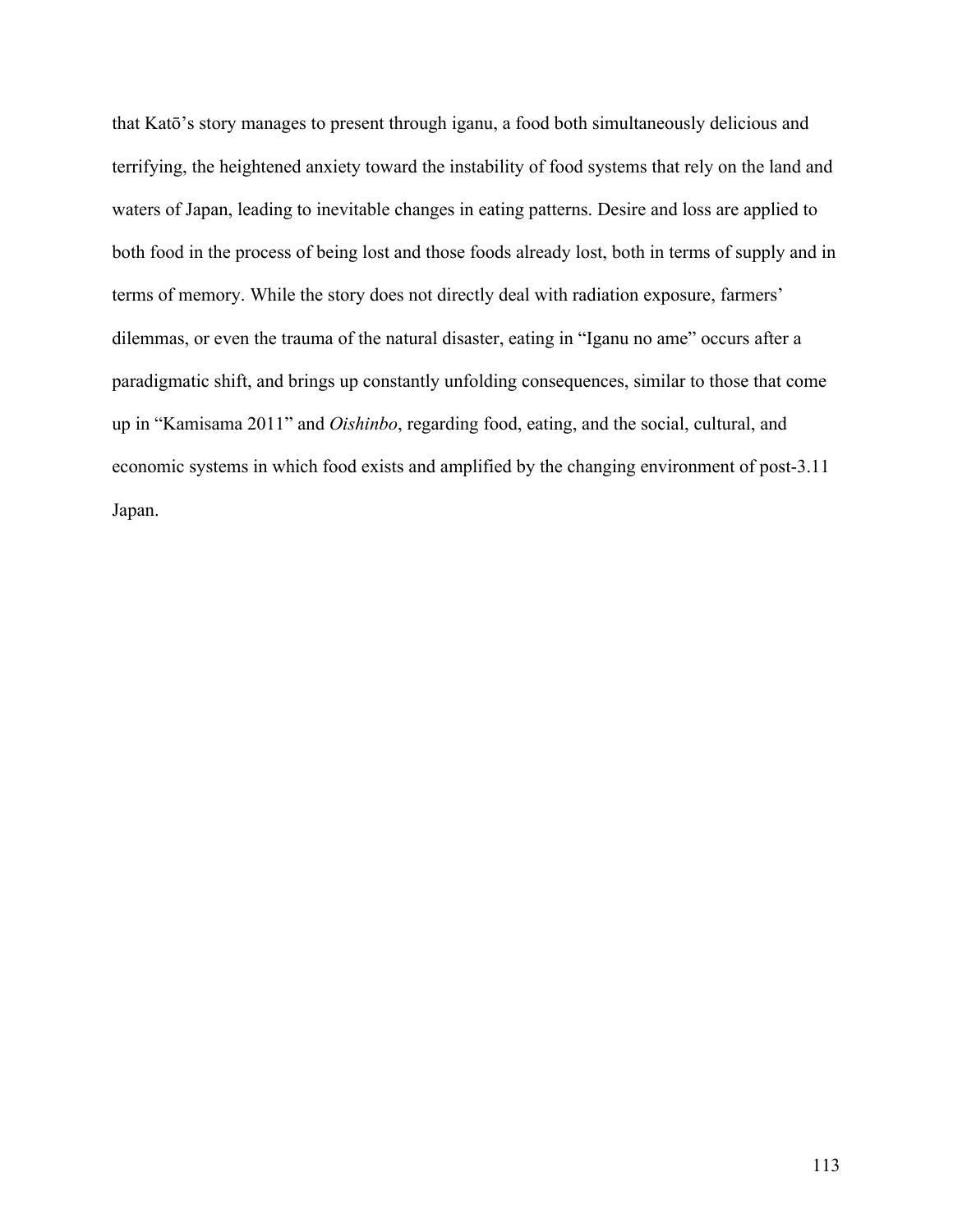that Katō's story manages to present through iganu, a food both simultaneously delicious and terrifying, the heightened anxiety toward the instability of food systems that rely on the land and waters of Japan, leading to inevitable changes in eating patterns. Desire and loss are applied to both food in the process of being lost and those foods already lost, both in terms of supply and in terms of memory. While the story does not directly deal with radiation exposure, farmers' dilemmas, or even the trauma of the natural disaster, eating in "Iganu no ame" occurs after a paradigmatic shift, and brings up constantly unfolding consequences, similar to those that come up in "Kamisama 2011" and *Oishinbo*, regarding food, eating, and the social, cultural, and economic systems in which food exists and amplified by the changing environment of post-3.11 Japan.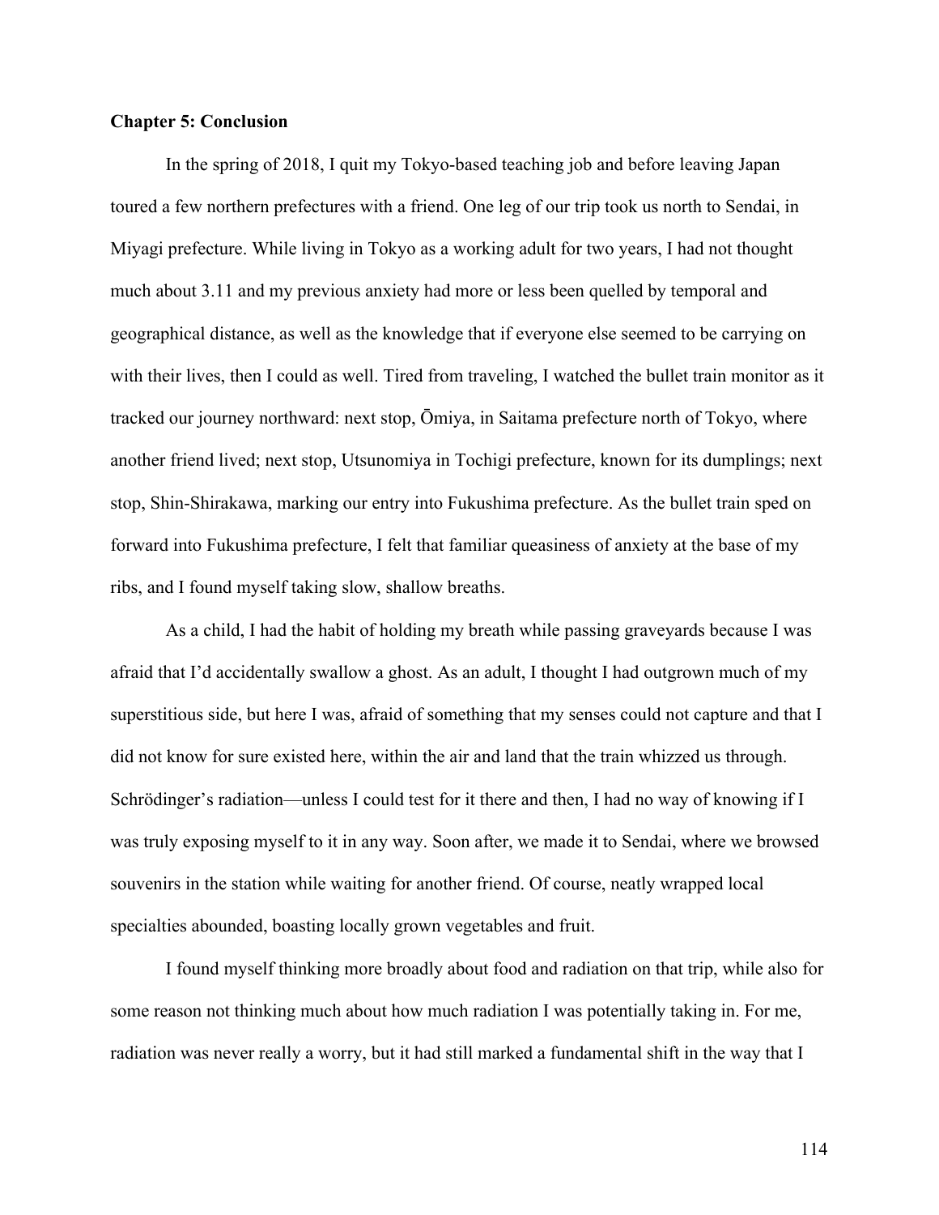**Chapter 5: Conclusion**

In the spring of 2018, I quit my Tokyo-based teaching job and before leaving Japan toured a few northern prefectures with a friend. One leg of our trip took us north to Sendai, in Miyagi prefecture. While living in Tokyo as a working adult for two years, I had not thought much about 3.11 and my previous anxiety had more or less been quelled by temporal and geographical distance, as well as the knowledge that if everyone else seemed to be carrying on with their lives, then I could as well. Tired from traveling, I watched the bullet train monitor as it tracked our journey northward: next stop, Ōmiya, in Saitama prefecture north of Tokyo, where another friend lived; next stop, Utsunomiya in Tochigi prefecture, known for its dumplings; next stop, Shin-Shirakawa, marking our entry into Fukushima prefecture. As the bullet train sped on forward into Fukushima prefecture, I felt that familiar queasiness of anxiety at the base of my ribs, and I found myself taking slow, shallow breaths.

As a child, I had the habit of holding my breath while passing graveyards because I was afraid that I'd accidentally swallow a ghost. As an adult, I thought I had outgrown much of my superstitious side, but here I was, afraid of something that my senses could not capture and that I did not know for sure existed here, within the air and land that the train whizzed us through. Schrödinger's radiation—unless I could test for it there and then, I had no way of knowing if I was truly exposing myself to it in any way. Soon after, we made it to Sendai, where we browsed souvenirs in the station while waiting for another friend. Of course, neatly wrapped local specialties abounded, boasting locally grown vegetables and fruit.

I found myself thinking more broadly about food and radiation on that trip, while also for some reason not thinking much about how much radiation I was potentially taking in. For me, radiation was never really a worry, but it had still marked a fundamental shift in the way that I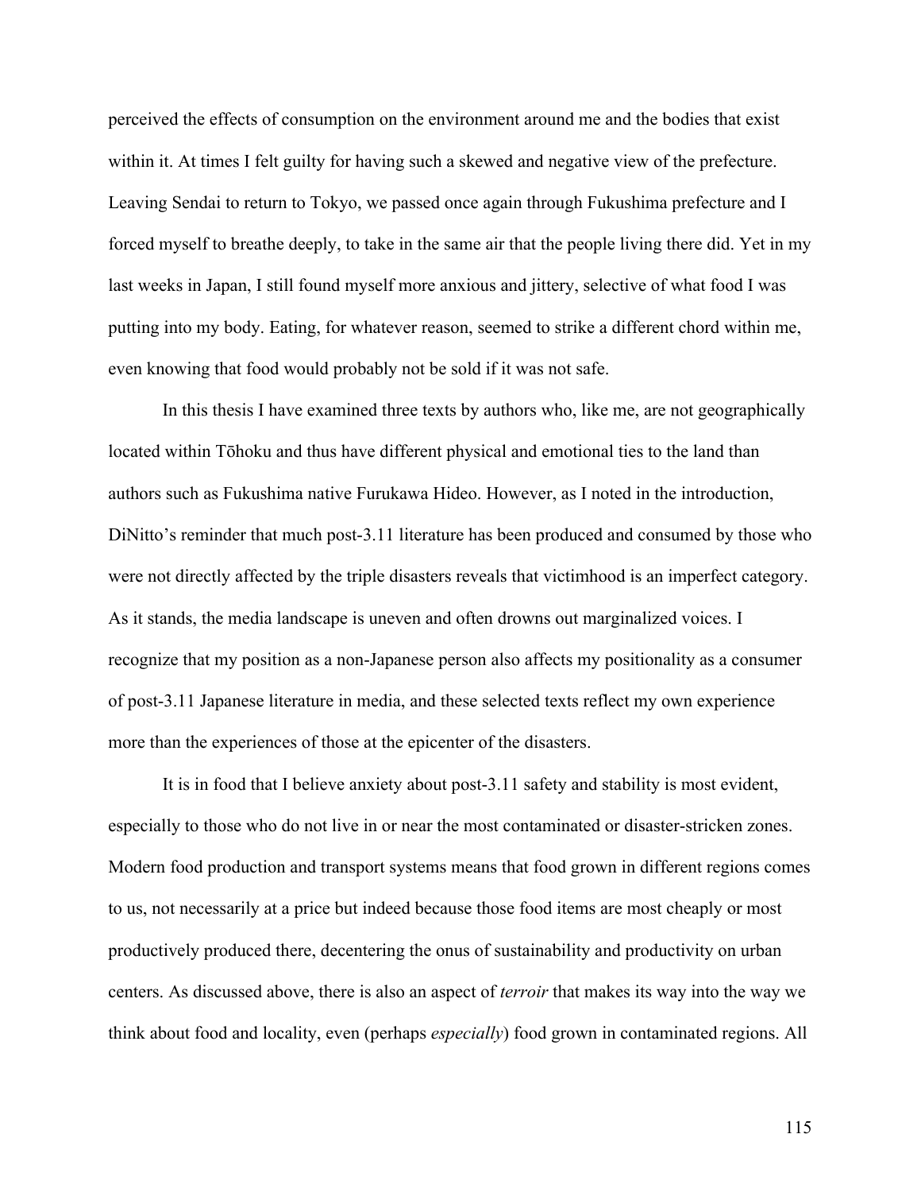perceived the effects of consumption on the environment around me and the bodies that exist within it. At times I felt guilty for having such a skewed and negative view of the prefecture. Leaving Sendai to return to Tokyo, we passed once again through Fukushima prefecture and I forced myself to breathe deeply, to take in the same air that the people living there did. Yet in my last weeks in Japan, I still found myself more anxious and jittery, selective of what food I was putting into my body. Eating, for whatever reason, seemed to strike a different chord within me, even knowing that food would probably not be sold if it was not safe.

In this thesis I have examined three texts by authors who, like me, are not geographically located within Tōhoku and thus have different physical and emotional ties to the land than authors such as Fukushima native Furukawa Hideo. However, as I noted in the introduction, DiNitto's reminder that much post-3.11 literature has been produced and consumed by those who were not directly affected by the triple disasters reveals that victimhood is an imperfect category. As it stands, the media landscape is uneven and often drowns out marginalized voices. I recognize that my position as a non-Japanese person also affects my positionality as a consumer of post-3.11 Japanese literature in media, and these selected texts reflect my own experience more than the experiences of those at the epicenter of the disasters.

It is in food that I believe anxiety about post-3.11 safety and stability is most evident, especially to those who do not live in or near the most contaminated or disaster-stricken zones. Modern food production and transport systems means that food grown in different regions comes to us, not necessarily at a price but indeed because those food items are most cheaply or most productively produced there, decentering the onus of sustainability and productivity on urban centers. As discussed above, there is also an aspect of *terroir* that makes its way into the way we think about food and locality, even (perhaps *especially*) food grown in contaminated regions. All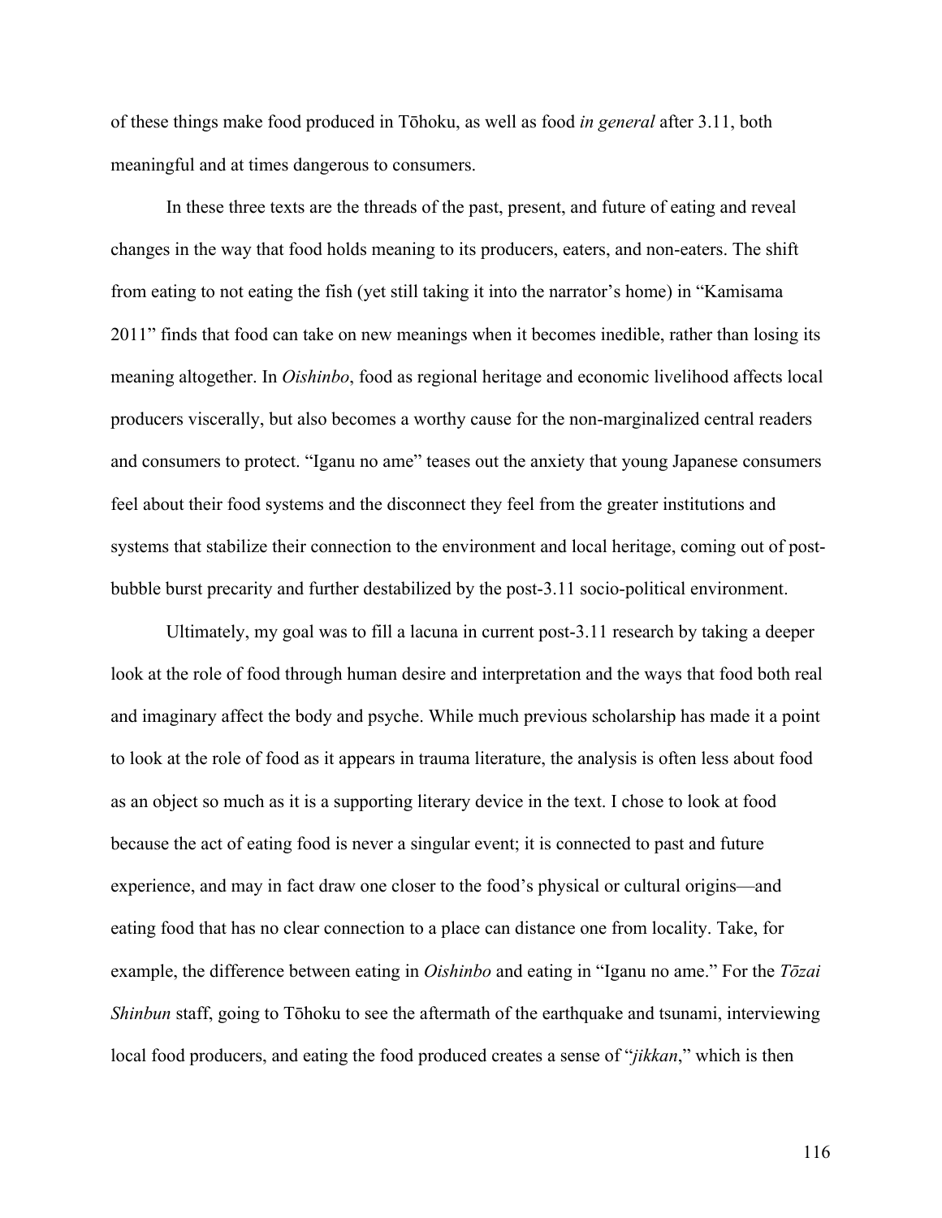of these things make food produced in Tōhoku, as well as food *in general* after 3.11, both meaningful and at times dangerous to consumers.

In these three texts are the threads of the past, present, and future of eating and reveal changes in the way that food holds meaning to its producers, eaters, and non-eaters. The shift from eating to not eating the fish (yet still taking it into the narrator's home) in "Kamisama 2011" finds that food can take on new meanings when it becomes inedible, rather than losing its meaning altogether. In *Oishinbo*, food as regional heritage and economic livelihood affects local producers viscerally, but also becomes a worthy cause for the non-marginalized central readers and consumers to protect. "Iganu no ame" teases out the anxiety that young Japanese consumers feel about their food systems and the disconnect they feel from the greater institutions and systems that stabilize their connection to the environment and local heritage, coming out of post-bubble burst precarity and further destabilized by the post-3.11 socio-political environment.

Ultimately, my goal was to fill a lacuna in current post-3.11 research by taking a deeper look at the role of food through human desire and interpretation and the ways that food both real and imaginary affect the body and psyche. While much previous scholarship has made it a point to look at the role of food as it appears in trauma literature, the analysis is often less about food as an object so much as it is a supporting literary device in the text. I chose to look at food because the act of eating food is never a singular event; it is connected to past and future experience, and may in fact draw one closer to the food's physical or cultural origins—and eating food that has no clear connection to a place can distance one from locality. Take, for example, the difference between eating in *Oishinbo* and eating in "Iganu no ame." For the *Tōzai Shinbun* staff, going to Tōhoku to see the aftermath of the earthquake and tsunami, interviewing local food producers, and eating the food produced creates a sense of "*jikkan*," which is then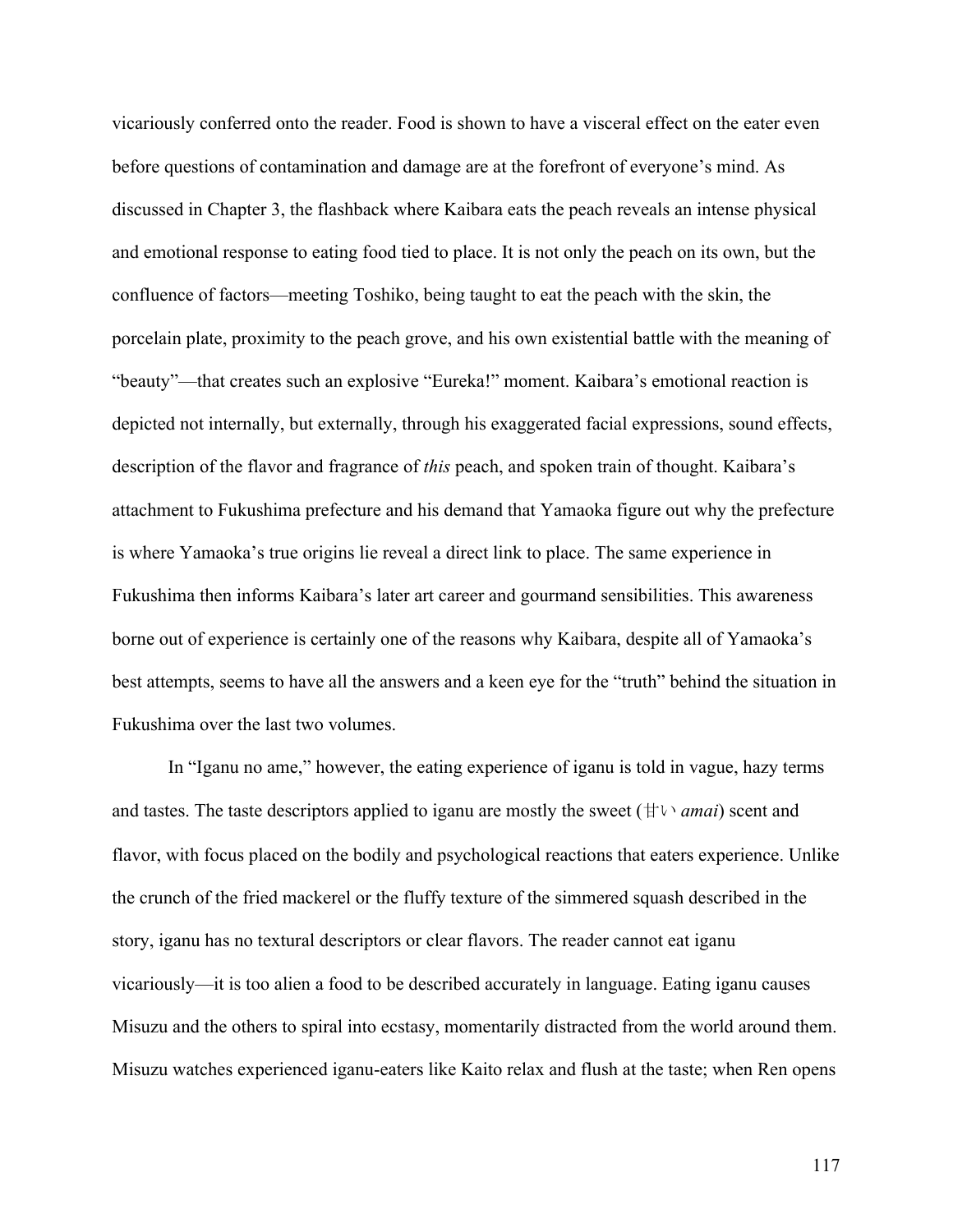vicariously conferred onto the reader. Food is shown to have a visceral effect on the eater even before questions of contamination and damage are at the forefront of everyone's mind. As discussed in Chapter 3, the flashback where Kaibara eats the peach reveals an intense physical and emotional response to eating food tied to place. It is not only the peach on its own, but the confluence of factors—meeting Toshiko, being taught to eat the peach with the skin, the porcelain plate, proximity to the peach grove, and his own existential battle with the meaning of "beauty"—that creates such an explosive "Eureka!" moment. Kaibara's emotional reaction is depicted not internally, but externally, through his exaggerated facial expressions, sound effects, description of the flavor and fragrance of *this* peach, and spoken train of thought. Kaibara's attachment to Fukushima prefecture and his demand that Yamaoka figure out why the prefecture is where Yamaoka's true origins lie reveal a direct link to place. The same experience in Fukushima then informs Kaibara's later art career and gourmand sensibilities. This awareness borne out of experience is certainly one of the reasons why Kaibara, despite all of Yamaoka's best attempts, seems to have all the answers and a keen eye for the "truth" behind the situation in Fukushima over the last two volumes.

In "Iganu no ame," however, the eating experience of iganu is told in vague, hazy terms and tastes. The taste descriptors applied to iganu are mostly the sweet (甘い *amai*) scent and flavor, with focus placed on the bodily and psychological reactions that eaters experience. Unlike the crunch of the fried mackerel or the fluffy texture of the simmered squash described in the story, iganu has no textural descriptors or clear flavors. The reader cannot eat iganu vicariously—it is too alien a food to be described accurately in language. Eating iganu causes Misuzu and the others to spiral into ecstasy, momentarily distracted from the world around them. Misuzu watches experienced iganu-eaters like Kaito relax and flush at the taste; when Ren opens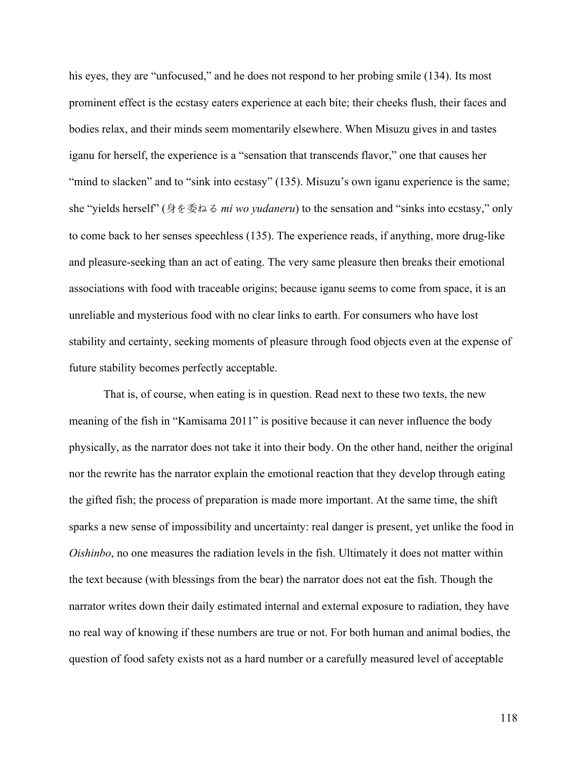his eyes, they are "unfocused," and he does not respond to her probing smile (134). Its most prominent effect is the ecstasy eaters experience at each bite; their cheeks flush, their faces and bodies relax, and their minds seem momentarily elsewhere. When Misuzu gives in and tastes iganu for herself, the experience is a "sensation that transcends flavor," one that causes her "mind to slacken" and to "sink into ecstasy" (135). Misuzu's own iganu experience is the same; she "yields herself" (身を委ねる *mi wo yudaneru*) to the sensation and "sinks into ecstasy," only to come back to her senses speechless (135). The experience reads, if anything, more drug-like and pleasure-seeking than an act of eating. The very same pleasure then breaks their emotional associations with food with traceable origins; because iganu seems to come from space, it is an unreliable and mysterious food with no clear links to earth. For consumers who have lost stability and certainty, seeking moments of pleasure through food objects even at the expense of future stability becomes perfectly acceptable.

That is, of course, when eating is in question. Read next to these two texts, the new meaning of the fish in "Kamisama 2011" is positive because it can never influence the body physically, as the narrator does not take it into their body. On the other hand, neither the original nor the rewrite has the narrator explain the emotional reaction that they develop through eating the gifted fish; the process of preparation is made more important. At the same time, the shift sparks a new sense of impossibility and uncertainty: real danger is present, yet unlike the food in *Oishinbo*, no one measures the radiation levels in the fish. Ultimately it does not matter within the text because (with blessings from the bear) the narrator does not eat the fish. Though the narrator writes down their daily estimated internal and external exposure to radiation, they have no real way of knowing if these numbers are true or not. For both human and animal bodies, the question of food safety exists not as a hard number or a carefully measured level of acceptable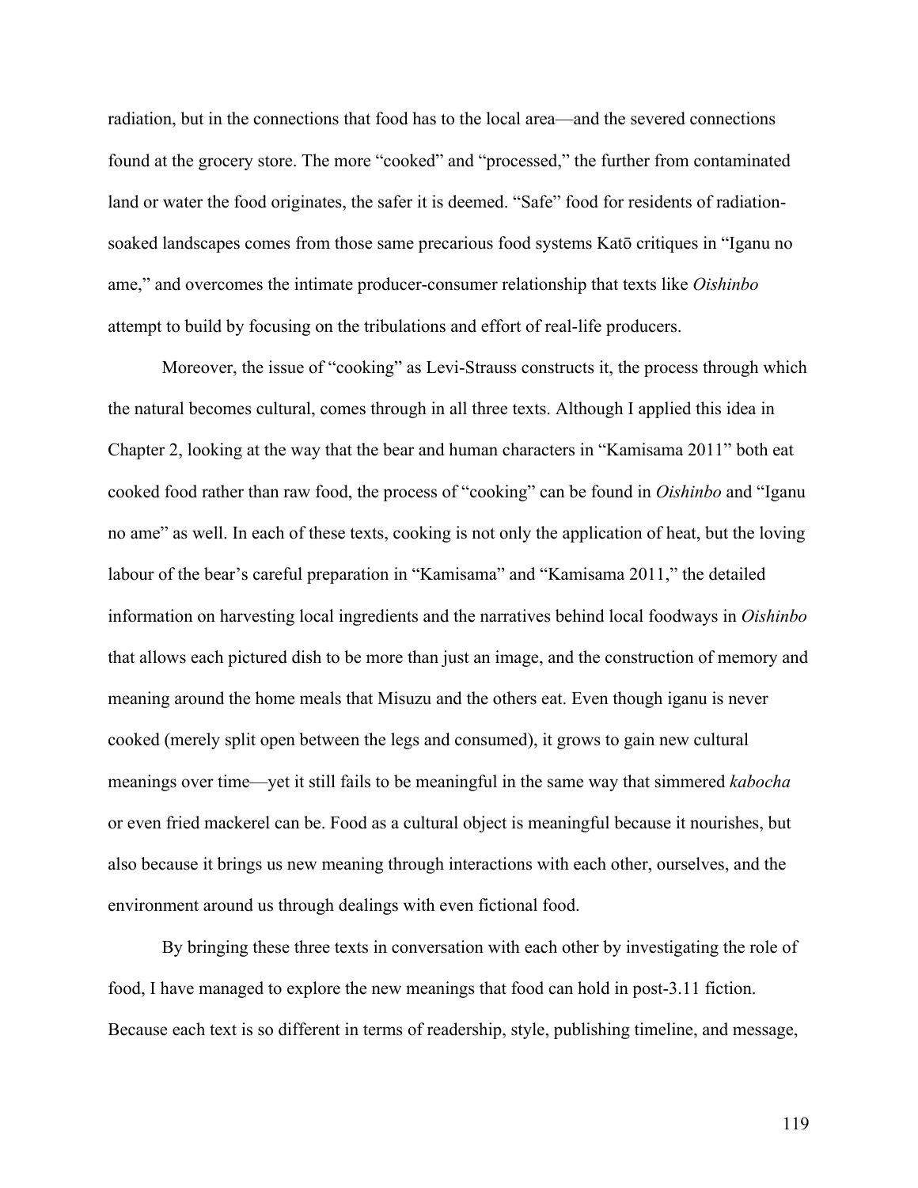radiation, but in the connections that food has to the local area—and the severed connections found at the grocery store. The more "cooked" and "processed," the further from contaminated land or water the food originates, the safer it is deemed. "Safe" food for residents of radiation-soaked landscapes comes from those same precarious food systems Katō critiques in "Iganu no ame," and overcomes the intimate producer-consumer relationship that texts like *Oishinbo* attempt to build by focusing on the tribulations and effort of real-life producers.

Moreover, the issue of "cooking" as Levi-Strauss constructs it, the process through which the natural becomes cultural, comes through in all three texts. Although I applied this idea in Chapter 2, looking at the way that the bear and human characters in "Kamisama 2011" both eat cooked food rather than raw food, the process of "cooking" can be found in *Oishinbo* and "Iganu no ame" as well. In each of these texts, cooking is not only the application of heat, but the loving labour of the bear's careful preparation in "Kamisama" and "Kamisama 2011," the detailed information on harvesting local ingredients and the narratives behind local foodways in *Oishinbo* that allows each pictured dish to be more than just an image, and the construction of memory and meaning around the home meals that Misuzu and the others eat. Even though iganu is never cooked (merely split open between the legs and consumed), it grows to gain new cultural meanings over time—yet it still fails to be meaningful in the same way that simmered *kabocha* or even fried mackerel can be. Food as a cultural object is meaningful because it nourishes, but also because it brings us new meaning through interactions with each other, ourselves, and the environment around us through dealings with even fictional food.

By bringing these three texts in conversation with each other by investigating the role of food, I have managed to explore the new meanings that food can hold in post-3.11 fiction. Because each text is so different in terms of readership, style, publishing timeline, and message,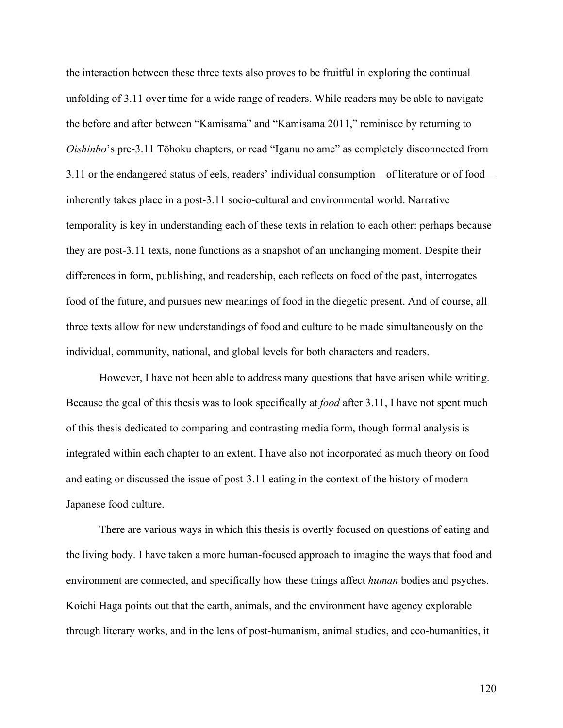the interaction between these three texts also proves to be fruitful in exploring the continual unfolding of 3.11 over time for a wide range of readers. While readers may be able to navigate the before and after between "Kamisama" and "Kamisama 2011," reminisce by returning to *Oishinbo*'s pre-3.11 Tōhoku chapters, or read "Iganu no ame" as completely disconnected from 3.11 or the endangered status of eels, readers' individual consumption—of literature or of food—inherently takes place in a post-3.11 socio-cultural and environmental world. Narrative temporality is key in understanding each of these texts in relation to each other: perhaps because they are post-3.11 texts, none functions as a snapshot of an unchanging moment. Despite their differences in form, publishing, and readership, each reflects on food of the past, interrogates food of the future, and pursues new meanings of food in the diegetic present. And of course, all three texts allow for new understandings of food and culture to be made simultaneously on the individual, community, national, and global levels for both characters and readers.

However, I have not been able to address many questions that have arisen while writing. Because the goal of this thesis was to look specifically at *food* after 3.11, I have not spent much of this thesis dedicated to comparing and contrasting media form, though formal analysis is integrated within each chapter to an extent. I have also not incorporated as much theory on food and eating or discussed the issue of post-3.11 eating in the context of the history of modern Japanese food culture.

There are various ways in which this thesis is overtly focused on questions of eating and the living body. I have taken a more human-focused approach to imagine the ways that food and environment are connected, and specifically how these things affect *human* bodies and psyches. Koichi Haga points out that the earth, animals, and the environment have agency explorable through literary works, and in the lens of post-humanism, animal studies, and eco-humanities, it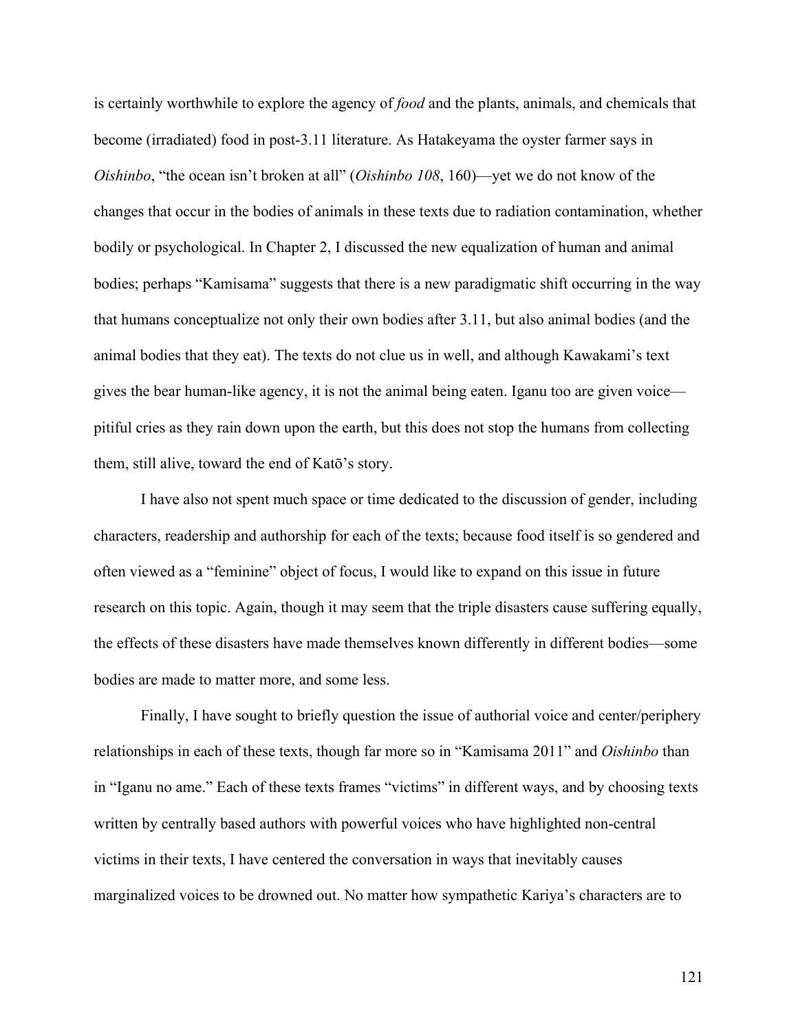is certainly worthwhile to explore the agency of *food* and the plants, animals, and chemicals that become (irradiated) food in post-3.11 literature. As Hatakeyama the oyster farmer says in *Oishinbo*, "the ocean isn't broken at all" (*Oishinbo 108*, 160)—yet we do not know of the changes that occur in the bodies of animals in these texts due to radiation contamination, whether bodily or psychological. In Chapter 2, I discussed the new equalization of human and animal bodies; perhaps "Kamisama" suggests that there is a new paradigmatic shift occurring in the way that humans conceptualize not only their own bodies after 3.11, but also animal bodies (and the animal bodies that they eat). The texts do not clue us in well, and although Kawakami's text gives the bear human-like agency, it is not the animal being eaten. Iganu too are given voice—pitiful cries as they rain down upon the earth, but this does not stop the humans from collecting them, still alive, toward the end of Katō's story.

I have also not spent much space or time dedicated to the discussion of gender, including characters, readership and authorship for each of the texts; because food itself is so gendered and often viewed as a "feminine" object of focus, I would like to expand on this issue in future research on this topic. Again, though it may seem that the triple disasters cause suffering equally, the effects of these disasters have made themselves known differently in different bodies—some bodies are made to matter more, and some less.

Finally, I have sought to briefly question the issue of authorial voice and center/periphery relationships in each of these texts, though far more so in "Kamisama 2011" and *Oishinbo* than in "Iganu no ame." Each of these texts frames "victims" in different ways, and by choosing texts written by centrally based authors with powerful voices who have highlighted non-central victims in their texts, I have centered the conversation in ways that inevitably causes marginalized voices to be drowned out. No matter how sympathetic Kariya's characters are to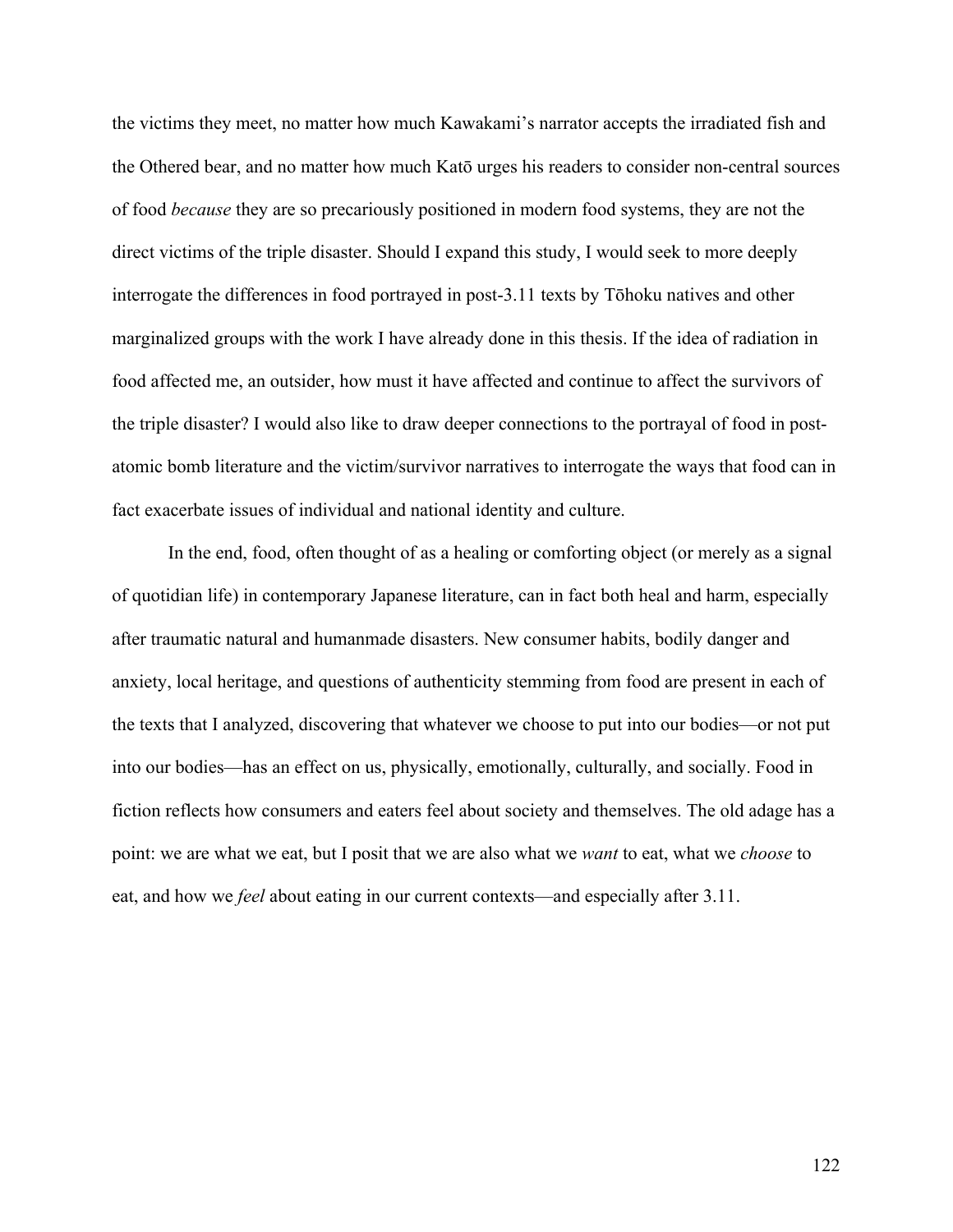the victims they meet, no matter how much Kawakami's narrator accepts the irradiated fish and the Othered bear, and no matter how much Katō urges his readers to consider non-central sources of food *because* they are so precariously positioned in modern food systems, they are not the direct victims of the triple disaster. Should I expand this study, I would seek to more deeply interrogate the differences in food portrayed in post-3.11 texts by Tōhoku natives and other marginalized groups with the work I have already done in this thesis. If the idea of radiation in food affected me, an outsider, how must it have affected and continue to affect the survivors of the triple disaster? I would also like to draw deeper connections to the portrayal of food in post-atomic bomb literature and the victim/survivor narratives to interrogate the ways that food can in fact exacerbate issues of individual and national identity and culture.

In the end, food, often thought of as a healing or comforting object (or merely as a signal of quotidian life) in contemporary Japanese literature, can in fact both heal and harm, especially after traumatic natural and humanmade disasters. New consumer habits, bodily danger and anxiety, local heritage, and questions of authenticity stemming from food are present in each of the texts that I analyzed, discovering that whatever we choose to put into our bodies—or not put into our bodies—has an effect on us, physically, emotionally, culturally, and socially. Food in fiction reflects how consumers and eaters feel about society and themselves. The old adage has a point: we are what we eat, but I posit that we are also what we *want* to eat, what we *choose* to eat, and how we *feel* about eating in our current contexts—and especially after 3.11.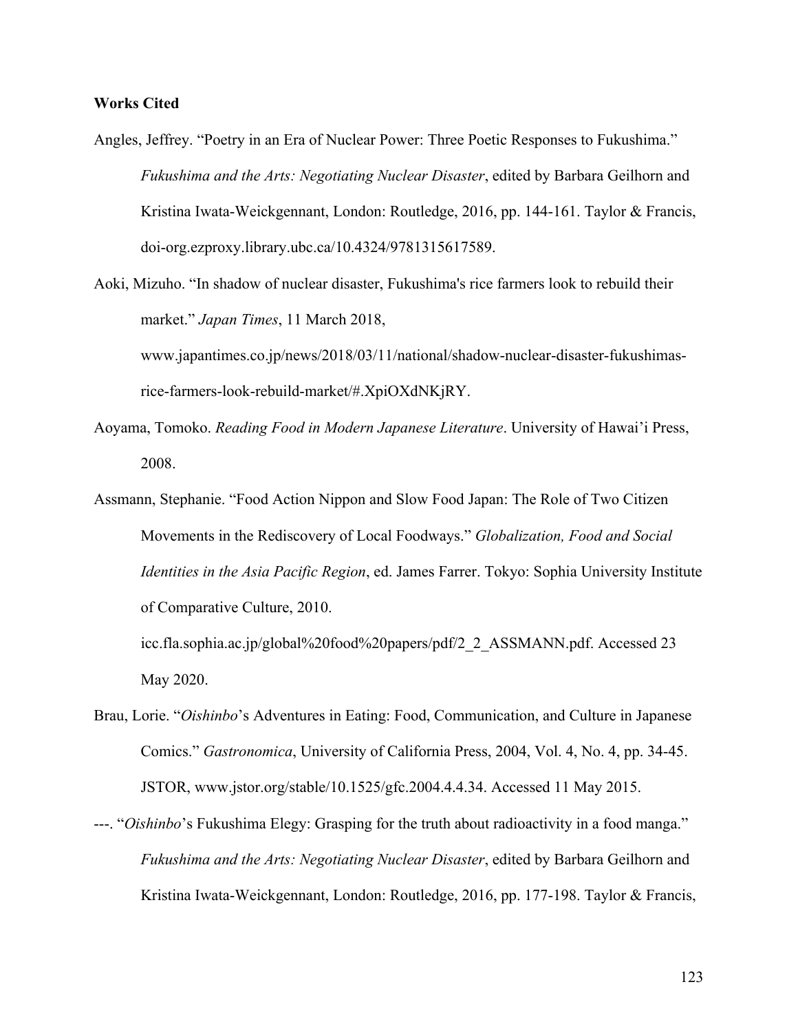**Works Cited**

Angles, Jeffrey. "Poetry in an Era of Nuclear Power: Three Poetic Responses to Fukushima." *Fukushima and the Arts: Negotiating Nuclear Disaster*, edited by Barbara Geilhorn and Kristina Iwata-Weickgennant, London: Routledge, 2016, pp. 144-161. Taylor & Francis, doi-org.ezproxy.library.ubc.ca/10.4324/9781315617589.

Aoki, Mizuho. "In shadow of nuclear disaster, Fukushima's rice farmers look to rebuild their market." *Japan Times*, 11 March 2018, www.japantimes.co.jp/news/2018/03/11/national/shadow-nuclear-disaster-fukushimas-rice-farmers-look-rebuild-market/#.XpiOXdNKjRY.

Aoyama, Tomoko. *Reading Food in Modern Japanese Literature*. University of Hawai'i Press, 2008.

Assmann, Stephanie. "Food Action Nippon and Slow Food Japan: The Role of Two Citizen Movements in the Rediscovery of Local Foodways." *Globalization, Food and Social Identities in the Asia Pacific Region*, ed. James Farrer. Tokyo: Sophia University Institute of Comparative Culture, 2010. icc.fla.sophia.ac.jp/global%20food%20papers/pdf/2_2_ASSMANN.pdf. Accessed 23 May 2020.

Brau, Lorie. "*Oishinbo*'s Adventures in Eating: Food, Communication, and Culture in Japanese Comics." *Gastronomica*, University of California Press, 2004, Vol. 4, No. 4, pp. 34-45. JSTOR, www.jstor.org/stable/10.1525/gfc.2004.4.4.34. Accessed 11 May 2015.

---. "*Oishinbo*'s Fukushima Elegy: Grasping for the truth about radioactivity in a food manga." *Fukushima and the Arts: Negotiating Nuclear Disaster*, edited by Barbara Geilhorn and Kristina Iwata-Weickgennant, London: Routledge, 2016, pp. 177-198. Taylor & Francis,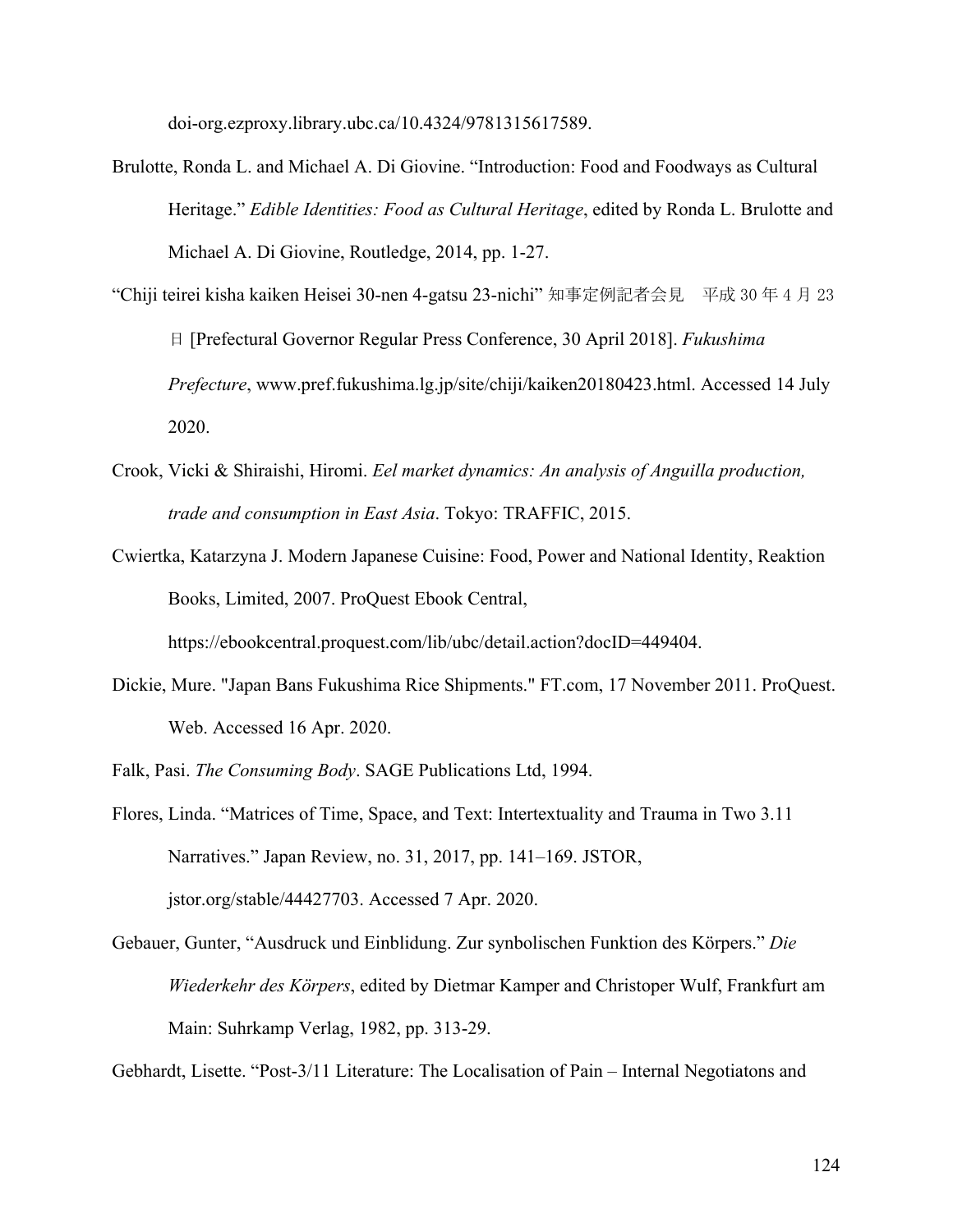doi-org.ezproxy.library.ubc.ca/10.4324/9781315617589.

Brulotte, Ronda L. and Michael A. Di Giovine. "Introduction: Food and Foodways as Cultural Heritage." *Edible Identities: Food as Cultural Heritage*, edited by Ronda L. Brulotte and Michael A. Di Giovine, Routledge, 2014, pp. 1-27.

"Chiji teirei kisha kaiken Heisei 30-nen 4-gatsu 23-nichi" 知事定例記者会見　平成 30 年 4 月 23 日 [Prefectural Governor Regular Press Conference, 30 April 2018]. *Fukushima Prefecture*, www.pref.fukushima.lg.jp/site/chiji/kaiken20180423.html. Accessed 14 July 2020.

Crook, Vicki & Shiraishi, Hiromi. *Eel market dynamics: An analysis of Anguilla production, trade and consumption in East Asia*. Tokyo: TRAFFIC, 2015.

Cwiertka, Katarzyna J. Modern Japanese Cuisine: Food, Power and National Identity, Reaktion Books, Limited, 2007. ProQuest Ebook Central, https://ebookcentral.proquest.com/lib/ubc/detail.action?docID=449404.

Dickie, Mure. "Japan Bans Fukushima Rice Shipments." FT.com, 17 November 2011. ProQuest. Web. Accessed 16 Apr. 2020.

Falk, Pasi. *The Consuming Body*. SAGE Publications Ltd, 1994.

Flores, Linda. "Matrices of Time, Space, and Text: Intertextuality and Trauma in Two 3.11 Narratives." Japan Review, no. 31, 2017, pp. 141–169. JSTOR, jstor.org/stable/44427703. Accessed 7 Apr. 2020.

Gebauer, Gunter, "Ausdruck und Einblidung. Zur synbolischen Funktion des Körpers." *Die Wiederkehr des Körpers*, edited by Dietmar Kamper and Christoper Wulf, Frankfurt am Main: Suhrkamp Verlag, 1982, pp. 313-29.

Gebhardt, Lisette. "Post-3/11 Literature: The Localisation of Pain – Internal Negotiatons and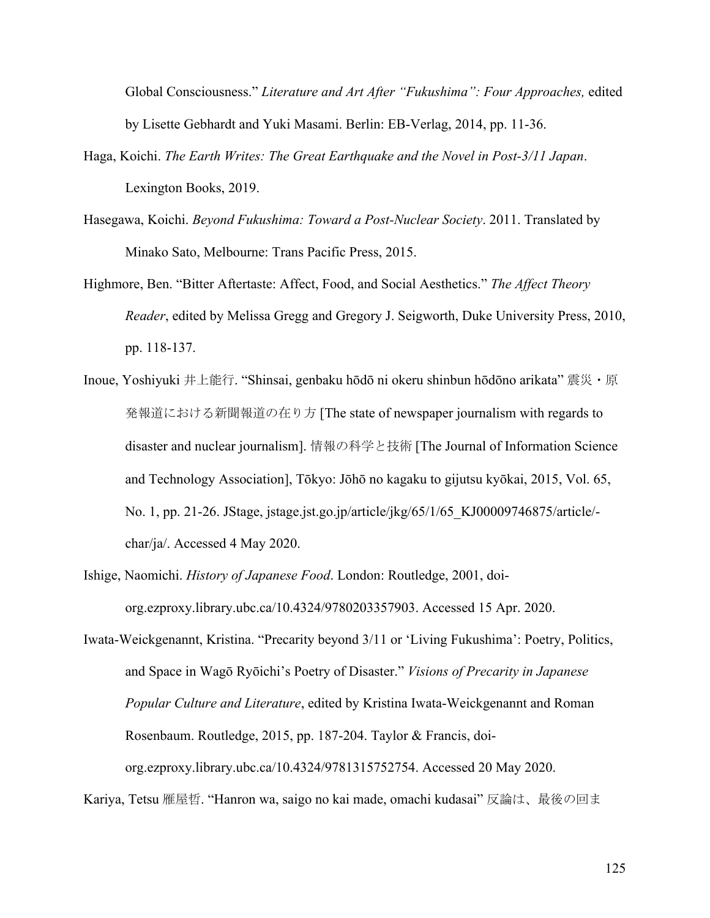Global Consciousness." *Literature and Art After "Fukushima": Four Approaches,* edited by Lisette Gebhardt and Yuki Masami. Berlin: EB-Verlag, 2014, pp. 11-36.

Haga, Koichi. *The Earth Writes: The Great Earthquake and the Novel in Post-3/11 Japan*. Lexington Books, 2019.

Hasegawa, Koichi. *Beyond Fukushima: Toward a Post-Nuclear Society*. 2011. Translated by Minako Sato, Melbourne: Trans Pacific Press, 2015.

Highmore, Ben. "Bitter Aftertaste: Affect, Food, and Social Aesthetics." *The Affect Theory Reader*, edited by Melissa Gregg and Gregory J. Seigworth, Duke University Press, 2010, pp. 118-137.

Inoue, Yoshiyuki 井上能行. "Shinsai, genbaku hōdō ni okeru shinbun hōdōno arikata" 震災・原発報道における新聞報道の在り方 [The state of newspaper journalism with regards to disaster and nuclear journalism]. 情報の科学と技術 [The Journal of Information Science and Technology Association], Tōkyo: Jōhō no kagaku to gijutsu kyōkai, 2015, Vol. 65, No. 1, pp. 21-26. JStage, jstage.jst.go.jp/article/jkg/65/1/65_KJ00009746875/article/-char/ja/. Accessed 4 May 2020.

Ishige, Naomichi. *History of Japanese Food*. London: Routledge, 2001, doi-org.ezproxy.library.ubc.ca/10.4324/9780203357903. Accessed 15 Apr. 2020.

Iwata-Weickgenannt, Kristina. "Precarity beyond 3/11 or 'Living Fukushima': Poetry, Politics, and Space in Wagō Ryōichi's Poetry of Disaster." *Visions of Precarity in Japanese Popular Culture and Literature*, edited by Kristina Iwata-Weickgenannt and Roman Rosenbaum. Routledge, 2015, pp. 187-204. Taylor & Francis, doi-org.ezproxy.library.ubc.ca/10.4324/9781315752754. Accessed 20 May 2020.

Kariya, Tetsu 雁屋哲. "Hanron wa, saigo no kai made, omachi kudasai" 反論は、最後の回ま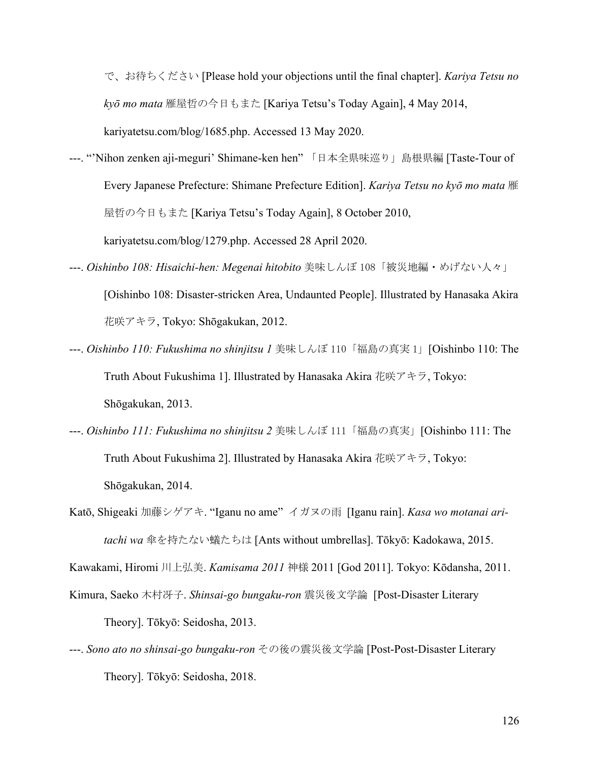で、お待ちください [Please hold your objections until the final chapter]. *Kariya Tetsu no kyō mo mata* 雁屋哲の今日もまた [Kariya Tetsu's Today Again], 4 May 2014, kariyatetsu.com/blog/1685.php. Accessed 13 May 2020.

---. "'Nihon zenken aji-meguri' Shimane-ken hen" 「日本全県味巡り」島根県編 [Taste-Tour of Every Japanese Prefecture: Shimane Prefecture Edition]. *Kariya Tetsu no kyō mo mata* 雁屋哲の今日もまた [Kariya Tetsu's Today Again], 8 October 2010, kariyatetsu.com/blog/1279.php. Accessed 28 April 2020.

---. *Oishinbo 108: Hisaichi-hen: Megenai hitobito* 美味しんぼ 108「被災地編・めげない人々」 [Oishinbo 108: Disaster-stricken Area, Undaunted People]. Illustrated by Hanasaka Akira 花咲アキラ, Tokyo: Shōgakukan, 2012.

---. *Oishinbo 110: Fukushima no shinjitsu 1* 美味しんぼ 110「福島の真実 1」[Oishinbo 110: The Truth About Fukushima 1]. Illustrated by Hanasaka Akira 花咲アキラ, Tokyo: Shōgakukan, 2013.

---. *Oishinbo 111: Fukushima no shinjitsu 2* 美味しんぼ 111「福島の真実」[Oishinbo 111: The Truth About Fukushima 2]. Illustrated by Hanasaka Akira 花咲アキラ, Tokyo: Shōgakukan, 2014.

Katō, Shigeaki 加藤シゲアキ. "Iganu no ame" イガヌの雨 [Iganu rain]. *Kasa wo motanai ari-tachi wa* 傘を持たない蟻たちは [Ants without umbrellas]. Tōkyō: Kadokawa, 2015.

Kawakami, Hiromi 川上弘美. *Kamisama 2011* 神様 2011 [God 2011]. Tokyo: Kōdansha, 2011.

Kimura, Saeko 木村冴子. *Shinsai-go bungaku-ron* 震災後文学論 [Post-Disaster Literary Theory]. Tōkyō: Seidosha, 2013.

---. *Sono ato no shinsai-go bungaku-ron* その後の震災後文学論 [Post-Post-Disaster Literary Theory]. Tōkyō: Seidosha, 2018.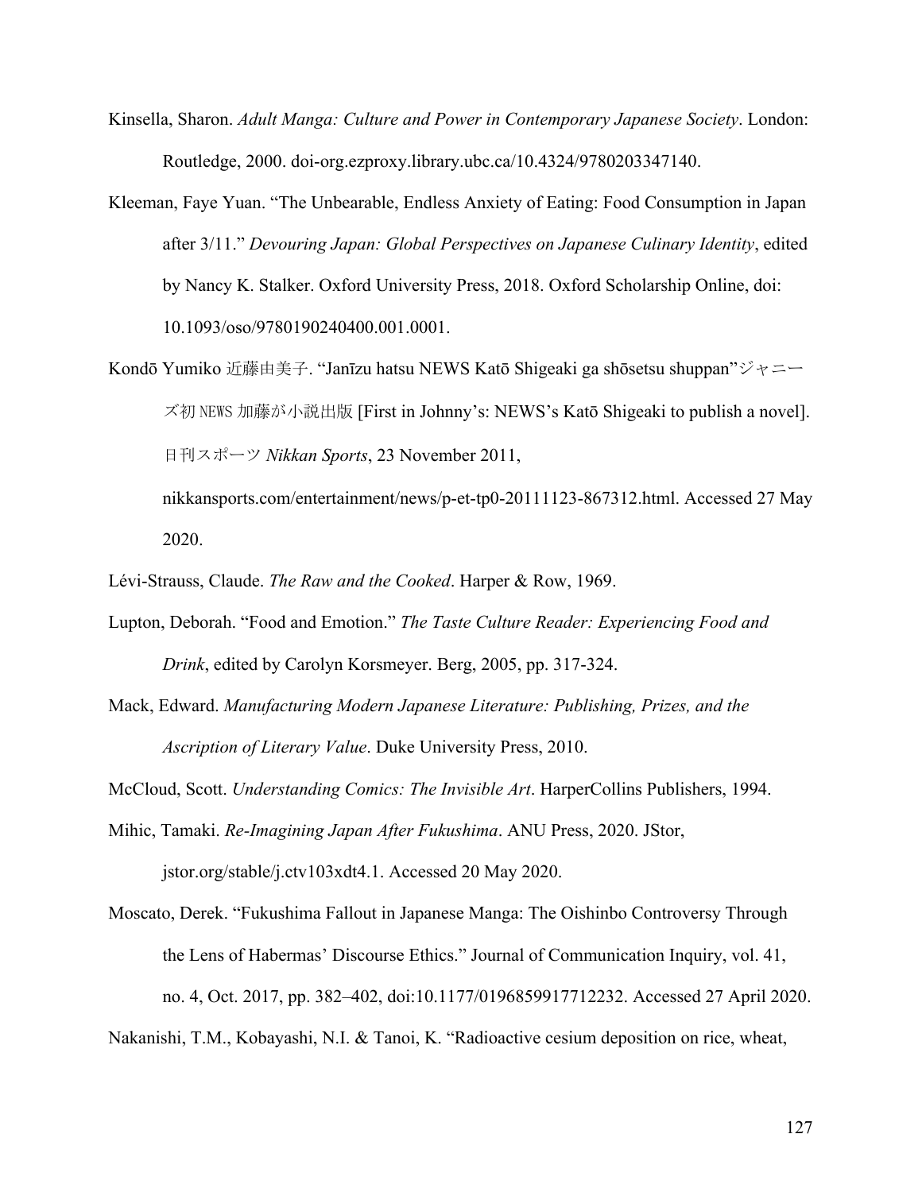Kinsella, Sharon. *Adult Manga: Culture and Power in Contemporary Japanese Society*. London: Routledge, 2000. doi-org.ezproxy.library.ubc.ca/10.4324/9780203347140.

Kleeman, Faye Yuan. "The Unbearable, Endless Anxiety of Eating: Food Consumption in Japan after 3/11." *Devouring Japan: Global Perspectives on Japanese Culinary Identity*, edited by Nancy K. Stalker. Oxford University Press, 2018. Oxford Scholarship Online, doi: 10.1093/oso/9780190240400.001.0001.

Kondō Yumiko 近藤由美子. "Janīzu hatsu NEWS Katō Shigeaki ga shōsetsu shuppan"ジャニーズ初 NEWS 加藤が小説出版 [First in Johnny's: NEWS's Katō Shigeaki to publish a novel]. 日刊スポーツ *Nikkan Sports*, 23 November 2011, nikkansports.com/entertainment/news/p-et-tp0-20111123-867312.html. Accessed 27 May 2020.

Lévi-Strauss, Claude. *The Raw and the Cooked*. Harper & Row, 1969.

Lupton, Deborah. "Food and Emotion." *The Taste Culture Reader: Experiencing Food and Drink*, edited by Carolyn Korsmeyer. Berg, 2005, pp. 317-324.

Mack, Edward. *Manufacturing Modern Japanese Literature: Publishing, Prizes, and the Ascription of Literary Value*. Duke University Press, 2010.

McCloud, Scott. *Understanding Comics: The Invisible Art*. HarperCollins Publishers, 1994.

Mihic, Tamaki. *Re-Imagining Japan After Fukushima*. ANU Press, 2020. JStor, jstor.org/stable/j.ctv103xdt4.1. Accessed 20 May 2020.

Moscato, Derek. "Fukushima Fallout in Japanese Manga: The Oishinbo Controversy Through the Lens of Habermas' Discourse Ethics." Journal of Communication Inquiry, vol. 41, no. 4, Oct. 2017, pp. 382–402, doi:10.1177/0196859917712232. Accessed 27 April 2020.

Nakanishi, T.M., Kobayashi, N.I. & Tanoi, K. "Radioactive cesium deposition on rice, wheat,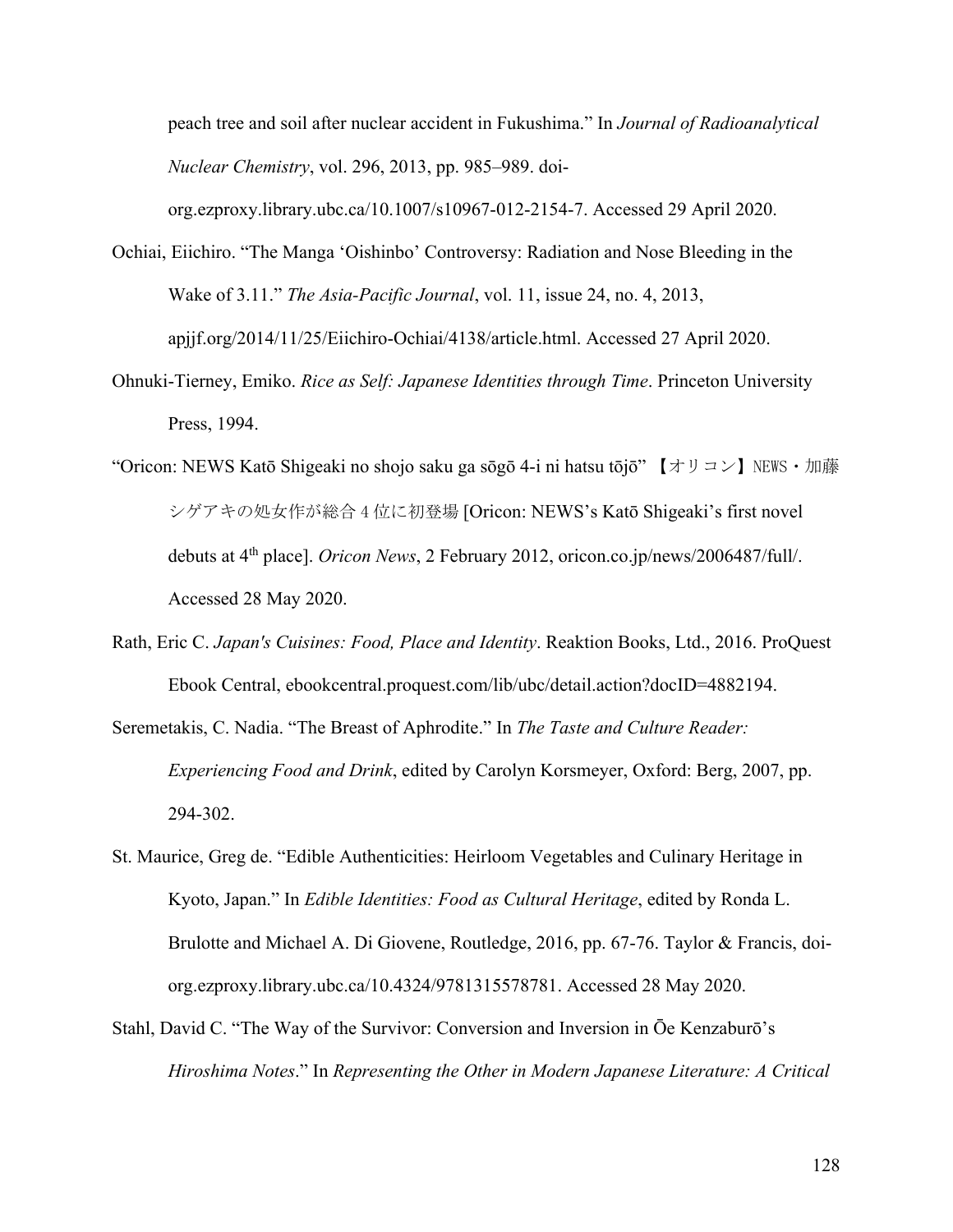peach tree and soil after nuclear accident in Fukushima." In *Journal of Radioanalytical Nuclear Chemistry*, vol. 296, 2013, pp. 985–989. doi-org.ezproxy.library.ubc.ca/10.1007/s10967-012-2154-7. Accessed 29 April 2020.

Ochiai, Eiichiro. "The Manga 'Oishinbo' Controversy: Radiation and Nose Bleeding in the Wake of 3.11." *The Asia-Pacific Journal*, vol. 11, issue 24, no. 4, 2013, apjjf.org/2014/11/25/Eiichiro-Ochiai/4138/article.html. Accessed 27 April 2020.

Ohnuki-Tierney, Emiko. *Rice as Self: Japanese Identities through Time*. Princeton University Press, 1994.

"Oricon: NEWS Katō Shigeaki no shojo saku ga sōgō 4-i ni hatsu tōjō" 【オリコン】NEWS・加藤シゲアキの処女作が総合4位に初登場 [Oricon: NEWS's Katō Shigeaki's first novel debuts at 4th place]. *Oricon News*, 2 February 2012, oricon.co.jp/news/2006487/full/. Accessed 28 May 2020.

Rath, Eric C. *Japan's Cuisines: Food, Place and Identity*. Reaktion Books, Ltd., 2016. ProQuest Ebook Central, ebookcentral.proquest.com/lib/ubc/detail.action?docID=4882194.

Seremetakis, C. Nadia. "The Breast of Aphrodite." In *The Taste and Culture Reader: Experiencing Food and Drink*, edited by Carolyn Korsmeyer, Oxford: Berg, 2007, pp. 294-302.

St. Maurice, Greg de. "Edible Authenticities: Heirloom Vegetables and Culinary Heritage in Kyoto, Japan." In *Edible Identities: Food as Cultural Heritage*, edited by Ronda L. Brulotte and Michael A. Di Giovene, Routledge, 2016, pp. 67-76. Taylor & Francis, doi-org.ezproxy.library.ubc.ca/10.4324/9781315578781. Accessed 28 May 2020.

Stahl, David C. "The Way of the Survivor: Conversion and Inversion in Ōe Kenzaburō's *Hiroshima Notes*." In *Representing the Other in Modern Japanese Literature: A Critical*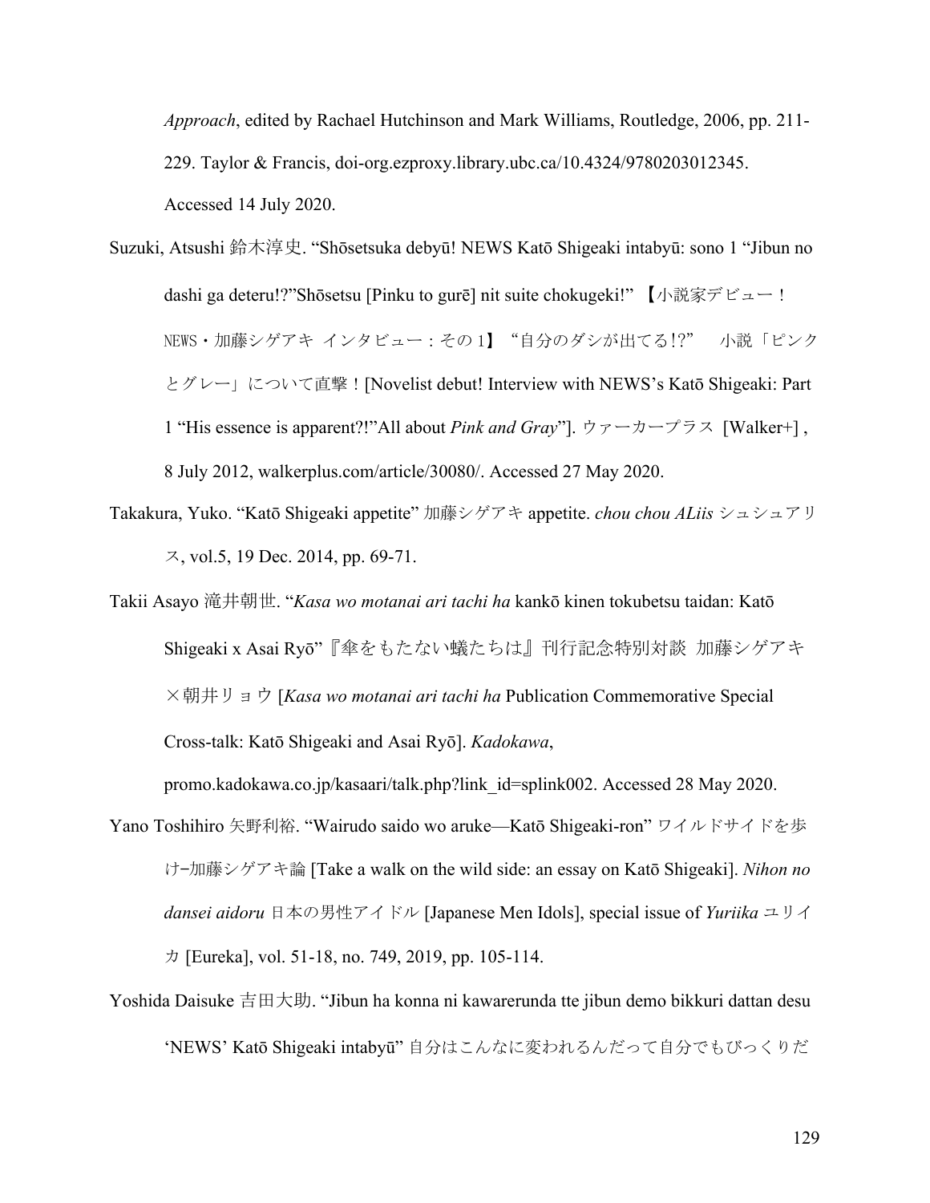*Approach*, edited by Rachael Hutchinson and Mark Williams, Routledge, 2006, pp. 211-229. Taylor & Francis, doi-org.ezproxy.library.ubc.ca/10.4324/9780203012345. Accessed 14 July 2020.

Suzuki, Atsushi 鈴木淳史. "Shōsetsuka debyū! NEWS Katō Shigeaki intabyū: sono 1 "Jibun no dashi ga deteru!?"Shōsetsu [Pinku to gurē] nit suite chokugeki!" 【小説家デビュー！NEWS・加藤シゲアキ インタビュー：その1】"自分のダシが出てる!?" 小説「ピンクとグレー」について直撃！[Novelist debut! Interview with NEWS's Katō Shigeaki: Part 1 "His essence is apparent?!"All about *Pink and Gray*"]. ウァーカープラス [Walker+] , 8 July 2012, walkerplus.com/article/30080/. Accessed 27 May 2020.

Takakura, Yuko. "Katō Shigeaki appetite" 加藤シゲアキ appetite. *chou chou ALiis* シュシュアリス, vol.5, 19 Dec. 2014, pp. 69-71.

Takii Asayo 滝井朝世. "*Kasa wo motanai ari tachi ha* kankō kinen tokubetsu taidan: Katō Shigeaki x Asai Ryō"『傘をもたない蟻たちは』刊行記念特別対談 加藤シゲアキ×朝井リョウ [*Kasa wo motanai ari tachi ha* Publication Commemorative Special Cross-talk: Katō Shigeaki and Asai Ryō]. *Kadokawa*, promo.kadokawa.co.jp/kasaari/talk.php?link_id=splink002. Accessed 28 May 2020.

Yano Toshihiro 矢野利裕. "Wairudo saido wo aruke—Katō Shigeaki-ron" ワイルドサイドを歩け−加藤シゲアキ論 [Take a walk on the wild side: an essay on Katō Shigeaki]. *Nihon no dansei aidoru* 日本の男性アイドル [Japanese Men Idols], special issue of *Yuriika* ユリイカ [Eureka], vol. 51-18, no. 749, 2019, pp. 105-114.

Yoshida Daisuke 吉田大助. "Jibun ha konna ni kawarerunda tte jibun demo bikkuri dattan desu 'NEWS' Katō Shigeaki intabyū" 自分はこんなに変われるんだって自分でもびっくりだ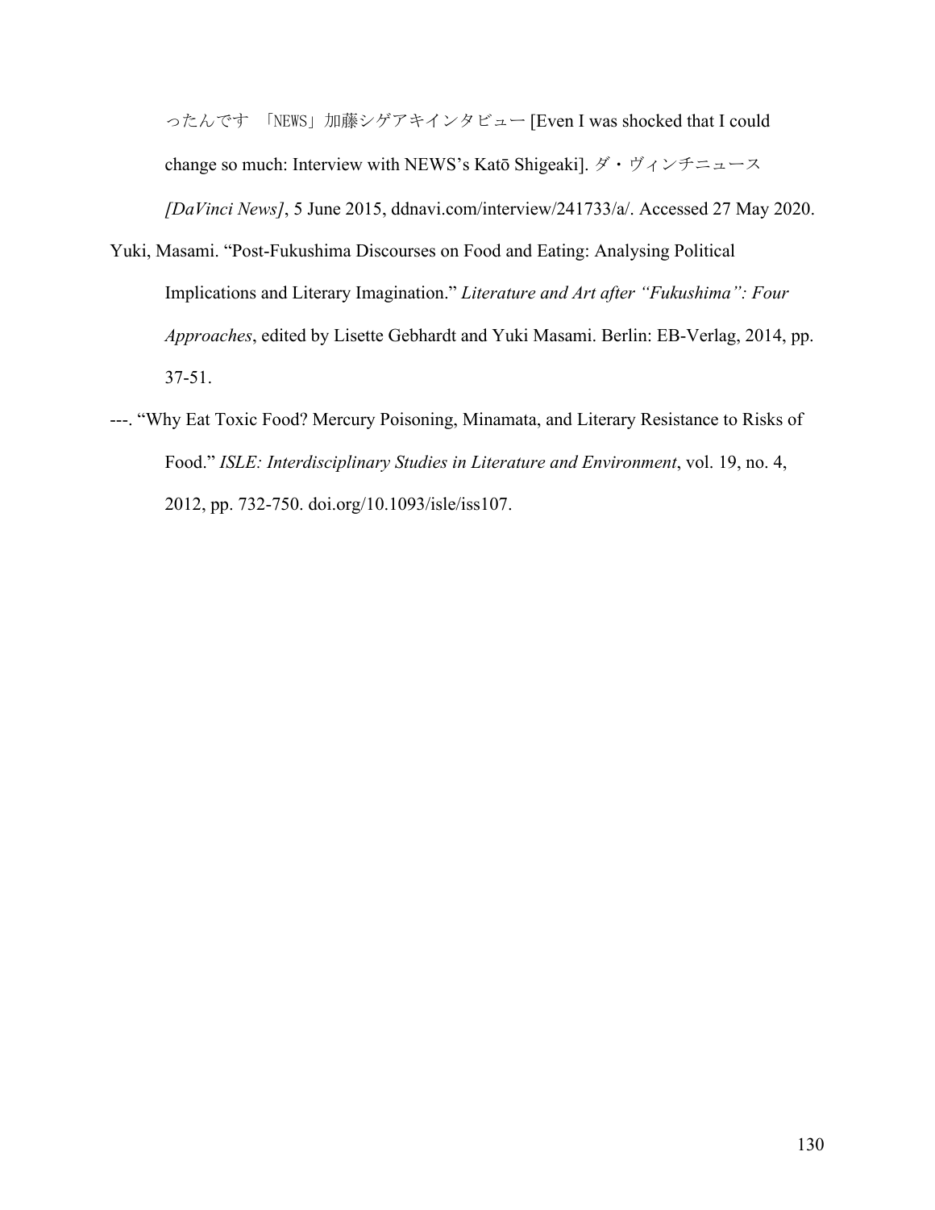ったんです 「NEWS」加藤シゲアキインタビュー [Even I was shocked that I could change so much: Interview with NEWS's Katō Shigeaki]. ダ・ヴィンチニュース *[DaVinci News]*, 5 June 2015, ddnavi.com/interview/241733/a/. Accessed 27 May 2020.

Yuki, Masami. "Post-Fukushima Discourses on Food and Eating: Analysing Political Implications and Literary Imagination." *Literature and Art after "Fukushima": Four Approaches*, edited by Lisette Gebhardt and Yuki Masami. Berlin: EB-Verlag, 2014, pp. 37-51.

---. "Why Eat Toxic Food? Mercury Poisoning, Minamata, and Literary Resistance to Risks of Food." *ISLE: Interdisciplinary Studies in Literature and Environment*, vol. 19, no. 4, 2012, pp. 732-750. doi.org/10.1093/isle/iss107.